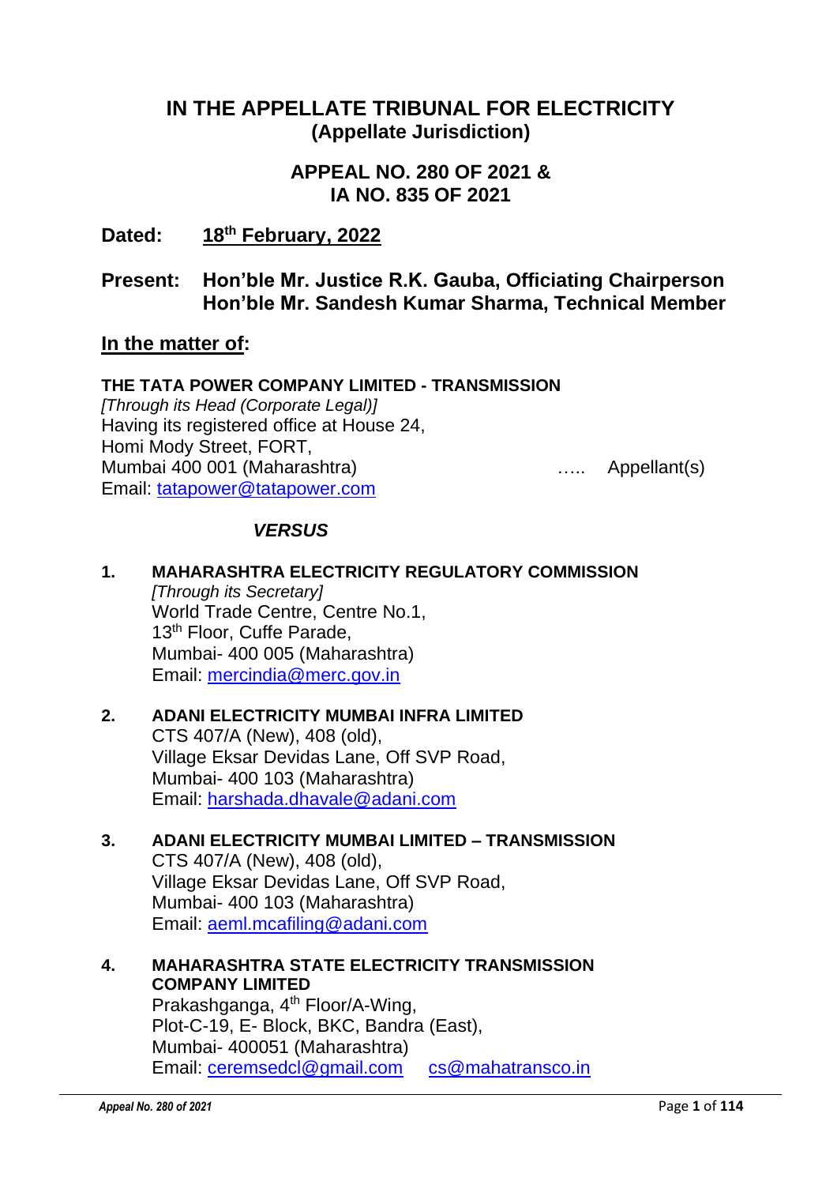# IN THE APPELLATE TRIBUNAL FOR ELECTRICITY
## (Appellate Jurisdiction)

## APPEAL NO. 280 OF 2021 &
## IA NO. 835 OF 2021

**Dated:** **18th February, 2022**

**Present:** **Hon'ble Mr. Justice R.K. Gauba, Officiating Chairperson**
**Hon'ble Mr. Sandesh Kumar Sharma, Technical Member**

**In the matter of:**

**THE TATA POWER COMPANY LIMITED - TRANSMISSION**
*[Through its Head (Corporate Legal)]*
Having its registered office at House 24,
Homi Mody Street, FORT,
Mumbai 400 001 (Maharashtra) ….. Appellant(s)
Email: tatapower@tatapower.com

*VERSUS*

1. **MAHARASHTRA ELECTRICITY REGULATORY COMMISSION**
   *[Through its Secretary]*
   World Trade Centre, Centre No.1,
   13th Floor, Cuffe Parade,
   Mumbai- 400 005 (Maharashtra)
   Email: mercindia@merc.gov.in

2. **ADANI ELECTRICITY MUMBAI INFRA LIMITED**
   CTS 407/A (New), 408 (old),
   Village Eksar Devidas Lane, Off SVP Road,
   Mumbai- 400 103 (Maharashtra)
   Email: harshada.dhavale@adani.com

3. **ADANI ELECTRICITY MUMBAI LIMITED – TRANSMISSION**
   CTS 407/A (New), 408 (old),
   Village Eksar Devidas Lane, Off SVP Road,
   Mumbai- 400 103 (Maharashtra)
   Email: aeml.mcafiling@adani.com

4. **MAHARASHTRA STATE ELECTRICITY TRANSMISSION COMPANY LIMITED**
   Prakashganga, 4th Floor/A-Wing,
   Plot-C-19, E- Block, BKC, Bandra (East),
   Mumbai- 400051 (Maharashtra)
   Email: ceremsedcl@gmail.com cs@mahatransco.in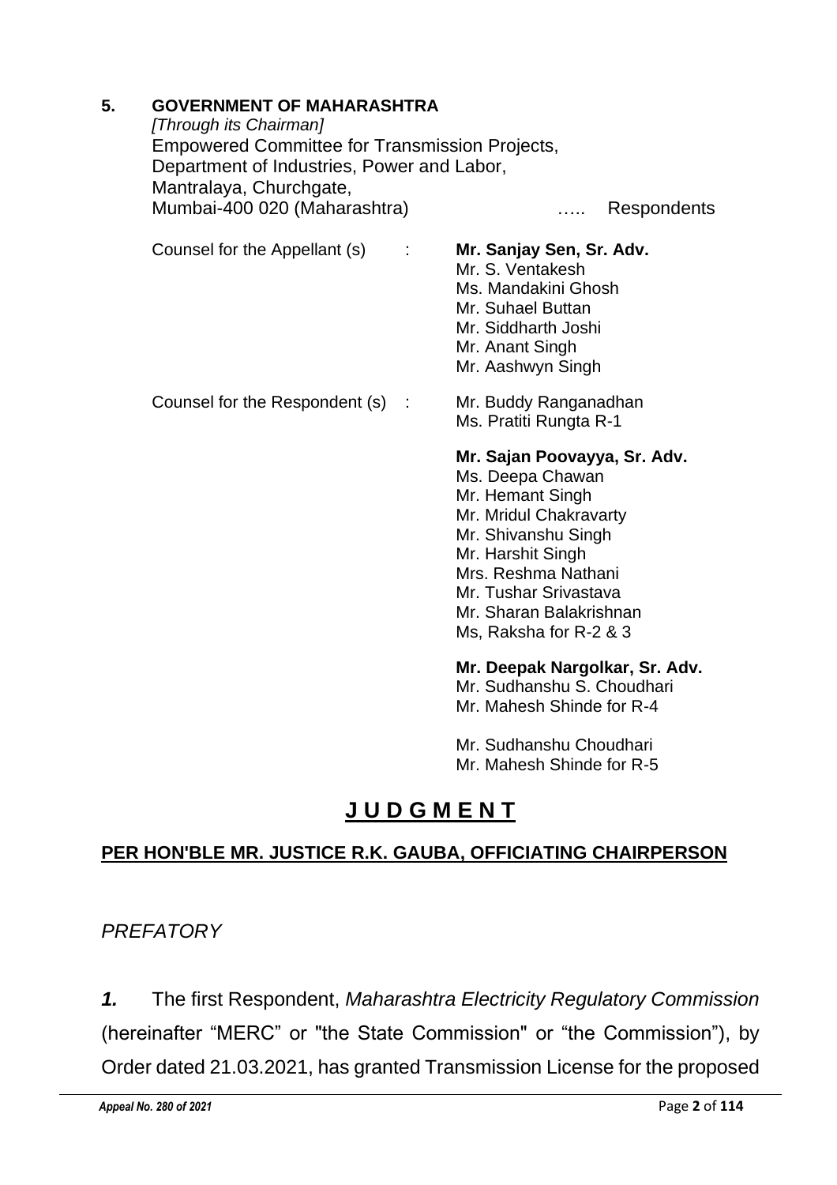**5. GOVERNMENT OF MAHARASHTRA**
*[Through its Chairman]*
Empowered Committee for Transmission Projects,
Department of Industries, Power and Labor,
Mantralaya, Churchgate,
Mumbai-400 020 (Maharashtra) ….. Respondents

Counsel for the Appellant (s) : **Mr. Sanjay Sen, Sr. Adv.**
Mr. S. Ventakesh
Ms. Mandakini Ghosh
Mr. Suhael Buttan
Mr. Siddharth Joshi
Mr. Anant Singh
Mr. Aashwyn Singh

Counsel for the Respondent (s) : Mr. Buddy Ranganadhan
Ms. Pratiti Rungta R-1

**Mr. Sajan Poovayya, Sr. Adv.**
Ms. Deepa Chawan
Mr. Hemant Singh
Mr. Mridul Chakravarty
Mr. Shivanshu Singh
Mr. Harshit Singh
Mrs. Reshma Nathani
Mr. Tushar Srivastava
Mr. Sharan Balakrishnan
Ms, Raksha for R-2 & 3

**Mr. Deepak Nargolkar, Sr. Adv.**
Mr. Sudhanshu S. Choudhari
Mr. Mahesh Shinde for R-4

Mr. Sudhanshu Choudhari
Mr. Mahesh Shinde for R-5

# J U D G M E N T

## PER HON'BLE MR. JUSTICE R.K. GAUBA, OFFICIATING CHAIRPERSON

*PREFATORY*

***1.*** The first Respondent, *Maharashtra Electricity Regulatory Commission* (hereinafter "MERC" or "the State Commission" or "the Commission"), by Order dated 21.03.2021, has granted Transmission License for the proposed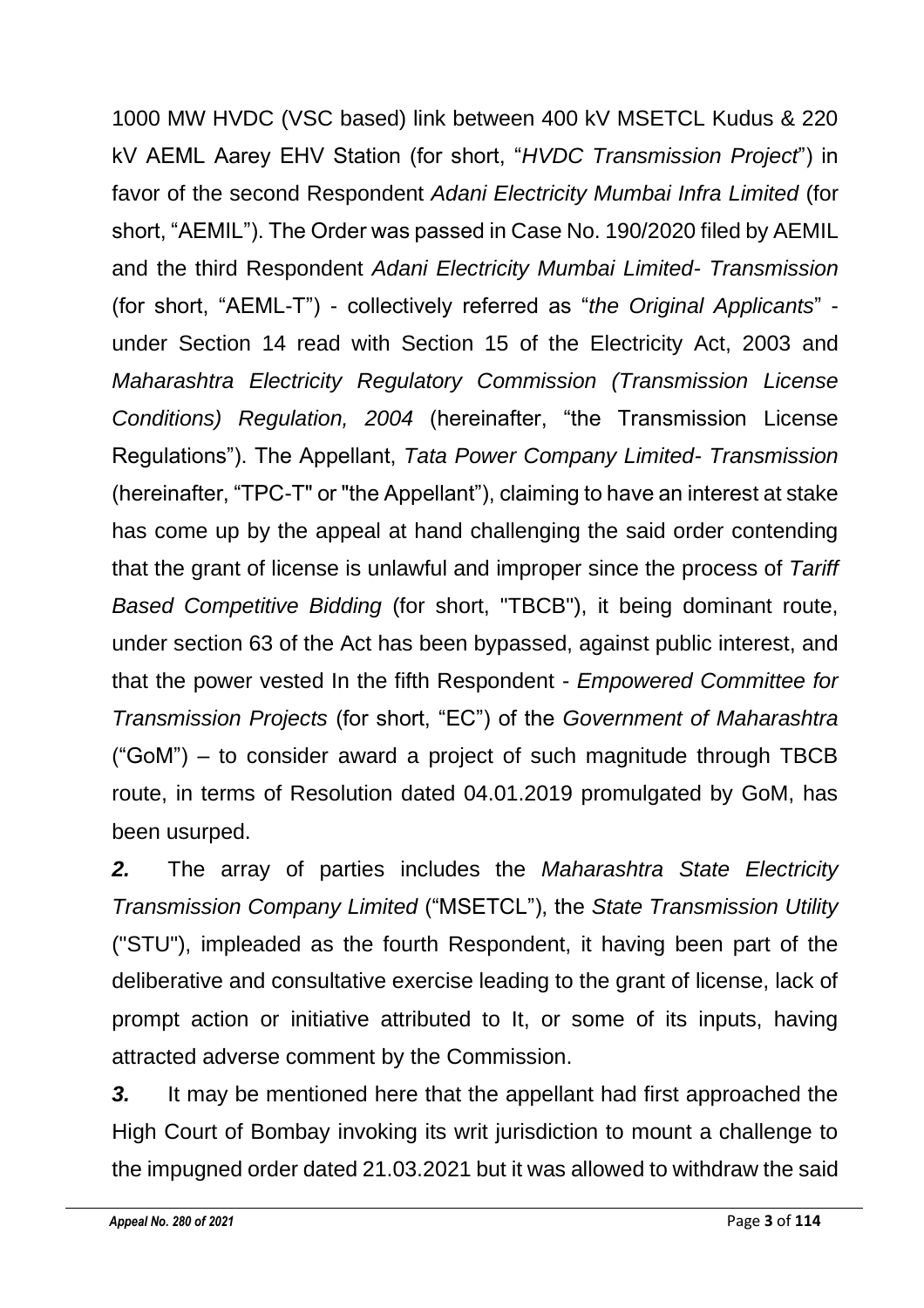1000 MW HVDC (VSC based) link between 400 kV MSETCL Kudus & 220 kV AEML Aarey EHV Station (for short, "*HVDC Transmission Project*") in favor of the second Respondent *Adani Electricity Mumbai Infra Limited* (for short, "AEMIL"). The Order was passed in Case No. 190/2020 filed by AEMIL and the third Respondent *Adani Electricity Mumbai Limited- Transmission* (for short, "AEML-T") - collectively referred as "*the Original Applicants*" - under Section 14 read with Section 15 of the Electricity Act, 2003 and *Maharashtra Electricity Regulatory Commission (Transmission License Conditions) Regulation, 2004* (hereinafter, "the Transmission License Regulations"). The Appellant, *Tata Power Company Limited- Transmission* (hereinafter, "TPC-T" or "the Appellant"), claiming to have an interest at stake has come up by the appeal at hand challenging the said order contending that the grant of license is unlawful and improper since the process of *Tariff Based Competitive Bidding* (for short, "TBCB"), it being dominant route, under section 63 of the Act has been bypassed, against public interest, and that the power vested In the fifth Respondent - *Empowered Committee for Transmission Projects* (for short, "EC") of the *Government of Maharashtra* ("GoM") – to consider award a project of such magnitude through TBCB route, in terms of Resolution dated 04.01.2019 promulgated by GoM, has been usurped.

***2.*** The array of parties includes the *Maharashtra State Electricity Transmission Company Limited* ("MSETCL"), the *State Transmission Utility* ("STU"), impleaded as the fourth Respondent, it having been part of the deliberative and consultative exercise leading to the grant of license, lack of prompt action or initiative attributed to It, or some of its inputs, having attracted adverse comment by the Commission.

***3.*** It may be mentioned here that the appellant had first approached the High Court of Bombay invoking its writ jurisdiction to mount a challenge to the impugned order dated 21.03.2021 but it was allowed to withdraw the said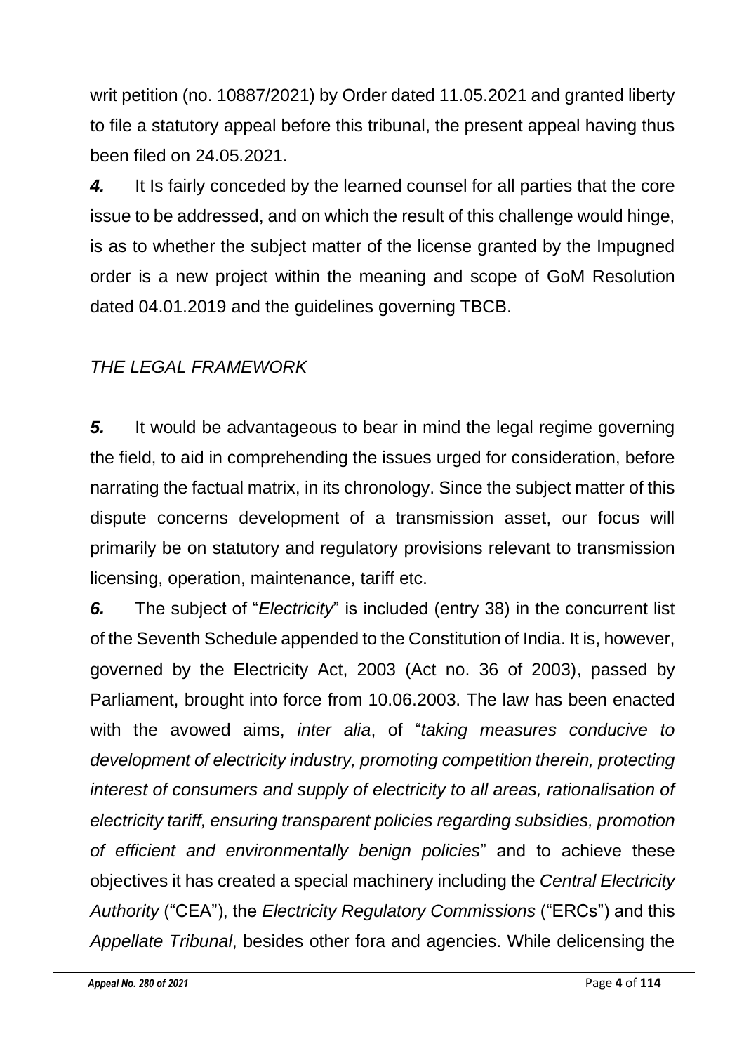writ petition (no. 10887/2021) by Order dated 11.05.2021 and granted liberty to file a statutory appeal before this tribunal, the present appeal having thus been filed on 24.05.2021.

***4.*** It Is fairly conceded by the learned counsel for all parties that the core issue to be addressed, and on which the result of this challenge would hinge, is as to whether the subject matter of the license granted by the Impugned order is a new project within the meaning and scope of GoM Resolution dated 04.01.2019 and the guidelines governing TBCB.

*THE LEGAL FRAMEWORK*

***5.*** It would be advantageous to bear in mind the legal regime governing the field, to aid in comprehending the issues urged for consideration, before narrating the factual matrix, in its chronology. Since the subject matter of this dispute concerns development of a transmission asset, our focus will primarily be on statutory and regulatory provisions relevant to transmission licensing, operation, maintenance, tariff etc.

***6.*** The subject of "*Electricity*" is included (entry 38) in the concurrent list of the Seventh Schedule appended to the Constitution of India. It is, however, governed by the Electricity Act, 2003 (Act no. 36 of 2003), passed by Parliament, brought into force from 10.06.2003. The law has been enacted with the avowed aims, *inter alia*, of "*taking measures conducive to development of electricity industry, promoting competition therein, protecting interest of consumers and supply of electricity to all areas, rationalisation of electricity tariff, ensuring transparent policies regarding subsidies, promotion of efficient and environmentally benign policies*" and to achieve these objectives it has created a special machinery including the *Central Electricity Authority* ("CEA"), the *Electricity Regulatory Commissions* ("ERCs") and this *Appellate Tribunal*, besides other fora and agencies. While delicensing the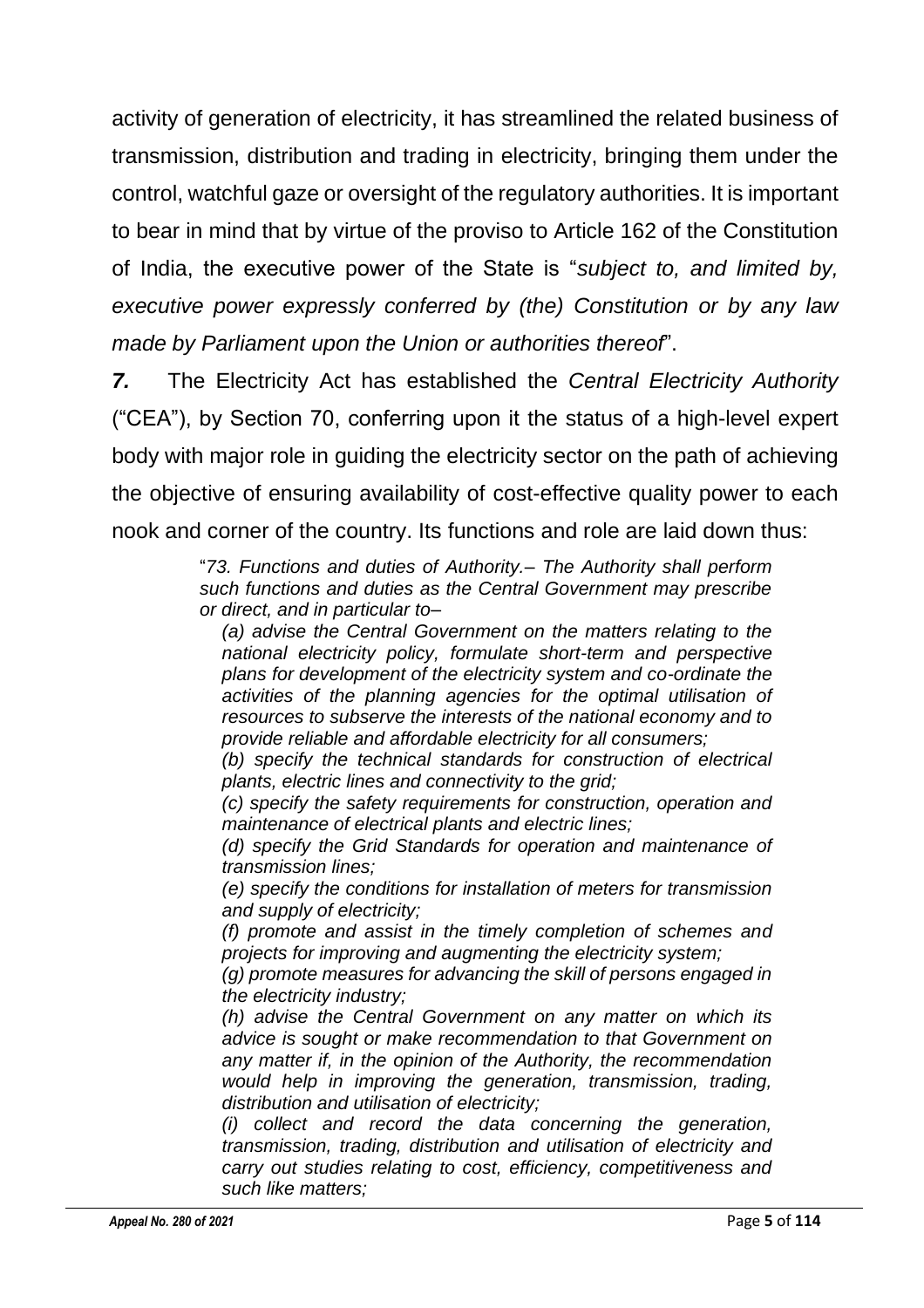activity of generation of electricity, it has streamlined the related business of transmission, distribution and trading in electricity, bringing them under the control, watchful gaze or oversight of the regulatory authorities. It is important to bear in mind that by virtue of the proviso to Article 162 of the Constitution of India, the executive power of the State is "*subject to, and limited by, executive power expressly conferred by (the) Constitution or by any law made by Parliament upon the Union or authorities thereof*".

***7.*** The Electricity Act has established the *Central Electricity Authority* ("CEA"), by Section 70, conferring upon it the status of a high-level expert body with major role in guiding the electricity sector on the path of achieving the objective of ensuring availability of cost-effective quality power to each nook and corner of the country. Its functions and role are laid down thus:

> "*73. Functions and duties of Authority.– The Authority shall perform such functions and duties as the Central Government may prescribe or direct, and in particular to–*
>
> *(a) advise the Central Government on the matters relating to the national electricity policy, formulate short-term and perspective plans for development of the electricity system and co-ordinate the activities of the planning agencies for the optimal utilisation of resources to subserve the interests of the national economy and to provide reliable and affordable electricity for all consumers;*
>
> *(b) specify the technical standards for construction of electrical plants, electric lines and connectivity to the grid;*
>
> *(c) specify the safety requirements for construction, operation and maintenance of electrical plants and electric lines;*
>
> *(d) specify the Grid Standards for operation and maintenance of transmission lines;*
>
> *(e) specify the conditions for installation of meters for transmission and supply of electricity;*
>
> *(f) promote and assist in the timely completion of schemes and projects for improving and augmenting the electricity system;*
>
> *(g) promote measures for advancing the skill of persons engaged in the electricity industry;*
>
> *(h) advise the Central Government on any matter on which its advice is sought or make recommendation to that Government on any matter if, in the opinion of the Authority, the recommendation would help in improving the generation, transmission, trading, distribution and utilisation of electricity;*
>
> *(i) collect and record the data concerning the generation, transmission, trading, distribution and utilisation of electricity and carry out studies relating to cost, efficiency, competitiveness and such like matters;*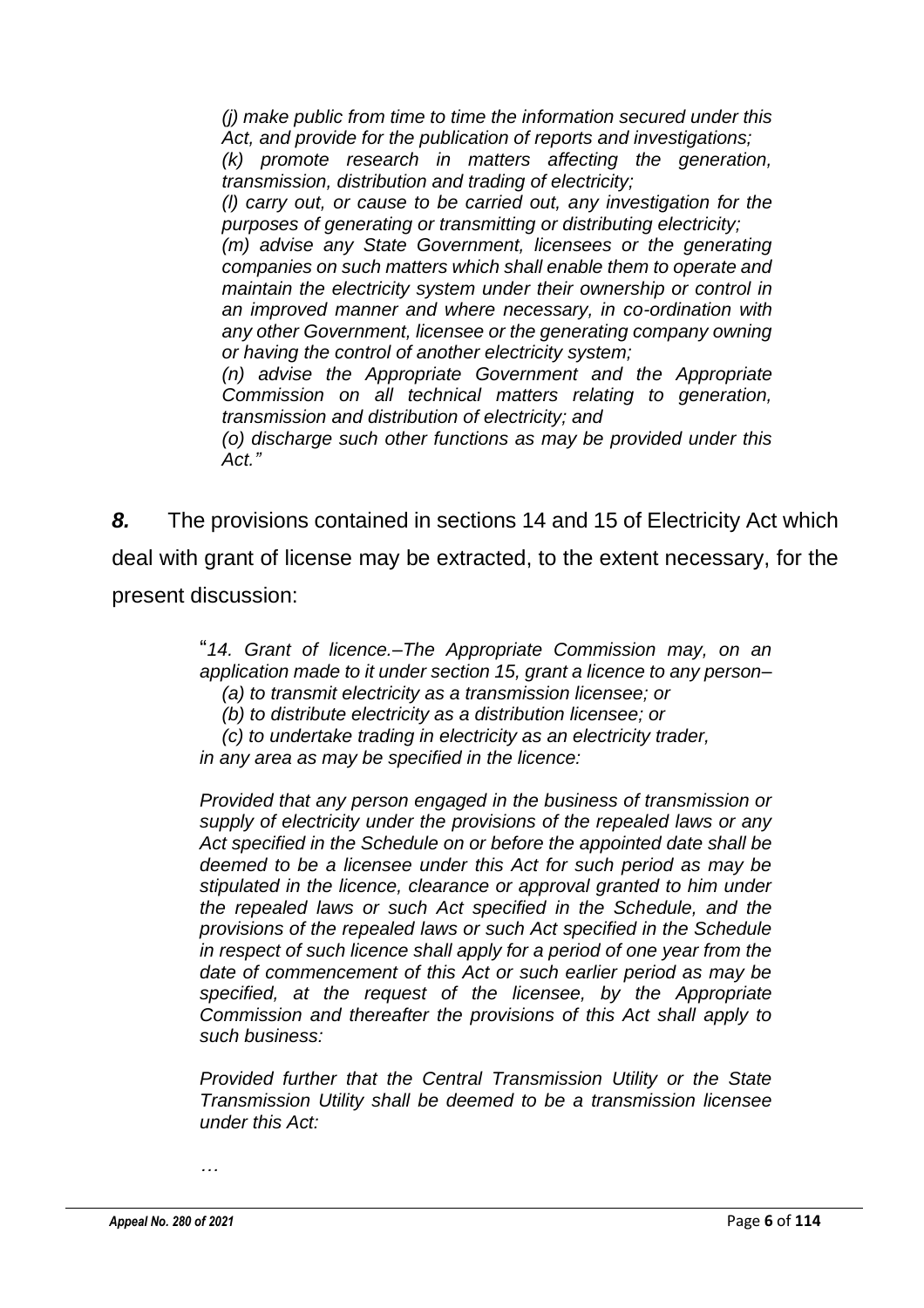*(j) make public from time to time the information secured under this Act, and provide for the publication of reports and investigations;*

*(k) promote research in matters affecting the generation, transmission, distribution and trading of electricity;*

*(l) carry out, or cause to be carried out, any investigation for the purposes of generating or transmitting or distributing electricity;*

*(m) advise any State Government, licensees or the generating companies on such matters which shall enable them to operate and maintain the electricity system under their ownership or control in an improved manner and where necessary, in co-ordination with any other Government, licensee or the generating company owning or having the control of another electricity system;*

*(n) advise the Appropriate Government and the Appropriate Commission on all technical matters relating to generation, transmission and distribution of electricity; and*

*(o) discharge such other functions as may be provided under this Act."*

***8.*** The provisions contained in sections 14 and 15 of Electricity Act which deal with grant of license may be extracted, to the extent necessary, for the present discussion:

"*14. Grant of licence.–The Appropriate Commission may, on an application made to it under section 15, grant a licence to any person–*

*(a) to transmit electricity as a transmission licensee; or*

*(b) to distribute electricity as a distribution licensee; or*

*(c) to undertake trading in electricity as an electricity trader,*

*in any area as may be specified in the licence:*

*Provided that any person engaged in the business of transmission or supply of electricity under the provisions of the repealed laws or any Act specified in the Schedule on or before the appointed date shall be deemed to be a licensee under this Act for such period as may be stipulated in the licence, clearance or approval granted to him under the repealed laws or such Act specified in the Schedule, and the provisions of the repealed laws or such Act specified in the Schedule in respect of such licence shall apply for a period of one year from the date of commencement of this Act or such earlier period as may be specified, at the request of the licensee, by the Appropriate Commission and thereafter the provisions of this Act shall apply to such business:*

*Provided further that the Central Transmission Utility or the State Transmission Utility shall be deemed to be a transmission licensee under this Act:*

*…*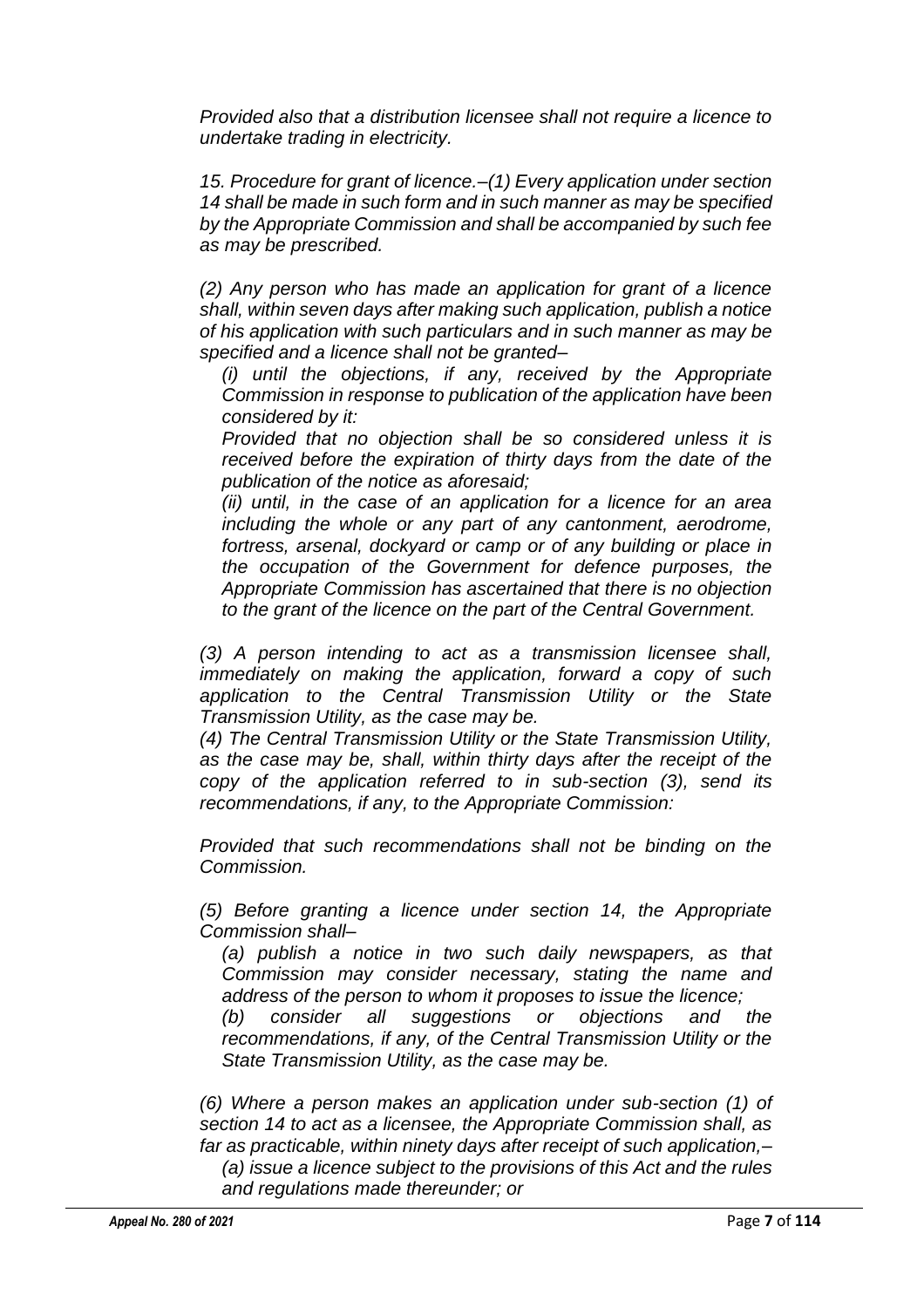*Provided also that a distribution licensee shall not require a licence to undertake trading in electricity.*

*15. Procedure for grant of licence.–(1) Every application under section 14 shall be made in such form and in such manner as may be specified by the Appropriate Commission and shall be accompanied by such fee as may be prescribed.*

*(2) Any person who has made an application for grant of a licence shall, within seven days after making such application, publish a notice of his application with such particulars and in such manner as may be specified and a licence shall not be granted–*

*(i) until the objections, if any, received by the Appropriate Commission in response to publication of the application have been considered by it:*

*Provided that no objection shall be so considered unless it is received before the expiration of thirty days from the date of the publication of the notice as aforesaid;*

*(ii) until, in the case of an application for a licence for an area including the whole or any part of any cantonment, aerodrome, fortress, arsenal, dockyard or camp or of any building or place in the occupation of the Government for defence purposes, the Appropriate Commission has ascertained that there is no objection to the grant of the licence on the part of the Central Government.*

*(3) A person intending to act as a transmission licensee shall, immediately on making the application, forward a copy of such application to the Central Transmission Utility or the State Transmission Utility, as the case may be.*

*(4) The Central Transmission Utility or the State Transmission Utility, as the case may be, shall, within thirty days after the receipt of the copy of the application referred to in sub-section (3), send its recommendations, if any, to the Appropriate Commission:*

*Provided that such recommendations shall not be binding on the Commission.*

*(5) Before granting a licence under section 14, the Appropriate Commission shall–*

*(a) publish a notice in two such daily newspapers, as that Commission may consider necessary, stating the name and address of the person to whom it proposes to issue the licence;*

*(b) consider all suggestions or objections and the recommendations, if any, of the Central Transmission Utility or the State Transmission Utility, as the case may be.*

*(6) Where a person makes an application under sub-section (1) of section 14 to act as a licensee, the Appropriate Commission shall, as far as practicable, within ninety days after receipt of such application,–*

*(a) issue a licence subject to the provisions of this Act and the rules and regulations made thereunder; or*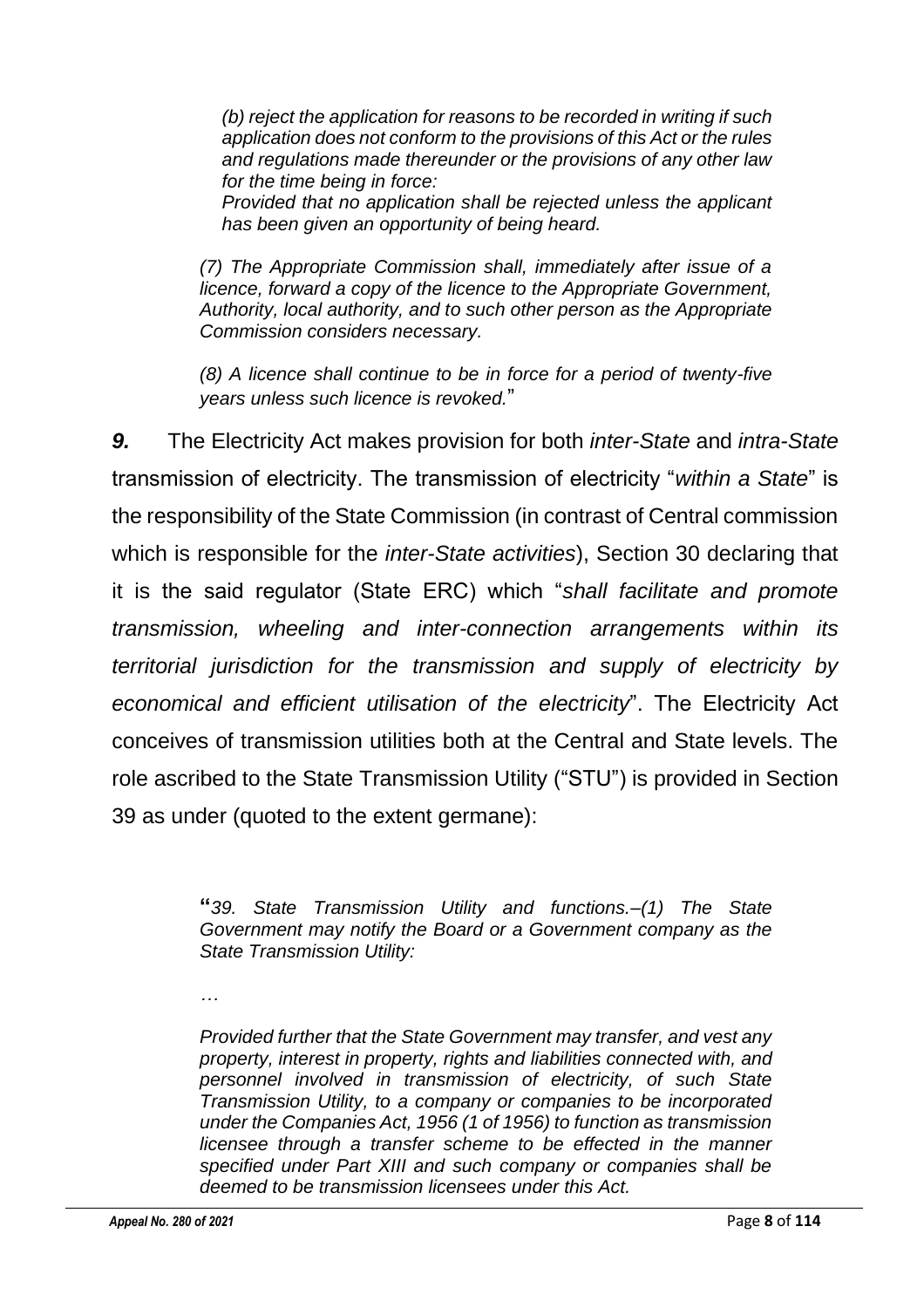> *(b) reject the application for reasons to be recorded in writing if such application does not conform to the provisions of this Act or the rules and regulations made thereunder or the provisions of any other law for the time being in force:*
>
> *Provided that no application shall be rejected unless the applicant has been given an opportunity of being heard.*
>
> *(7) The Appropriate Commission shall, immediately after issue of a licence, forward a copy of the licence to the Appropriate Government, Authority, local authority, and to such other person as the Appropriate Commission considers necessary.*
>
> *(8) A licence shall continue to be in force for a period of twenty-five years unless such licence is revoked.*"

***9.*** The Electricity Act makes provision for both *inter-State* and *intra-State* transmission of electricity. The transmission of electricity "*within a State*" is the responsibility of the State Commission (in contrast of Central commission which is responsible for the *inter-State activities*), Section 30 declaring that it is the said regulator (State ERC) which "*shall facilitate and promote transmission, wheeling and inter-connection arrangements within its territorial jurisdiction for the transmission and supply of electricity by economical and efficient utilisation of the electricity*". The Electricity Act conceives of transmission utilities both at the Central and State levels. The role ascribed to the State Transmission Utility ("STU") is provided in Section 39 as under (quoted to the extent germane):

> "*39. State Transmission Utility and functions.–(1) The State Government may notify the Board or a Government company as the State Transmission Utility:*
>
> *…*
>
> *Provided further that the State Government may transfer, and vest any property, interest in property, rights and liabilities connected with, and personnel involved in transmission of electricity, of such State Transmission Utility, to a company or companies to be incorporated under the Companies Act, 1956 (1 of 1956) to function as transmission licensee through a transfer scheme to be effected in the manner specified under Part XIII and such company or companies shall be deemed to be transmission licensees under this Act.*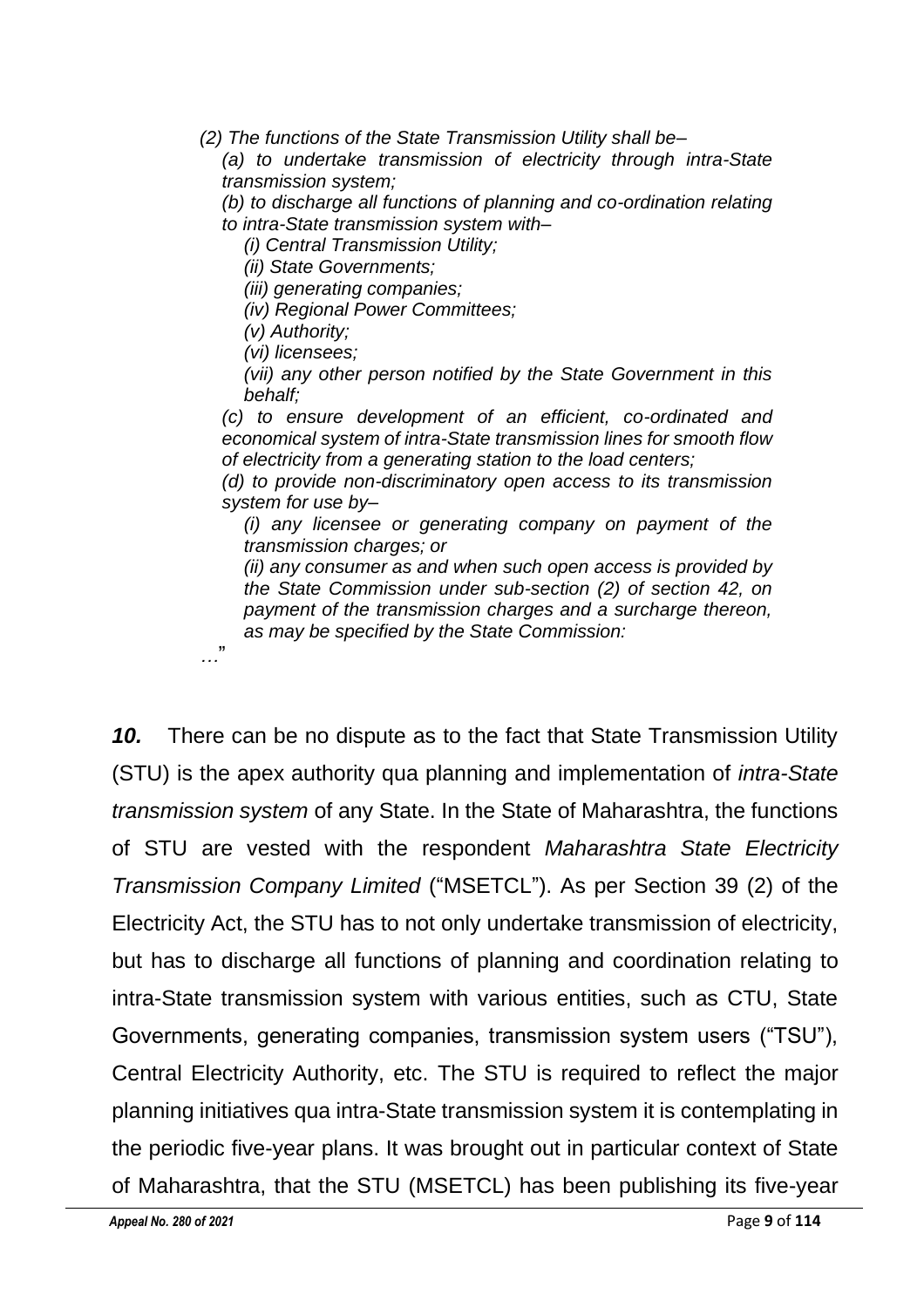*(2) The functions of the State Transmission Utility shall be–*

*(a) to undertake transmission of electricity through intra-State transmission system;*

*(b) to discharge all functions of planning and co-ordination relating to intra-State transmission system with–*

*(i) Central Transmission Utility;*

*(ii) State Governments;*

*(iii) generating companies;*

*(iv) Regional Power Committees;*

*(v) Authority;*

*(vi) licensees;*

*(vii) any other person notified by the State Government in this behalf;*

*(c) to ensure development of an efficient, co-ordinated and economical system of intra-State transmission lines for smooth flow of electricity from a generating station to the load centers;*

*(d) to provide non-discriminatory open access to its transmission system for use by–*

*(i) any licensee or generating company on payment of the transmission charges; or*

*(ii) any consumer as and when such open access is provided by the State Commission under sub-section (2) of section 42, on payment of the transmission charges and a surcharge thereon, as may be specified by the State Commission:*

*…*"

***10.*** There can be no dispute as to the fact that State Transmission Utility (STU) is the apex authority qua planning and implementation of *intra-State transmission system* of any State. In the State of Maharashtra, the functions of STU are vested with the respondent *Maharashtra State Electricity Transmission Company Limited* ("MSETCL"). As per Section 39 (2) of the Electricity Act, the STU has to not only undertake transmission of electricity, but has to discharge all functions of planning and coordination relating to intra-State transmission system with various entities, such as CTU, State Governments, generating companies, transmission system users ("TSU"), Central Electricity Authority, etc. The STU is required to reflect the major planning initiatives qua intra-State transmission system it is contemplating in the periodic five-year plans. It was brought out in particular context of State of Maharashtra, that the STU (MSETCL) has been publishing its five-year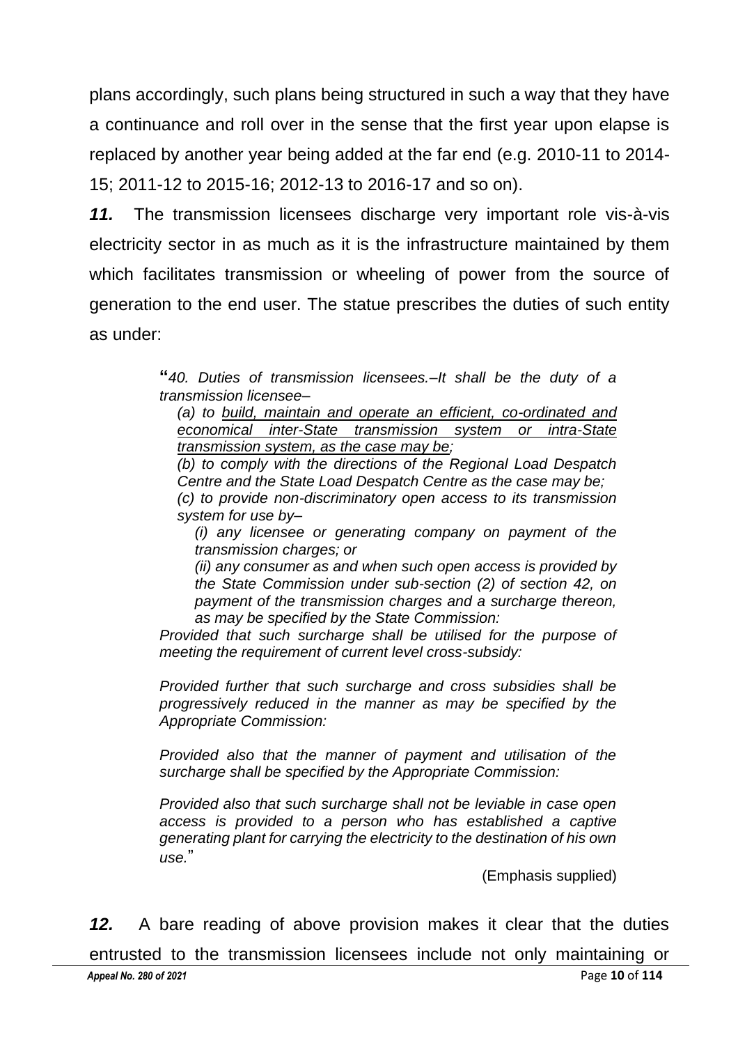plans accordingly, such plans being structured in such a way that they have a continuance and roll over in the sense that the first year upon elapse is replaced by another year being added at the far end (e.g. 2010-11 to 2014-15; 2011-12 to 2015-16; 2012-13 to 2016-17 and so on).

***11.*** The transmission licensees discharge very important role vis-à-vis electricity sector in as much as it is the infrastructure maintained by them which facilitates transmission or wheeling of power from the source of generation to the end user. The statue prescribes the duties of such entity as under:

> "*40. Duties of transmission licensees.–It shall be the duty of a transmission licensee–*
>
> *(a) to <u>build, maintain and operate an efficient, co-ordinated and economical inter-State transmission system or intra-State transmission system, as the case may be</u>;*
>
> *(b) to comply with the directions of the Regional Load Despatch Centre and the State Load Despatch Centre as the case may be;*
>
> *(c) to provide non-discriminatory open access to its transmission system for use by–*
>
> *(i) any licensee or generating company on payment of the transmission charges; or*
>
> *(ii) any consumer as and when such open access is provided by the State Commission under sub-section (2) of section 42, on payment of the transmission charges and a surcharge thereon, as may be specified by the State Commission:*
>
> *Provided that such surcharge shall be utilised for the purpose of meeting the requirement of current level cross-subsidy:*
>
> *Provided further that such surcharge and cross subsidies shall be progressively reduced in the manner as may be specified by the Appropriate Commission:*
>
> *Provided also that the manner of payment and utilisation of the surcharge shall be specified by the Appropriate Commission:*
>
> *Provided also that such surcharge shall not be leviable in case open access is provided to a person who has established a captive generating plant for carrying the electricity to the destination of his own use.*"
>
> (Emphasis supplied)

***12.*** A bare reading of above provision makes it clear that the duties entrusted to the transmission licensees include not only maintaining or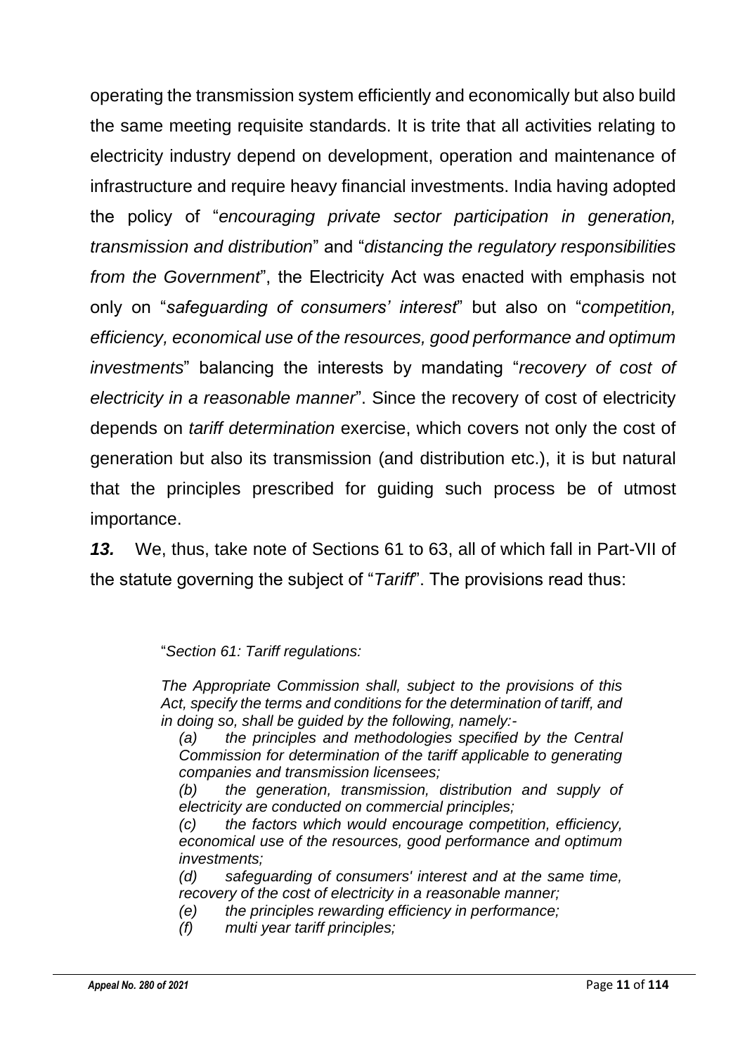operating the transmission system efficiently and economically but also build the same meeting requisite standards. It is trite that all activities relating to electricity industry depend on development, operation and maintenance of infrastructure and require heavy financial investments. India having adopted the policy of "*encouraging private sector participation in generation, transmission and distribution*" and "*distancing the regulatory responsibilities from the Government*", the Electricity Act was enacted with emphasis not only on "*safeguarding of consumers' interest*" but also on "*competition, efficiency, economical use of the resources, good performance and optimum investments*" balancing the interests by mandating "*recovery of cost of electricity in a reasonable manner*". Since the recovery of cost of electricity depends on *tariff determination* exercise, which covers not only the cost of generation but also its transmission (and distribution etc.), it is but natural that the principles prescribed for guiding such process be of utmost importance.

***13.*** We, thus, take note of Sections 61 to 63, all of which fall in Part-VII of the statute governing the subject of "*Tariff*". The provisions read thus:

> "*Section 61: Tariff regulations:*
>
> *The Appropriate Commission shall, subject to the provisions of this Act, specify the terms and conditions for the determination of tariff, and in doing so, shall be guided by the following, namely:-*
>
> *(a) the principles and methodologies specified by the Central Commission for determination of the tariff applicable to generating companies and transmission licensees;*
>
> *(b) the generation, transmission, distribution and supply of electricity are conducted on commercial principles;*
>
> *(c) the factors which would encourage competition, efficiency, economical use of the resources, good performance and optimum investments;*
>
> *(d) safeguarding of consumers' interest and at the same time, recovery of the cost of electricity in a reasonable manner;*
>
> *(e) the principles rewarding efficiency in performance;*
>
> *(f) multi year tariff principles;*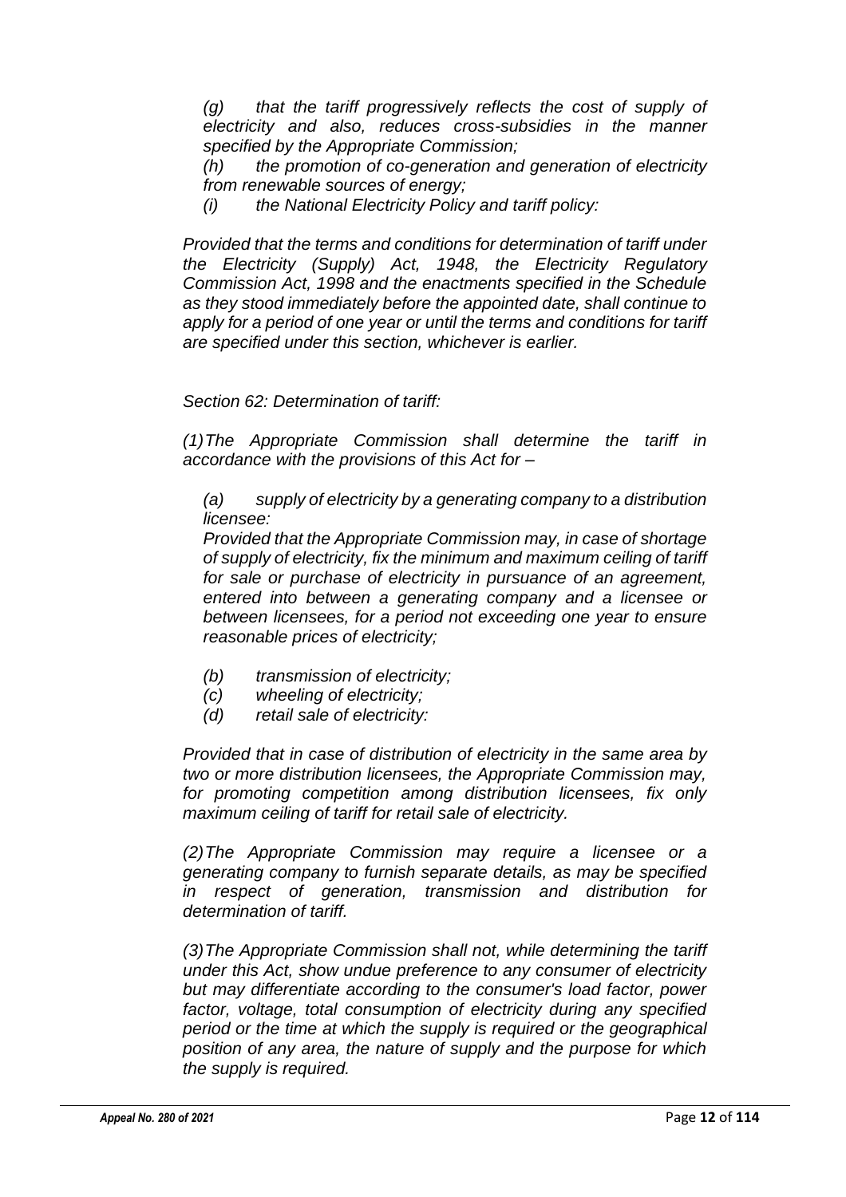*(g) that the tariff progressively reflects the cost of supply of electricity and also, reduces cross-subsidies in the manner specified by the Appropriate Commission;*

*(h) the promotion of co-generation and generation of electricity from renewable sources of energy;*

*(i) the National Electricity Policy and tariff policy:*

*Provided that the terms and conditions for determination of tariff under the Electricity (Supply) Act, 1948, the Electricity Regulatory Commission Act, 1998 and the enactments specified in the Schedule as they stood immediately before the appointed date, shall continue to apply for a period of one year or until the terms and conditions for tariff are specified under this section, whichever is earlier.*

*Section 62: Determination of tariff:*

*(1)The Appropriate Commission shall determine the tariff in accordance with the provisions of this Act for –*

> *(a) supply of electricity by a generating company to a distribution licensee:*
>
> *Provided that the Appropriate Commission may, in case of shortage of supply of electricity, fix the minimum and maximum ceiling of tariff for sale or purchase of electricity in pursuance of an agreement, entered into between a generating company and a licensee or between licensees, for a period not exceeding one year to ensure reasonable prices of electricity;*
>
> *(b) transmission of electricity;*
>
> *(c) wheeling of electricity;*
>
> *(d) retail sale of electricity:*

*Provided that in case of distribution of electricity in the same area by two or more distribution licensees, the Appropriate Commission may, for promoting competition among distribution licensees, fix only maximum ceiling of tariff for retail sale of electricity.*

*(2)The Appropriate Commission may require a licensee or a generating company to furnish separate details, as may be specified in respect of generation, transmission and distribution for determination of tariff.*

*(3)The Appropriate Commission shall not, while determining the tariff under this Act, show undue preference to any consumer of electricity but may differentiate according to the consumer's load factor, power factor, voltage, total consumption of electricity during any specified period or the time at which the supply is required or the geographical position of any area, the nature of supply and the purpose for which the supply is required.*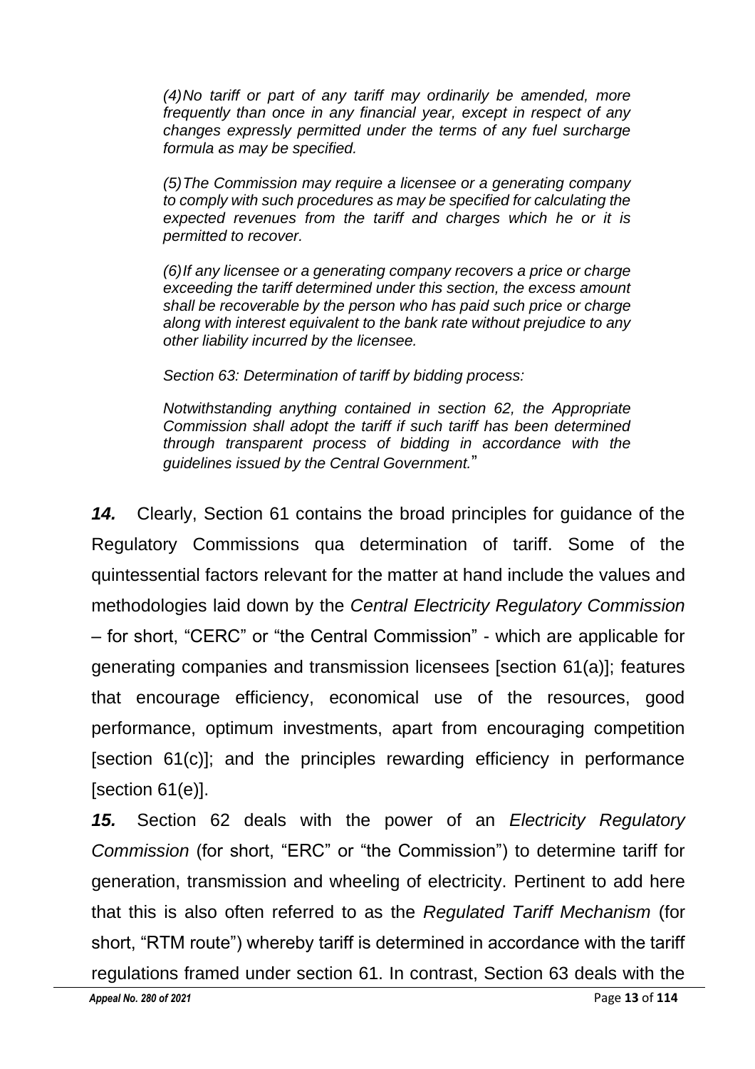*(4)No tariff or part of any tariff may ordinarily be amended, more frequently than once in any financial year, except in respect of any changes expressly permitted under the terms of any fuel surcharge formula as may be specified.*

*(5)The Commission may require a licensee or a generating company to comply with such procedures as may be specified for calculating the expected revenues from the tariff and charges which he or it is permitted to recover.*

*(6)If any licensee or a generating company recovers a price or charge exceeding the tariff determined under this section, the excess amount shall be recoverable by the person who has paid such price or charge along with interest equivalent to the bank rate without prejudice to any other liability incurred by the licensee.*

*Section 63: Determination of tariff by bidding process:*

*Notwithstanding anything contained in section 62, the Appropriate Commission shall adopt the tariff if such tariff has been determined through transparent process of bidding in accordance with the guidelines issued by the Central Government.*"

***14.*** Clearly, Section 61 contains the broad principles for guidance of the Regulatory Commissions qua determination of tariff. Some of the quintessential factors relevant for the matter at hand include the values and methodologies laid down by the *Central Electricity Regulatory Commission* – for short, "CERC" or "the Central Commission" - which are applicable for generating companies and transmission licensees [section 61(a)]; features that encourage efficiency, economical use of the resources, good performance, optimum investments, apart from encouraging competition [section 61(c)]; and the principles rewarding efficiency in performance [section 61(e)].

***15.*** Section 62 deals with the power of an *Electricity Regulatory Commission* (for short, "ERC" or "the Commission") to determine tariff for generation, transmission and wheeling of electricity. Pertinent to add here that this is also often referred to as the *Regulated Tariff Mechanism* (for short, "RTM route") whereby tariff is determined in accordance with the tariff regulations framed under section 61. In contrast, Section 63 deals with the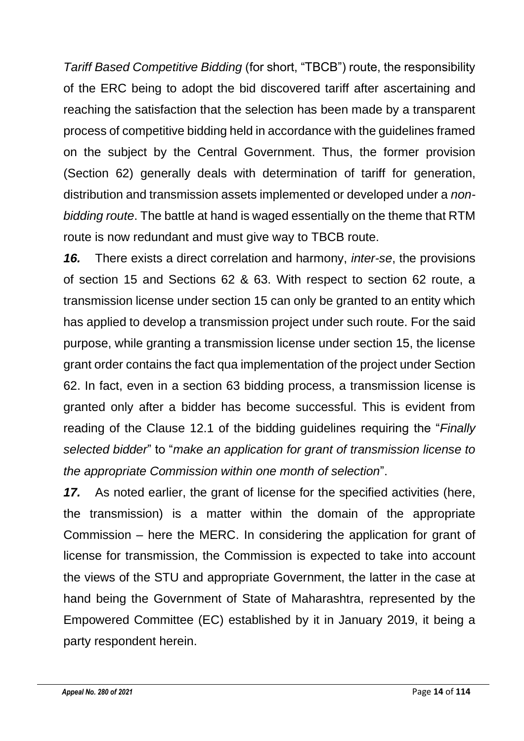*Tariff Based Competitive Bidding* (for short, "TBCB") route, the responsibility of the ERC being to adopt the bid discovered tariff after ascertaining and reaching the satisfaction that the selection has been made by a transparent process of competitive bidding held in accordance with the guidelines framed on the subject by the Central Government. Thus, the former provision (Section 62) generally deals with determination of tariff for generation, distribution and transmission assets implemented or developed under a *non-bidding route*. The battle at hand is waged essentially on the theme that RTM route is now redundant and must give way to TBCB route.

***16.*** There exists a direct correlation and harmony, *inter-se*, the provisions of section 15 and Sections 62 & 63. With respect to section 62 route, a transmission license under section 15 can only be granted to an entity which has applied to develop a transmission project under such route. For the said purpose, while granting a transmission license under section 15, the license grant order contains the fact qua implementation of the project under Section 62. In fact, even in a section 63 bidding process, a transmission license is granted only after a bidder has become successful. This is evident from reading of the Clause 12.1 of the bidding guidelines requiring the "*Finally selected bidder*" to "*make an application for grant of transmission license to the appropriate Commission within one month of selection*".

***17.*** As noted earlier, the grant of license for the specified activities (here, the transmission) is a matter within the domain of the appropriate Commission – here the MERC. In considering the application for grant of license for transmission, the Commission is expected to take into account the views of the STU and appropriate Government, the latter in the case at hand being the Government of State of Maharashtra, represented by the Empowered Committee (EC) established by it in January 2019, it being a party respondent herein.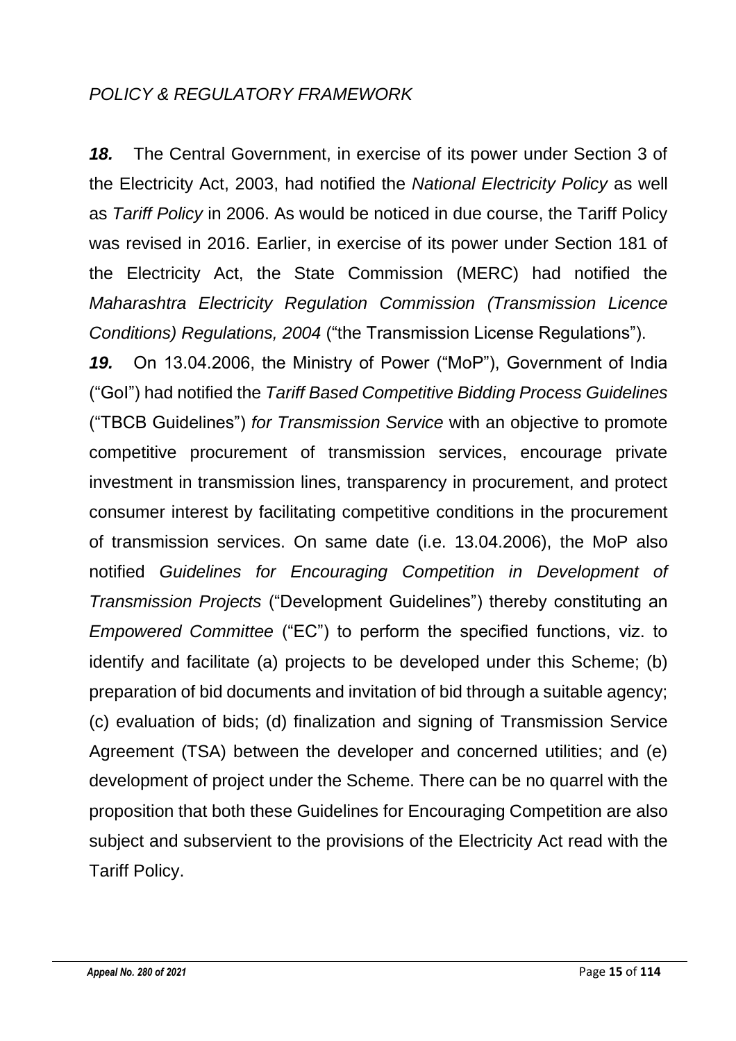*POLICY & REGULATORY FRAMEWORK*

***18.*** The Central Government, in exercise of its power under Section 3 of the Electricity Act, 2003, had notified the *National Electricity Policy* as well as *Tariff Policy* in 2006. As would be noticed in due course, the Tariff Policy was revised in 2016. Earlier, in exercise of its power under Section 181 of the Electricity Act, the State Commission (MERC) had notified the *Maharashtra Electricity Regulation Commission (Transmission Licence Conditions) Regulations, 2004* ("the Transmission License Regulations").

***19.*** On 13.04.2006, the Ministry of Power ("MoP"), Government of India ("GoI") had notified the *Tariff Based Competitive Bidding Process Guidelines* ("TBCB Guidelines") *for Transmission Service* with an objective to promote competitive procurement of transmission services, encourage private investment in transmission lines, transparency in procurement, and protect consumer interest by facilitating competitive conditions in the procurement of transmission services. On same date (i.e. 13.04.2006), the MoP also notified *Guidelines for Encouraging Competition in Development of Transmission Projects* ("Development Guidelines") thereby constituting an *Empowered Committee* ("EC") to perform the specified functions, viz. to identify and facilitate (a) projects to be developed under this Scheme; (b) preparation of bid documents and invitation of bid through a suitable agency; (c) evaluation of bids; (d) finalization and signing of Transmission Service Agreement (TSA) between the developer and concerned utilities; and (e) development of project under the Scheme. There can be no quarrel with the proposition that both these Guidelines for Encouraging Competition are also subject and subservient to the provisions of the Electricity Act read with the Tariff Policy.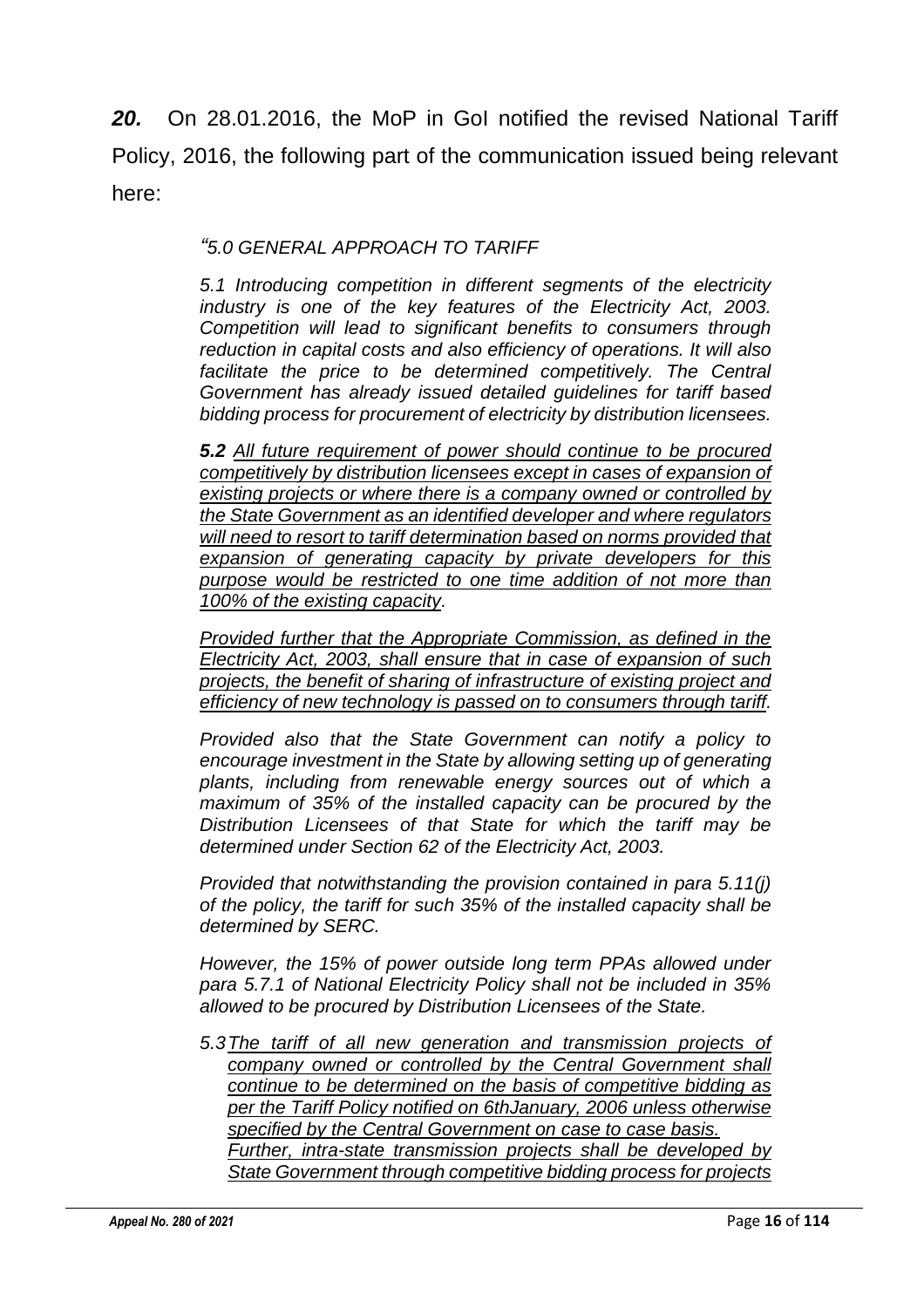***20.*** On 28.01.2016, the MoP in GoI notified the revised National Tariff Policy, 2016, the following part of the communication issued being relevant here:

> *"5.0 GENERAL APPROACH TO TARIFF*
>
> *5.1 Introducing competition in different segments of the electricity industry is one of the key features of the Electricity Act, 2003. Competition will lead to significant benefits to consumers through reduction in capital costs and also efficiency of operations. It will also facilitate the price to be determined competitively. The Central Government has already issued detailed guidelines for tariff based bidding process for procurement of electricity by distribution licensees.*
>
> ***5.2*** *<u>All future requirement of power should continue to be procured competitively by distribution licensees except in cases of expansion of existing projects or where there is a company owned or controlled by the State Government as an identified developer and where regulators will need to resort to tariff determination based on norms provided that expansion of generating capacity by private developers for this purpose would be restricted to one time addition of not more than 100% of the existing capacity.</u>*
>
> *<u>Provided further that the Appropriate Commission, as defined in the Electricity Act, 2003, shall ensure that in case of expansion of such projects, the benefit of sharing of infrastructure of existing project and efficiency of new technology is passed on to consumers through tariff.</u>*
>
> *Provided also that the State Government can notify a policy to encourage investment in the State by allowing setting up of generating plants, including from renewable energy sources out of which a maximum of 35% of the installed capacity can be procured by the Distribution Licensees of that State for which the tariff may be determined under Section 62 of the Electricity Act, 2003.*
>
> *Provided that notwithstanding the provision contained in para 5.11(j) of the policy, the tariff for such 35% of the installed capacity shall be determined by SERC.*
>
> *However, the 15% of power outside long term PPAs allowed under para 5.7.1 of National Electricity Policy shall not be included in 35% allowed to be procured by Distribution Licensees of the State.*
>
> *5.3 <u>The tariff of all new generation and transmission projects of company owned or controlled by the Central Government shall continue to be determined on the basis of competitive bidding as per the Tariff Policy notified on 6thJanuary, 2006 unless otherwise specified by the Central Government on case to case basis.</u>*
> *<u>Further, intra-state transmission projects shall be developed by State Government through competitive bidding process for projects</u>*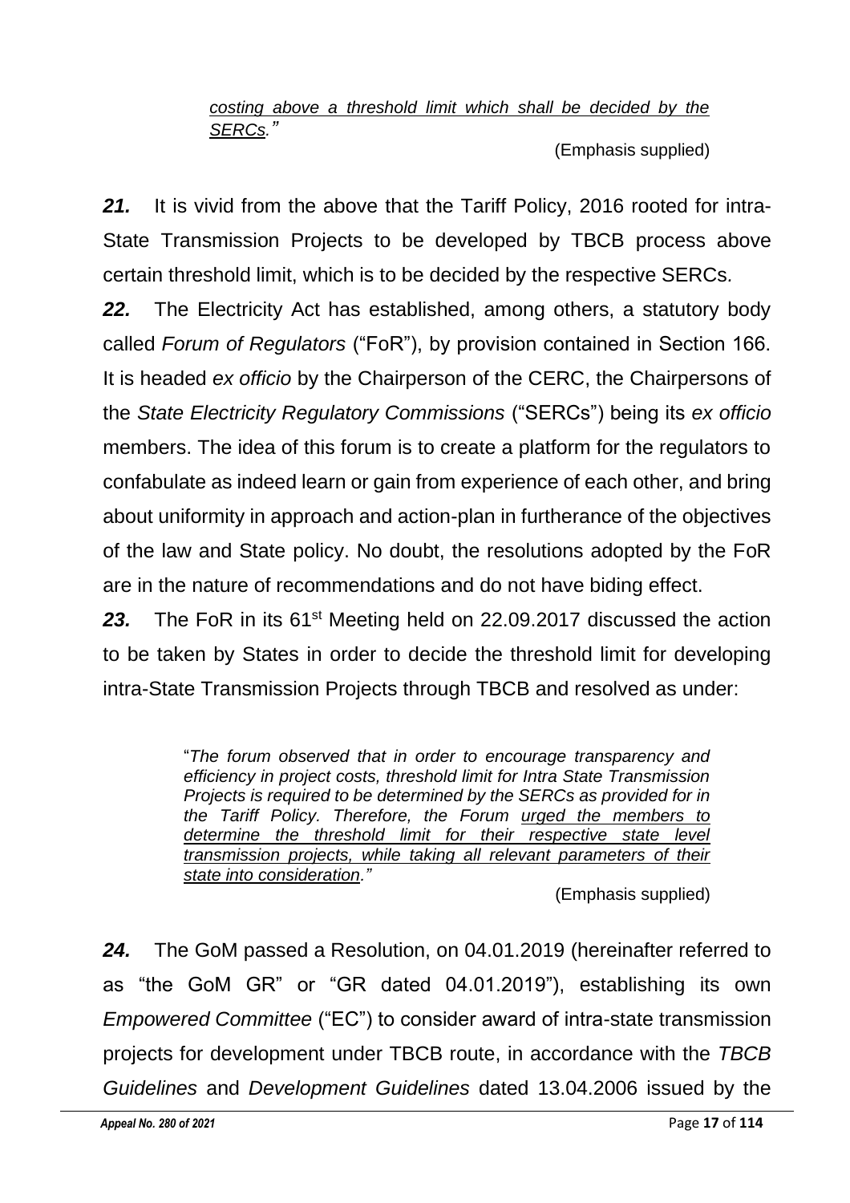> *<u>costing above a threshold limit which shall be decided by the SERCs.</u>"*
>
> (Emphasis supplied)

***21.*** It is vivid from the above that the Tariff Policy, 2016 rooted for intra-State Transmission Projects to be developed by TBCB process above certain threshold limit, which is to be decided by the respective SERCs.

***22.*** The Electricity Act has established, among others, a statutory body called *Forum of Regulators* ("FoR"), by provision contained in Section 166. It is headed *ex officio* by the Chairperson of the CERC, the Chairpersons of the *State Electricity Regulatory Commissions* ("SERCs") being its *ex officio* members. The idea of this forum is to create a platform for the regulators to confabulate as indeed learn or gain from experience of each other, and bring about uniformity in approach and action-plan in furtherance of the objectives of the law and State policy. No doubt, the resolutions adopted by the FoR are in the nature of recommendations and do not have biding effect.

***23.*** The FoR in its 61st Meeting held on 22.09.2017 discussed the action to be taken by States in order to decide the threshold limit for developing intra-State Transmission Projects through TBCB and resolved as under:

> "*The forum observed that in order to encourage transparency and efficiency in project costs, threshold limit for Intra State Transmission Projects is required to be determined by the SERCs as provided for in the Tariff Policy. Therefore, the Forum <u>urged the members to determine the threshold limit for their respective state level transmission projects, while taking all relevant parameters of their state into consideration</u>."*
>
> (Emphasis supplied)

***24.*** The GoM passed a Resolution, on 04.01.2019 (hereinafter referred to as "the GoM GR" or "GR dated 04.01.2019"), establishing its own *Empowered Committee* ("EC") to consider award of intra-state transmission projects for development under TBCB route, in accordance with the *TBCB Guidelines* and *Development Guidelines* dated 13.04.2006 issued by the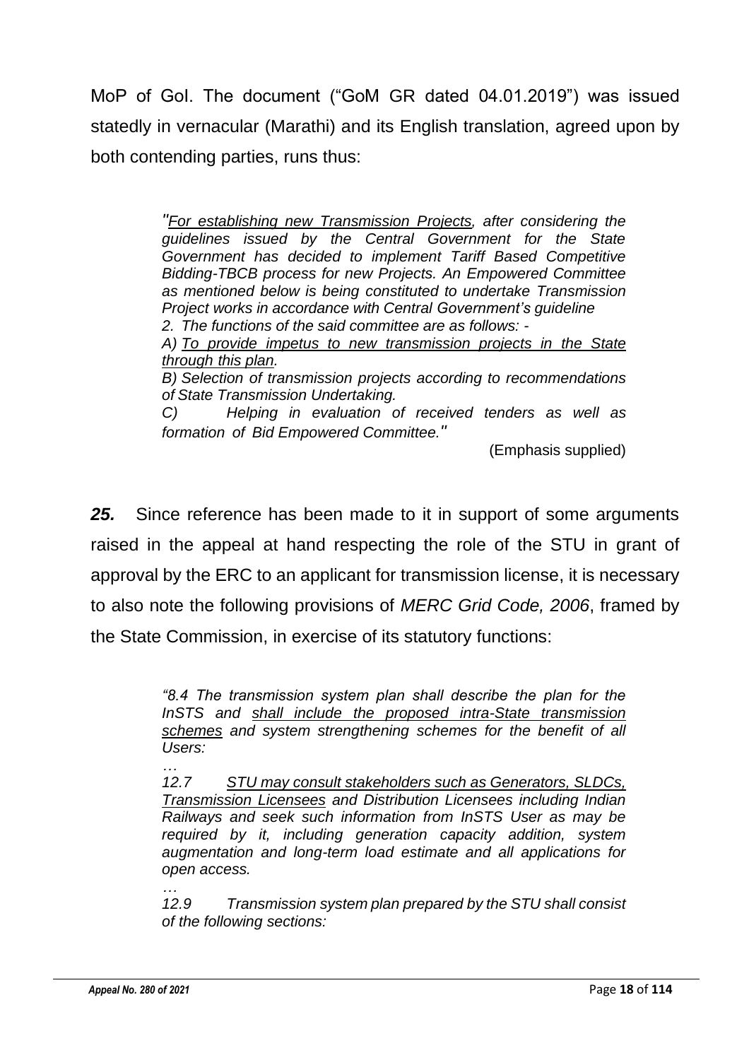MoP of GoI. The document ("GoM GR dated 04.01.2019") was issued statedly in vernacular (Marathi) and its English translation, agreed upon by both contending parties, runs thus:

> *"<u>For establishing new Transmission Projects</u>, after considering the guidelines issued by the Central Government for the State Government has decided to implement Tariff Based Competitive Bidding-TBCB process for new Projects. An Empowered Committee as mentioned below is being constituted to undertake Transmission Project works in accordance with Central Government's guideline*
>
> *2. The functions of the said committee are as follows: -*
>
> *A) <u>To provide impetus to new transmission projects in the State through this plan</u>.*
>
> *B) Selection of transmission projects according to recommendations of State Transmission Undertaking.*
>
> *C) Helping in evaluation of received tenders as well as formation of Bid Empowered Committee."*
>
> (Emphasis supplied)

***25.*** Since reference has been made to it in support of some arguments raised in the appeal at hand respecting the role of the STU in grant of approval by the ERC to an applicant for transmission license, it is necessary to also note the following provisions of *MERC Grid Code, 2006*, framed by the State Commission, in exercise of its statutory functions:

> *"8.4 The transmission system plan shall describe the plan for the InSTS and <u>shall include the proposed intra-State transmission schemes</u> and system strengthening schemes for the benefit of all Users:*
>
> *…*
>
> *12.7 <u>STU may consult stakeholders such as Generators, SLDCs, Transmission Licensees</u> and Distribution Licensees including Indian Railways and seek such information from InSTS User as may be required by it, including generation capacity addition, system augmentation and long-term load estimate and all applications for open access.*
>
> *…*
>
> *12.9 Transmission system plan prepared by the STU shall consist of the following sections:*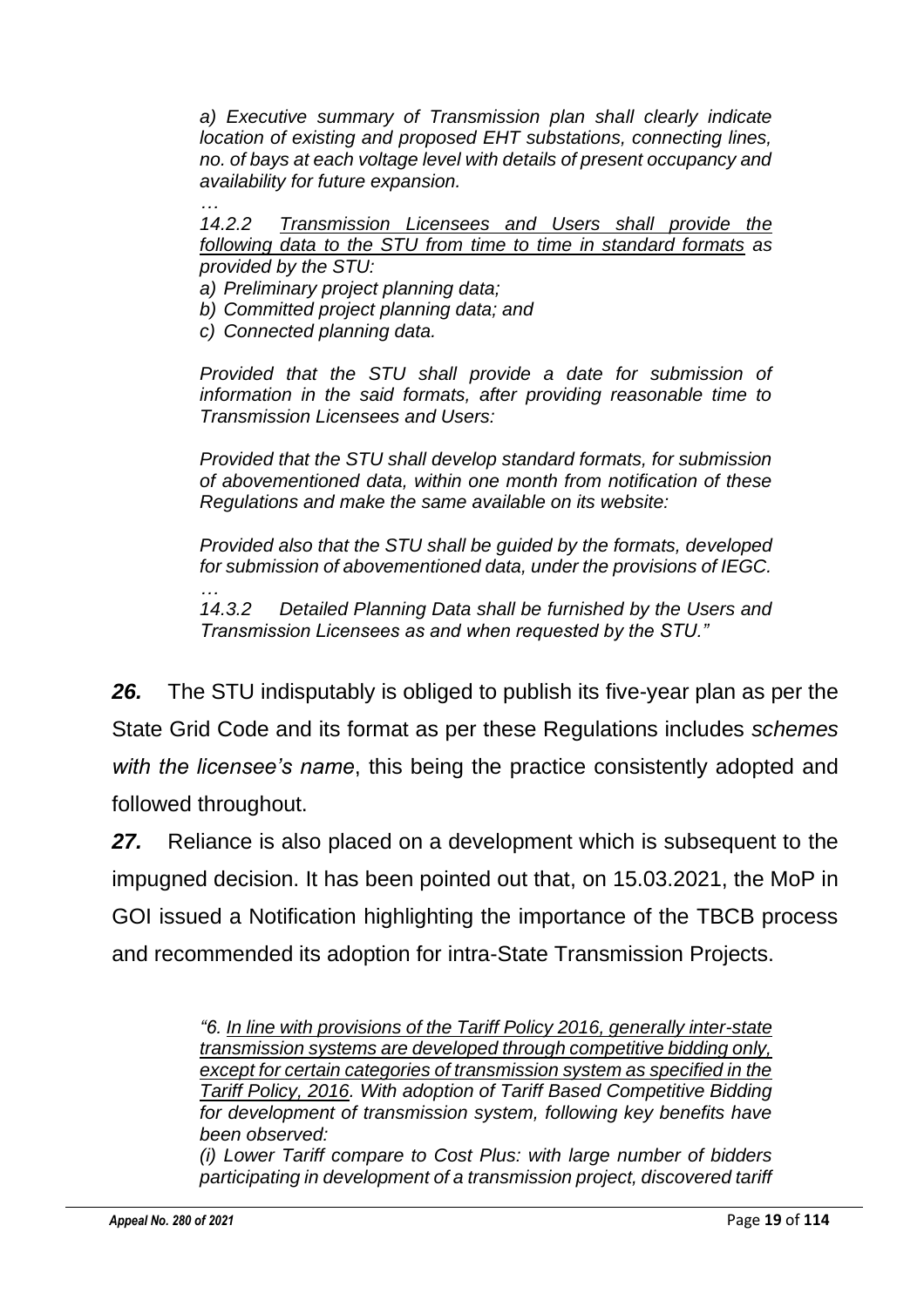> *a) Executive summary of Transmission plan shall clearly indicate location of existing and proposed EHT substations, connecting lines, no. of bays at each voltage level with details of present occupancy and availability for future expansion.*
>
> *…*
>
> *14.2.2 Transmission Licensees and Users shall provide the following data to the STU from time to time in standard formats as provided by the STU:*
>
> *a) Preliminary project planning data;*
>
> *b) Committed project planning data; and*
>
> *c) Connected planning data.*
>
> *Provided that the STU shall provide a date for submission of information in the said formats, after providing reasonable time to Transmission Licensees and Users:*
>
> *Provided that the STU shall develop standard formats, for submission of abovementioned data, within one month from notification of these Regulations and make the same available on its website:*
>
> *Provided also that the STU shall be guided by the formats, developed for submission of abovementioned data, under the provisions of IEGC.*
>
> *…*
>
> *14.3.2 Detailed Planning Data shall be furnished by the Users and Transmission Licensees as and when requested by the STU."*

***26.*** The STU indisputably is obliged to publish its five-year plan as per the State Grid Code and its format as per these Regulations includes *schemes with the licensee's name*, this being the practice consistently adopted and followed throughout.

***27.*** Reliance is also placed on a development which is subsequent to the impugned decision. It has been pointed out that, on 15.03.2021, the MoP in GOI issued a Notification highlighting the importance of the TBCB process and recommended its adoption for intra-State Transmission Projects.

> *"6. In line with provisions of the Tariff Policy 2016, generally inter-state transmission systems are developed through competitive bidding only, except for certain categories of transmission system as specified in the Tariff Policy, 2016. With adoption of Tariff Based Competitive Bidding for development of transmission system, following key benefits have been observed:*
>
> *(i) Lower Tariff compare to Cost Plus: with large number of bidders participating in development of a transmission project, discovered tariff*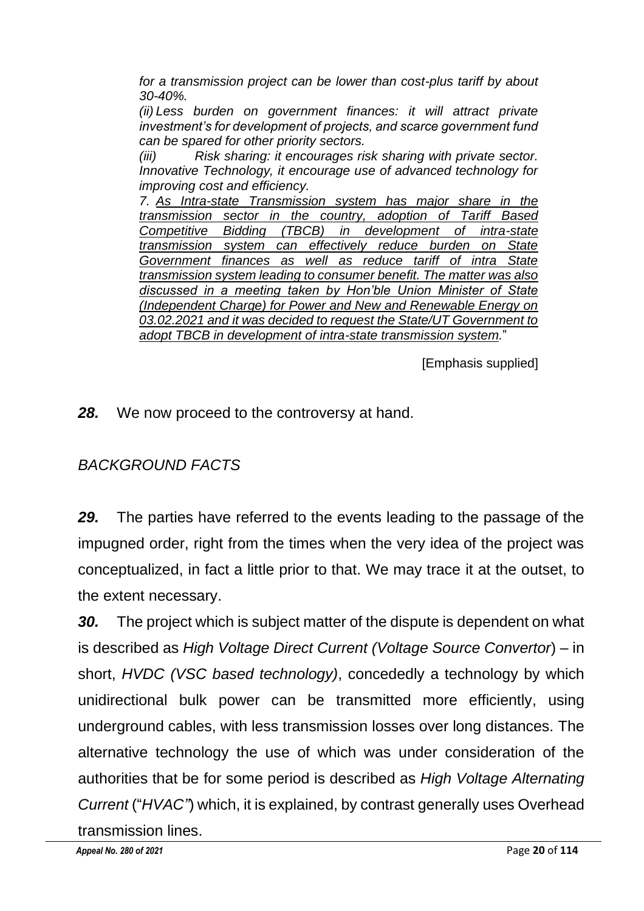*for a transmission project can be lower than cost-plus tariff by about 30-40%.*

*(ii) Less burden on government finances: it will attract private investment's for development of projects, and scarce government fund can be spared for other priority sectors.*

*(iii) Risk sharing: it encourages risk sharing with private sector. Innovative Technology, it encourage use of advanced technology for improving cost and efficiency.*

*7. <u>As Intra-state Transmission system has major share in the transmission sector in the country, adoption of Tariff Based Competitive Bidding (TBCB) in development of intra-state transmission system can effectively reduce burden on State Government finances as well as reduce tariff of intra State transmission system leading to consumer benefit. The matter was also discussed in a meeting taken by Hon'ble Union Minister of State (Independent Charge) for Power and New and Renewable Energy on 03.02.2021 and it was decided to request the State/UT Government to adopt TBCB in development of intra-state transmission system.</u>*"

[Emphasis supplied]

***28.*** We now proceed to the controversy at hand.

## *BACKGROUND FACTS*

***29.*** The parties have referred to the events leading to the passage of the impugned order, right from the times when the very idea of the project was conceptualized, in fact a little prior to that. We may trace it at the outset, to the extent necessary.

***30.*** The project which is subject matter of the dispute is dependent on what is described as *High Voltage Direct Current (Voltage Source Convertor*) – in short, *HVDC (VSC based technology)*, concededly a technology by which unidirectional bulk power can be transmitted more efficiently, using underground cables, with less transmission losses over long distances. The alternative technology the use of which was under consideration of the authorities that be for some period is described as *High Voltage Alternating Current* ("*HVAC*") which, it is explained, by contrast generally uses Overhead transmission lines.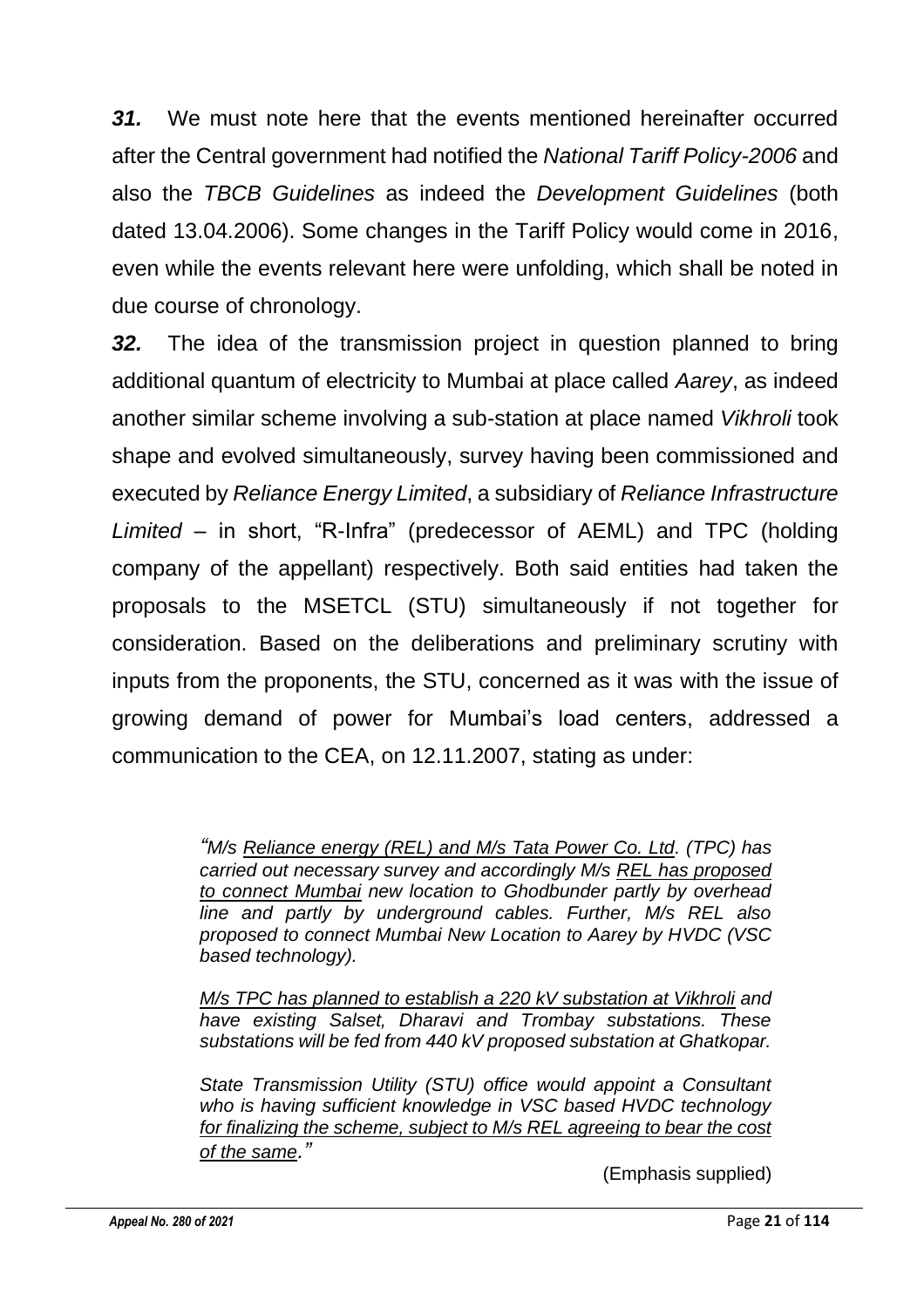***31.*** We must note here that the events mentioned hereinafter occurred after the Central government had notified the *National Tariff Policy-2006* and also the *TBCB Guidelines* as indeed the *Development Guidelines* (both dated 13.04.2006). Some changes in the Tariff Policy would come in 2016, even while the events relevant here were unfolding, which shall be noted in due course of chronology.

***32.*** The idea of the transmission project in question planned to bring additional quantum of electricity to Mumbai at place called *Aarey*, as indeed another similar scheme involving a sub-station at place named *Vikhroli* took shape and evolved simultaneously, survey having been commissioned and executed by *Reliance Energy Limited*, a subsidiary of *Reliance Infrastructure Limited* – in short, "R-Infra" (predecessor of AEML) and TPC (holding company of the appellant) respectively. Both said entities had taken the proposals to the MSETCL (STU) simultaneously if not together for consideration. Based on the deliberations and preliminary scrutiny with inputs from the proponents, the STU, concerned as it was with the issue of growing demand of power for Mumbai's load centers, addressed a communication to the CEA, on 12.11.2007, stating as under:

> *"M/s <u>Reliance energy (REL) and M/s Tata Power Co. Ltd</u>. (TPC) has carried out necessary survey and accordingly M/s <u>REL has proposed to connect Mumbai</u> new location to Ghodbunder partly by overhead line and partly by underground cables. Further, M/s REL also proposed to connect Mumbai New Location to Aarey by HVDC (VSC based technology).*
>
> *<u>M/s TPC has planned to establish a 220 kV substation at Vikhroli</u> and have existing Salset, Dharavi and Trombay substations. These substations will be fed from 440 kV proposed substation at Ghatkopar.*
>
> *State Transmission Utility (STU) office would appoint a Consultant who is having sufficient knowledge in VSC based HVDC technology <u>for finalizing the scheme, subject to M/s REL agreeing to bear the cost of the same</u>."*
>
> (Emphasis supplied)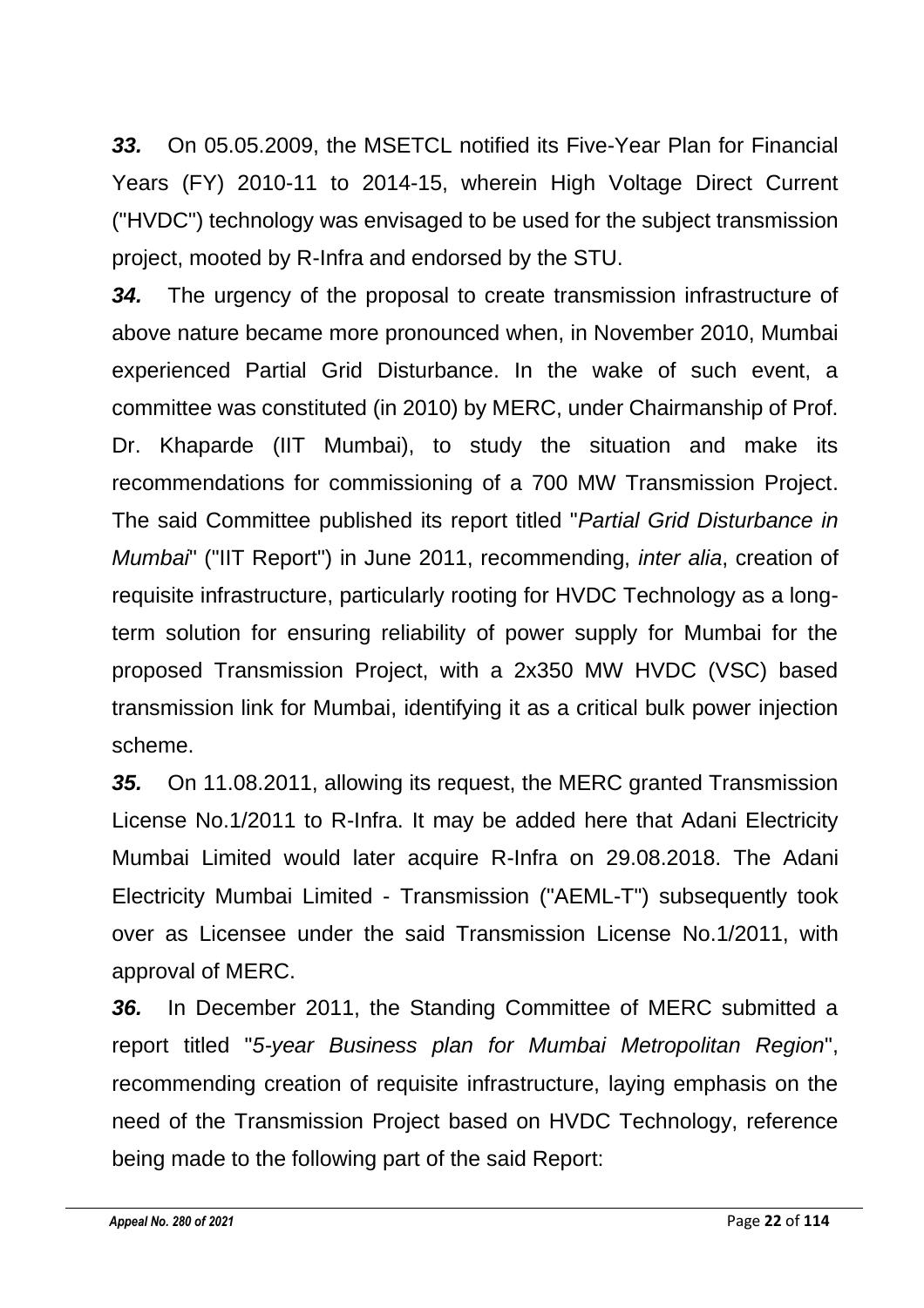***33.*** On 05.05.2009, the MSETCL notified its Five-Year Plan for Financial Years (FY) 2010-11 to 2014-15, wherein High Voltage Direct Current ("HVDC") technology was envisaged to be used for the subject transmission project, mooted by R-Infra and endorsed by the STU.

***34.*** The urgency of the proposal to create transmission infrastructure of above nature became more pronounced when, in November 2010, Mumbai experienced Partial Grid Disturbance. In the wake of such event, a committee was constituted (in 2010) by MERC, under Chairmanship of Prof. Dr. Khaparde (IIT Mumbai), to study the situation and make its recommendations for commissioning of a 700 MW Transmission Project. The said Committee published its report titled "*Partial Grid Disturbance in Mumbai*" ("IIT Report") in June 2011, recommending, *inter alia*, creation of requisite infrastructure, particularly rooting for HVDC Technology as a long-term solution for ensuring reliability of power supply for Mumbai for the proposed Transmission Project, with a 2x350 MW HVDC (VSC) based transmission link for Mumbai, identifying it as a critical bulk power injection scheme.

***35.*** On 11.08.2011, allowing its request, the MERC granted Transmission License No.1/2011 to R-Infra. It may be added here that Adani Electricity Mumbai Limited would later acquire R-Infra on 29.08.2018. The Adani Electricity Mumbai Limited - Transmission ("AEML-T") subsequently took over as Licensee under the said Transmission License No.1/2011, with approval of MERC.

***36.*** In December 2011, the Standing Committee of MERC submitted a report titled "*5-year Business plan for Mumbai Metropolitan Region*", recommending creation of requisite infrastructure, laying emphasis on the need of the Transmission Project based on HVDC Technology, reference being made to the following part of the said Report: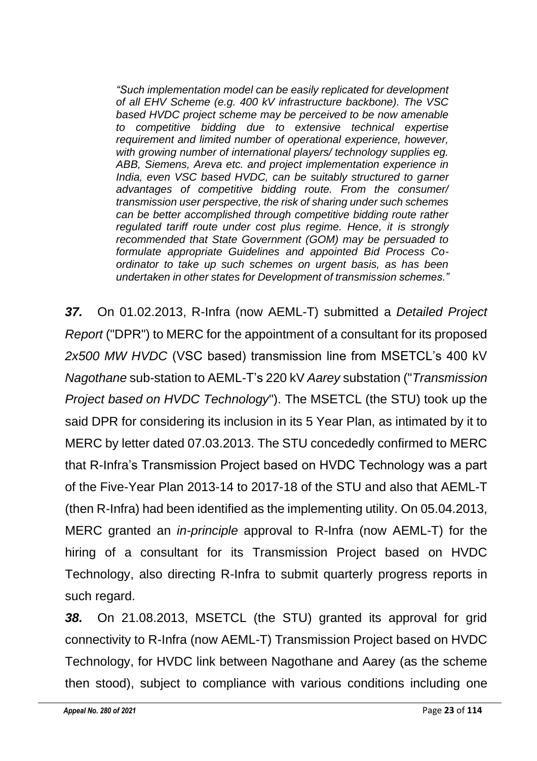*"Such implementation model can be easily replicated for development of all EHV Scheme (e.g. 400 kV infrastructure backbone). The VSC based HVDC project scheme may be perceived to be now amenable to competitive bidding due to extensive technical expertise requirement and limited number of operational experience, however, with growing number of international players/ technology supplies eg. ABB, Siemens, Areva etc. and project implementation experience in India, even VSC based HVDC, can be suitably structured to garner advantages of competitive bidding route. From the consumer/ transmission user perspective, the risk of sharing under such schemes can be better accomplished through competitive bidding route rather regulated tariff route under cost plus regime. Hence, it is strongly recommended that State Government (GOM) may be persuaded to formulate appropriate Guidelines and appointed Bid Process Co-ordinator to take up such schemes on urgent basis, as has been undertaken in other states for Development of transmission schemes."*

***37.*** On 01.02.2013, R-Infra (now AEML-T) submitted a *Detailed Project Report* ("DPR") to MERC for the appointment of a consultant for its proposed *2x500 MW HVDC* (VSC based) transmission line from MSETCL's 400 kV *Nagothane* sub-station to AEML-T's 220 kV *Aarey* substation ("*Transmission Project based on HVDC Technology*"). The MSETCL (the STU) took up the said DPR for considering its inclusion in its 5 Year Plan, as intimated by it to MERC by letter dated 07.03.2013. The STU concededly confirmed to MERC that R-Infra's Transmission Project based on HVDC Technology was a part of the Five-Year Plan 2013-14 to 2017-18 of the STU and also that AEML-T (then R-Infra) had been identified as the implementing utility. On 05.04.2013, MERC granted an *in-principle* approval to R-Infra (now AEML-T) for the hiring of a consultant for its Transmission Project based on HVDC Technology, also directing R-Infra to submit quarterly progress reports in such regard.

***38.*** On 21.08.2013, MSETCL (the STU) granted its approval for grid connectivity to R-Infra (now AEML-T) Transmission Project based on HVDC Technology, for HVDC link between Nagothane and Aarey (as the scheme then stood), subject to compliance with various conditions including one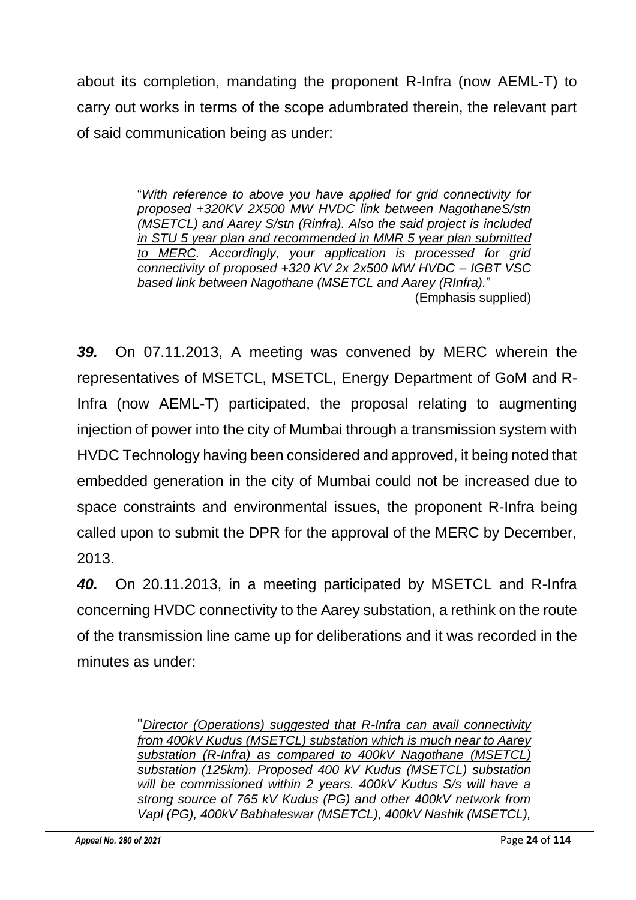about its completion, mandating the proponent R-Infra (now AEML-T) to carry out works in terms of the scope adumbrated therein, the relevant part of said communication being as under:

> "*With reference to above you have applied for grid connectivity for proposed +320KV 2X500 MW HVDC link between NagothaneS/stn (MSETCL) and Aarey S/stn (Rinfra). Also the said project is* *__included in STU 5 year plan and recommended in MMR 5 year plan submitted to MERC__*. *Accordingly, your application is processed for grid connectivity of proposed +320 KV 2x 2x500 MW HVDC – IGBT VSC based link between Nagothane (MSETCL and Aarey (RInfra).*"
>
> (Emphasis supplied)

***39.*** On 07.11.2013, A meeting was convened by MERC wherein the representatives of MSETCL, MSETCL, Energy Department of GoM and R-Infra (now AEML-T) participated, the proposal relating to augmenting injection of power into the city of Mumbai through a transmission system with HVDC Technology having been considered and approved, it being noted that embedded generation in the city of Mumbai could not be increased due to space constraints and environmental issues, the proponent R-Infra being called upon to submit the DPR for the approval of the MERC by December, 2013.

***40.*** On 20.11.2013, in a meeting participated by MSETCL and R-Infra concerning HVDC connectivity to the Aarey substation, a rethink on the route of the transmission line came up for deliberations and it was recorded in the minutes as under:

> "*__Director (Operations) suggested that R-Infra can avail connectivity from 400kV Kudus (MSETCL) substation which is much near to Aarey substation (R-Infra) as compared to 400kV Nagothane (MSETCL) substation (125km)__. Proposed 400 kV Kudus (MSETCL) substation will be commissioned within 2 years. 400kV Kudus S/s will have a strong source of 765 kV Kudus (PG) and other 400kV network from Vapl (PG), 400kV Babhaleswar (MSETCL), 400kV Nashik (MSETCL),*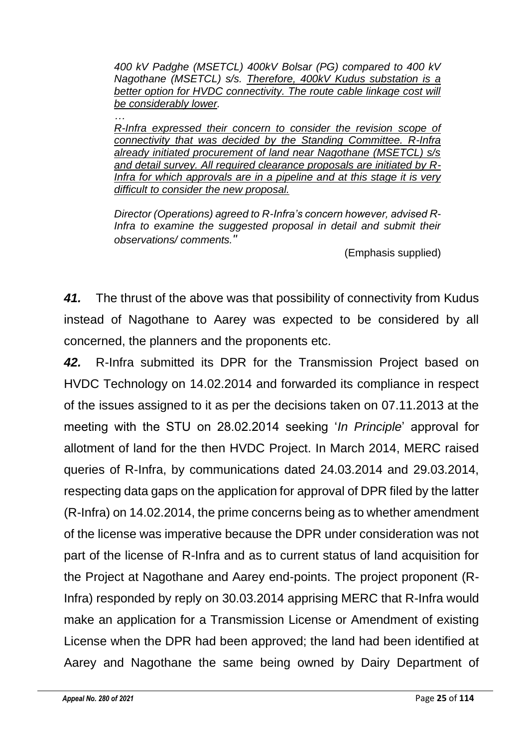> *400 kV Padghe (MSETCL) 400kV Bolsar (PG) compared to 400 kV Nagothane (MSETCL) s/s. Therefore, 400kV Kudus substation is a better option for HVDC connectivity. The route cable linkage cost will be considerably lower.*
>
> *…*
>
> *R-Infra expressed their concern to consider the revision scope of connectivity that was decided by the Standing Committee. R-Infra already initiated procurement of land near Nagothane (MSETCL) s/s and detail survey. All required clearance proposals are initiated by R-Infra for which approvals are in a pipeline and at this stage it is very difficult to consider the new proposal.*
>
> *Director (Operations) agreed to R-Infra's concern however, advised R-Infra to examine the suggested proposal in detail and submit their observations/ comments."*
>
> (Emphasis supplied)

***41.*** The thrust of the above was that possibility of connectivity from Kudus instead of Nagothane to Aarey was expected to be considered by all concerned, the planners and the proponents etc.

***42.*** R-Infra submitted its DPR for the Transmission Project based on HVDC Technology on 14.02.2014 and forwarded its compliance in respect of the issues assigned to it as per the decisions taken on 07.11.2013 at the meeting with the STU on 28.02.2014 seeking '*In Principle*' approval for allotment of land for the then HVDC Project. In March 2014, MERC raised queries of R-Infra, by communications dated 24.03.2014 and 29.03.2014, respecting data gaps on the application for approval of DPR filed by the latter (R-Infra) on 14.02.2014, the prime concerns being as to whether amendment of the license was imperative because the DPR under consideration was not part of the license of R-Infra and as to current status of land acquisition for the Project at Nagothane and Aarey end-points. The project proponent (R-Infra) responded by reply on 30.03.2014 apprising MERC that R-Infra would make an application for a Transmission License or Amendment of existing License when the DPR had been approved; the land had been identified at Aarey and Nagothane the same being owned by Dairy Department of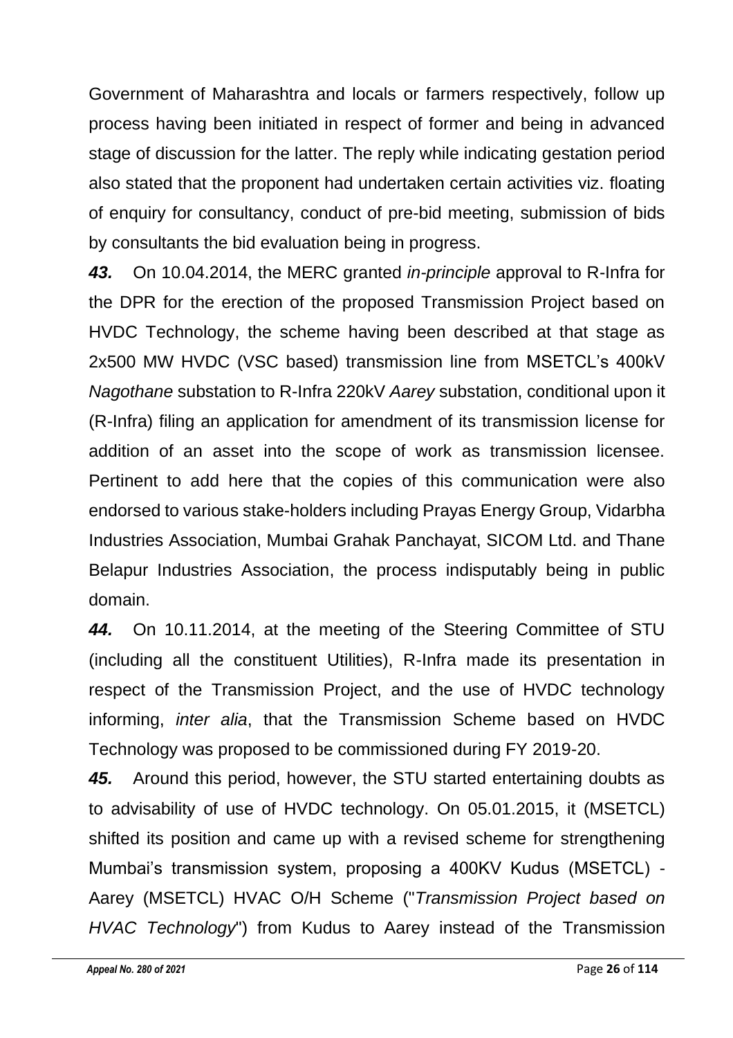Government of Maharashtra and locals or farmers respectively, follow up process having been initiated in respect of former and being in advanced stage of discussion for the latter. The reply while indicating gestation period also stated that the proponent had undertaken certain activities viz. floating of enquiry for consultancy, conduct of pre-bid meeting, submission of bids by consultants the bid evaluation being in progress.

***43.*** On 10.04.2014, the MERC granted *in-principle* approval to R-Infra for the DPR for the erection of the proposed Transmission Project based on HVDC Technology, the scheme having been described at that stage as 2x500 MW HVDC (VSC based) transmission line from MSETCL's 400kV *Nagothane* substation to R-Infra 220kV *Aarey* substation, conditional upon it (R-Infra) filing an application for amendment of its transmission license for addition of an asset into the scope of work as transmission licensee. Pertinent to add here that the copies of this communication were also endorsed to various stake-holders including Prayas Energy Group, Vidarbha Industries Association, Mumbai Grahak Panchayat, SICOM Ltd. and Thane Belapur Industries Association, the process indisputably being in public domain.

***44.*** On 10.11.2014, at the meeting of the Steering Committee of STU (including all the constituent Utilities), R-Infra made its presentation in respect of the Transmission Project, and the use of HVDC technology informing, *inter alia*, that the Transmission Scheme based on HVDC Technology was proposed to be commissioned during FY 2019-20.

***45.*** Around this period, however, the STU started entertaining doubts as to advisability of use of HVDC technology. On 05.01.2015, it (MSETCL) shifted its position and came up with a revised scheme for strengthening Mumbai's transmission system, proposing a 400KV Kudus (MSETCL) - Aarey (MSETCL) HVAC O/H Scheme ("*Transmission Project based on HVAC Technology*") from Kudus to Aarey instead of the Transmission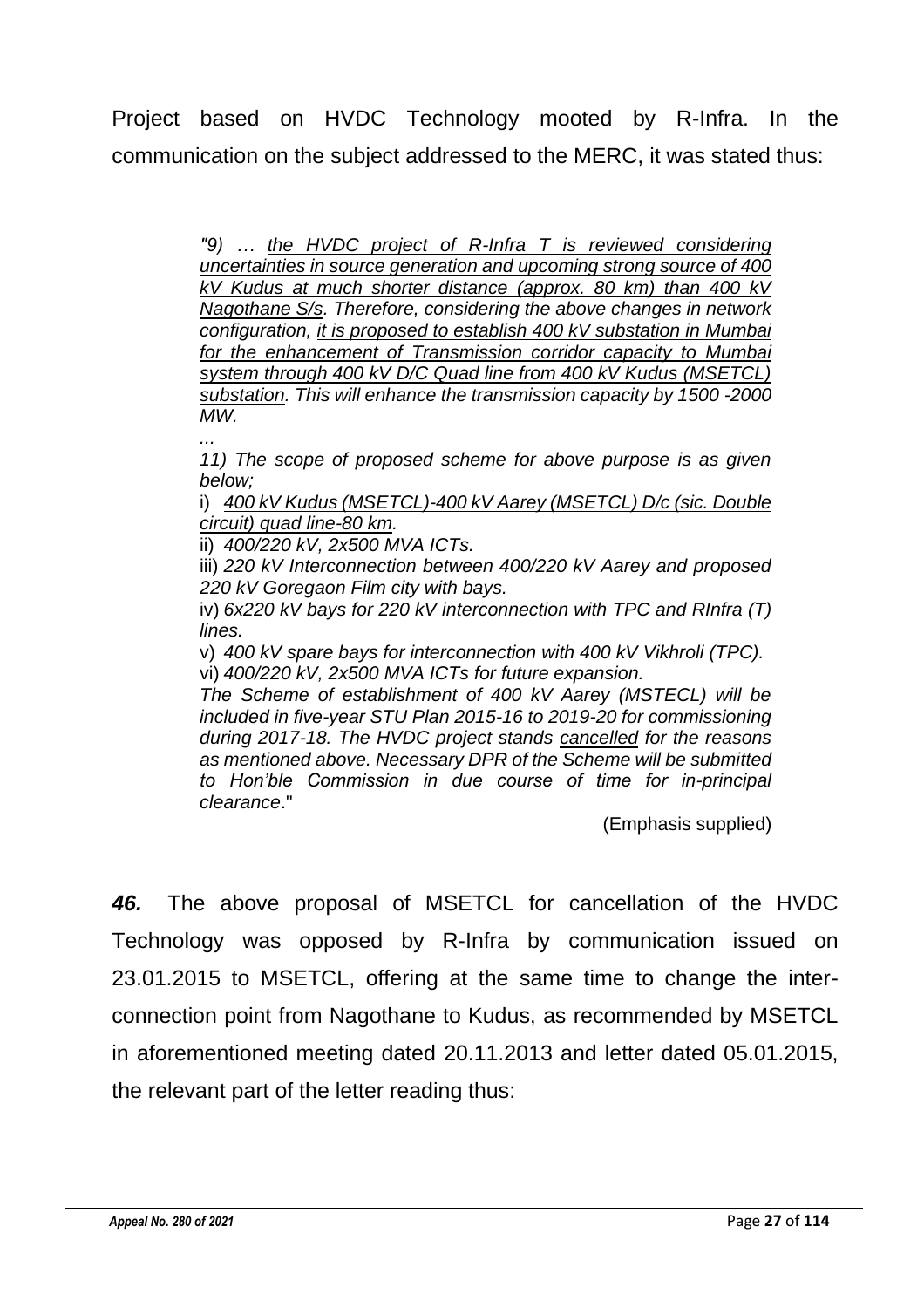Project based on HVDC Technology mooted by R-Infra. In the communication on the subject addressed to the MERC, it was stated thus:

> *"9) … the HVDC project of R-Infra T is reviewed considering uncertainties in source generation and upcoming strong source of 400 kV Kudus at much shorter distance (approx. 80 km) than 400 kV Nagothane S/s. Therefore, considering the above changes in network configuration, it is proposed to establish 400 kV substation in Mumbai for the enhancement of Transmission corridor capacity to Mumbai system through 400 kV D/C Quad line from 400 kV Kudus (MSETCL) substation. This will enhance the transmission capacity by 1500 -2000 MW.*
>
> *...*
>
> *11) The scope of proposed scheme for above purpose is as given below;*
>
> i) *400 kV Kudus (MSETCL)-400 kV Aarey (MSETCL) D/c (sic. Double circuit) quad line-80 km.*
>
> ii) *400/220 kV, 2x500 MVA ICTs.*
>
> iii) *220 kV Interconnection between 400/220 kV Aarey and proposed 220 kV Goregaon Film city with bays.*
>
> iv) *6x220 kV bays for 220 kV interconnection with TPC and RInfra (T) lines.*
>
> v) *400 kV spare bays for interconnection with 400 kV Vikhroli (TPC).*
>
> vi) *400/220 kV, 2x500 MVA ICTs for future expansion.*
>
> *The Scheme of establishment of 400 kV Aarey (MSTECL) will be included in five-year STU Plan 2015-16 to 2019-20 for commissioning during 2017-18. The HVDC project stands cancelled for the reasons as mentioned above. Necessary DPR of the Scheme will be submitted to Hon'ble Commission in due course of time for in-principal clearance*."
>
> (Emphasis supplied)

***46.*** The above proposal of MSETCL for cancellation of the HVDC Technology was opposed by R-Infra by communication issued on 23.01.2015 to MSETCL, offering at the same time to change the inter-connection point from Nagothane to Kudus, as recommended by MSETCL in aforementioned meeting dated 20.11.2013 and letter dated 05.01.2015, the relevant part of the letter reading thus: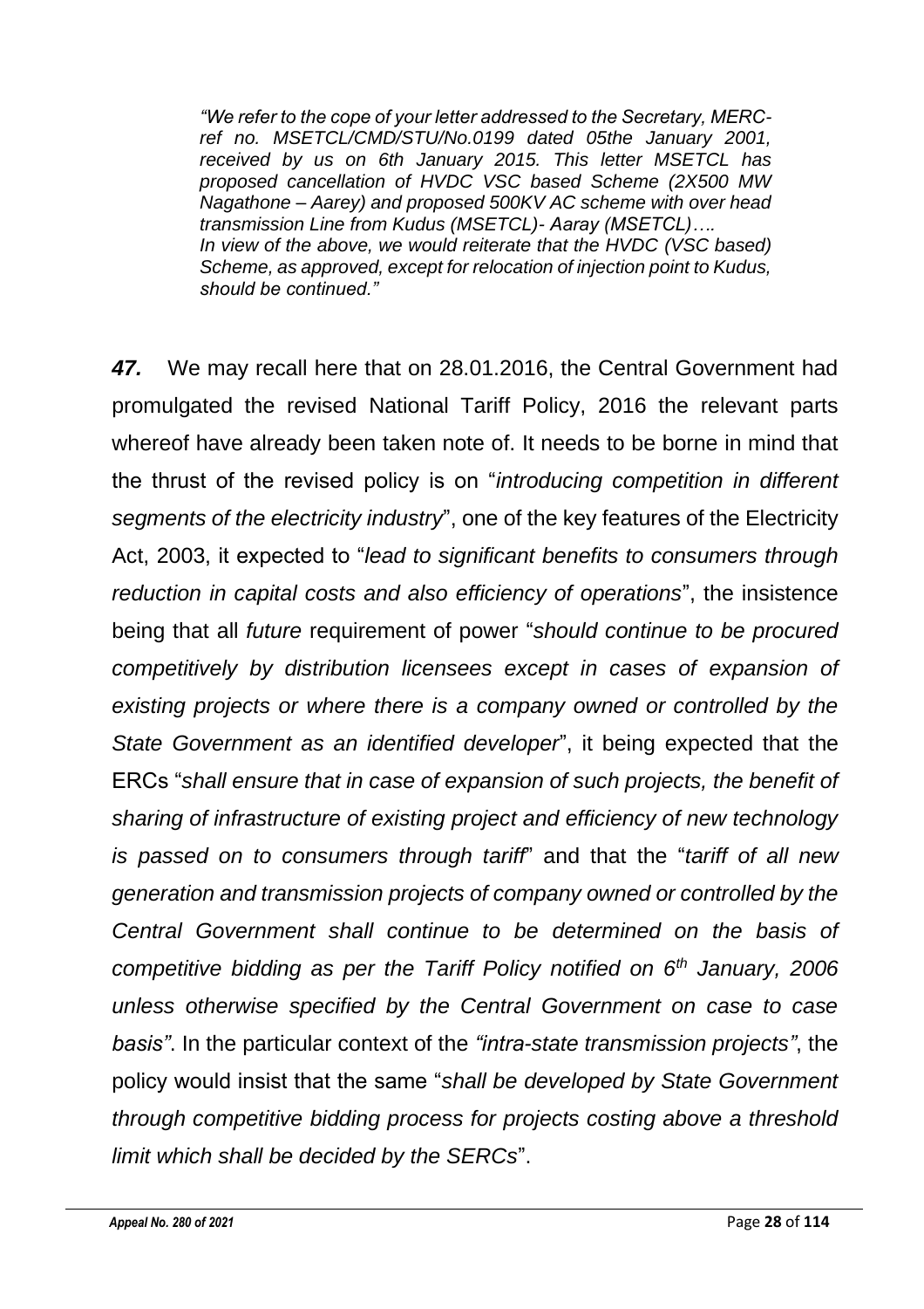*"We refer to the cope of your letter addressed to the Secretary, MERC- ref no. MSETCL/CMD/STU/No.0199 dated 05the January 2001, received by us on 6th January 2015. This letter MSETCL has proposed cancellation of HVDC VSC based Scheme (2X500 MW Nagathone – Aarey) and proposed 500KV AC scheme with over head transmission Line from Kudus (MSETCL)- Aaray (MSETCL)….*
*In view of the above, we would reiterate that the HVDC (VSC based) Scheme, as approved, except for relocation of injection point to Kudus, should be continued."*

***47.*** We may recall here that on 28.01.2016, the Central Government had promulgated the revised National Tariff Policy, 2016 the relevant parts whereof have already been taken note of. It needs to be borne in mind that the thrust of the revised policy is on "*introducing competition in different segments of the electricity industry*", one of the key features of the Electricity Act, 2003, it expected to "*lead to significant benefits to consumers through reduction in capital costs and also efficiency of operations*", the insistence being that all *future* requirement of power "*should continue to be procured competitively by distribution licensees except in cases of expansion of existing projects or where there is a company owned or controlled by the State Government as an identified developer*", it being expected that the ERCs "*shall ensure that in case of expansion of such projects, the benefit of sharing of infrastructure of existing project and efficiency of new technology is passed on to consumers through tariff*" and that the "*tariff of all new generation and transmission projects of company owned or controlled by the Central Government shall continue to be determined on the basis of competitive bidding as per the Tariff Policy notified on 6th January, 2006 unless otherwise specified by the Central Government on case to case basis"*. In the particular context of the *"intra-state transmission projects"*, the policy would insist that the same "*shall be developed by State Government through competitive bidding process for projects costing above a threshold limit which shall be decided by the SERCs*".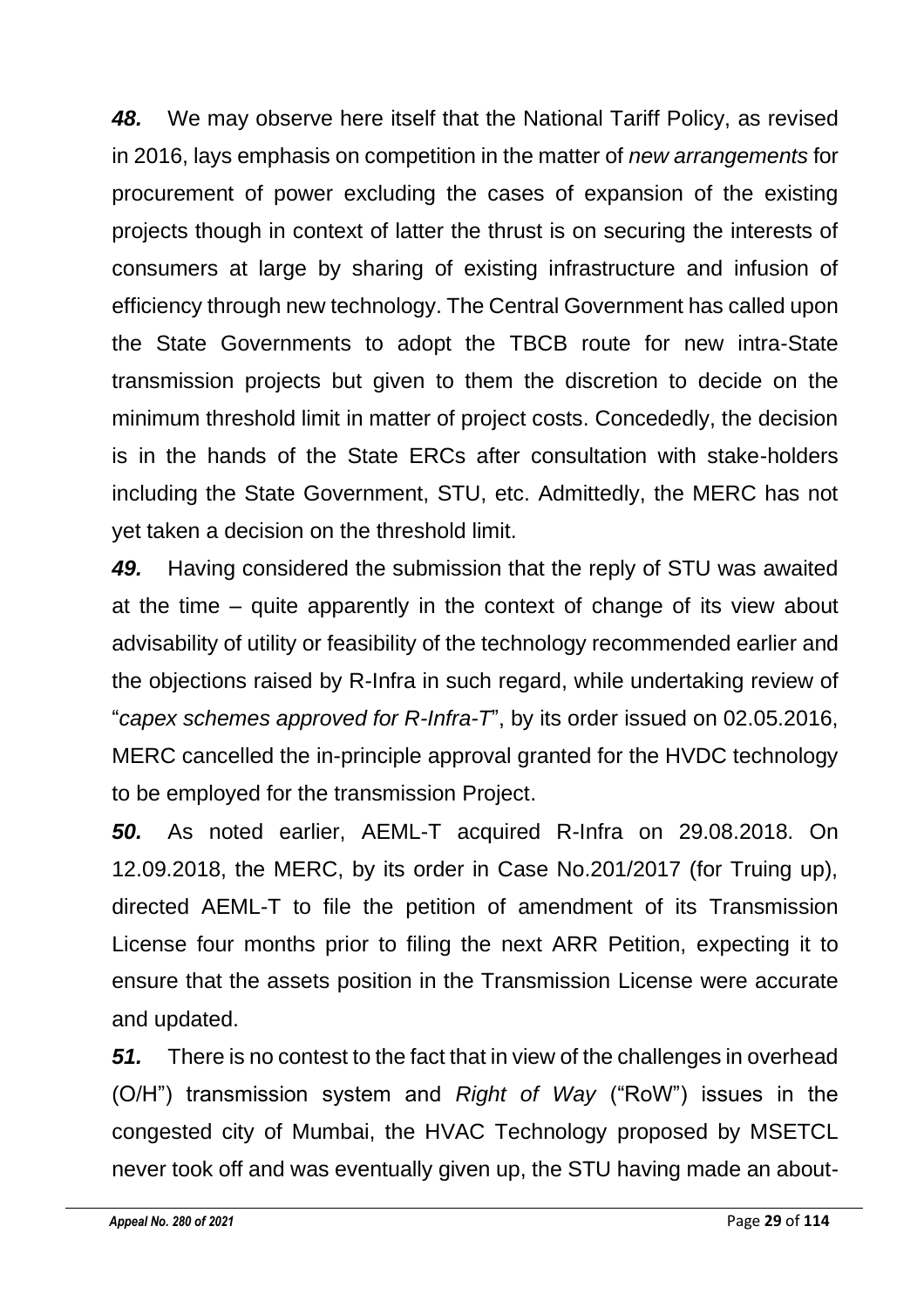***48.*** We may observe here itself that the National Tariff Policy, as revised in 2016, lays emphasis on competition in the matter of *new arrangements* for procurement of power excluding the cases of expansion of the existing projects though in context of latter the thrust is on securing the interests of consumers at large by sharing of existing infrastructure and infusion of efficiency through new technology. The Central Government has called upon the State Governments to adopt the TBCB route for new intra-State transmission projects but given to them the discretion to decide on the minimum threshold limit in matter of project costs. Concededly, the decision is in the hands of the State ERCs after consultation with stake-holders including the State Government, STU, etc. Admittedly, the MERC has not yet taken a decision on the threshold limit.

***49.*** Having considered the submission that the reply of STU was awaited at the time – quite apparently in the context of change of its view about advisability of utility or feasibility of the technology recommended earlier and the objections raised by R-Infra in such regard, while undertaking review of "*capex schemes approved for R-Infra-T*", by its order issued on 02.05.2016, MERC cancelled the in-principle approval granted for the HVDC technology to be employed for the transmission Project.

***50.*** As noted earlier, AEML-T acquired R-Infra on 29.08.2018. On 12.09.2018, the MERC, by its order in Case No.201/2017 (for Truing up), directed AEML-T to file the petition of amendment of its Transmission License four months prior to filing the next ARR Petition, expecting it to ensure that the assets position in the Transmission License were accurate and updated.

***51.*** There is no contest to the fact that in view of the challenges in overhead (O/H") transmission system and *Right of Way* ("RoW") issues in the congested city of Mumbai, the HVAC Technology proposed by MSETCL never took off and was eventually given up, the STU having made an about-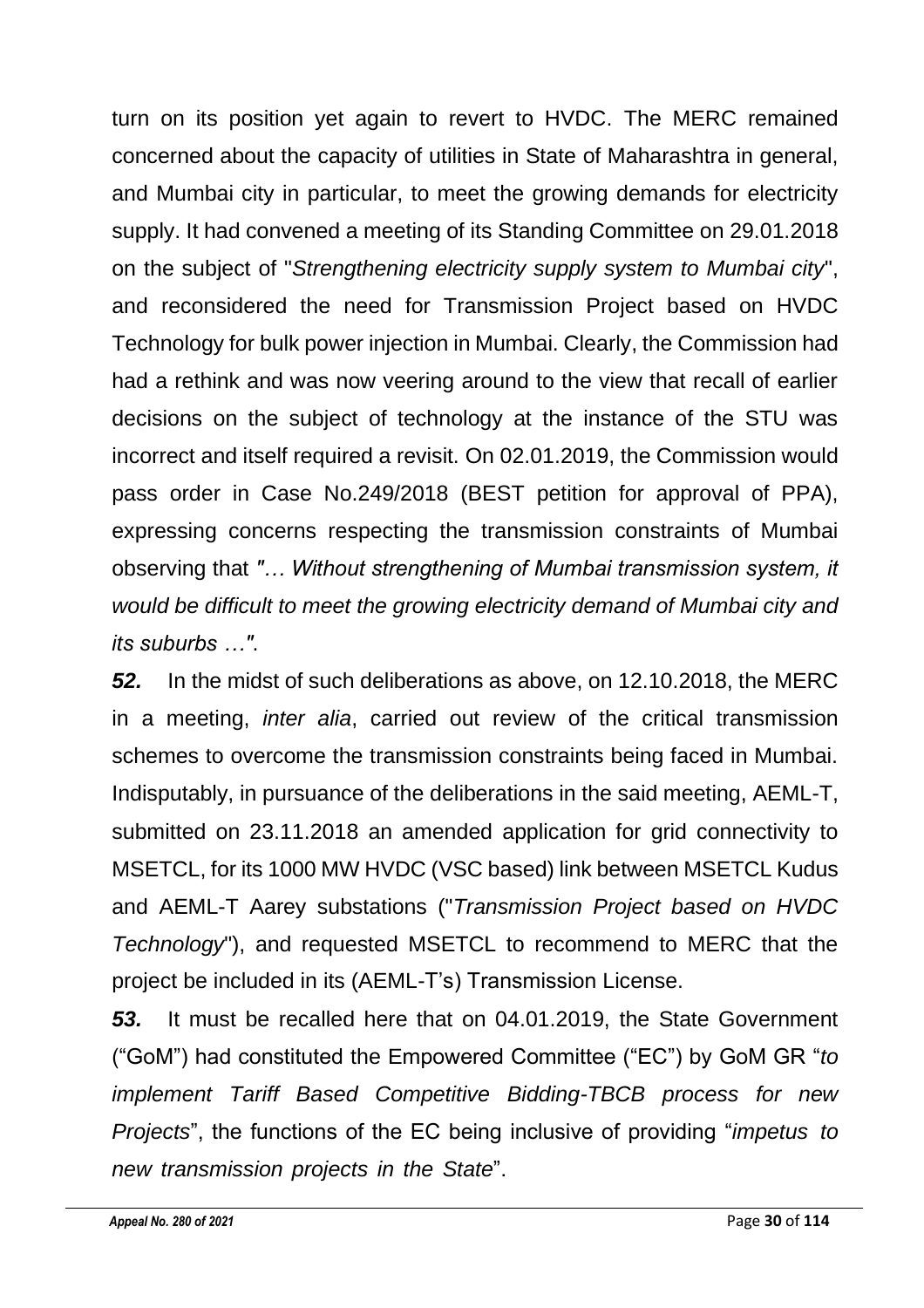turn on its position yet again to revert to HVDC. The MERC remained concerned about the capacity of utilities in State of Maharashtra in general, and Mumbai city in particular, to meet the growing demands for electricity supply. It had convened a meeting of its Standing Committee on 29.01.2018 on the subject of "*Strengthening electricity supply system to Mumbai city*", and reconsidered the need for Transmission Project based on HVDC Technology for bulk power injection in Mumbai. Clearly, the Commission had had a rethink and was now veering around to the view that recall of earlier decisions on the subject of technology at the instance of the STU was incorrect and itself required a revisit. On 02.01.2019, the Commission would pass order in Case No.249/2018 (BEST petition for approval of PPA), expressing concerns respecting the transmission constraints of Mumbai observing that *"… Without strengthening of Mumbai transmission system, it would be difficult to meet the growing electricity demand of Mumbai city and its suburbs …"*.

***52.*** In the midst of such deliberations as above, on 12.10.2018, the MERC in a meeting, *inter alia*, carried out review of the critical transmission schemes to overcome the transmission constraints being faced in Mumbai. Indisputably, in pursuance of the deliberations in the said meeting, AEML-T, submitted on 23.11.2018 an amended application for grid connectivity to MSETCL, for its 1000 MW HVDC (VSC based) link between MSETCL Kudus and AEML-T Aarey substations ("*Transmission Project based on HVDC Technology*"), and requested MSETCL to recommend to MERC that the project be included in its (AEML-T's) Transmission License.

***53.*** It must be recalled here that on 04.01.2019, the State Government ("GoM") had constituted the Empowered Committee ("EC") by GoM GR "*to implement Tariff Based Competitive Bidding-TBCB process for new Projects*", the functions of the EC being inclusive of providing "*impetus to new transmission projects in the State*".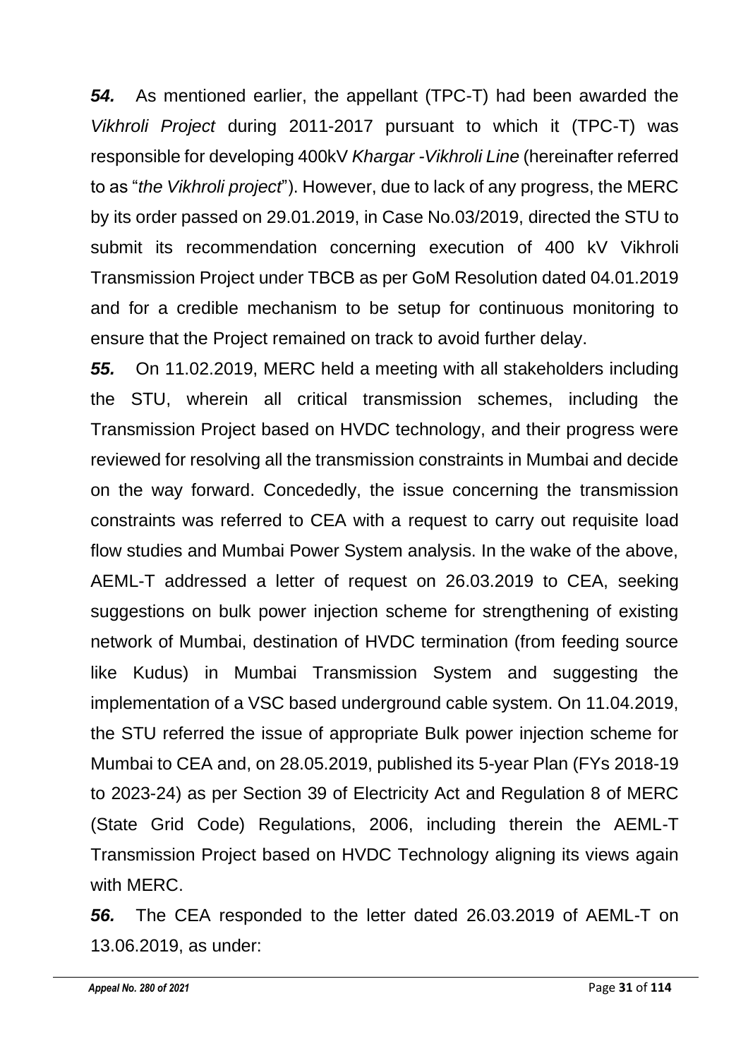***54.*** As mentioned earlier, the appellant (TPC-T) had been awarded the *Vikhroli Project* during 2011-2017 pursuant to which it (TPC-T) was responsible for developing 400kV *Khargar -Vikhroli Line* (hereinafter referred to as "*the Vikhroli project*"). However, due to lack of any progress, the MERC by its order passed on 29.01.2019, in Case No.03/2019, directed the STU to submit its recommendation concerning execution of 400 kV Vikhroli Transmission Project under TBCB as per GoM Resolution dated 04.01.2019 and for a credible mechanism to be setup for continuous monitoring to ensure that the Project remained on track to avoid further delay.

***55.*** On 11.02.2019, MERC held a meeting with all stakeholders including the STU, wherein all critical transmission schemes, including the Transmission Project based on HVDC technology, and their progress were reviewed for resolving all the transmission constraints in Mumbai and decide on the way forward. Concededly, the issue concerning the transmission constraints was referred to CEA with a request to carry out requisite load flow studies and Mumbai Power System analysis. In the wake of the above, AEML-T addressed a letter of request on 26.03.2019 to CEA, seeking suggestions on bulk power injection scheme for strengthening of existing network of Mumbai, destination of HVDC termination (from feeding source like Kudus) in Mumbai Transmission System and suggesting the implementation of a VSC based underground cable system. On 11.04.2019, the STU referred the issue of appropriate Bulk power injection scheme for Mumbai to CEA and, on 28.05.2019, published its 5-year Plan (FYs 2018-19 to 2023-24) as per Section 39 of Electricity Act and Regulation 8 of MERC (State Grid Code) Regulations, 2006, including therein the AEML-T Transmission Project based on HVDC Technology aligning its views again with MERC.

***56.*** The CEA responded to the letter dated 26.03.2019 of AEML-T on 13.06.2019, as under: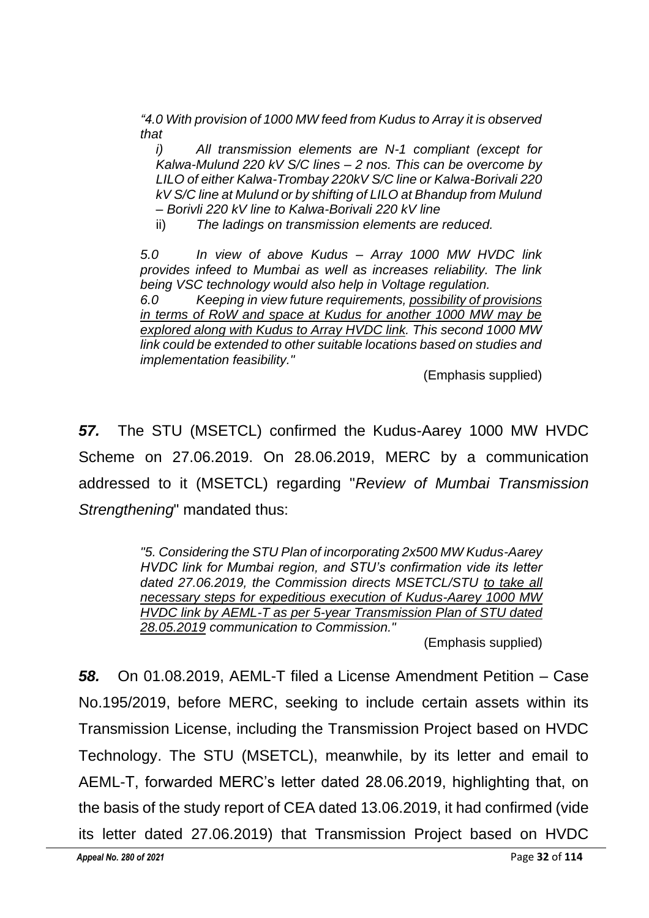*"4.0 With provision of 1000 MW feed from Kudus to Array it is observed that*

*i) All transmission elements are N-1 compliant (except for Kalwa-Mulund 220 kV S/C lines – 2 nos. This can be overcome by LILO of either Kalwa-Trombay 220kV S/C line or Kalwa-Borivali 220 kV S/C line at Mulund or by shifting of LILO at Bhandup from Mulund – Borivli 220 kV line to Kalwa-Borivali 220 kV line*

ii) *The ladings on transmission elements are reduced.*

*5.0 In view of above Kudus – Array 1000 MW HVDC link provides infeed to Mumbai as well as increases reliability. The link being VSC technology would also help in Voltage regulation.*

*6.0 Keeping in view future requirements, possibility of provisions in terms of RoW and space at Kudus for another 1000 MW may be explored along with Kudus to Array HVDC link. This second 1000 MW link could be extended to other suitable locations based on studies and implementation feasibility."*

(Emphasis supplied)

***57.*** The STU (MSETCL) confirmed the Kudus-Aarey 1000 MW HVDC Scheme on 27.06.2019. On 28.06.2019, MERC by a communication addressed to it (MSETCL) regarding "*Review of Mumbai Transmission Strengthening*" mandated thus:

*"5. Considering the STU Plan of incorporating 2x500 MW Kudus-Aarey HVDC link for Mumbai region, and STU's confirmation vide its letter dated 27.06.2019, the Commission directs MSETCL/STU to take all necessary steps for expeditious execution of Kudus-Aarey 1000 MW HVDC link by AEML-T as per 5-year Transmission Plan of STU dated 28.05.2019 communication to Commission."*

(Emphasis supplied)

***58.*** On 01.08.2019, AEML-T filed a License Amendment Petition – Case No.195/2019, before MERC, seeking to include certain assets within its Transmission License, including the Transmission Project based on HVDC Technology. The STU (MSETCL), meanwhile, by its letter and email to AEML-T, forwarded MERC's letter dated 28.06.2019, highlighting that, on the basis of the study report of CEA dated 13.06.2019, it had confirmed (vide its letter dated 27.06.2019) that Transmission Project based on HVDC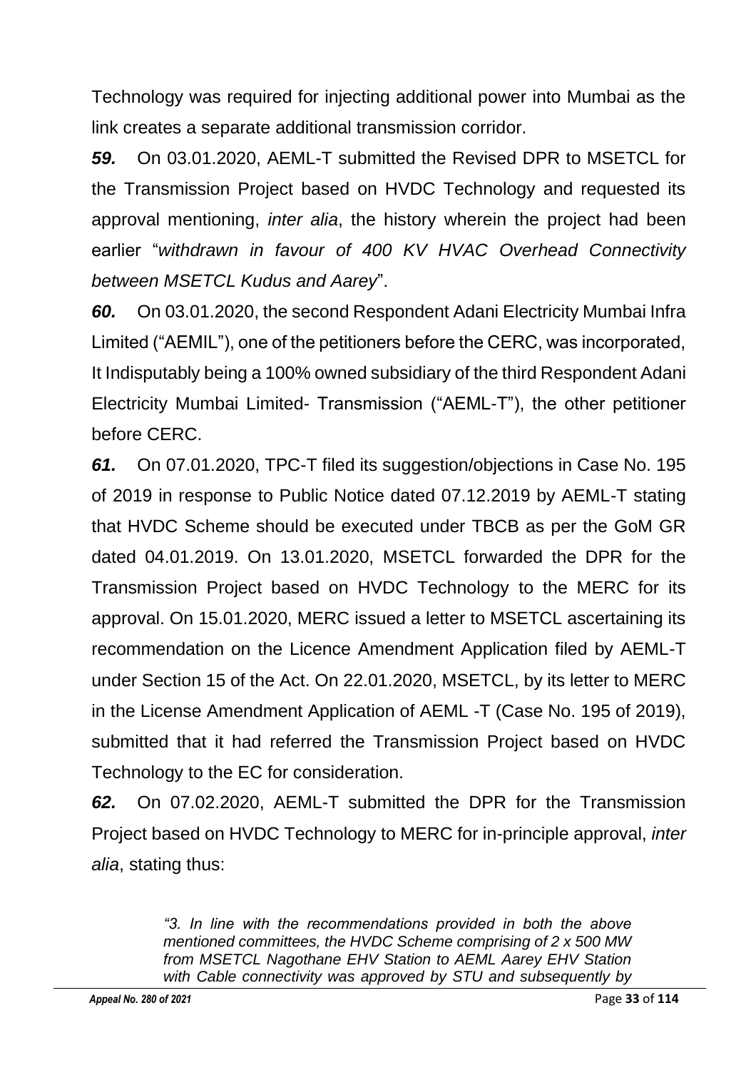Technology was required for injecting additional power into Mumbai as the link creates a separate additional transmission corridor.

***59.*** On 03.01.2020, AEML-T submitted the Revised DPR to MSETCL for the Transmission Project based on HVDC Technology and requested its approval mentioning, *inter alia*, the history wherein the project had been earlier "*withdrawn in favour of 400 KV HVAC Overhead Connectivity between MSETCL Kudus and Aarey*".

***60.*** On 03.01.2020, the second Respondent Adani Electricity Mumbai Infra Limited ("AEMIL"), one of the petitioners before the CERC, was incorporated, It Indisputably being a 100% owned subsidiary of the third Respondent Adani Electricity Mumbai Limited- Transmission ("AEML-T"), the other petitioner before CERC.

***61.*** On 07.01.2020, TPC-T filed its suggestion/objections in Case No. 195 of 2019 in response to Public Notice dated 07.12.2019 by AEML-T stating that HVDC Scheme should be executed under TBCB as per the GoM GR dated 04.01.2019. On 13.01.2020, MSETCL forwarded the DPR for the Transmission Project based on HVDC Technology to the MERC for its approval. On 15.01.2020, MERC issued a letter to MSETCL ascertaining its recommendation on the Licence Amendment Application filed by AEML-T under Section 15 of the Act. On 22.01.2020, MSETCL, by its letter to MERC in the License Amendment Application of AEML -T (Case No. 195 of 2019), submitted that it had referred the Transmission Project based on HVDC Technology to the EC for consideration.

***62.*** On 07.02.2020, AEML-T submitted the DPR for the Transmission Project based on HVDC Technology to MERC for in-principle approval, *inter alia*, stating thus:

> *"3. In line with the recommendations provided in both the above mentioned committees, the HVDC Scheme comprising of 2 x 500 MW from MSETCL Nagothane EHV Station to AEML Aarey EHV Station with Cable connectivity was approved by STU and subsequently by*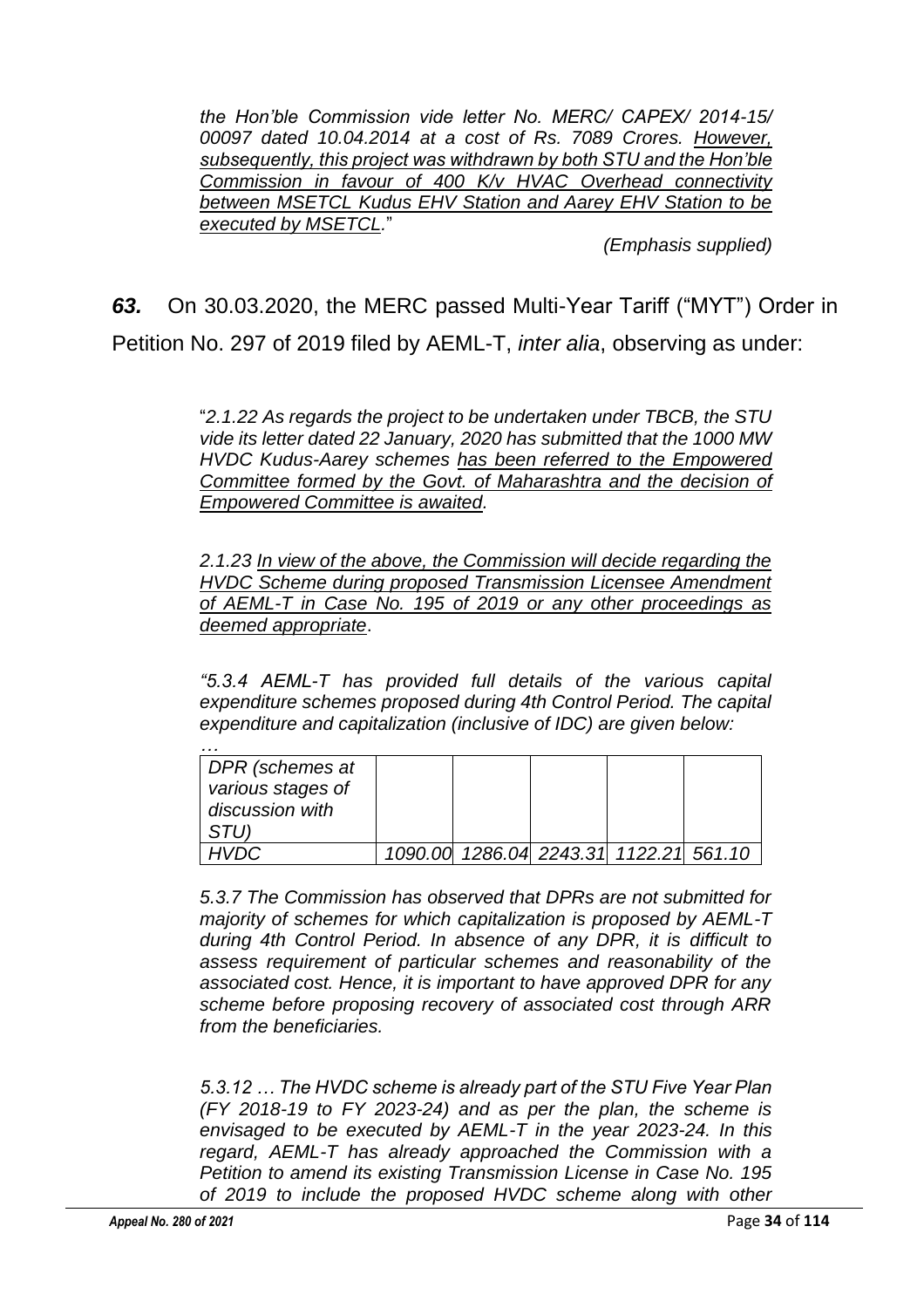*the Hon'ble Commission vide letter No. MERC/ CAPEX/ 2014-15/ 00097 dated 10.04.2014 at a cost of Rs. 7089 Crores. <u>However, subsequently, this project was withdrawn by both STU and the Hon'ble Commission in favour of 400 K/v HVAC Overhead connectivity between MSETCL Kudus EHV Station and Aarey EHV Station to be executed by MSETCL.</u>*"

*(Emphasis supplied)*

***63.*** On 30.03.2020, the MERC passed Multi-Year Tariff ("MYT") Order in Petition No. 297 of 2019 filed by AEML-T, *inter alia*, observing as under:

"*2.1.22 As regards the project to be undertaken under TBCB, the STU vide its letter dated 22 January, 2020 has submitted that the 1000 MW HVDC Kudus-Aarey schemes <u>has been referred to the Empowered Committee formed by the Govt. of Maharashtra and the decision of Empowered Committee is awaited</u>.*

*2.1.23 <u>In view of the above, the Commission will decide regarding the HVDC Scheme during proposed Transmission Licensee Amendment of AEML-T in Case No. 195 of 2019 or any other proceedings as deemed appropriate</u>.*

*"5.3.4 AEML-T has provided full details of the various capital expenditure schemes proposed during 4th Control Period. The capital expenditure and capitalization (inclusive of IDC) are given below:*

*…*

| *DPR (schemes at various stages of discussion with STU)* | | | | | |
|---|---|---|---|---|---|
| *HVDC* | *1090.00* | *1286.04* | *2243.31* | *1122.21* | *561.10* |

*5.3.7 The Commission has observed that DPRs are not submitted for majority of schemes for which capitalization is proposed by AEML-T during 4th Control Period. In absence of any DPR, it is difficult to assess requirement of particular schemes and reasonability of the associated cost. Hence, it is important to have approved DPR for any scheme before proposing recovery of associated cost through ARR from the beneficiaries.*

*5.3.12 … The HVDC scheme is already part of the STU Five Year Plan (FY 2018-19 to FY 2023-24) and as per the plan, the scheme is envisaged to be executed by AEML-T in the year 2023-24. In this regard, AEML-T has already approached the Commission with a Petition to amend its existing Transmission License in Case No. 195 of 2019 to include the proposed HVDC scheme along with other*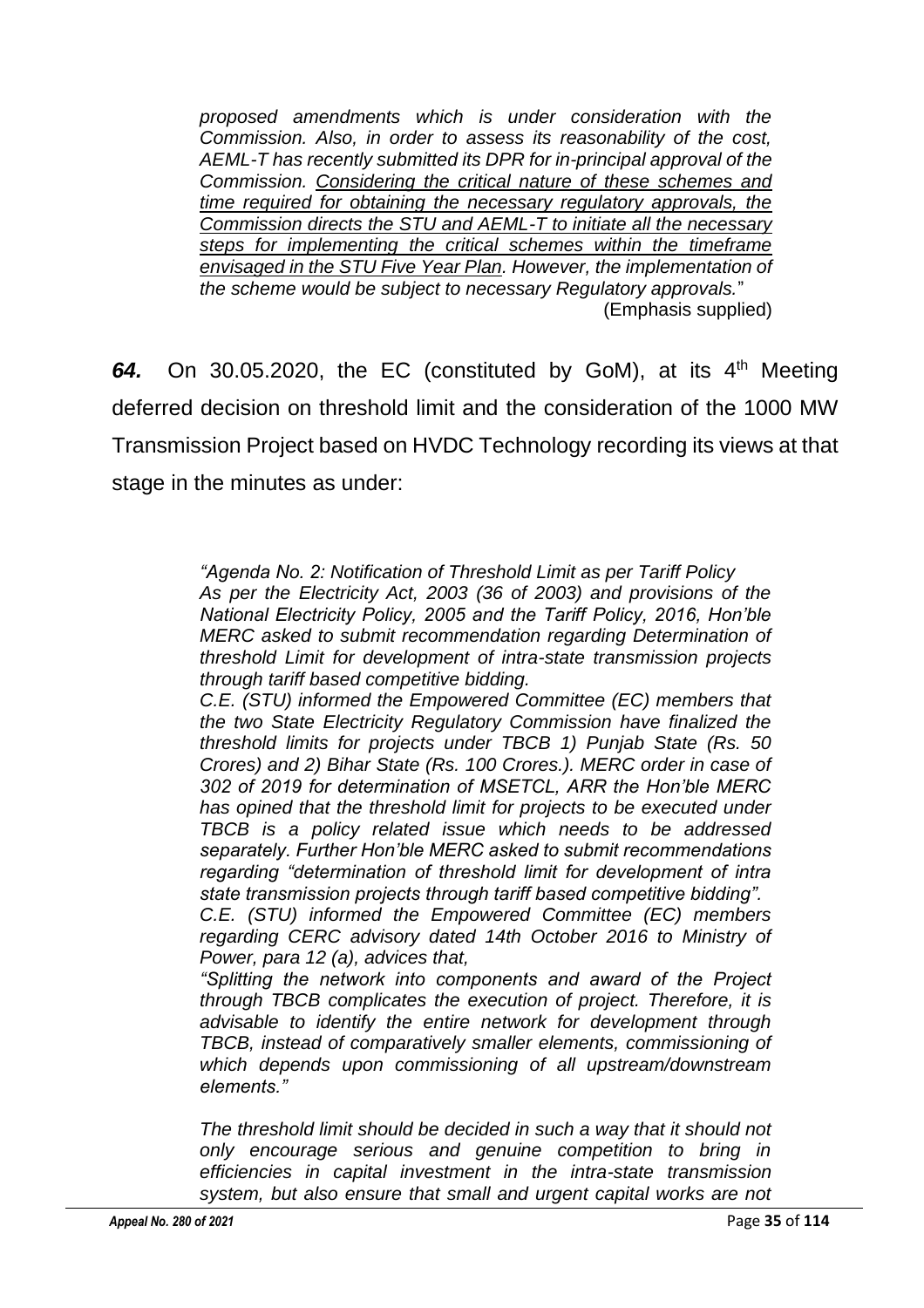*proposed amendments which is under consideration with the Commission. Also, in order to assess its reasonability of the cost, AEML-T has recently submitted its DPR for in-principal approval of the Commission. <u>Considering the critical nature of these schemes and time required for obtaining the necessary regulatory approvals, the Commission directs the STU and AEML-T to initiate all the necessary steps for implementing the critical schemes within the timeframe envisaged in the STU Five Year Plan</u>. However, the implementation of the scheme would be subject to necessary Regulatory approvals.*"

(Emphasis supplied)

***64.*** On 30.05.2020, the EC (constituted by GoM), at its 4th Meeting deferred decision on threshold limit and the consideration of the 1000 MW Transmission Project based on HVDC Technology recording its views at that stage in the minutes as under:

*"Agenda No. 2: Notification of Threshold Limit as per Tariff Policy*

*As per the Electricity Act, 2003 (36 of 2003) and provisions of the National Electricity Policy, 2005 and the Tariff Policy, 2016, Hon'ble MERC asked to submit recommendation regarding Determination of threshold Limit for development of intra-state transmission projects through tariff based competitive bidding.*

*C.E. (STU) informed the Empowered Committee (EC) members that the two State Electricity Regulatory Commission have finalized the threshold limits for projects under TBCB 1) Punjab State (Rs. 50 Crores) and 2) Bihar State (Rs. 100 Crores.). MERC order in case of 302 of 2019 for determination of MSETCL, ARR the Hon'ble MERC has opined that the threshold limit for projects to be executed under TBCB is a policy related issue which needs to be addressed separately. Further Hon'ble MERC asked to submit recommendations regarding "determination of threshold limit for development of intra state transmission projects through tariff based competitive bidding".*

*C.E. (STU) informed the Empowered Committee (EC) members regarding CERC advisory dated 14th October 2016 to Ministry of Power, para 12 (a), advices that,*

*"Splitting the network into components and award of the Project through TBCB complicates the execution of project. Therefore, it is advisable to identify the entire network for development through TBCB, instead of comparatively smaller elements, commissioning of which depends upon commissioning of all upstream/downstream elements."*

*The threshold limit should be decided in such a way that it should not only encourage serious and genuine competition to bring in efficiencies in capital investment in the intra-state transmission system, but also ensure that small and urgent capital works are not*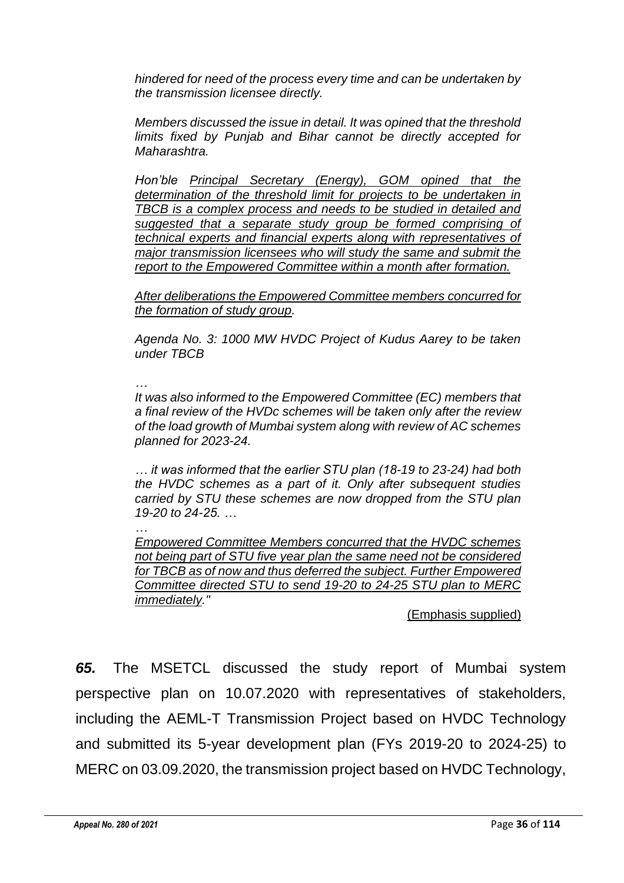*hindered for need of the process every time and can be undertaken by the transmission licensee directly.*

*Members discussed the issue in detail. It was opined that the threshold limits fixed by Punjab and Bihar cannot be directly accepted for Maharashtra.*

*Hon'ble Principal Secretary (Energy), GOM opined that the determination of the threshold limit for projects to be undertaken in TBCB is a complex process and needs to be studied in detailed and suggested that a separate study group be formed comprising of technical experts and financial experts along with representatives of major transmission licensees who will study the same and submit the report to the Empowered Committee within a month after formation.*

*After deliberations the Empowered Committee members concurred for the formation of study group.*

*Agenda No. 3: 1000 MW HVDC Project of Kudus Aarey to be taken under TBCB*

*…*

*It was also informed to the Empowered Committee (EC) members that a final review of the HVDc schemes will be taken only after the review of the load growth of Mumbai system along with review of AC schemes planned for 2023-24.*

*… it was informed that the earlier STU plan (18-19 to 23-24) had both the HVDC schemes as a part of it. Only after subsequent studies carried by STU these schemes are now dropped from the STU plan 19-20 to 24-25. …*

*…*

*Empowered Committee Members concurred that the HVDC schemes not being part of STU five year plan the same need not be considered for TBCB as of now and thus deferred the subject. Further Empowered Committee directed STU to send 19-20 to 24-25 STU plan to MERC immediately."*

(Emphasis supplied)

***65.*** The MSETCL discussed the study report of Mumbai system perspective plan on 10.07.2020 with representatives of stakeholders, including the AEML-T Transmission Project based on HVDC Technology and submitted its 5-year development plan (FYs 2019-20 to 2024-25) to MERC on 03.09.2020, the transmission project based on HVDC Technology,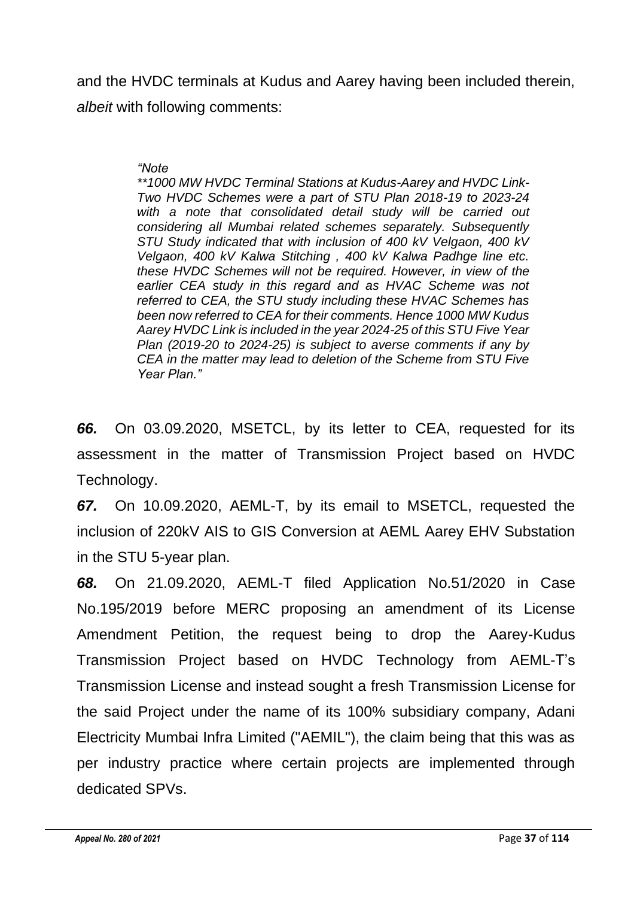and the HVDC terminals at Kudus and Aarey having been included therein, *albeit* with following comments:

> *"Note*
> ***1000 MW HVDC Terminal Stations at Kudus-Aarey and HVDC Link-Two HVDC Schemes were a part of STU Plan 2018-19 to 2023-24 with a note that consolidated detail study will be carried out considering all Mumbai related schemes separately. Subsequently STU Study indicated that with inclusion of 400 kV Velgaon, 400 kV Velgaon, 400 kV Kalwa Stitching , 400 kV Kalwa Padhge line etc. these HVDC Schemes will not be required. However, in view of the earlier CEA study in this regard and as HVAC Scheme was not referred to CEA, the STU study including these HVAC Schemes has been now referred to CEA for their comments. Hence 1000 MW Kudus Aarey HVDC Link is included in the year 2024-25 of this STU Five Year Plan (2019-20 to 2024-25) is subject to averse comments if any by CEA in the matter may lead to deletion of the Scheme from STU Five Year Plan."*

***66.*** On 03.09.2020, MSETCL, by its letter to CEA, requested for its assessment in the matter of Transmission Project based on HVDC Technology.

***67.*** On 10.09.2020, AEML-T, by its email to MSETCL, requested the inclusion of 220kV AIS to GIS Conversion at AEML Aarey EHV Substation in the STU 5-year plan.

***68.*** On 21.09.2020, AEML-T filed Application No.51/2020 in Case No.195/2019 before MERC proposing an amendment of its License Amendment Petition, the request being to drop the Aarey-Kudus Transmission Project based on HVDC Technology from AEML-T's Transmission License and instead sought a fresh Transmission License for the said Project under the name of its 100% subsidiary company, Adani Electricity Mumbai Infra Limited ("AEMIL"), the claim being that this was as per industry practice where certain projects are implemented through dedicated SPVs.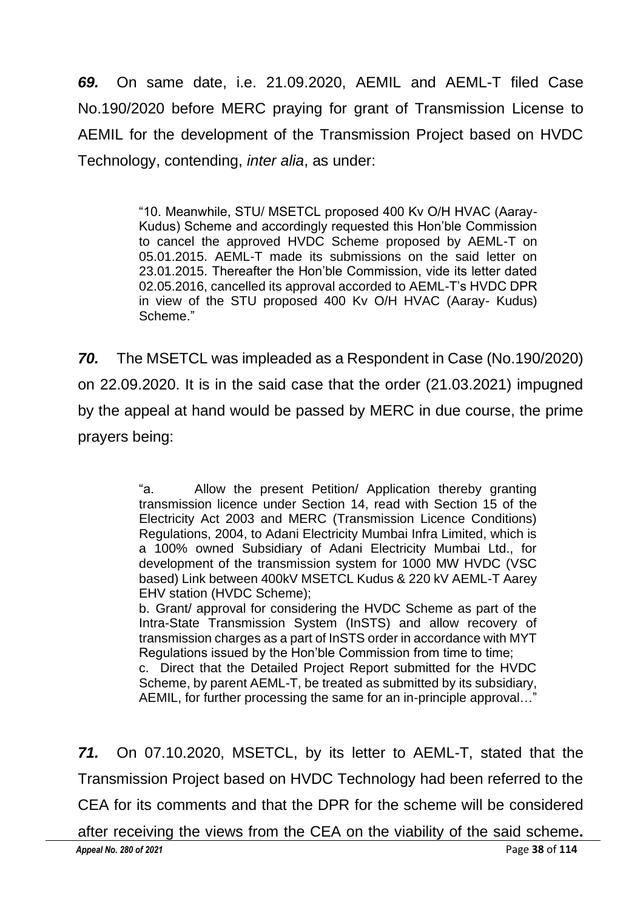***69.*** On same date, i.e. 21.09.2020, AEMIL and AEML-T filed Case No.190/2020 before MERC praying for grant of Transmission License to AEMIL for the development of the Transmission Project based on HVDC Technology, contending, *inter alia*, as under:

> "10. Meanwhile, STU/ MSETCL proposed 400 Kv O/H HVAC (Aaray-Kudus) Scheme and accordingly requested this Hon'ble Commission to cancel the approved HVDC Scheme proposed by AEML-T on 05.01.2015. AEML-T made its submissions on the said letter on 23.01.2015. Thereafter the Hon'ble Commission, vide its letter dated 02.05.2016, cancelled its approval accorded to AEML-T's HVDC DPR in view of the STU proposed 400 Kv O/H HVAC (Aaray- Kudus) Scheme."

***70.*** The MSETCL was impleaded as a Respondent in Case (No.190/2020) on 22.09.2020. It is in the said case that the order (21.03.2021) impugned by the appeal at hand would be passed by MERC in due course, the prime prayers being:

> "a. Allow the present Petition/ Application thereby granting transmission licence under Section 14, read with Section 15 of the Electricity Act 2003 and MERC (Transmission Licence Conditions) Regulations, 2004, to Adani Electricity Mumbai Infra Limited, which is a 100% owned Subsidiary of Adani Electricity Mumbai Ltd., for development of the transmission system for 1000 MW HVDC (VSC based) Link between 400kV MSETCL Kudus & 220 kV AEML-T Aarey EHV station (HVDC Scheme);
> b. Grant/ approval for considering the HVDC Scheme as part of the Intra-State Transmission System (InSTS) and allow recovery of transmission charges as a part of InSTS order in accordance with MYT Regulations issued by the Hon'ble Commission from time to time;
> c. Direct that the Detailed Project Report submitted for the HVDC Scheme, by parent AEML-T, be treated as submitted by its subsidiary, AEMIL, for further processing the same for an in-principle approval…"

***71.*** On 07.10.2020, MSETCL, by its letter to AEML-T, stated that the Transmission Project based on HVDC Technology had been referred to the CEA for its comments and that the DPR for the scheme will be considered after receiving the views from the CEA on the viability of the said scheme**.**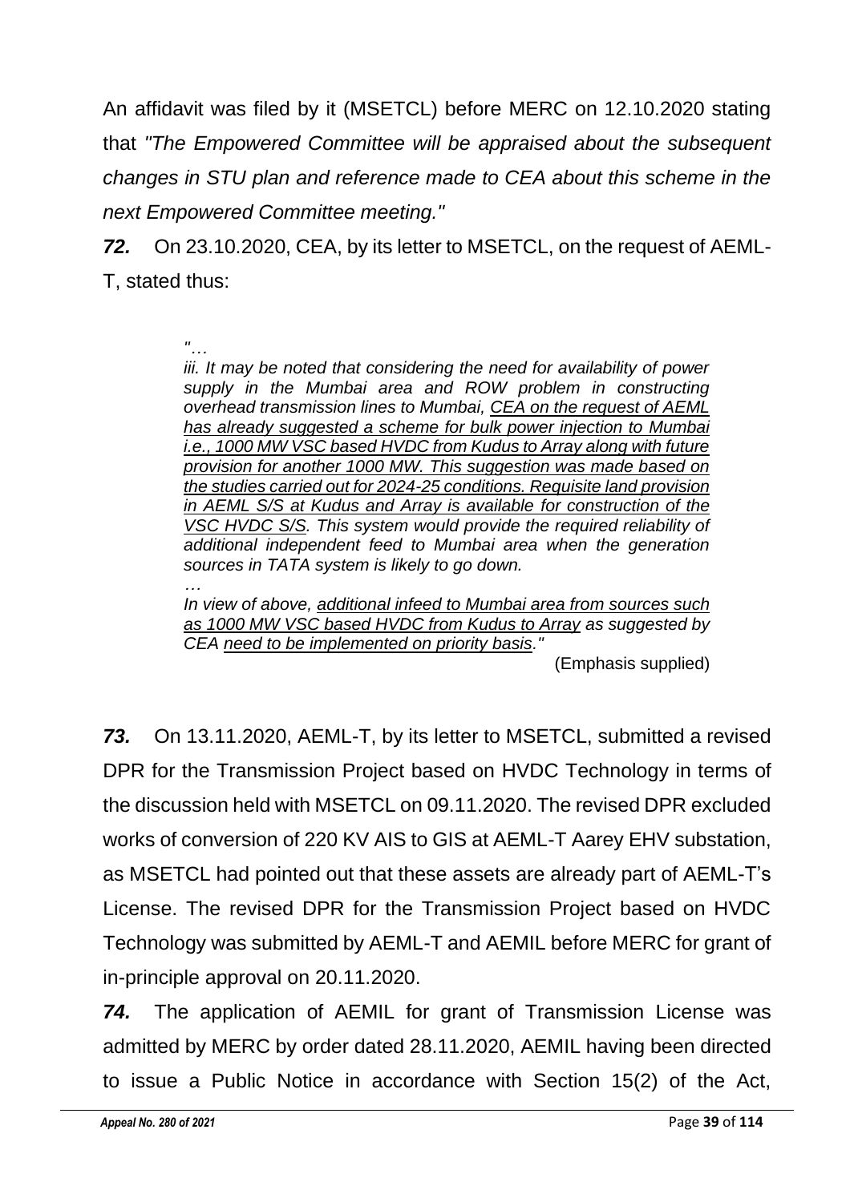An affidavit was filed by it (MSETCL) before MERC on 12.10.2020 stating that *"The Empowered Committee will be appraised about the subsequent changes in STU plan and reference made to CEA about this scheme in the next Empowered Committee meeting."*

***72.*** On 23.10.2020, CEA, by its letter to MSETCL, on the request of AEML-T, stated thus:

> *"…*
>
> *iii. It may be noted that considering the need for availability of power supply in the Mumbai area and ROW problem in constructing overhead transmission lines to Mumbai, <u>CEA on the request of AEML has already suggested a scheme for bulk power injection to Mumbai i.e., 1000 MW VSC based HVDC from Kudus to Array along with future provision for another 1000 MW. This suggestion was made based on the studies carried out for 2024-25 conditions. Requisite land provision in AEML S/S at Kudus and Array is available for construction of the VSC HVDC S/S</u>. This system would provide the required reliability of additional independent feed to Mumbai area when the generation sources in TATA system is likely to go down.*
>
> *…*
>
> *In view of above, <u>additional infeed to Mumbai area from sources such as 1000 MW VSC based HVDC from Kudus to Array</u> as suggested by CEA <u>need to be implemented on priority basis</u>."*
>
> (Emphasis supplied)

***73.*** On 13.11.2020, AEML-T, by its letter to MSETCL, submitted a revised DPR for the Transmission Project based on HVDC Technology in terms of the discussion held with MSETCL on 09.11.2020. The revised DPR excluded works of conversion of 220 KV AIS to GIS at AEML-T Aarey EHV substation, as MSETCL had pointed out that these assets are already part of AEML-T's License. The revised DPR for the Transmission Project based on HVDC Technology was submitted by AEML-T and AEMIL before MERC for grant of in-principle approval on 20.11.2020.

***74.*** The application of AEMIL for grant of Transmission License was admitted by MERC by order dated 28.11.2020, AEMIL having been directed to issue a Public Notice in accordance with Section 15(2) of the Act,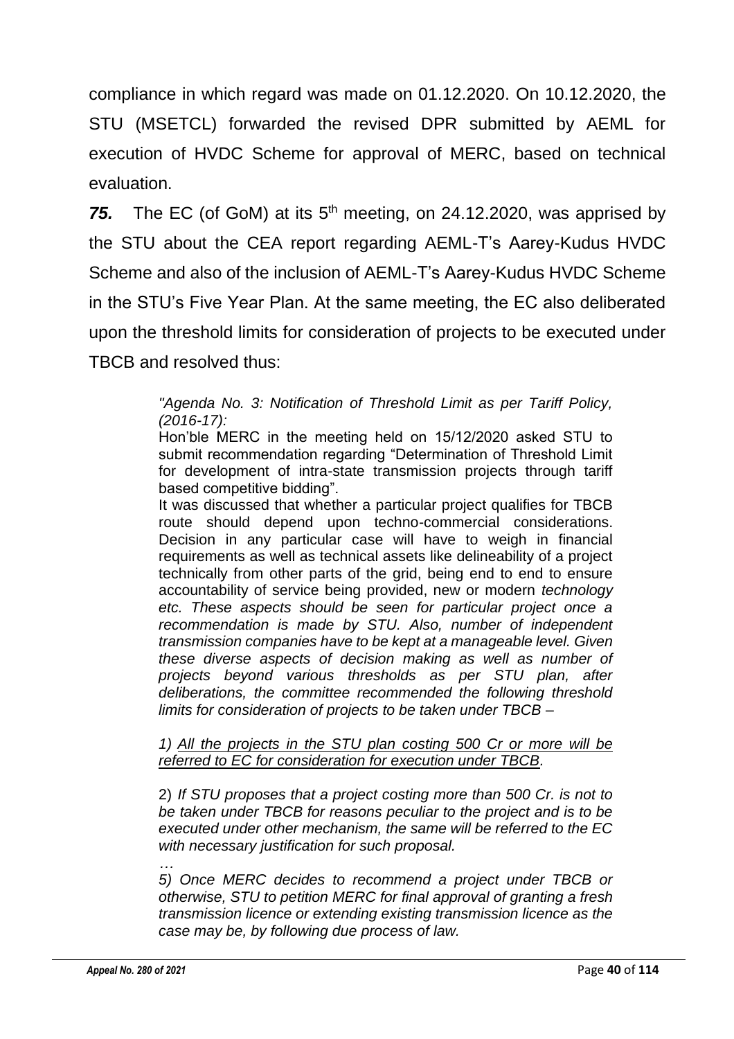compliance in which regard was made on 01.12.2020. On 10.12.2020, the STU (MSETCL) forwarded the revised DPR submitted by AEML for execution of HVDC Scheme for approval of MERC, based on technical evaluation.

***75.*** The EC (of GoM) at its 5th meeting, on 24.12.2020, was apprised by the STU about the CEA report regarding AEML-T's Aarey-Kudus HVDC Scheme and also of the inclusion of AEML-T's Aarey-Kudus HVDC Scheme in the STU's Five Year Plan. At the same meeting, the EC also deliberated upon the threshold limits for consideration of projects to be executed under TBCB and resolved thus:

> *"Agenda No. 3: Notification of Threshold Limit as per Tariff Policy, (2016-17):*
>
> Hon'ble MERC in the meeting held on 15/12/2020 asked STU to submit recommendation regarding "Determination of Threshold Limit for development of intra-state transmission projects through tariff based competitive bidding".
>
> It was discussed that whether a particular project qualifies for TBCB route should depend upon techno-commercial considerations. Decision in any particular case will have to weigh in financial requirements as well as technical assets like delineability of a project technically from other parts of the grid, being end to end to ensure accountability of service being provided, new or modern *technology etc. These aspects should be seen for particular project once a recommendation is made by STU. Also, number of independent transmission companies have to be kept at a manageable level. Given these diverse aspects of decision making as well as number of projects beyond various thresholds as per STU plan, after deliberations, the committee recommended the following threshold limits for consideration of projects to be taken under TBCB –*
>
> *1) <u>All the projects in the STU plan costing 500 Cr or more will be referred to EC for consideration for execution under TBCB</u>.*
>
> 2) *If STU proposes that a project costing more than 500 Cr. is not to be taken under TBCB for reasons peculiar to the project and is to be executed under other mechanism, the same will be referred to the EC with necessary justification for such proposal.*
>
> *…*
>
> *5) Once MERC decides to recommend a project under TBCB or otherwise, STU to petition MERC for final approval of granting a fresh transmission licence or extending existing transmission licence as the case may be, by following due process of law.*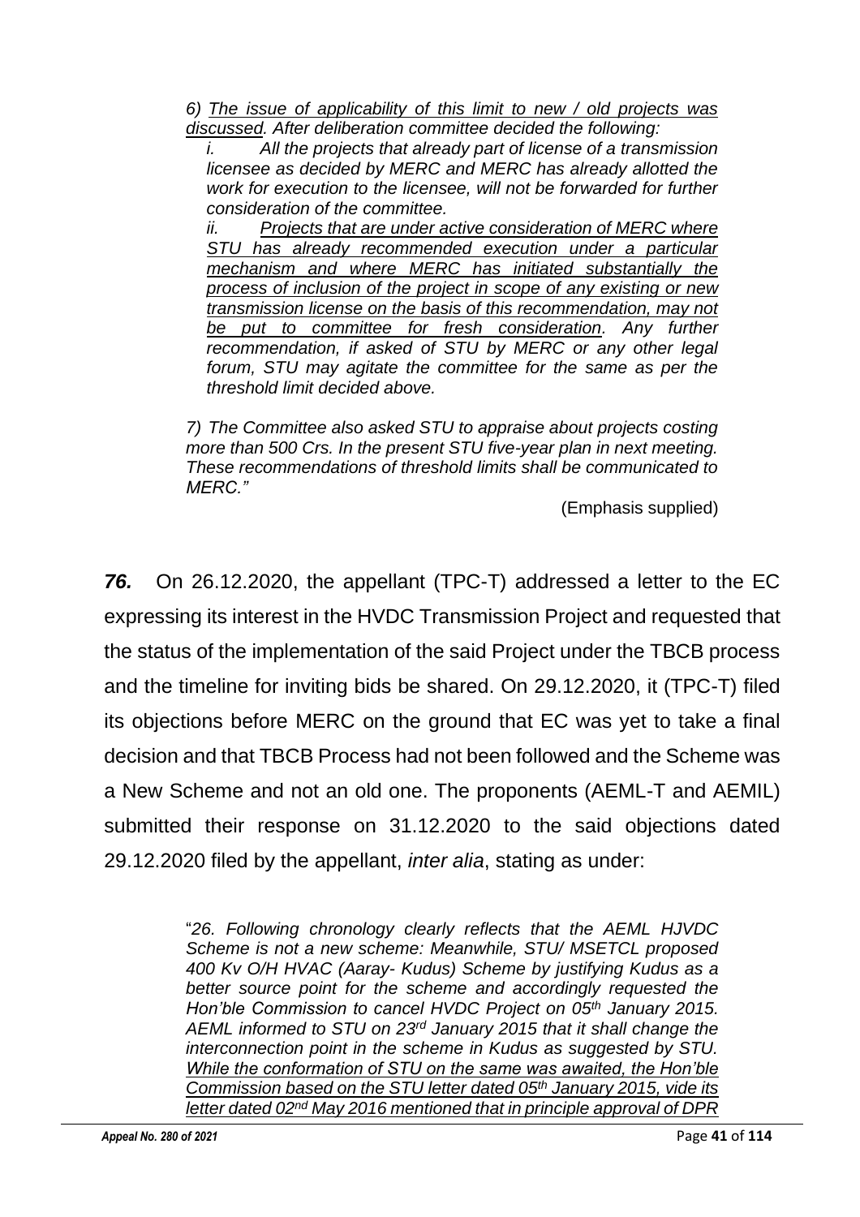*6) <u>The issue of applicability of this limit to new / old projects was discussed</u>. After deliberation committee decided the following:*

*i. All the projects that already part of license of a transmission licensee as decided by MERC and MERC has already allotted the work for execution to the licensee, will not be forwarded for further consideration of the committee.*

*ii. <u>Projects that are under active consideration of MERC where STU has already recommended execution under a particular mechanism and where MERC has initiated substantially the process of inclusion of the project in scope of any existing or new transmission license on the basis of this recommendation, may not be put to committee for fresh consideration</u>. Any further recommendation, if asked of STU by MERC or any other legal forum, STU may agitate the committee for the same as per the threshold limit decided above.*

*7) The Committee also asked STU to appraise about projects costing more than 500 Crs. In the present STU five-year plan in next meeting. These recommendations of threshold limits shall be communicated to MERC."*

(Emphasis supplied)

***76.*** On 26.12.2020, the appellant (TPC-T) addressed a letter to the EC expressing its interest in the HVDC Transmission Project and requested that the status of the implementation of the said Project under the TBCB process and the timeline for inviting bids be shared. On 29.12.2020, it (TPC-T) filed its objections before MERC on the ground that EC was yet to take a final decision and that TBCB Process had not been followed and the Scheme was a New Scheme and not an old one. The proponents (AEML-T and AEMIL) submitted their response on 31.12.2020 to the said objections dated 29.12.2020 filed by the appellant, *inter alia*, stating as under:

"*26. Following chronology clearly reflects that the AEML HJVDC Scheme is not a new scheme: Meanwhile, STU/ MSETCL proposed 400 Kv O/H HVAC (Aaray- Kudus) Scheme by justifying Kudus as a better source point for the scheme and accordingly requested the Hon'ble Commission to cancel HVDC Project on 05th January 2015. AEML informed to STU on 23rd January 2015 that it shall change the interconnection point in the scheme in Kudus as suggested by STU. <u>While the conformation of STU on the same was awaited, the Hon'ble Commission based on the STU letter dated 05th January 2015, vide its letter dated 02nd May 2016 mentioned that in principle approval of DPR</u>*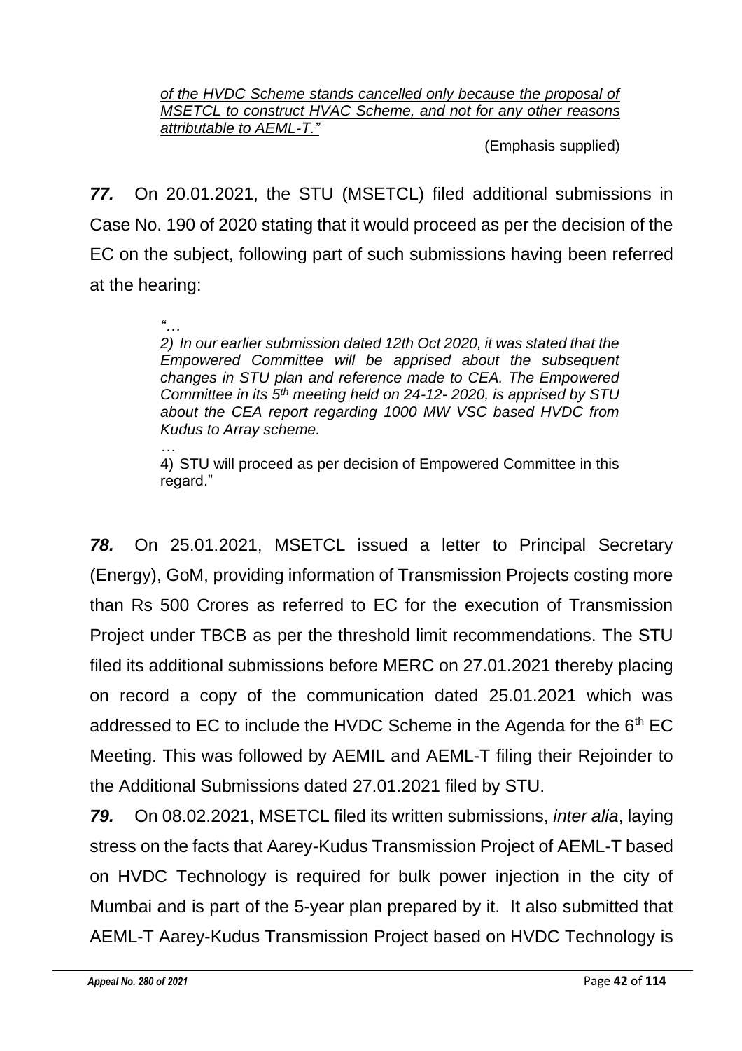> *of the HVDC Scheme stands cancelled only because the proposal of MSETCL to construct HVAC Scheme, and not for any other reasons attributable to AEML-T."*

(Emphasis supplied)

***77.*** On 20.01.2021, the STU (MSETCL) filed additional submissions in Case No. 190 of 2020 stating that it would proceed as per the decision of the EC on the subject, following part of such submissions having been referred at the hearing:

> *"…*
>
> *2) In our earlier submission dated 12th Oct 2020, it was stated that the Empowered Committee will be apprised about the subsequent changes in STU plan and reference made to CEA. The Empowered Committee in its 5th meeting held on 24-12- 2020, is apprised by STU about the CEA report regarding 1000 MW VSC based HVDC from Kudus to Array scheme.*
>
> *…*
>
> 4) STU will proceed as per decision of Empowered Committee in this regard."

***78.*** On 25.01.2021, MSETCL issued a letter to Principal Secretary (Energy), GoM, providing information of Transmission Projects costing more than Rs 500 Crores as referred to EC for the execution of Transmission Project under TBCB as per the threshold limit recommendations. The STU filed its additional submissions before MERC on 27.01.2021 thereby placing on record a copy of the communication dated 25.01.2021 which was addressed to EC to include the HVDC Scheme in the Agenda for the 6th EC Meeting. This was followed by AEMIL and AEML-T filing their Rejoinder to the Additional Submissions dated 27.01.2021 filed by STU.

***79.*** On 08.02.2021, MSETCL filed its written submissions, *inter alia*, laying stress on the facts that Aarey-Kudus Transmission Project of AEML-T based on HVDC Technology is required for bulk power injection in the city of Mumbai and is part of the 5-year plan prepared by it. It also submitted that AEML-T Aarey-Kudus Transmission Project based on HVDC Technology is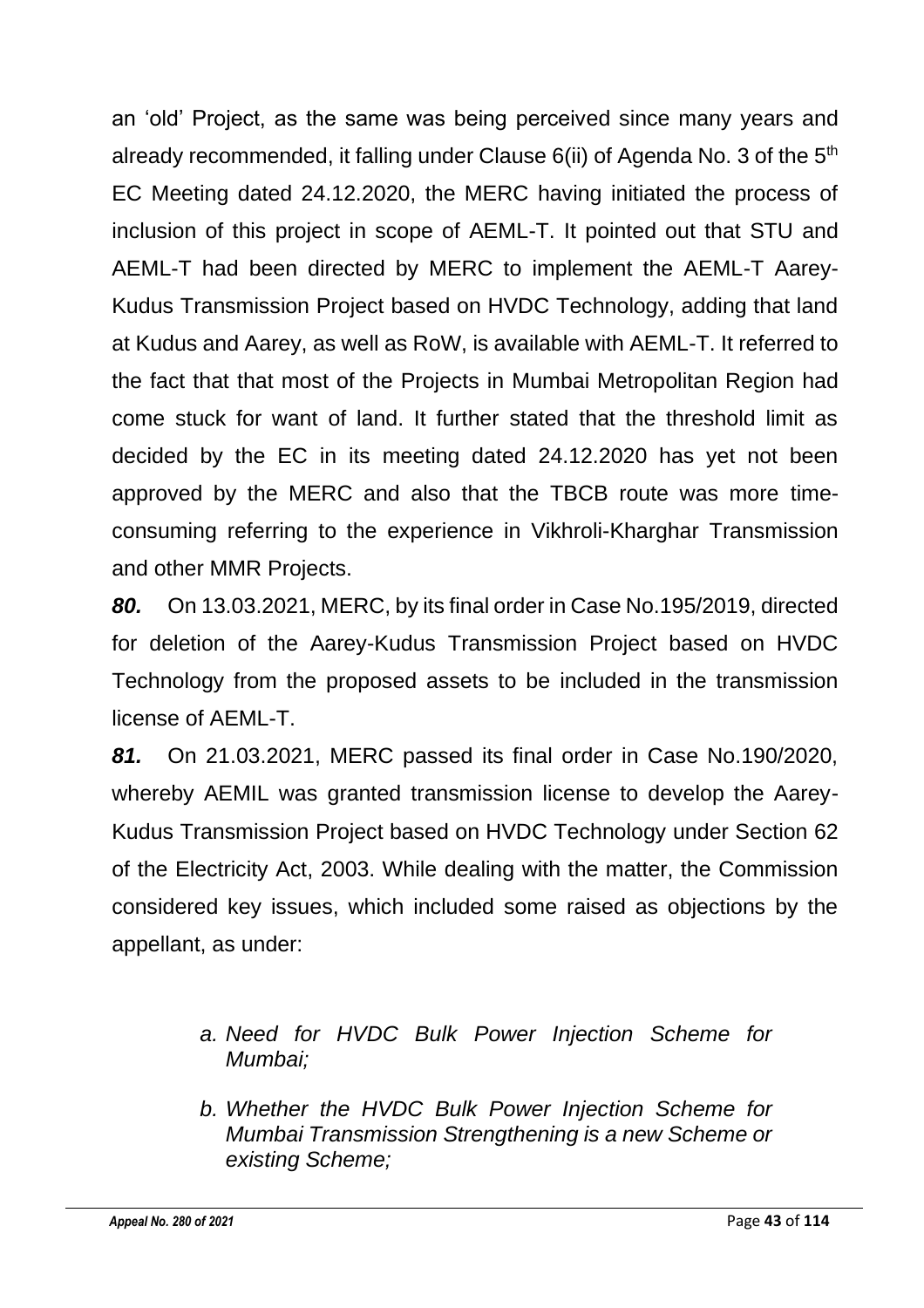an 'old' Project, as the same was being perceived since many years and already recommended, it falling under Clause 6(ii) of Agenda No. 3 of the 5th EC Meeting dated 24.12.2020, the MERC having initiated the process of inclusion of this project in scope of AEML-T. It pointed out that STU and AEML-T had been directed by MERC to implement the AEML-T Aarey-Kudus Transmission Project based on HVDC Technology, adding that land at Kudus and Aarey, as well as RoW, is available with AEML-T. It referred to the fact that that most of the Projects in Mumbai Metropolitan Region had come stuck for want of land. It further stated that the threshold limit as decided by the EC in its meeting dated 24.12.2020 has yet not been approved by the MERC and also that the TBCB route was more time-consuming referring to the experience in Vikhroli-Kharghar Transmission and other MMR Projects.

***80.*** On 13.03.2021, MERC, by its final order in Case No.195/2019, directed for deletion of the Aarey-Kudus Transmission Project based on HVDC Technology from the proposed assets to be included in the transmission license of AEML-T.

***81.*** On 21.03.2021, MERC passed its final order in Case No.190/2020, whereby AEMIL was granted transmission license to develop the Aarey-Kudus Transmission Project based on HVDC Technology under Section 62 of the Electricity Act, 2003. While dealing with the matter, the Commission considered key issues, which included some raised as objections by the appellant, as under:

> *a. Need for HVDC Bulk Power Injection Scheme for Mumbai;*
>
> *b. Whether the HVDC Bulk Power Injection Scheme for Mumbai Transmission Strengthening is a new Scheme or existing Scheme;*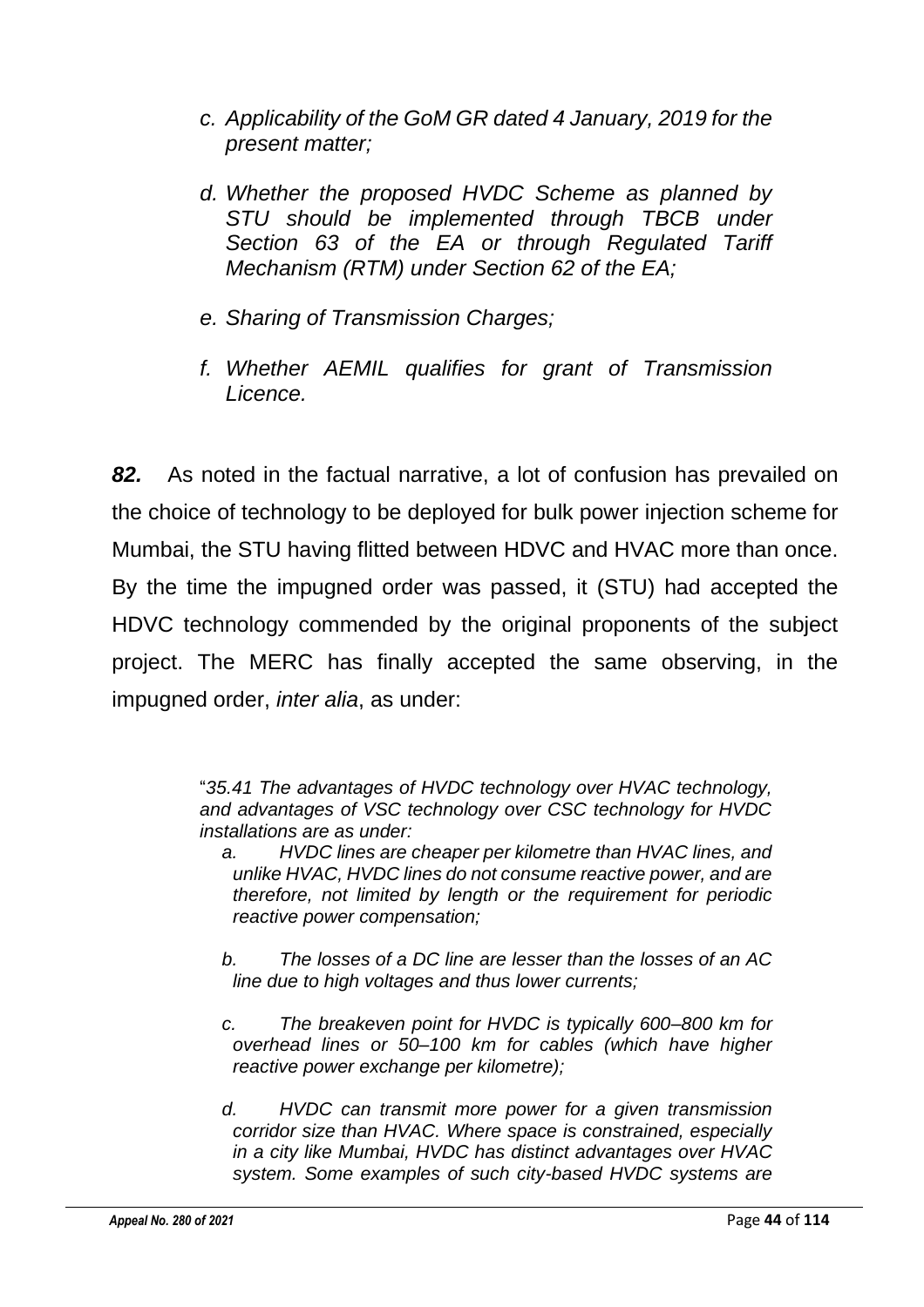- *c. Applicability of the GoM GR dated 4 January, 2019 for the present matter;*
- *d. Whether the proposed HVDC Scheme as planned by STU should be implemented through TBCB under Section 63 of the EA or through Regulated Tariff Mechanism (RTM) under Section 62 of the EA;*
- *e. Sharing of Transmission Charges;*
- *f. Whether AEMIL qualifies for grant of Transmission Licence.*

***82.*** As noted in the factual narrative, a lot of confusion has prevailed on the choice of technology to be deployed for bulk power injection scheme for Mumbai, the STU having flitted between HDVC and HVAC more than once. By the time the impugned order was passed, it (STU) had accepted the HDVC technology commended by the original proponents of the subject project. The MERC has finally accepted the same observing, in the impugned order, *inter alia*, as under:

> "*35.41 The advantages of HVDC technology over HVAC technology, and advantages of VSC technology over CSC technology for HVDC installations are as under:*
>
> *a. HVDC lines are cheaper per kilometre than HVAC lines, and unlike HVAC, HVDC lines do not consume reactive power, and are therefore, not limited by length or the requirement for periodic reactive power compensation;*
>
> *b. The losses of a DC line are lesser than the losses of an AC line due to high voltages and thus lower currents;*
>
> *c. The breakeven point for HVDC is typically 600–800 km for overhead lines or 50–100 km for cables (which have higher reactive power exchange per kilometre);*
>
> *d. HVDC can transmit more power for a given transmission corridor size than HVAC. Where space is constrained, especially in a city like Mumbai, HVDC has distinct advantages over HVAC system. Some examples of such city-based HVDC systems are*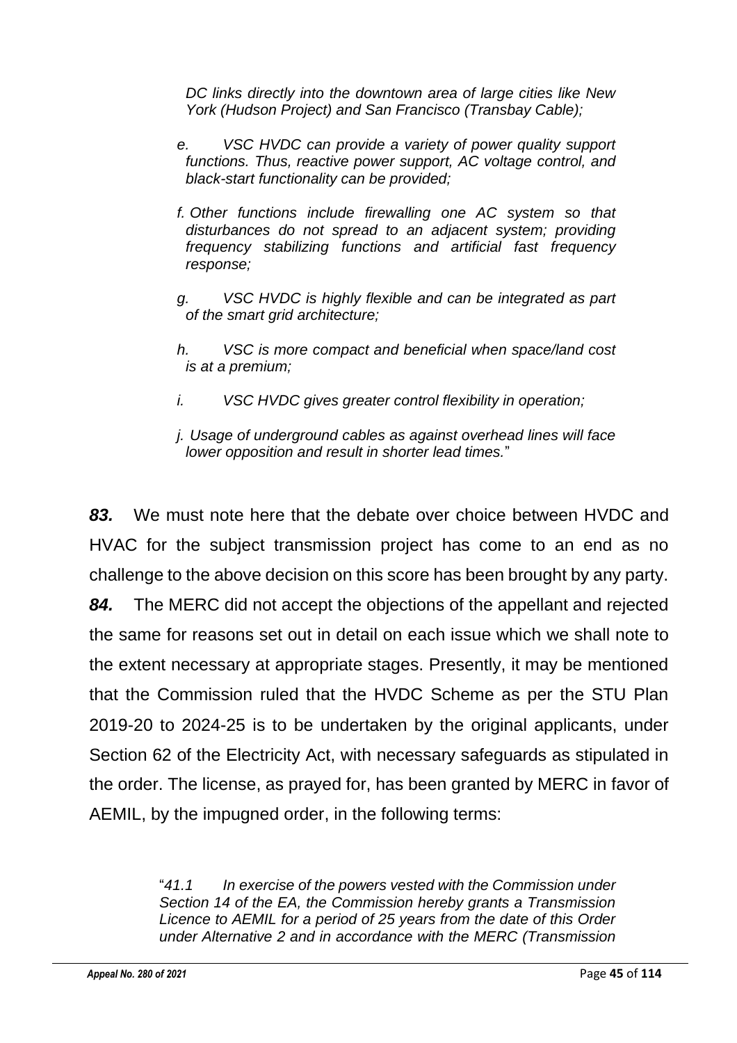> *DC links directly into the downtown area of large cities like New York (Hudson Project) and San Francisco (Transbay Cable);*
>
> *e. VSC HVDC can provide a variety of power quality support functions. Thus, reactive power support, AC voltage control, and black-start functionality can be provided;*
>
> *f. Other functions include firewalling one AC system so that disturbances do not spread to an adjacent system; providing frequency stabilizing functions and artificial fast frequency response;*
>
> *g. VSC HVDC is highly flexible and can be integrated as part of the smart grid architecture;*
>
> *h. VSC is more compact and beneficial when space/land cost is at a premium;*
>
> *i. VSC HVDC gives greater control flexibility in operation;*
>
> *j. Usage of underground cables as against overhead lines will face lower opposition and result in shorter lead times.*"

***83.*** We must note here that the debate over choice between HVDC and HVAC for the subject transmission project has come to an end as no challenge to the above decision on this score has been brought by any party.

***84.*** The MERC did not accept the objections of the appellant and rejected the same for reasons set out in detail on each issue which we shall note to the extent necessary at appropriate stages. Presently, it may be mentioned that the Commission ruled that the HVDC Scheme as per the STU Plan 2019-20 to 2024-25 is to be undertaken by the original applicants, under Section 62 of the Electricity Act, with necessary safeguards as stipulated in the order. The license, as prayed for, has been granted by MERC in favor of AEMIL, by the impugned order, in the following terms:

> "*41.1 In exercise of the powers vested with the Commission under Section 14 of the EA, the Commission hereby grants a Transmission Licence to AEMIL for a period of 25 years from the date of this Order under Alternative 2 and in accordance with the MERC (Transmission*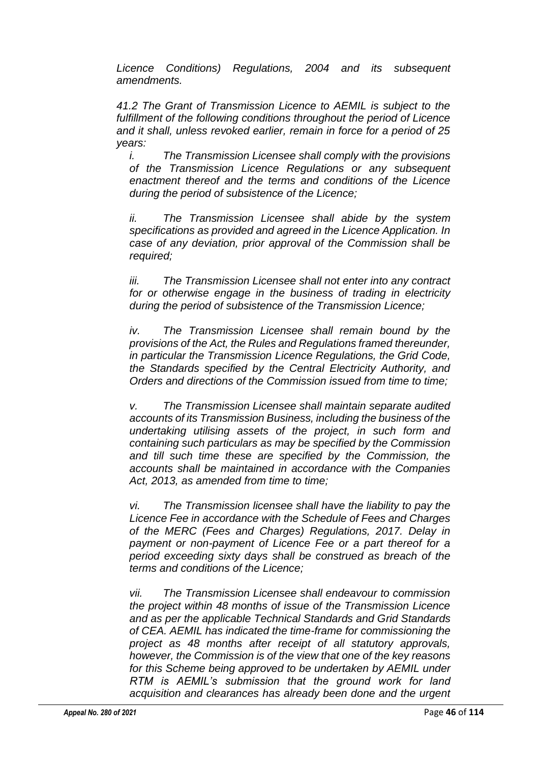*Licence Conditions) Regulations, 2004 and its subsequent amendments.*

*41.2 The Grant of Transmission Licence to AEMIL is subject to the fulfillment of the following conditions throughout the period of Licence and it shall, unless revoked earlier, remain in force for a period of 25 years:*

*i. The Transmission Licensee shall comply with the provisions of the Transmission Licence Regulations or any subsequent enactment thereof and the terms and conditions of the Licence during the period of subsistence of the Licence;*

*ii. The Transmission Licensee shall abide by the system specifications as provided and agreed in the Licence Application. In case of any deviation, prior approval of the Commission shall be required;*

*iii. The Transmission Licensee shall not enter into any contract for or otherwise engage in the business of trading in electricity during the period of subsistence of the Transmission Licence;*

*iv. The Transmission Licensee shall remain bound by the provisions of the Act, the Rules and Regulations framed thereunder, in particular the Transmission Licence Regulations, the Grid Code, the Standards specified by the Central Electricity Authority, and Orders and directions of the Commission issued from time to time;*

*v. The Transmission Licensee shall maintain separate audited accounts of its Transmission Business, including the business of the undertaking utilising assets of the project, in such form and containing such particulars as may be specified by the Commission and till such time these are specified by the Commission, the accounts shall be maintained in accordance with the Companies Act, 2013, as amended from time to time;*

*vi. The Transmission licensee shall have the liability to pay the Licence Fee in accordance with the Schedule of Fees and Charges of the MERC (Fees and Charges) Regulations, 2017. Delay in payment or non-payment of Licence Fee or a part thereof for a period exceeding sixty days shall be construed as breach of the terms and conditions of the Licence;*

*vii. The Transmission Licensee shall endeavour to commission the project within 48 months of issue of the Transmission Licence and as per the applicable Technical Standards and Grid Standards of CEA. AEMIL has indicated the time-frame for commissioning the project as 48 months after receipt of all statutory approvals, however, the Commission is of the view that one of the key reasons for this Scheme being approved to be undertaken by AEMIL under RTM is AEMIL's submission that the ground work for land acquisition and clearances has already been done and the urgent*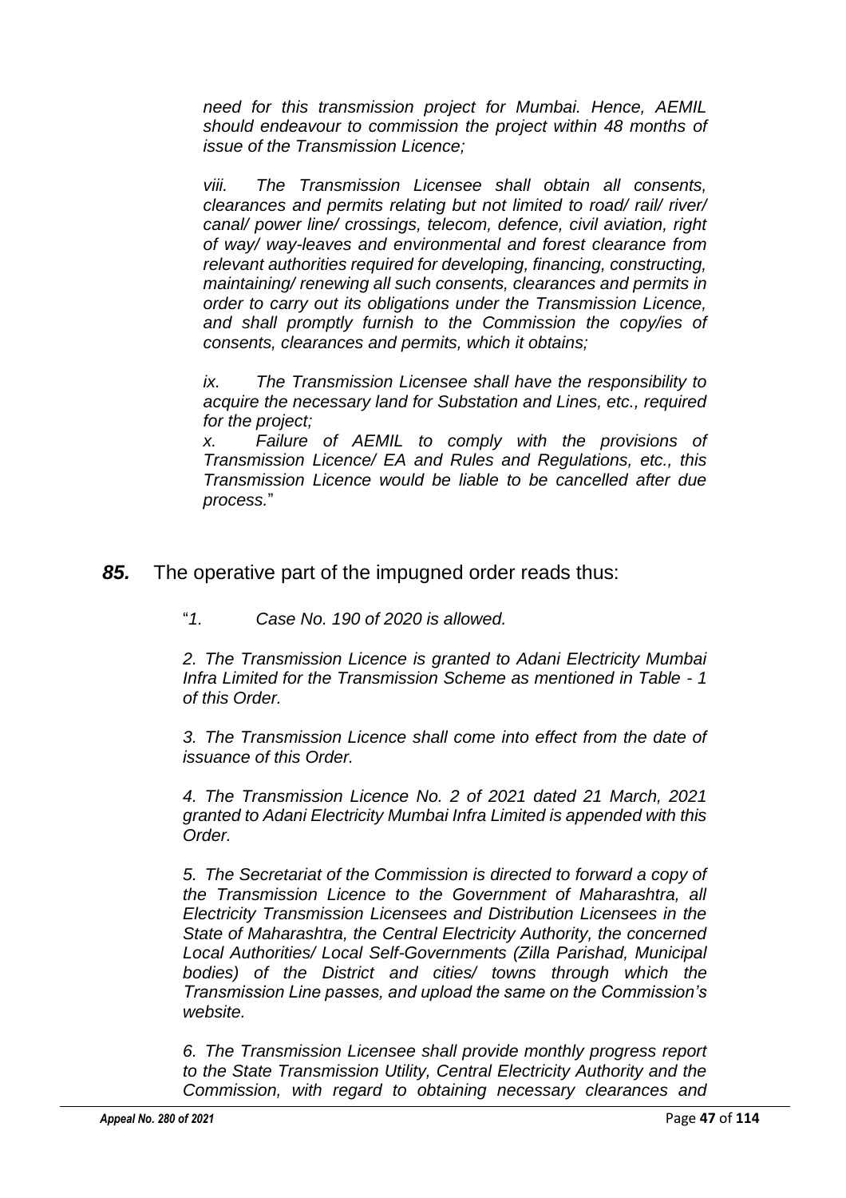*need for this transmission project for Mumbai. Hence, AEMIL should endeavour to commission the project within 48 months of issue of the Transmission Licence;*

*viii. The Transmission Licensee shall obtain all consents, clearances and permits relating but not limited to road/ rail/ river/ canal/ power line/ crossings, telecom, defence, civil aviation, right of way/ way-leaves and environmental and forest clearance from relevant authorities required for developing, financing, constructing, maintaining/ renewing all such consents, clearances and permits in order to carry out its obligations under the Transmission Licence, and shall promptly furnish to the Commission the copy/ies of consents, clearances and permits, which it obtains;*

*ix. The Transmission Licensee shall have the responsibility to acquire the necessary land for Substation and Lines, etc., required for the project;*

*x. Failure of AEMIL to comply with the provisions of Transmission Licence/ EA and Rules and Regulations, etc., this Transmission Licence would be liable to be cancelled after due process.*"

***85.*** The operative part of the impugned order reads thus:

"*1. Case No. 190 of 2020 is allowed.*

*2. The Transmission Licence is granted to Adani Electricity Mumbai Infra Limited for the Transmission Scheme as mentioned in Table - 1 of this Order.*

*3. The Transmission Licence shall come into effect from the date of issuance of this Order.*

*4. The Transmission Licence No. 2 of 2021 dated 21 March, 2021 granted to Adani Electricity Mumbai Infra Limited is appended with this Order.*

*5. The Secretariat of the Commission is directed to forward a copy of the Transmission Licence to the Government of Maharashtra, all Electricity Transmission Licensees and Distribution Licensees in the State of Maharashtra, the Central Electricity Authority, the concerned Local Authorities/ Local Self-Governments (Zilla Parishad, Municipal bodies) of the District and cities/ towns through which the Transmission Line passes, and upload the same on the Commission's website.*

*6. The Transmission Licensee shall provide monthly progress report to the State Transmission Utility, Central Electricity Authority and the Commission, with regard to obtaining necessary clearances and*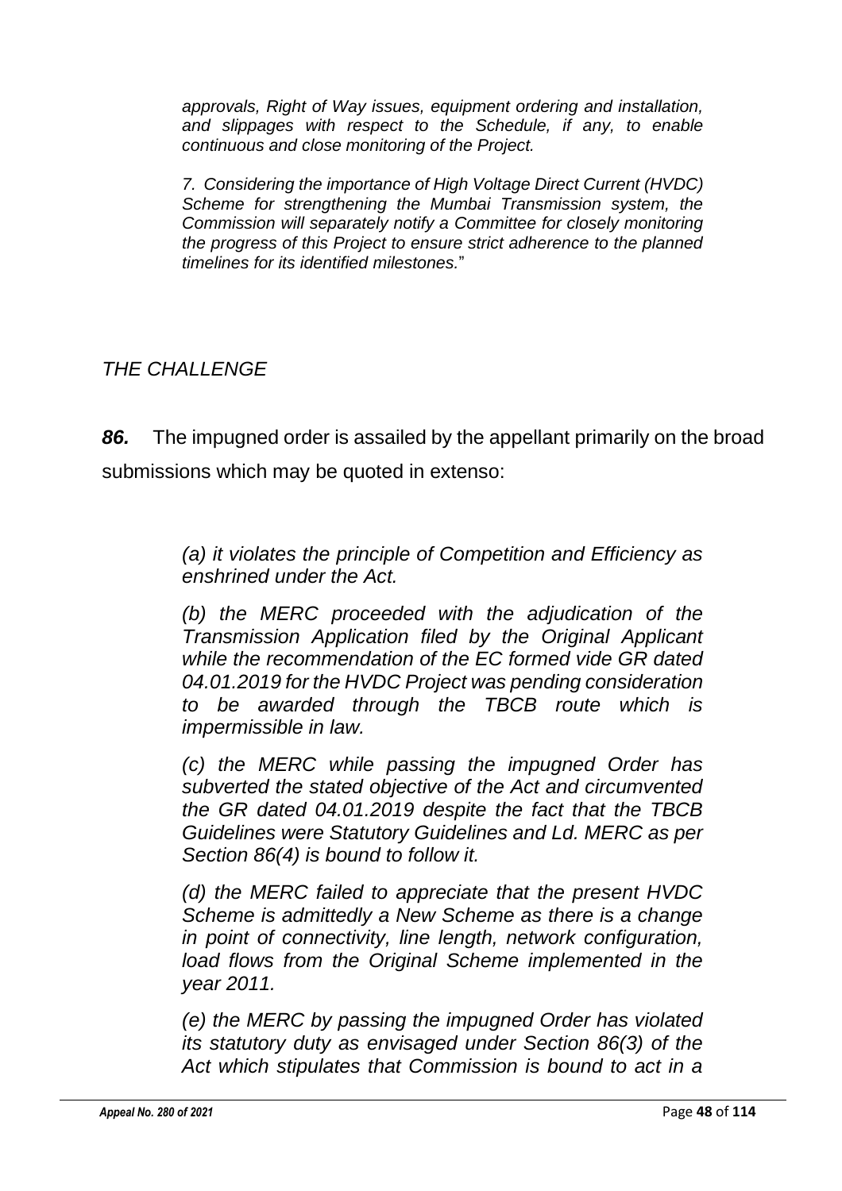*approvals, Right of Way issues, equipment ordering and installation, and slippages with respect to the Schedule, if any, to enable continuous and close monitoring of the Project.*

*7. Considering the importance of High Voltage Direct Current (HVDC) Scheme for strengthening the Mumbai Transmission system, the Commission will separately notify a Committee for closely monitoring the progress of this Project to ensure strict adherence to the planned timelines for its identified milestones.*"

*THE CHALLENGE*

***86.*** The impugned order is assailed by the appellant primarily on the broad submissions which may be quoted in extenso:

> *(a) it violates the principle of Competition and Efficiency as enshrined under the Act.*
>
> *(b) the MERC proceeded with the adjudication of the Transmission Application filed by the Original Applicant while the recommendation of the EC formed vide GR dated 04.01.2019 for the HVDC Project was pending consideration to be awarded through the TBCB route which is impermissible in law.*
>
> *(c) the MERC while passing the impugned Order has subverted the stated objective of the Act and circumvented the GR dated 04.01.2019 despite the fact that the TBCB Guidelines were Statutory Guidelines and Ld. MERC as per Section 86(4) is bound to follow it.*
>
> *(d) the MERC failed to appreciate that the present HVDC Scheme is admittedly a New Scheme as there is a change in point of connectivity, line length, network configuration, load flows from the Original Scheme implemented in the year 2011.*
>
> *(e) the MERC by passing the impugned Order has violated its statutory duty as envisaged under Section 86(3) of the Act which stipulates that Commission is bound to act in a*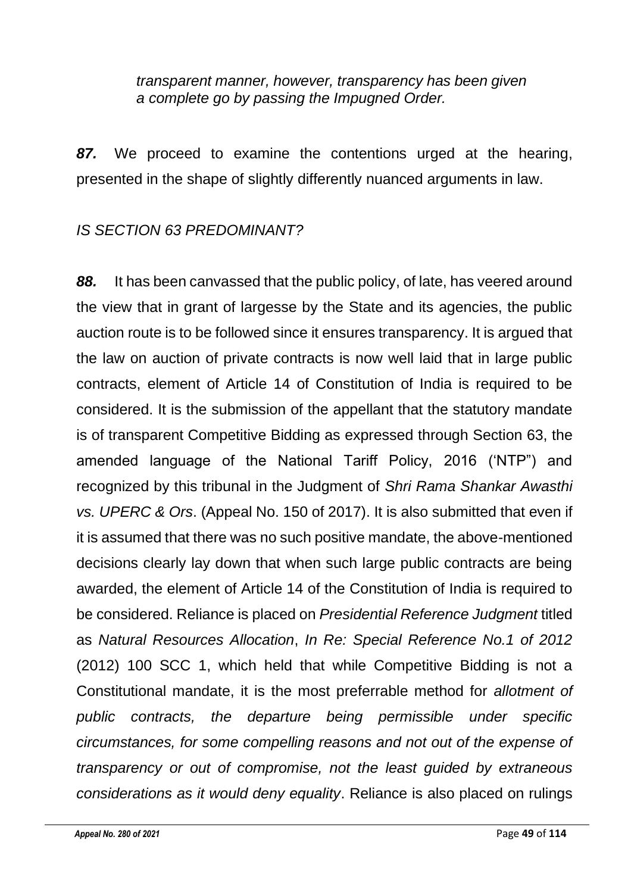*transparent manner, however, transparency has been given a complete go by passing the Impugned Order.*

***87.*** We proceed to examine the contentions urged at the hearing, presented in the shape of slightly differently nuanced arguments in law.

*IS SECTION 63 PREDOMINANT?*

***88.*** It has been canvassed that the public policy, of late, has veered around the view that in grant of largesse by the State and its agencies, the public auction route is to be followed since it ensures transparency. It is argued that the law on auction of private contracts is now well laid that in large public contracts, element of Article 14 of Constitution of India is required to be considered. It is the submission of the appellant that the statutory mandate is of transparent Competitive Bidding as expressed through Section 63, the amended language of the National Tariff Policy, 2016 ('NTP") and recognized by this tribunal in the Judgment of *Shri Rama Shankar Awasthi vs. UPERC & Ors*. (Appeal No. 150 of 2017). It is also submitted that even if it is assumed that there was no such positive mandate, the above-mentioned decisions clearly lay down that when such large public contracts are being awarded, the element of Article 14 of the Constitution of India is required to be considered. Reliance is placed on *Presidential Reference Judgment* titled as *Natural Resources Allocation*, *In Re: Special Reference No.1 of 2012* (2012) 100 SCC 1, which held that while Competitive Bidding is not a Constitutional mandate, it is the most preferrable method for *allotment of public contracts, the departure being permissible under specific circumstances, for some compelling reasons and not out of the expense of transparency or out of compromise, not the least guided by extraneous considerations as it would deny equality*. Reliance is also placed on rulings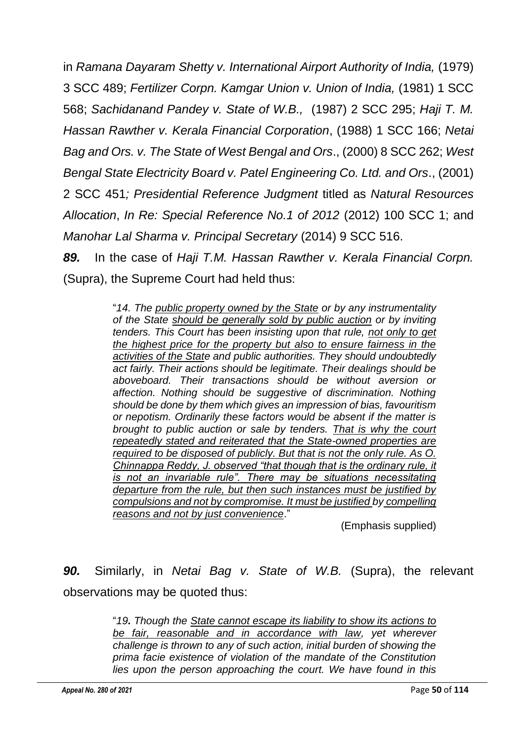in *Ramana Dayaram Shetty v. International Airport Authority of India,* (1979) 3 SCC 489; *Fertilizer Corpn. Kamgar Union v. Union of India,* (1981) 1 SCC 568; *Sachidanand Pandey v. State of W.B.,* (1987) 2 SCC 295; *Haji T. M. Hassan Rawther v. Kerala Financial Corporation*, (1988) 1 SCC 166; *Netai Bag and Ors. v. The State of West Bengal and Ors*., (2000) 8 SCC 262; *West Bengal State Electricity Board v. Patel Engineering Co. Ltd. and Ors*., (2001) 2 SCC 451*; Presidential Reference Judgment* titled as *Natural Resources Allocation*, *In Re: Special Reference No.1 of 2012* (2012) 100 SCC 1; and *Manohar Lal Sharma v. Principal Secretary* (2014) 9 SCC 516.

***89.*** In the case of *Haji T.M. Hassan Rawther v. Kerala Financial Corpn.* (Supra), the Supreme Court had held thus:

> "*14. The public property owned by the State or by any instrumentality of the State should be generally sold by public auction or by inviting tenders. This Court has been insisting upon that rule, not only to get the highest price for the property but also to ensure fairness in the activities of the State and public authorities. They should undoubtedly act fairly. Their actions should be legitimate. Their dealings should be aboveboard. Their transactions should be without aversion or affection. Nothing should be suggestive of discrimination. Nothing should be done by them which gives an impression of bias, favouritism or nepotism. Ordinarily these factors would be absent if the matter is brought to public auction or sale by tenders. That is why the court repeatedly stated and reiterated that the State-owned properties are required to be disposed of publicly. But that is not the only rule. As O. Chinnappa Reddy, J. observed "that though that is the ordinary rule, it is not an invariable rule". There may be situations necessitating departure from the rule, but then such instances must be justified by compulsions and not by compromise. It must be justified by compelling reasons and not by just convenience*."
>
> (Emphasis supplied)

***90.*** Similarly, in *Netai Bag v. State of W.B.* (Supra), the relevant observations may be quoted thus:

> "*19. Though the State cannot escape its liability to show its actions to be fair, reasonable and in accordance with law, yet wherever challenge is thrown to any of such action, initial burden of showing the prima facie existence of violation of the mandate of the Constitution lies upon the person approaching the court. We have found in this*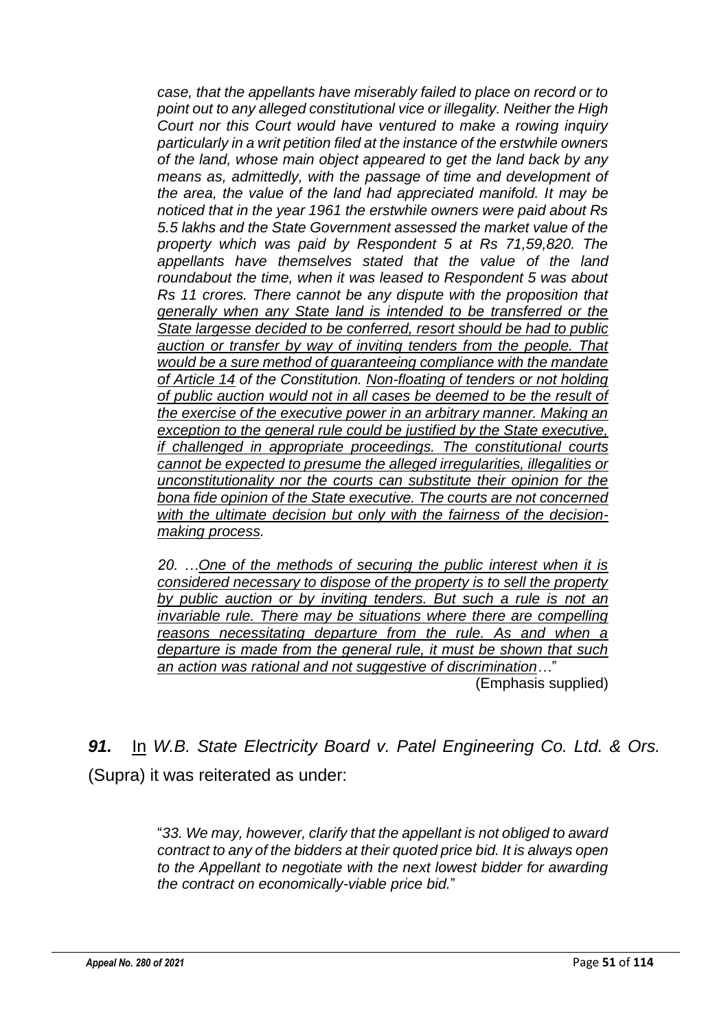*case, that the appellants have miserably failed to place on record or to point out to any alleged constitutional vice or illegality. Neither the High Court nor this Court would have ventured to make a rowing inquiry particularly in a writ petition filed at the instance of the erstwhile owners of the land, whose main object appeared to get the land back by any means as, admittedly, with the passage of time and development of the area, the value of the land had appreciated manifold. It may be noticed that in the year 1961 the erstwhile owners were paid about Rs 5.5 lakhs and the State Government assessed the market value of the property which was paid by Respondent 5 at Rs 71,59,820. The appellants have themselves stated that the value of the land roundabout the time, when it was leased to Respondent 5 was about Rs 11 crores. There cannot be any dispute with the proposition that <u>generally when any State land is intended to be transferred or the State largesse decided to be conferred, resort should be had to public auction or transfer by way of inviting tenders from the people. That would be a sure method of guaranteeing compliance with the mandate of Article 14</u> of the Constitution. <u>Non-floating of tenders or not holding of public auction would not in all cases be deemed to be the result of the exercise of the executive power in an arbitrary manner. Making an exception to the general rule could be justified by the State executive, if challenged in appropriate proceedings. The constitutional courts cannot be expected to presume the alleged irregularities, illegalities or unconstitutionality nor the courts can substitute their opinion for the bona fide opinion of the State executive. The courts are not concerned with the ultimate decision but only with the fairness of the decision-making process.</u>*

*20. …<u>One of the methods of securing the public interest when it is considered necessary to dispose of the property is to sell the property by public auction or by inviting tenders. But such a rule is not an invariable rule. There may be situations where there are compelling reasons necessitating departure from the rule. As and when a departure is made from the general rule, it must be shown that such an action was rational and not suggestive of discrimination</u>…*"

(Emphasis supplied)

***91.*** <u>In</u> *W.B. State Electricity Board v. Patel Engineering Co. Ltd. & Ors.* (Supra) it was reiterated as under:

"*33. We may, however, clarify that the appellant is not obliged to award contract to any of the bidders at their quoted price bid. It is always open to the Appellant to negotiate with the next lowest bidder for awarding the contract on economically-viable price bid.*"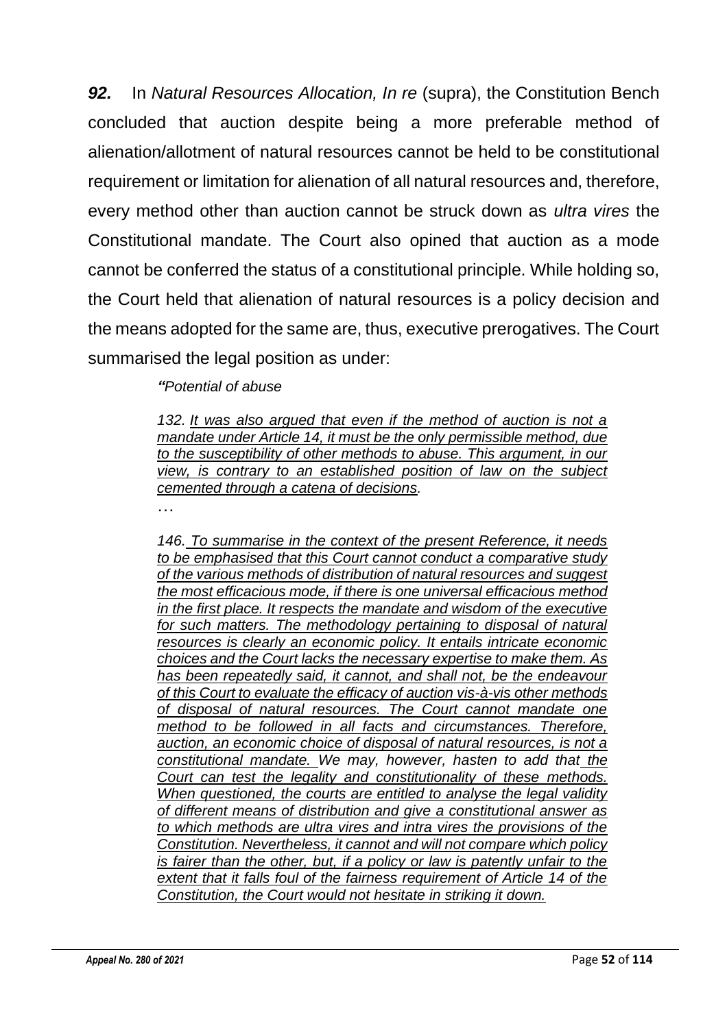***92.*** In *Natural Resources Allocation, In re* (supra), the Constitution Bench concluded that auction despite being a more preferable method of alienation/allotment of natural resources cannot be held to be constitutional requirement or limitation for alienation of all natural resources and, therefore, every method other than auction cannot be struck down as *ultra vires* the Constitutional mandate. The Court also opined that auction as a mode cannot be conferred the status of a constitutional principle. While holding so, the Court held that alienation of natural resources is a policy decision and the means adopted for the same are, thus, executive prerogatives. The Court summarised the legal position as under:

> ***"****Potential of abuse*
>
> *132. It was also argued that even if the method of auction is not a mandate under Article 14, it must be the only permissible method, due to the susceptibility of other methods to abuse. This argument, in our view, is contrary to an established position of law on the subject cemented through a catena of decisions.*
>
> …
>
> *146. To summarise in the context of the present Reference, it needs to be emphasised that this Court cannot conduct a comparative study of the various methods of distribution of natural resources and suggest the most efficacious mode, if there is one universal efficacious method in the first place. It respects the mandate and wisdom of the executive for such matters. The methodology pertaining to disposal of natural resources is clearly an economic policy. It entails intricate economic choices and the Court lacks the necessary expertise to make them. As has been repeatedly said, it cannot, and shall not, be the endeavour of this Court to evaluate the efficacy of auction vis-à-vis other methods of disposal of natural resources. The Court cannot mandate one method to be followed in all facts and circumstances. Therefore, auction, an economic choice of disposal of natural resources, is not a constitutional mandate. We may, however, hasten to add that the Court can test the legality and constitutionality of these methods. When questioned, the courts are entitled to analyse the legal validity of different means of distribution and give a constitutional answer as to which methods are ultra vires and intra vires the provisions of the Constitution. Nevertheless, it cannot and will not compare which policy is fairer than the other, but, if a policy or law is patently unfair to the extent that it falls foul of the fairness requirement of Article 14 of the Constitution, the Court would not hesitate in striking it down.*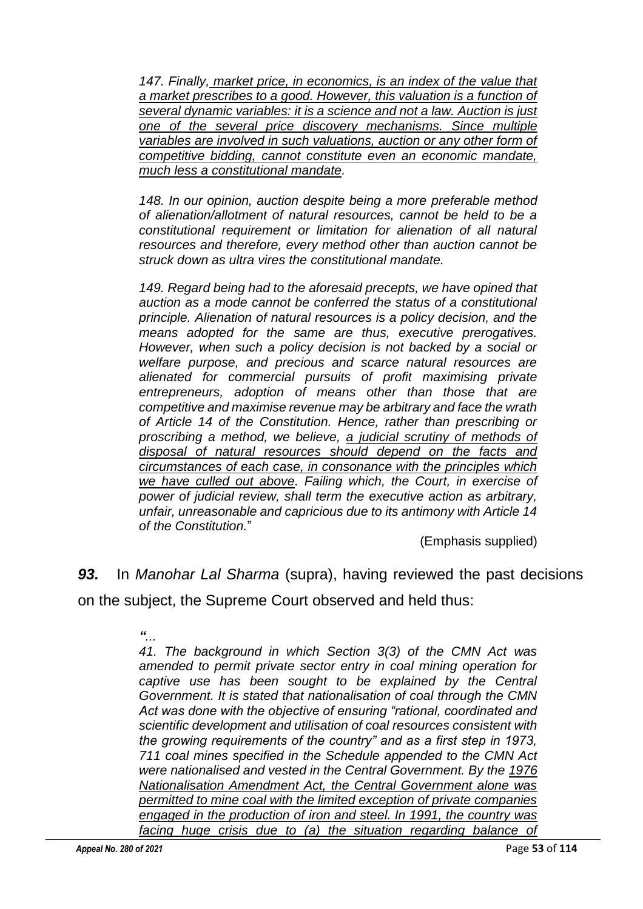> *147. Finally, market price, in economics, is an index of the value that a market prescribes to a good. However, this valuation is a function of several dynamic variables: it is a science and not a law. Auction is just one of the several price discovery mechanisms. Since multiple variables are involved in such valuations, auction or any other form of competitive bidding, cannot constitute even an economic mandate, much less a constitutional mandate.*
>
> *148. In our opinion, auction despite being a more preferable method of alienation/allotment of natural resources, cannot be held to be a constitutional requirement or limitation for alienation of all natural resources and therefore, every method other than auction cannot be struck down as ultra vires the constitutional mandate.*
>
> *149. Regard being had to the aforesaid precepts, we have opined that auction as a mode cannot be conferred the status of a constitutional principle. Alienation of natural resources is a policy decision, and the means adopted for the same are thus, executive prerogatives. However, when such a policy decision is not backed by a social or welfare purpose, and precious and scarce natural resources are alienated for commercial pursuits of profit maximising private entrepreneurs, adoption of means other than those that are competitive and maximise revenue may be arbitrary and face the wrath of Article 14 of the Constitution. Hence, rather than prescribing or proscribing a method, we believe, a judicial scrutiny of methods of disposal of natural resources should depend on the facts and circumstances of each case, in consonance with the principles which we have culled out above. Failing which, the Court, in exercise of power of judicial review, shall term the executive action as arbitrary, unfair, unreasonable and capricious due to its antimony with Article 14 of the Constitution.*"
>
> (Emphasis supplied)

***93.*** In *Manohar Lal Sharma* (supra), having reviewed the past decisions on the subject, the Supreme Court observed and held thus:

> *"...*
>
> *41. The background in which Section 3(3) of the CMN Act was amended to permit private sector entry in coal mining operation for captive use has been sought to be explained by the Central Government. It is stated that nationalisation of coal through the CMN Act was done with the objective of ensuring "rational, coordinated and scientific development and utilisation of coal resources consistent with the growing requirements of the country" and as a first step in 1973, 711 coal mines specified in the Schedule appended to the CMN Act were nationalised and vested in the Central Government. By the 1976 Nationalisation Amendment Act, the Central Government alone was permitted to mine coal with the limited exception of private companies engaged in the production of iron and steel. In 1991, the country was facing huge crisis due to (a) the situation regarding balance of*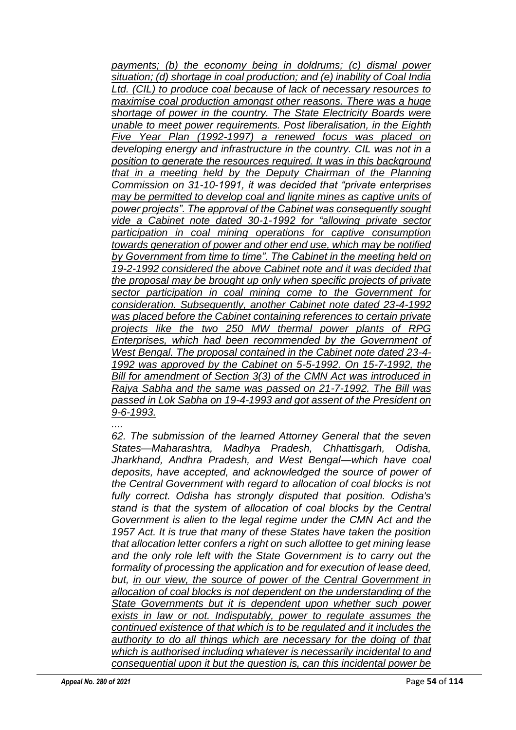*payments; (b) the economy being in doldrums; (c) dismal power situation; (d) shortage in coal production; and (e) inability of Coal India Ltd. (CIL) to produce coal because of lack of necessary resources to maximise coal production amongst other reasons. There was a huge shortage of power in the country. The State Electricity Boards were unable to meet power requirements. Post liberalisation, in the Eighth Five Year Plan (1992-1997) a renewed focus was placed on developing energy and infrastructure in the country. CIL was not in a position to generate the resources required. It was in this background that in a meeting held by the Deputy Chairman of the Planning Commission on 31-10-1991, it was decided that "private enterprises may be permitted to develop coal and lignite mines as captive units of power projects". The approval of the Cabinet was consequently sought vide a Cabinet note dated 30-1-1992 for "allowing private sector participation in coal mining operations for captive consumption towards generation of power and other end use, which may be notified by Government from time to time". The Cabinet in the meeting held on 19-2-1992 considered the above Cabinet note and it was decided that the proposal may be brought up only when specific projects of private sector participation in coal mining come to the Government for consideration. Subsequently, another Cabinet note dated 23-4-1992 was placed before the Cabinet containing references to certain private projects like the two 250 MW thermal power plants of RPG Enterprises, which had been recommended by the Government of West Bengal. The proposal contained in the Cabinet note dated 23-4-1992 was approved by the Cabinet on 5-5-1992. On 15-7-1992, the Bill for amendment of Section 3(3) of the CMN Act was introduced in Rajya Sabha and the same was passed on 21-7-1992. The Bill was passed in Lok Sabha on 19-4-1993 and got assent of the President on 9-6-1993.*

*....*

*62. The submission of the learned Attorney General that the seven States—Maharashtra, Madhya Pradesh, Chhattisgarh, Odisha, Jharkhand, Andhra Pradesh, and West Bengal—which have coal deposits, have accepted, and acknowledged the source of power of the Central Government with regard to allocation of coal blocks is not fully correct. Odisha has strongly disputed that position. Odisha's stand is that the system of allocation of coal blocks by the Central Government is alien to the legal regime under the CMN Act and the 1957 Act. It is true that many of these States have taken the position that allocation letter confers a right on such allottee to get mining lease and the only role left with the State Government is to carry out the formality of processing the application and for execution of lease deed, but, in our view, the source of power of the Central Government in allocation of coal blocks is not dependent on the understanding of the State Governments but it is dependent upon whether such power exists in law or not. Indisputably, power to regulate assumes the continued existence of that which is to be regulated and it includes the authority to do all things which are necessary for the doing of that which is authorised including whatever is necessarily incidental to and consequential upon it but the question is, can this incidental power be*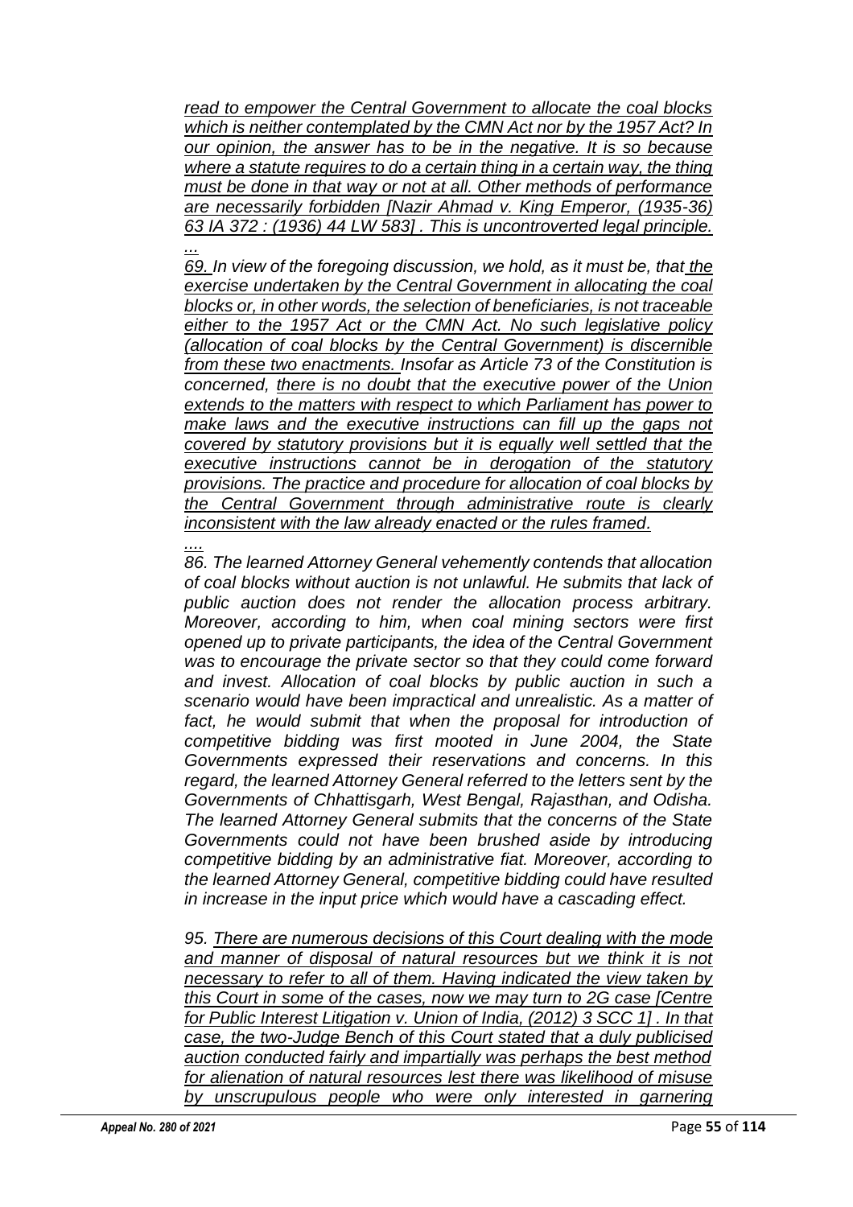*<u>read to empower the Central Government to allocate the coal blocks which is neither contemplated by the CMN Act nor by the 1957 Act? In our opinion, the answer has to be in the negative. It is so because where a statute requires to do a certain thing in a certain way, the thing must be done in that way or not at all. Other methods of performance are necessarily forbidden [Nazir Ahmad v. King Emperor, (1935-36) 63 IA 372 : (1936) 44 LW 583] . This is uncontroverted legal principle.</u>*

*<u>...</u>*

*69. In view of the foregoing discussion, we hold, as it must be, that <u>the exercise undertaken by the Central Government in allocating the coal blocks or, in other words, the selection of beneficiaries, is not traceable either to the 1957 Act or the CMN Act. No such legislative policy (allocation of coal blocks by the Central Government) is discernible from these two enactments.</u> Insofar as Article 73 of the Constitution is concerned, <u>there is no doubt that the executive power of the Union extends to the matters with respect to which Parliament has power to make laws and the executive instructions can fill up the gaps not covered by statutory provisions but it is equally well settled that the executive instructions cannot be in derogation of the statutory provisions. The practice and procedure for allocation of coal blocks by the Central Government through administrative route is clearly inconsistent with the law already enacted or the rules framed.</u>*

*<u>....</u>*

*86. The learned Attorney General vehemently contends that allocation of coal blocks without auction is not unlawful. He submits that lack of public auction does not render the allocation process arbitrary. Moreover, according to him, when coal mining sectors were first opened up to private participants, the idea of the Central Government was to encourage the private sector so that they could come forward and invest. Allocation of coal blocks by public auction in such a scenario would have been impractical and unrealistic. As a matter of fact, he would submit that when the proposal for introduction of competitive bidding was first mooted in June 2004, the State Governments expressed their reservations and concerns. In this regard, the learned Attorney General referred to the letters sent by the Governments of Chhattisgarh, West Bengal, Rajasthan, and Odisha. The learned Attorney General submits that the concerns of the State Governments could not have been brushed aside by introducing competitive bidding by an administrative fiat. Moreover, according to the learned Attorney General, competitive bidding could have resulted in increase in the input price which would have a cascading effect.*

*95. <u>There are numerous decisions of this Court dealing with the mode and manner of disposal of natural resources but we think it is not necessary to refer to all of them. Having indicated the view taken by this Court in some of the cases, now we may turn to 2G case [Centre for Public Interest Litigation v. Union of India, (2012) 3 SCC 1] . In that case, the two-Judge Bench of this Court stated that a duly publicised auction conducted fairly and impartially was perhaps the best method for alienation of natural resources lest there was likelihood of misuse by unscrupulous people who were only interested in garnering</u>*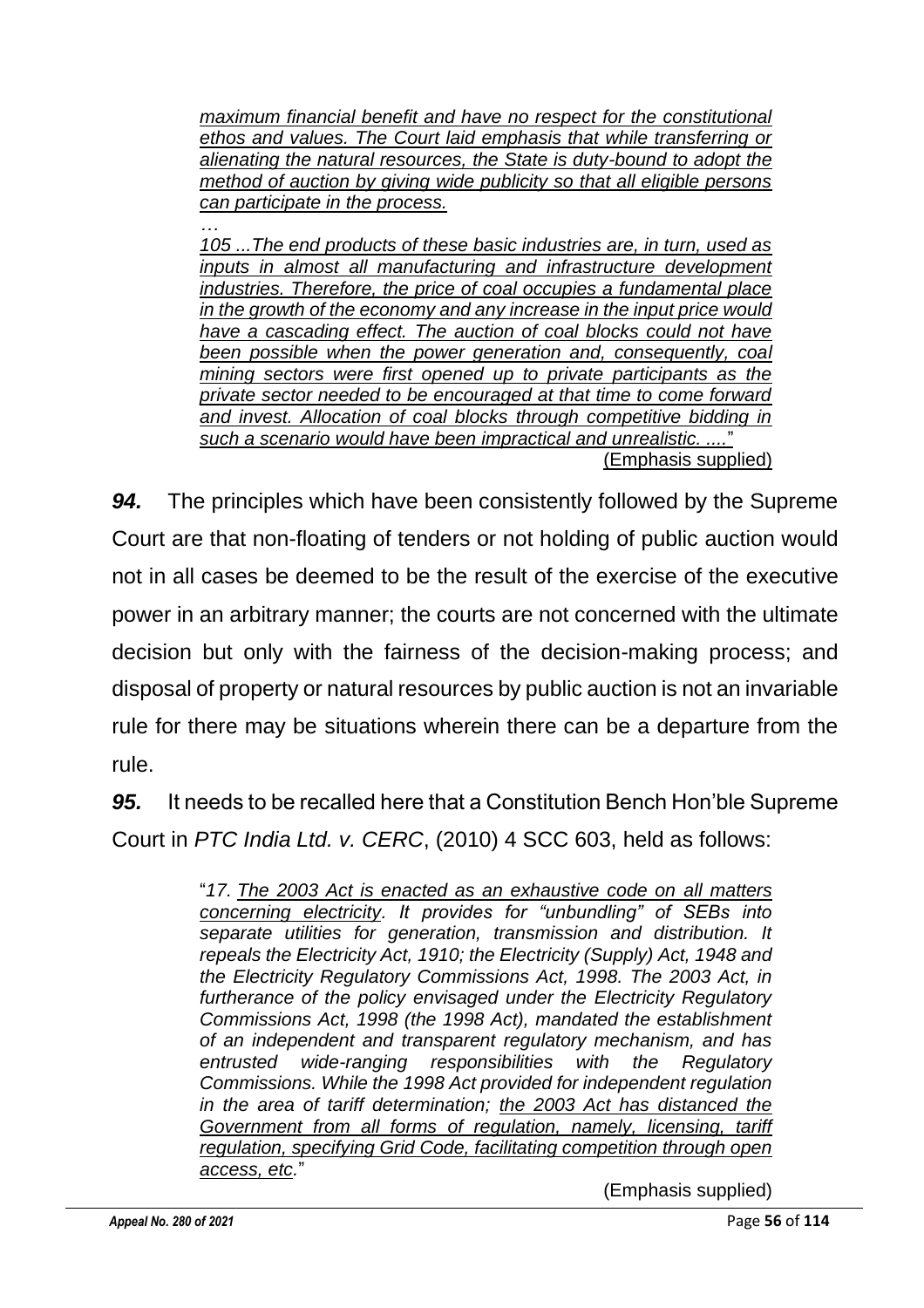> *maximum financial benefit and have no respect for the constitutional ethos and values. The Court laid emphasis that while transferring or alienating the natural resources, the State is duty-bound to adopt the method of auction by giving wide publicity so that all eligible persons can participate in the process.*
>
> *…*
>
> *105 ...The end products of these basic industries are, in turn, used as inputs in almost all manufacturing and infrastructure development industries. Therefore, the price of coal occupies a fundamental place in the growth of the economy and any increase in the input price would have a cascading effect. The auction of coal blocks could not have been possible when the power generation and, consequently, coal mining sectors were first opened up to private participants as the private sector needed to be encouraged at that time to come forward and invest. Allocation of coal blocks through competitive bidding in such a scenario would have been impractical and unrealistic. ....*"
>
> (Emphasis supplied)

***94.*** The principles which have been consistently followed by the Supreme Court are that non-floating of tenders or not holding of public auction would not in all cases be deemed to be the result of the exercise of the executive power in an arbitrary manner; the courts are not concerned with the ultimate decision but only with the fairness of the decision-making process; and disposal of property or natural resources by public auction is not an invariable rule for there may be situations wherein there can be a departure from the rule.

***95.*** It needs to be recalled here that a Constitution Bench Hon'ble Supreme Court in *PTC India Ltd. v. CERC*, (2010) 4 SCC 603, held as follows:

> "*17. The 2003 Act is enacted as an exhaustive code on all matters concerning electricity. It provides for "unbundling" of SEBs into separate utilities for generation, transmission and distribution. It repeals the Electricity Act, 1910; the Electricity (Supply) Act, 1948 and the Electricity Regulatory Commissions Act, 1998. The 2003 Act, in furtherance of the policy envisaged under the Electricity Regulatory Commissions Act, 1998 (the 1998 Act), mandated the establishment of an independent and transparent regulatory mechanism, and has entrusted wide-ranging responsibilities with the Regulatory Commissions. While the 1998 Act provided for independent regulation in the area of tariff determination; the 2003 Act has distanced the Government from all forms of regulation, namely, licensing, tariff regulation, specifying Grid Code, facilitating competition through open access, etc.*"
>
> (Emphasis supplied)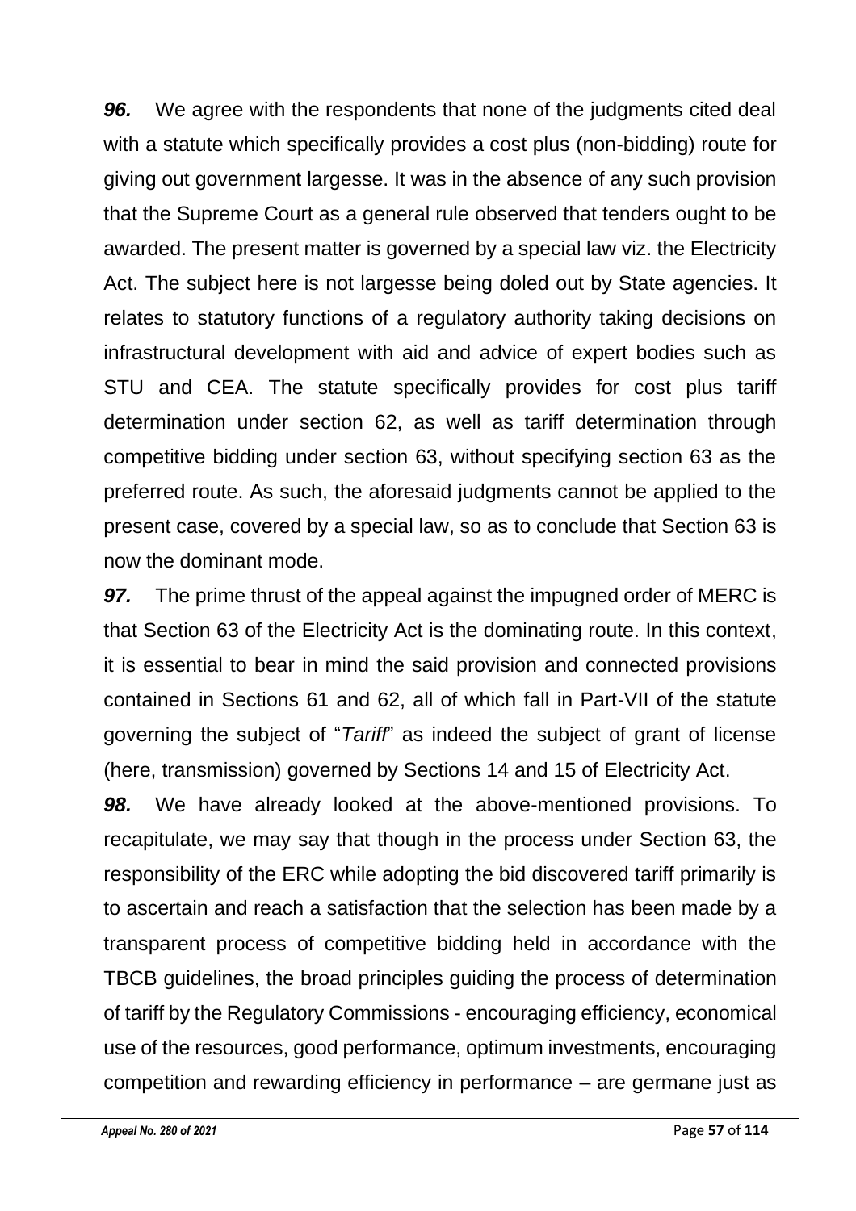***96.*** We agree with the respondents that none of the judgments cited deal with a statute which specifically provides a cost plus (non-bidding) route for giving out government largesse. It was in the absence of any such provision that the Supreme Court as a general rule observed that tenders ought to be awarded. The present matter is governed by a special law viz. the Electricity Act. The subject here is not largesse being doled out by State agencies. It relates to statutory functions of a regulatory authority taking decisions on infrastructural development with aid and advice of expert bodies such as STU and CEA. The statute specifically provides for cost plus tariff determination under section 62, as well as tariff determination through competitive bidding under section 63, without specifying section 63 as the preferred route. As such, the aforesaid judgments cannot be applied to the present case, covered by a special law, so as to conclude that Section 63 is now the dominant mode.

***97.*** The prime thrust of the appeal against the impugned order of MERC is that Section 63 of the Electricity Act is the dominating route. In this context, it is essential to bear in mind the said provision and connected provisions contained in Sections 61 and 62, all of which fall in Part-VII of the statute governing the subject of "*Tariff*" as indeed the subject of grant of license (here, transmission) governed by Sections 14 and 15 of Electricity Act.

***98.*** We have already looked at the above-mentioned provisions. To recapitulate, we may say that though in the process under Section 63, the responsibility of the ERC while adopting the bid discovered tariff primarily is to ascertain and reach a satisfaction that the selection has been made by a transparent process of competitive bidding held in accordance with the TBCB guidelines, the broad principles guiding the process of determination of tariff by the Regulatory Commissions - encouraging efficiency, economical use of the resources, good performance, optimum investments, encouraging competition and rewarding efficiency in performance – are germane just as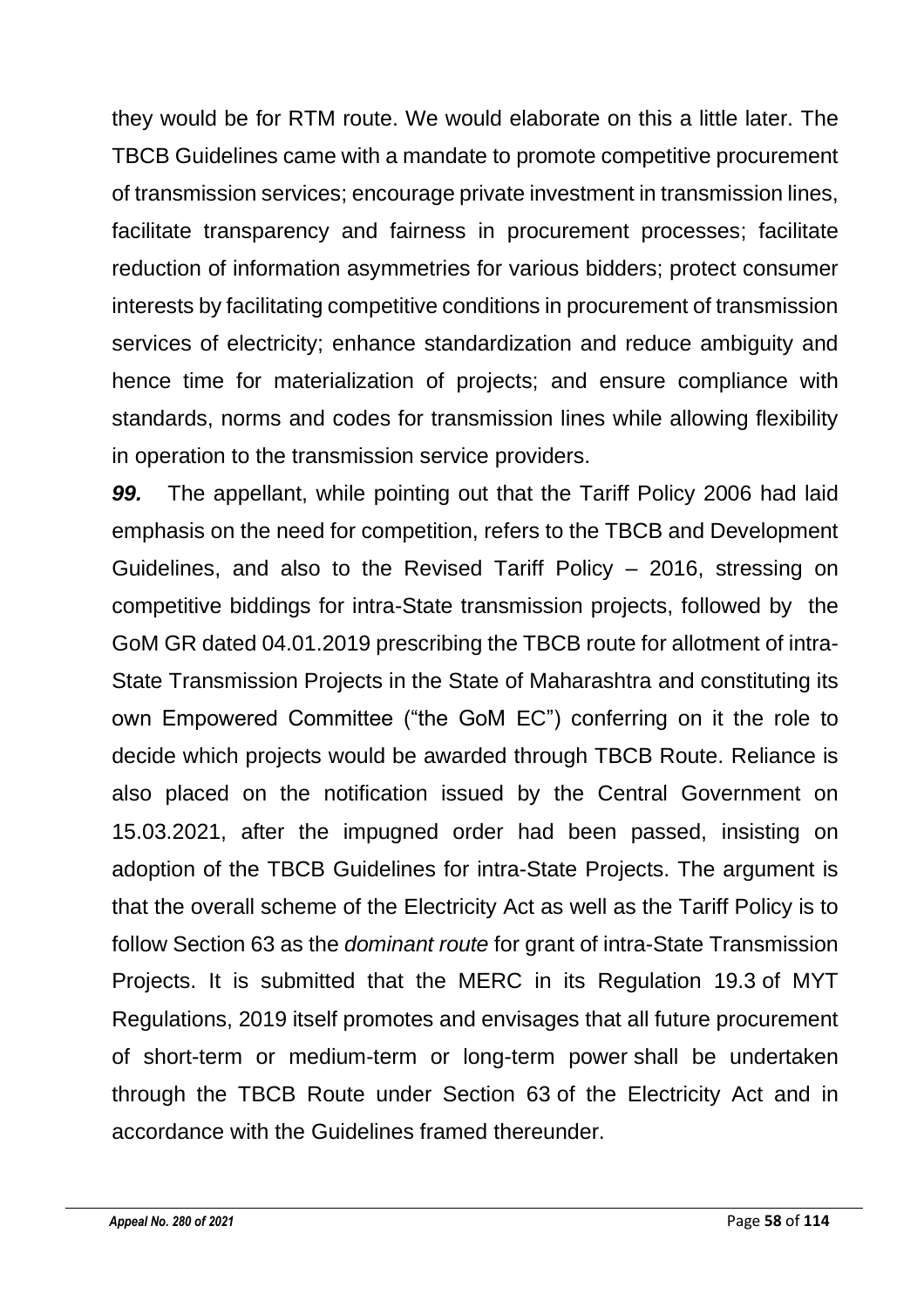they would be for RTM route. We would elaborate on this a little later. The TBCB Guidelines came with a mandate to promote competitive procurement of transmission services; encourage private investment in transmission lines, facilitate transparency and fairness in procurement processes; facilitate reduction of information asymmetries for various bidders; protect consumer interests by facilitating competitive conditions in procurement of transmission services of electricity; enhance standardization and reduce ambiguity and hence time for materialization of projects; and ensure compliance with standards, norms and codes for transmission lines while allowing flexibility in operation to the transmission service providers.

***99.*** The appellant, while pointing out that the Tariff Policy 2006 had laid emphasis on the need for competition, refers to the TBCB and Development Guidelines, and also to the Revised Tariff Policy – 2016, stressing on competitive biddings for intra-State transmission projects, followed by the GoM GR dated 04.01.2019 prescribing the TBCB route for allotment of intra-State Transmission Projects in the State of Maharashtra and constituting its own Empowered Committee ("the GoM EC") conferring on it the role to decide which projects would be awarded through TBCB Route. Reliance is also placed on the notification issued by the Central Government on 15.03.2021, after the impugned order had been passed, insisting on adoption of the TBCB Guidelines for intra-State Projects. The argument is that the overall scheme of the Electricity Act as well as the Tariff Policy is to follow Section 63 as the *dominant route* for grant of intra-State Transmission Projects. It is submitted that the MERC in its Regulation 19.3 of MYT Regulations, 2019 itself promotes and envisages that all future procurement of short-term or medium-term or long-term power shall be undertaken through the TBCB Route under Section 63 of the Electricity Act and in accordance with the Guidelines framed thereunder.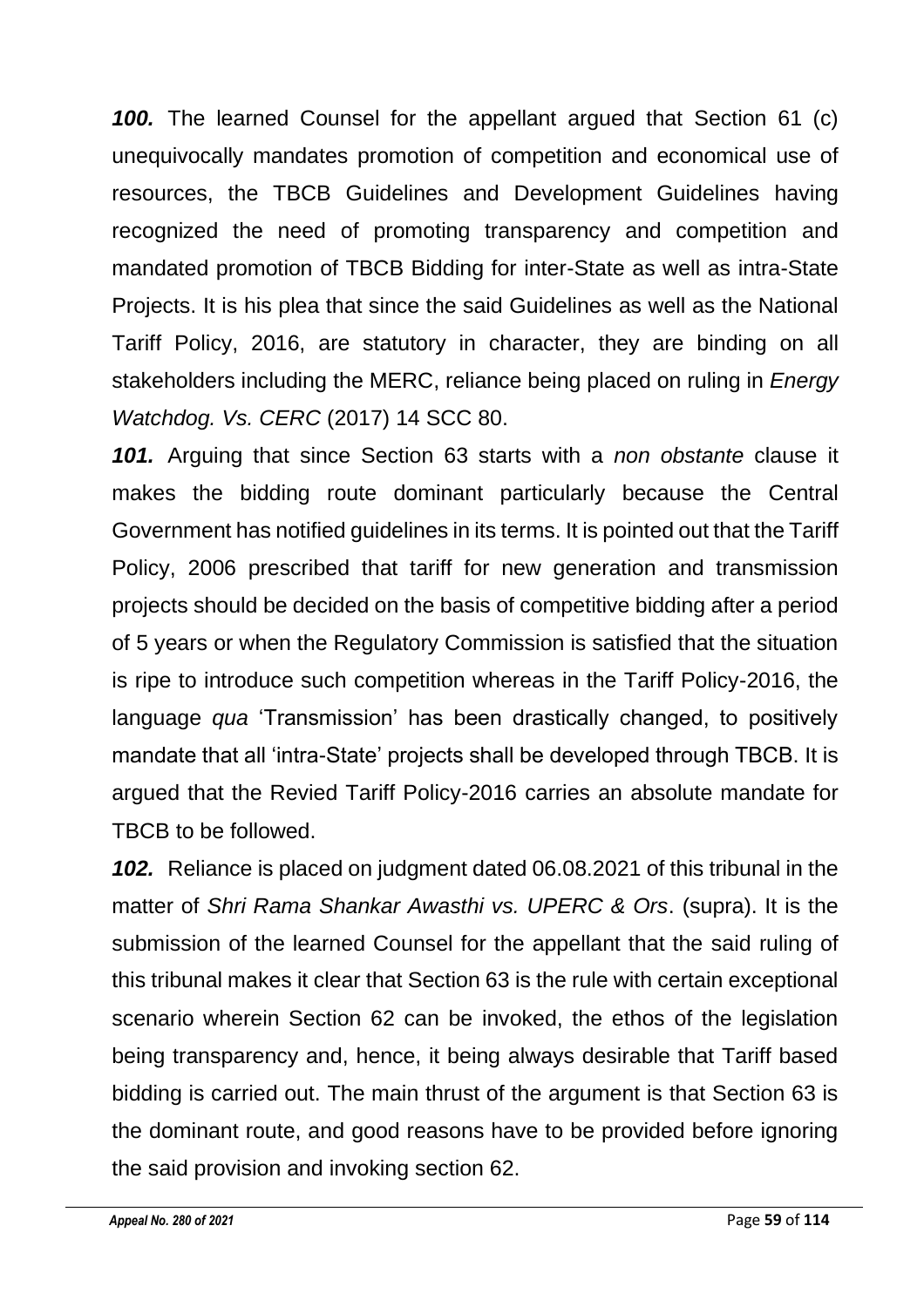***100.*** The learned Counsel for the appellant argued that Section 61 (c) unequivocally mandates promotion of competition and economical use of resources, the TBCB Guidelines and Development Guidelines having recognized the need of promoting transparency and competition and mandated promotion of TBCB Bidding for inter-State as well as intra-State Projects. It is his plea that since the said Guidelines as well as the National Tariff Policy, 2016, are statutory in character, they are binding on all stakeholders including the MERC, reliance being placed on ruling in *Energy Watchdog. Vs. CERC* (2017) 14 SCC 80.

***101.*** Arguing that since Section 63 starts with a *non obstante* clause it makes the bidding route dominant particularly because the Central Government has notified guidelines in its terms. It is pointed out that the Tariff Policy, 2006 prescribed that tariff for new generation and transmission projects should be decided on the basis of competitive bidding after a period of 5 years or when the Regulatory Commission is satisfied that the situation is ripe to introduce such competition whereas in the Tariff Policy-2016, the language *qua* 'Transmission' has been drastically changed, to positively mandate that all 'intra-State' projects shall be developed through TBCB. It is argued that the Revied Tariff Policy-2016 carries an absolute mandate for TBCB to be followed.

***102.*** Reliance is placed on judgment dated 06.08.2021 of this tribunal in the matter of *Shri Rama Shankar Awasthi vs. UPERC & Ors*. (supra). It is the submission of the learned Counsel for the appellant that the said ruling of this tribunal makes it clear that Section 63 is the rule with certain exceptional scenario wherein Section 62 can be invoked, the ethos of the legislation being transparency and, hence, it being always desirable that Tariff based bidding is carried out. The main thrust of the argument is that Section 63 is the dominant route, and good reasons have to be provided before ignoring the said provision and invoking section 62.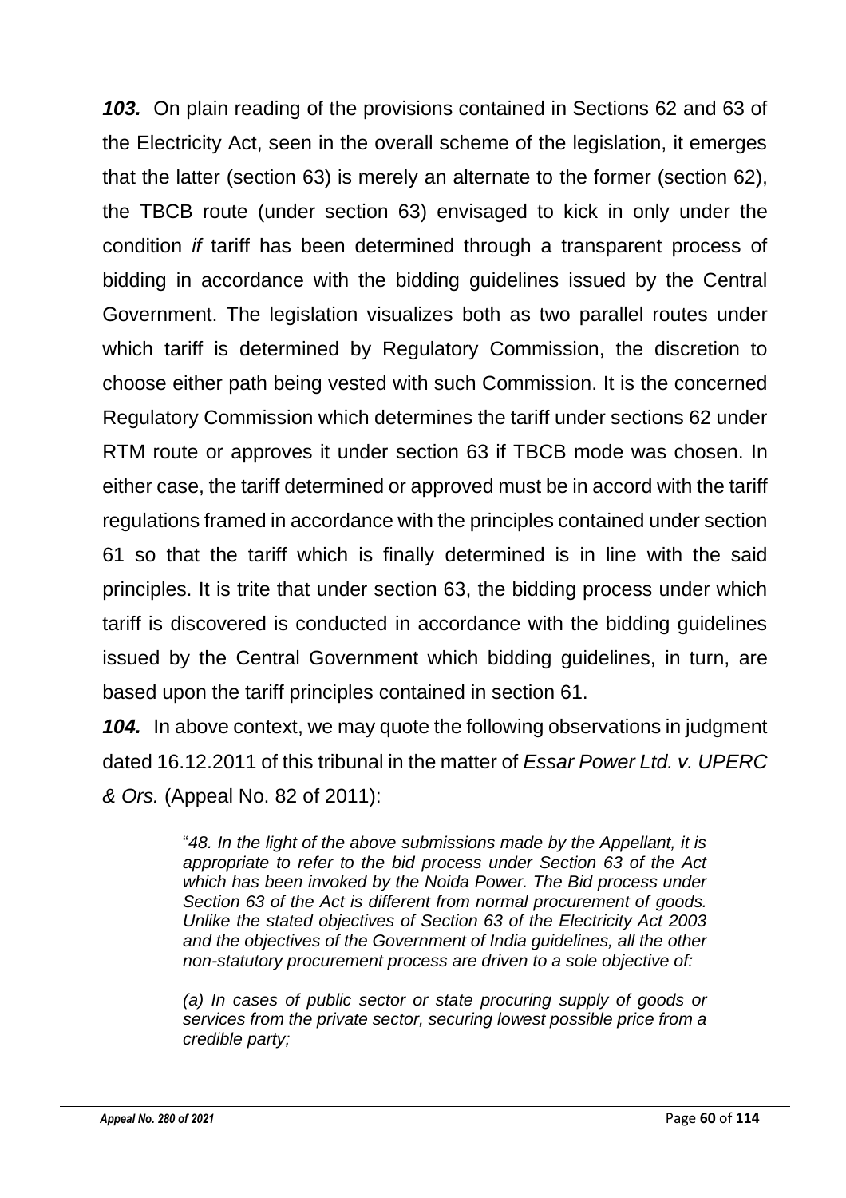***103.*** On plain reading of the provisions contained in Sections 62 and 63 of the Electricity Act, seen in the overall scheme of the legislation, it emerges that the latter (section 63) is merely an alternate to the former (section 62), the TBCB route (under section 63) envisaged to kick in only under the condition *if* tariff has been determined through a transparent process of bidding in accordance with the bidding guidelines issued by the Central Government. The legislation visualizes both as two parallel routes under which tariff is determined by Regulatory Commission, the discretion to choose either path being vested with such Commission. It is the concerned Regulatory Commission which determines the tariff under sections 62 under RTM route or approves it under section 63 if TBCB mode was chosen. In either case, the tariff determined or approved must be in accord with the tariff regulations framed in accordance with the principles contained under section 61 so that the tariff which is finally determined is in line with the said principles. It is trite that under section 63, the bidding process under which tariff is discovered is conducted in accordance with the bidding guidelines issued by the Central Government which bidding guidelines, in turn, are based upon the tariff principles contained in section 61.

***104.*** In above context, we may quote the following observations in judgment dated 16.12.2011 of this tribunal in the matter of *Essar Power Ltd. v. UPERC & Ors.* (Appeal No. 82 of 2011):

> "*48. In the light of the above submissions made by the Appellant, it is appropriate to refer to the bid process under Section 63 of the Act which has been invoked by the Noida Power. The Bid process under Section 63 of the Act is different from normal procurement of goods. Unlike the stated objectives of Section 63 of the Electricity Act 2003 and the objectives of the Government of India guidelines, all the other non-statutory procurement process are driven to a sole objective of:*
>
> *(a) In cases of public sector or state procuring supply of goods or services from the private sector, securing lowest possible price from a credible party;*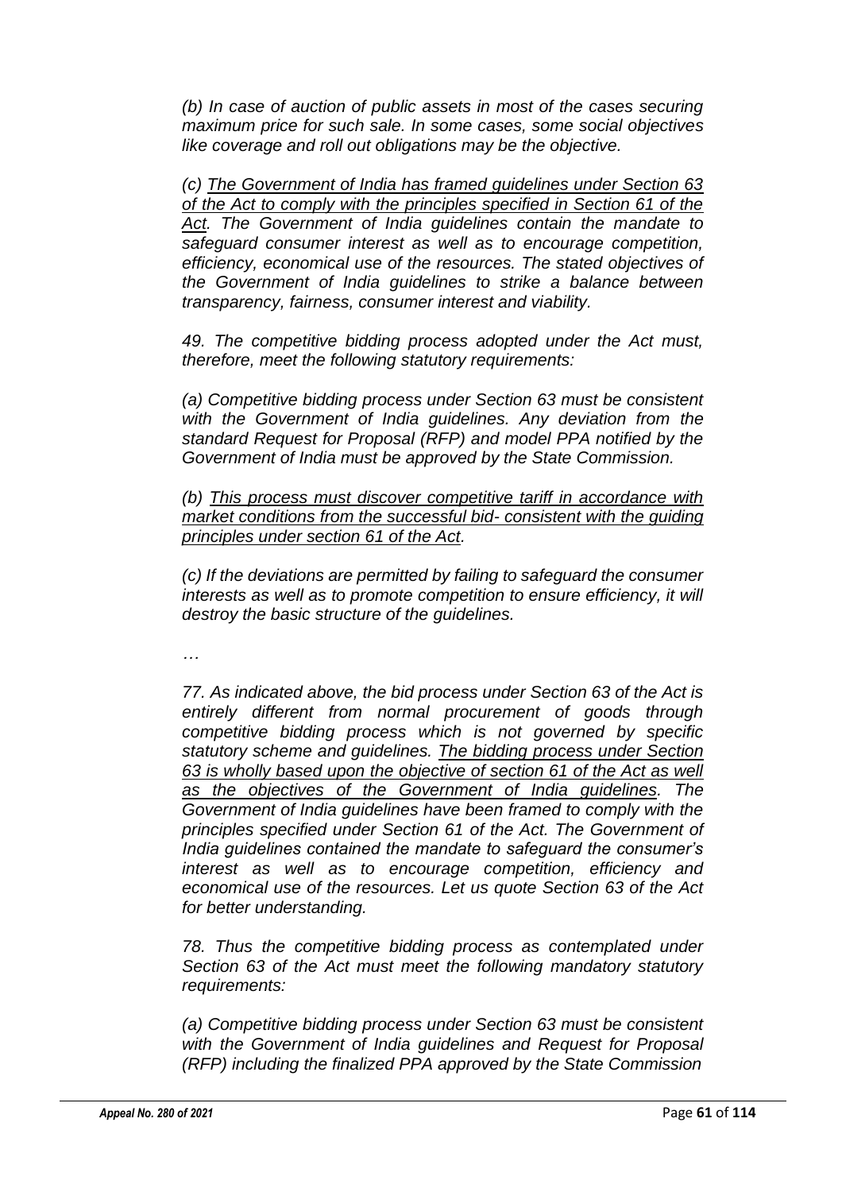*(b) In case of auction of public assets in most of the cases securing maximum price for such sale. In some cases, some social objectives like coverage and roll out obligations may be the objective.*

*(c) <u>The Government of India has framed guidelines under Section 63 of the Act to comply with the principles specified in Section 61 of the Act</u>. The Government of India guidelines contain the mandate to safeguard consumer interest as well as to encourage competition, efficiency, economical use of the resources. The stated objectives of the Government of India guidelines to strike a balance between transparency, fairness, consumer interest and viability.*

*49. The competitive bidding process adopted under the Act must, therefore, meet the following statutory requirements:*

*(a) Competitive bidding process under Section 63 must be consistent with the Government of India guidelines. Any deviation from the standard Request for Proposal (RFP) and model PPA notified by the Government of India must be approved by the State Commission.*

*(b) <u>This process must discover competitive tariff in accordance with market conditions from the successful bid- consistent with the guiding principles under section 61 of the Act</u>.*

*(c) If the deviations are permitted by failing to safeguard the consumer interests as well as to promote competition to ensure efficiency, it will destroy the basic structure of the guidelines.*

*…*

*77. As indicated above, the bid process under Section 63 of the Act is entirely different from normal procurement of goods through competitive bidding process which is not governed by specific statutory scheme and guidelines. <u>The bidding process under Section 63 is wholly based upon the objective of section 61 of the Act as well as the objectives of the Government of India guidelines</u>. The Government of India guidelines have been framed to comply with the principles specified under Section 61 of the Act. The Government of India guidelines contained the mandate to safeguard the consumer's interest as well as to encourage competition, efficiency and economical use of the resources. Let us quote Section 63 of the Act for better understanding.*

*78. Thus the competitive bidding process as contemplated under Section 63 of the Act must meet the following mandatory statutory requirements:*

*(a) Competitive bidding process under Section 63 must be consistent with the Government of India guidelines and Request for Proposal (RFP) including the finalized PPA approved by the State Commission*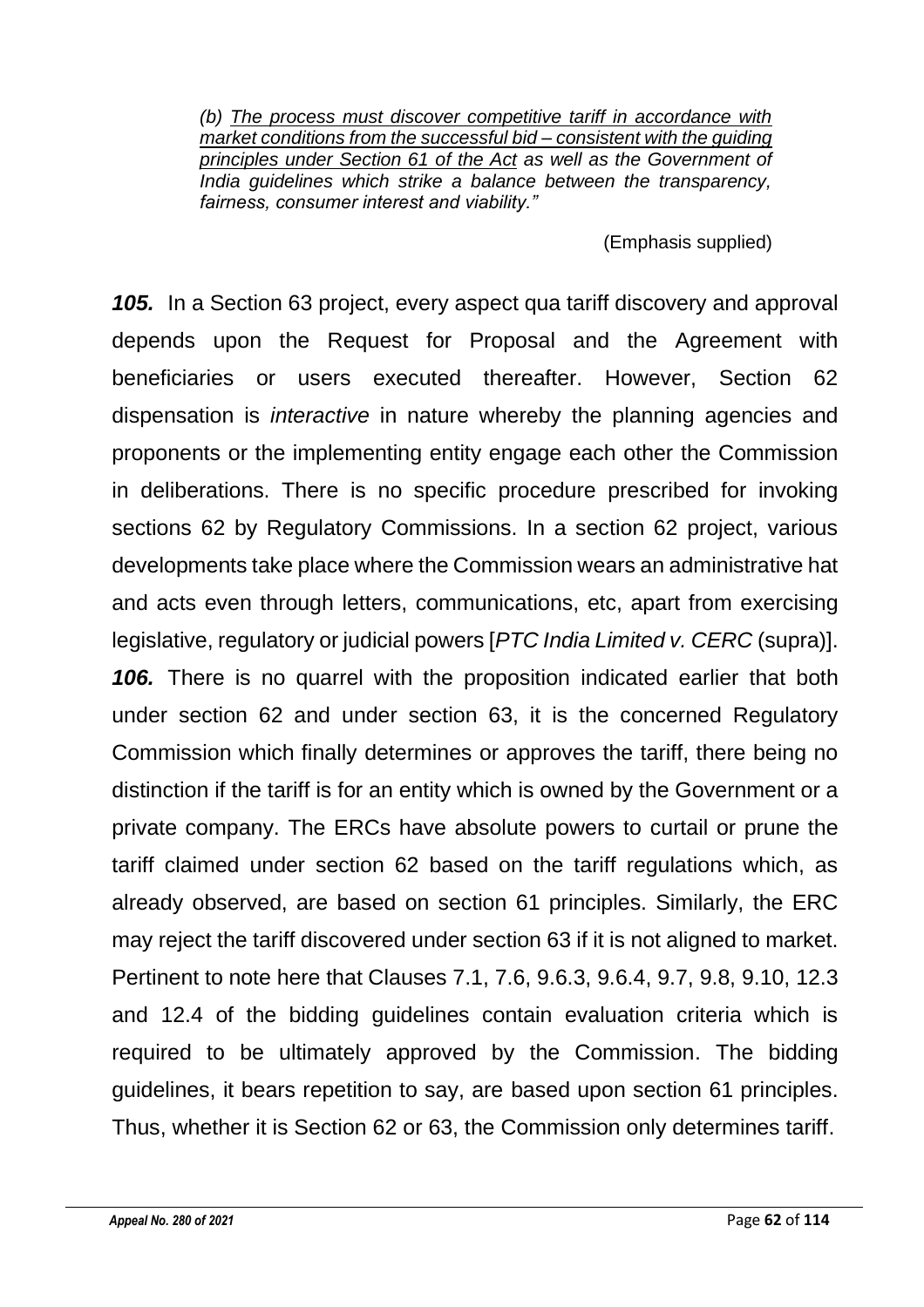> *(b) <u>The process must discover competitive tariff in accordance with market conditions from the successful bid – consistent with the guiding principles under Section 61 of the Act</u> as well as the Government of India guidelines which strike a balance between the transparency, fairness, consumer interest and viability."*
>
> (Emphasis supplied)

***105.*** In a Section 63 project, every aspect qua tariff discovery and approval depends upon the Request for Proposal and the Agreement with beneficiaries or users executed thereafter. However, Section 62 dispensation is *interactive* in nature whereby the planning agencies and proponents or the implementing entity engage each other the Commission in deliberations. There is no specific procedure prescribed for invoking sections 62 by Regulatory Commissions. In a section 62 project, various developments take place where the Commission wears an administrative hat and acts even through letters, communications, etc, apart from exercising legislative, regulatory or judicial powers [*PTC India Limited v. CERC* (supra)].

***106.*** There is no quarrel with the proposition indicated earlier that both under section 62 and under section 63, it is the concerned Regulatory Commission which finally determines or approves the tariff, there being no distinction if the tariff is for an entity which is owned by the Government or a private company. The ERCs have absolute powers to curtail or prune the tariff claimed under section 62 based on the tariff regulations which, as already observed, are based on section 61 principles. Similarly, the ERC may reject the tariff discovered under section 63 if it is not aligned to market. Pertinent to note here that Clauses 7.1, 7.6, 9.6.3, 9.6.4, 9.7, 9.8, 9.10, 12.3 and 12.4 of the bidding guidelines contain evaluation criteria which is required to be ultimately approved by the Commission. The bidding guidelines, it bears repetition to say, are based upon section 61 principles. Thus, whether it is Section 62 or 63, the Commission only determines tariff.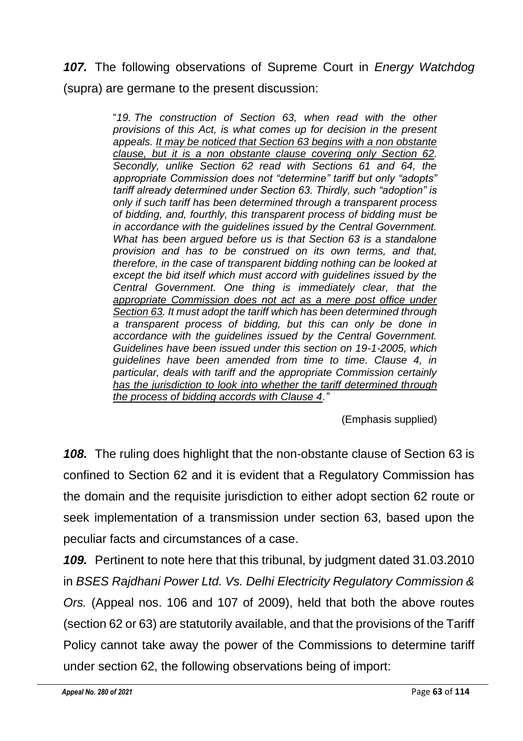***107.*** The following observations of Supreme Court in *Energy Watchdog* (supra) are germane to the present discussion:

> "*19. The construction of Section 63, when read with the other provisions of this Act, is what comes up for decision in the present appeals. <u>It may be noticed that Section 63 begins with a non obstante clause, but it is a non obstante clause covering only Section 62</u>. Secondly, unlike Section 62 read with Sections 61 and 64, the appropriate Commission does not "determine" tariff but only "adopts" tariff already determined under Section 63. Thirdly, such "adoption" is only if such tariff has been determined through a transparent process of bidding, and, fourthly, this transparent process of bidding must be in accordance with the guidelines issued by the Central Government. What has been argued before us is that Section 63 is a standalone provision and has to be construed on its own terms, and that, therefore, in the case of transparent bidding nothing can be looked at except the bid itself which must accord with guidelines issued by the Central Government. One thing is immediately clear, that the <u>appropriate Commission does not act as a mere post office under Section 63</u>. It must adopt the tariff which has been determined through a transparent process of bidding, but this can only be done in accordance with the guidelines issued by the Central Government. Guidelines have been issued under this section on 19-1-2005, which guidelines have been amended from time to time. Clause 4, in particular, deals with tariff and the appropriate Commission certainly <u>has the jurisdiction to look into whether the tariff determined through the process of bidding accords with Clause 4</u>.*"
>
> (Emphasis supplied)

***108.*** The ruling does highlight that the non-obstante clause of Section 63 is confined to Section 62 and it is evident that a Regulatory Commission has the domain and the requisite jurisdiction to either adopt section 62 route or seek implementation of a transmission under section 63, based upon the peculiar facts and circumstances of a case.

***109.*** Pertinent to note here that this tribunal, by judgment dated 31.03.2010 in *BSES Rajdhani Power Ltd. Vs. Delhi Electricity Regulatory Commission & Ors.* (Appeal nos. 106 and 107 of 2009), held that both the above routes (section 62 or 63) are statutorily available, and that the provisions of the Tariff Policy cannot take away the power of the Commissions to determine tariff under section 62, the following observations being of import: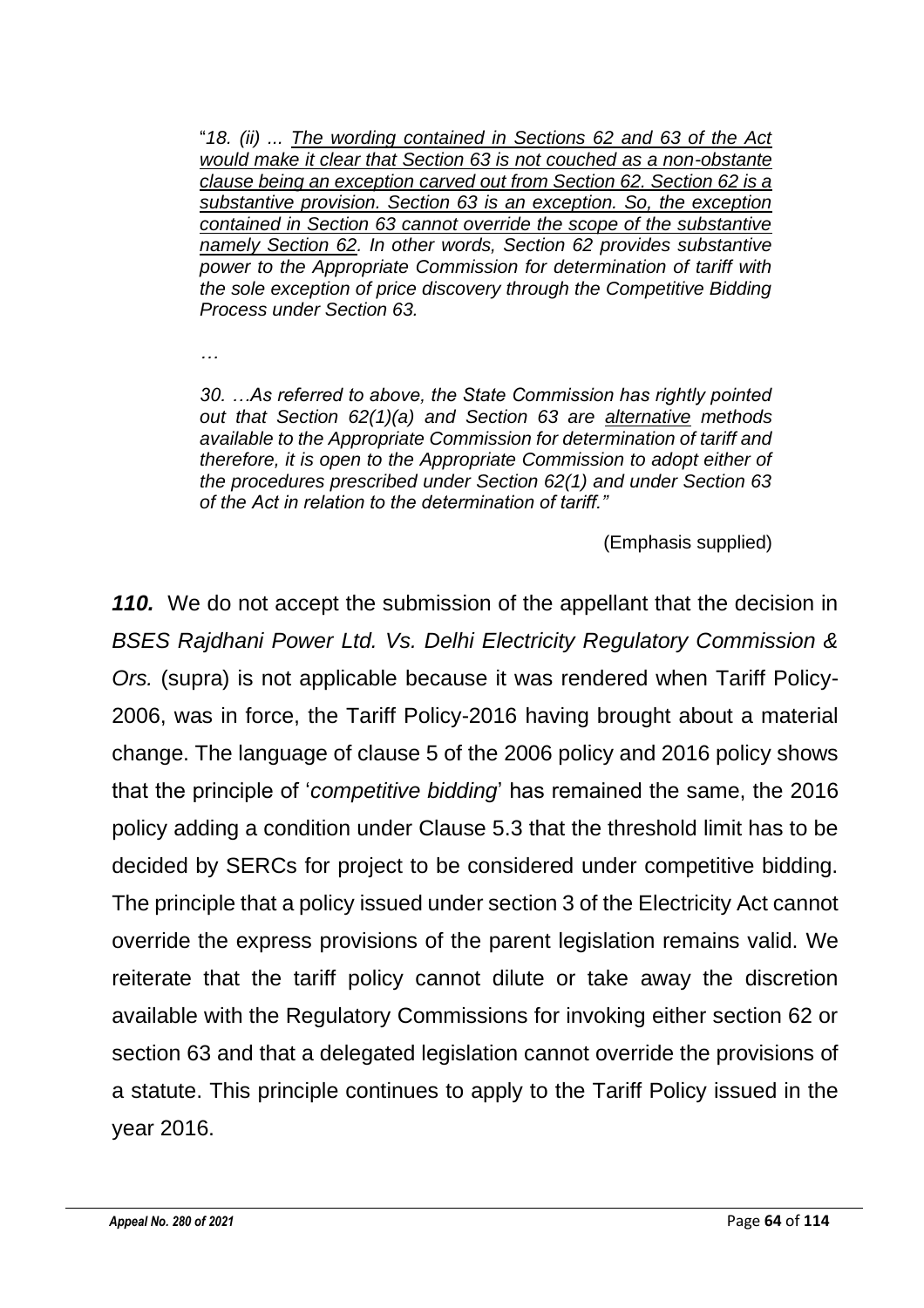> "*18. (ii) ... The wording contained in Sections 62 and 63 of the Act would make it clear that Section 63 is not couched as a non-obstante clause being an exception carved out from Section 62. Section 62 is a substantive provision. Section 63 is an exception. So, the exception contained in Section 63 cannot override the scope of the substantive namely Section 62. In other words, Section 62 provides substantive power to the Appropriate Commission for determination of tariff with the sole exception of price discovery through the Competitive Bidding Process under Section 63.*
>
> *…*
>
> *30. …As referred to above, the State Commission has rightly pointed out that Section 62(1)(a) and Section 63 are alternative methods available to the Appropriate Commission for determination of tariff and therefore, it is open to the Appropriate Commission to adopt either of the procedures prescribed under Section 62(1) and under Section 63 of the Act in relation to the determination of tariff."*
>
> (Emphasis supplied)

***110.*** We do not accept the submission of the appellant that the decision in *BSES Rajdhani Power Ltd. Vs. Delhi Electricity Regulatory Commission & Ors.* (supra) is not applicable because it was rendered when Tariff Policy-2006, was in force, the Tariff Policy-2016 having brought about a material change. The language of clause 5 of the 2006 policy and 2016 policy shows that the principle of '*competitive bidding*' has remained the same, the 2016 policy adding a condition under Clause 5.3 that the threshold limit has to be decided by SERCs for project to be considered under competitive bidding. The principle that a policy issued under section 3 of the Electricity Act cannot override the express provisions of the parent legislation remains valid. We reiterate that the tariff policy cannot dilute or take away the discretion available with the Regulatory Commissions for invoking either section 62 or section 63 and that a delegated legislation cannot override the provisions of a statute. This principle continues to apply to the Tariff Policy issued in the year 2016.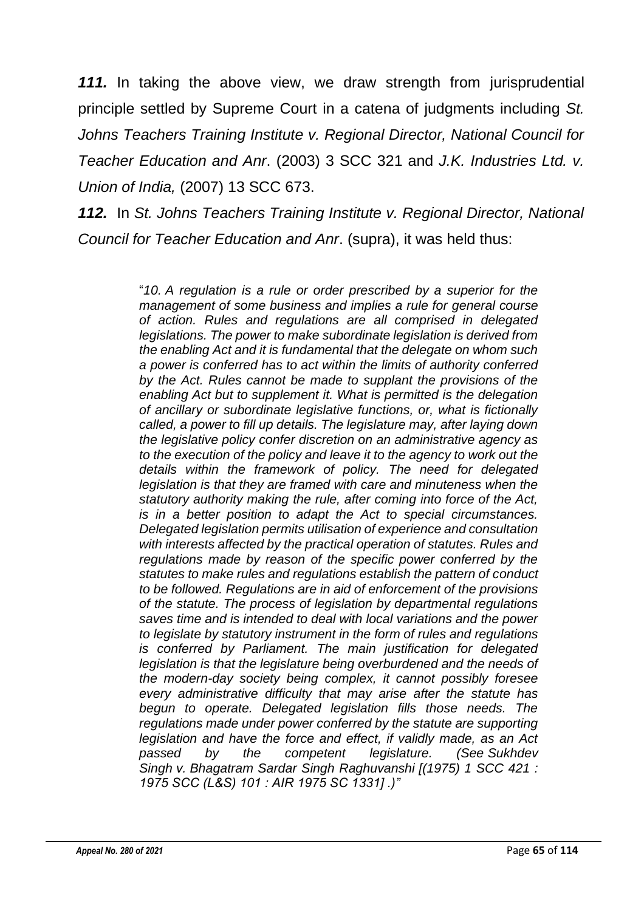***111.*** In taking the above view, we draw strength from jurisprudential principle settled by Supreme Court in a catena of judgments including *St. Johns Teachers Training Institute v. Regional Director, National Council for Teacher Education and Anr*. (2003) 3 SCC 321 and *J.K. Industries Ltd. v. Union of India,* (2007) 13 SCC 673.

***112.*** In *St. Johns Teachers Training Institute v. Regional Director, National Council for Teacher Education and Anr*. (supra), it was held thus:

> "*10. A regulation is a rule or order prescribed by a superior for the management of some business and implies a rule for general course of action. Rules and regulations are all comprised in delegated legislations. The power to make subordinate legislation is derived from the enabling Act and it is fundamental that the delegate on whom such a power is conferred has to act within the limits of authority conferred by the Act. Rules cannot be made to supplant the provisions of the enabling Act but to supplement it. What is permitted is the delegation of ancillary or subordinate legislative functions, or, what is fictionally called, a power to fill up details. The legislature may, after laying down the legislative policy confer discretion on an administrative agency as to the execution of the policy and leave it to the agency to work out the details within the framework of policy. The need for delegated legislation is that they are framed with care and minuteness when the statutory authority making the rule, after coming into force of the Act, is in a better position to adapt the Act to special circumstances. Delegated legislation permits utilisation of experience and consultation with interests affected by the practical operation of statutes. Rules and regulations made by reason of the specific power conferred by the statutes to make rules and regulations establish the pattern of conduct to be followed. Regulations are in aid of enforcement of the provisions of the statute. The process of legislation by departmental regulations saves time and is intended to deal with local variations and the power to legislate by statutory instrument in the form of rules and regulations is conferred by Parliament. The main justification for delegated legislation is that the legislature being overburdened and the needs of the modern-day society being complex, it cannot possibly foresee every administrative difficulty that may arise after the statute has begun to operate. Delegated legislation fills those needs. The regulations made under power conferred by the statute are supporting legislation and have the force and effect, if validly made, as an Act passed by the competent legislature. (See Sukhdev Singh v. Bhagatram Sardar Singh Raghuvanshi [(1975) 1 SCC 421 : 1975 SCC (L&S) 101 : AIR 1975 SC 1331] .)*"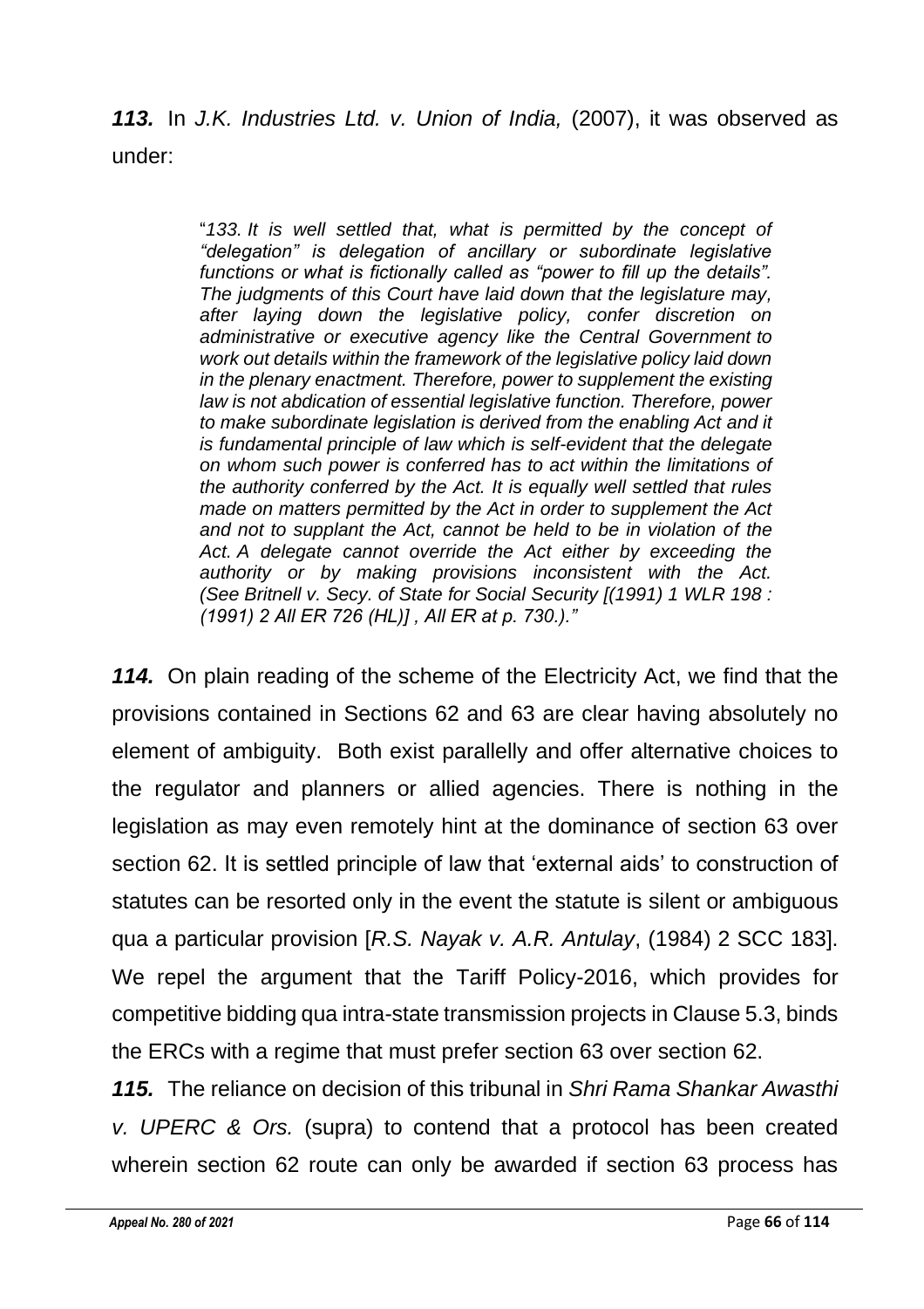***113.*** In *J.K. Industries Ltd. v. Union of India,* (2007), it was observed as under:

> "*133. It is well settled that, what is permitted by the concept of "delegation" is delegation of ancillary or subordinate legislative functions or what is fictionally called as "power to fill up the details". The judgments of this Court have laid down that the legislature may, after laying down the legislative policy, confer discretion on administrative or executive agency like the Central Government to work out details within the framework of the legislative policy laid down in the plenary enactment. Therefore, power to supplement the existing law is not abdication of essential legislative function. Therefore, power to make subordinate legislation is derived from the enabling Act and it is fundamental principle of law which is self-evident that the delegate on whom such power is conferred has to act within the limitations of the authority conferred by the Act. It is equally well settled that rules made on matters permitted by the Act in order to supplement the Act and not to supplant the Act, cannot be held to be in violation of the Act. A delegate cannot override the Act either by exceeding the authority or by making provisions inconsistent with the Act. (See Britnell v. Secy. of State for Social Security [(1991) 1 WLR 198 : (1991) 2 All ER 726 (HL)] , All ER at p. 730.).*"

***114.*** On plain reading of the scheme of the Electricity Act, we find that the provisions contained in Sections 62 and 63 are clear having absolutely no element of ambiguity. Both exist parallelly and offer alternative choices to the regulator and planners or allied agencies. There is nothing in the legislation as may even remotely hint at the dominance of section 63 over section 62. It is settled principle of law that 'external aids' to construction of statutes can be resorted only in the event the statute is silent or ambiguous qua a particular provision [*R.S. Nayak v. A.R. Antulay*, (1984) 2 SCC 183]. We repel the argument that the Tariff Policy-2016, which provides for competitive bidding qua intra-state transmission projects in Clause 5.3, binds the ERCs with a regime that must prefer section 63 over section 62.

***115.*** The reliance on decision of this tribunal in *Shri Rama Shankar Awasthi v. UPERC & Ors.* (supra) to contend that a protocol has been created wherein section 62 route can only be awarded if section 63 process has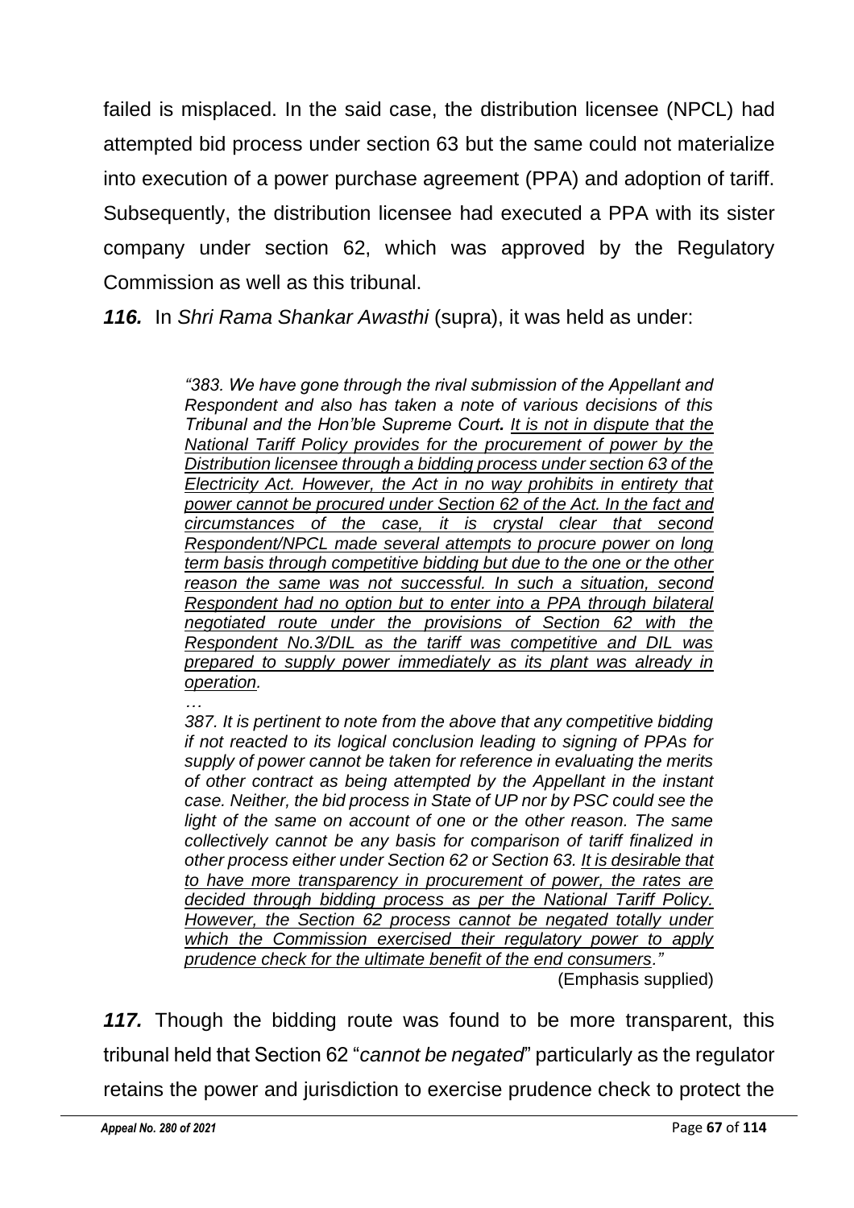failed is misplaced. In the said case, the distribution licensee (NPCL) had attempted bid process under section 63 but the same could not materialize into execution of a power purchase agreement (PPA) and adoption of tariff. Subsequently, the distribution licensee had executed a PPA with its sister company under section 62, which was approved by the Regulatory Commission as well as this tribunal.

***116.*** In *Shri Rama Shankar Awasthi* (supra), it was held as under:

> *"383. We have gone through the rival submission of the Appellant and Respondent and also has taken a note of various decisions of this Tribunal and the Hon'ble Supreme Court. It is not in dispute that the National Tariff Policy provides for the procurement of power by the Distribution licensee through a bidding process under section 63 of the Electricity Act. However, the Act in no way prohibits in entirety that power cannot be procured under Section 62 of the Act. In the fact and circumstances of the case, it is crystal clear that second Respondent/NPCL made several attempts to procure power on long term basis through competitive bidding but due to the one or the other reason the same was not successful. In such a situation, second Respondent had no option but to enter into a PPA through bilateral negotiated route under the provisions of Section 62 with the Respondent No.3/DIL as the tariff was competitive and DIL was prepared to supply power immediately as its plant was already in operation.*
>
> *…*
>
> *387. It is pertinent to note from the above that any competitive bidding if not reacted to its logical conclusion leading to signing of PPAs for supply of power cannot be taken for reference in evaluating the merits of other contract as being attempted by the Appellant in the instant case. Neither, the bid process in State of UP nor by PSC could see the light of the same on account of one or the other reason. The same collectively cannot be any basis for comparison of tariff finalized in other process either under Section 62 or Section 63. It is desirable that to have more transparency in procurement of power, the rates are decided through bidding process as per the National Tariff Policy. However, the Section 62 process cannot be negated totally under which the Commission exercised their regulatory power to apply prudence check for the ultimate benefit of the end consumers."*
>
> (Emphasis supplied)

***117.*** Though the bidding route was found to be more transparent, this tribunal held that Section 62 "*cannot be negated*" particularly as the regulator retains the power and jurisdiction to exercise prudence check to protect the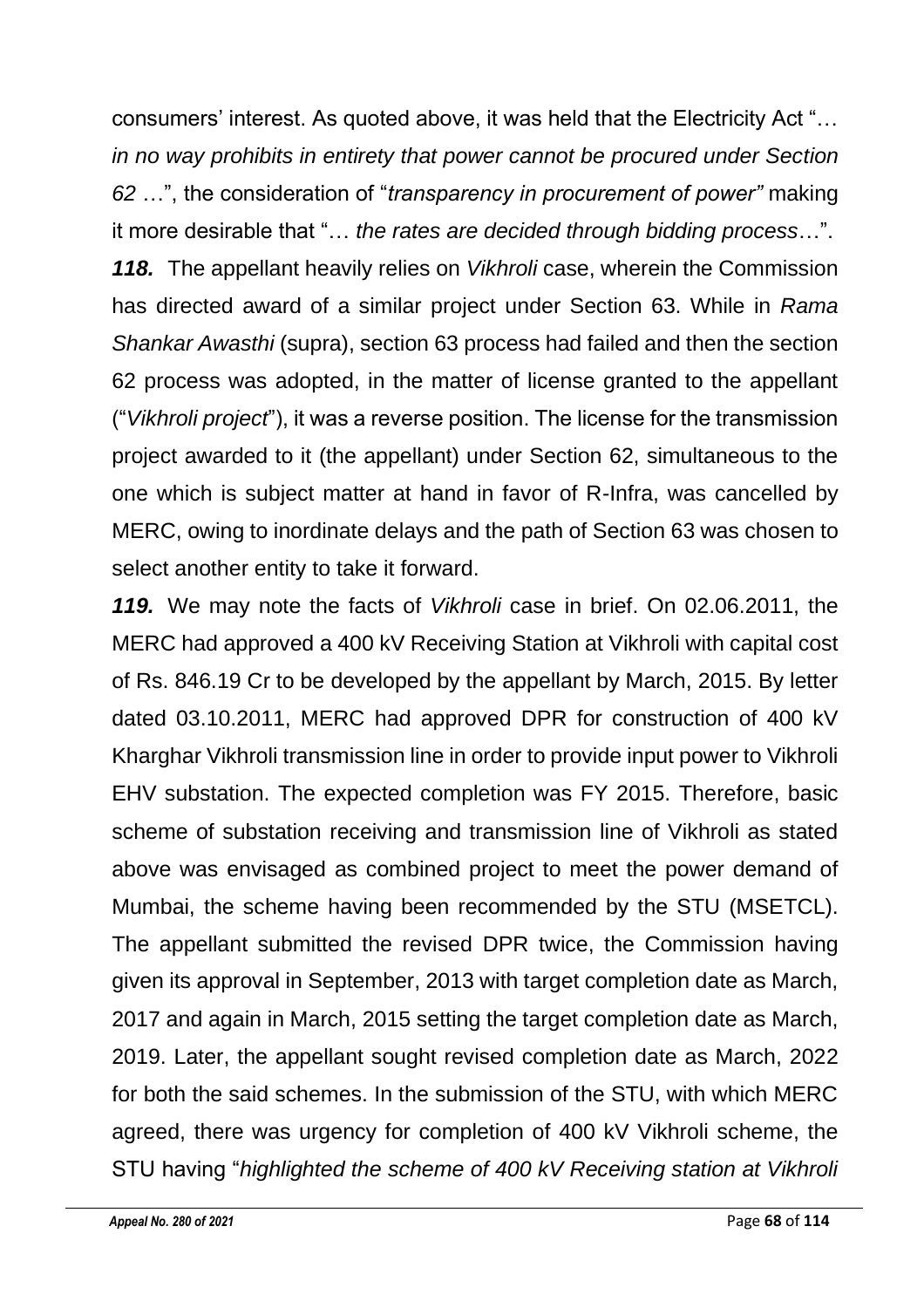consumers' interest. As quoted above, it was held that the Electricity Act "… *in no way prohibits in entirety that power cannot be procured under Section 62* …", the consideration of "*transparency in procurement of power"* making it more desirable that "… *the rates are decided through bidding process*…".

***118.*** The appellant heavily relies on *Vikhroli* case, wherein the Commission has directed award of a similar project under Section 63. While in *Rama Shankar Awasthi* (supra), section 63 process had failed and then the section 62 process was adopted, in the matter of license granted to the appellant ("*Vikhroli project*"), it was a reverse position. The license for the transmission project awarded to it (the appellant) under Section 62, simultaneous to the one which is subject matter at hand in favor of R-Infra, was cancelled by MERC, owing to inordinate delays and the path of Section 63 was chosen to select another entity to take it forward.

***119.*** We may note the facts of *Vikhroli* case in brief. On 02.06.2011, the MERC had approved a 400 kV Receiving Station at Vikhroli with capital cost of Rs. 846.19 Cr to be developed by the appellant by March, 2015. By letter dated 03.10.2011, MERC had approved DPR for construction of 400 kV Kharghar Vikhroli transmission line in order to provide input power to Vikhroli EHV substation. The expected completion was FY 2015. Therefore, basic scheme of substation receiving and transmission line of Vikhroli as stated above was envisaged as combined project to meet the power demand of Mumbai, the scheme having been recommended by the STU (MSETCL). The appellant submitted the revised DPR twice, the Commission having given its approval in September, 2013 with target completion date as March, 2017 and again in March, 2015 setting the target completion date as March, 2019. Later, the appellant sought revised completion date as March, 2022 for both the said schemes. In the submission of the STU, with which MERC agreed, there was urgency for completion of 400 kV Vikhroli scheme, the STU having "*highlighted the scheme of 400 kV Receiving station at Vikhroli*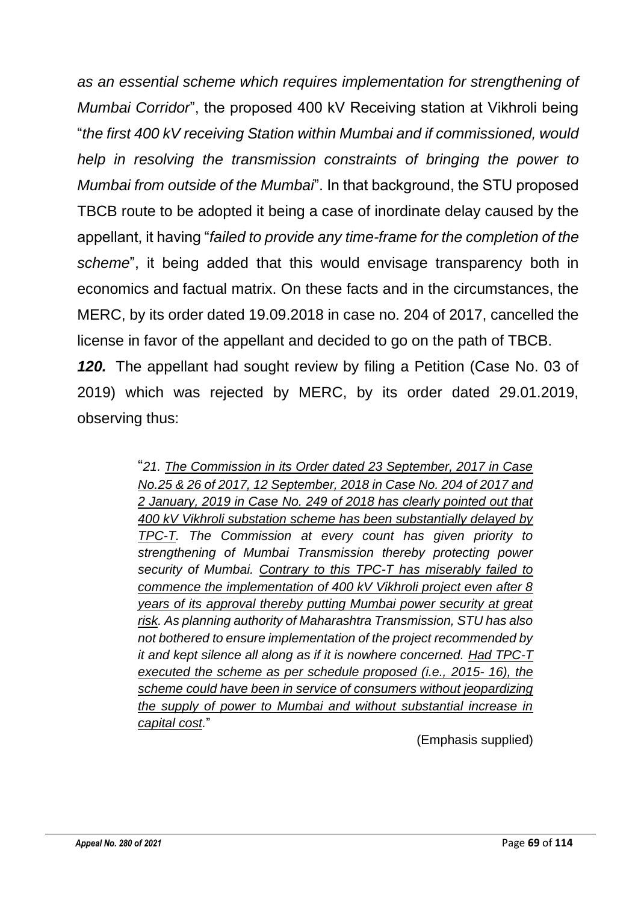*as an essential scheme which requires implementation for strengthening of Mumbai Corridor*", the proposed 400 kV Receiving station at Vikhroli being "*the first 400 kV receiving Station within Mumbai and if commissioned, would help in resolving the transmission constraints of bringing the power to Mumbai from outside of the Mumbai*". In that background, the STU proposed TBCB route to be adopted it being a case of inordinate delay caused by the appellant, it having "*failed to provide any time-frame for the completion of the scheme*", it being added that this would envisage transparency both in economics and factual matrix. On these facts and in the circumstances, the MERC, by its order dated 19.09.2018 in case no. 204 of 2017, cancelled the license in favor of the appellant and decided to go on the path of TBCB.

***120.*** The appellant had sought review by filing a Petition (Case No. 03 of 2019) which was rejected by MERC, by its order dated 29.01.2019, observing thus:

> "*21. <u>The Commission in its Order dated 23 September, 2017 in Case No.25 & 26 of 2017, 12 September, 2018 in Case No. 204 of 2017 and 2 January, 2019 in Case No. 249 of 2018 has clearly pointed out that 400 kV Vikhroli substation scheme has been substantially delayed by TPC-T</u>. The Commission at every count has given priority to strengthening of Mumbai Transmission thereby protecting power security of Mumbai. <u>Contrary to this TPC-T has miserably failed to commence the implementation of 400 kV Vikhroli project even after 8 years of its approval thereby putting Mumbai power security at great risk</u>. As planning authority of Maharashtra Transmission, STU has also not bothered to ensure implementation of the project recommended by it and kept silence all along as if it is nowhere concerned. <u>Had TPC-T executed the scheme as per schedule proposed (i.e., 2015- 16), the scheme could have been in service of consumers without jeopardizing the supply of power to Mumbai and without substantial increase in capital cost</u>.*"
>
> (Emphasis supplied)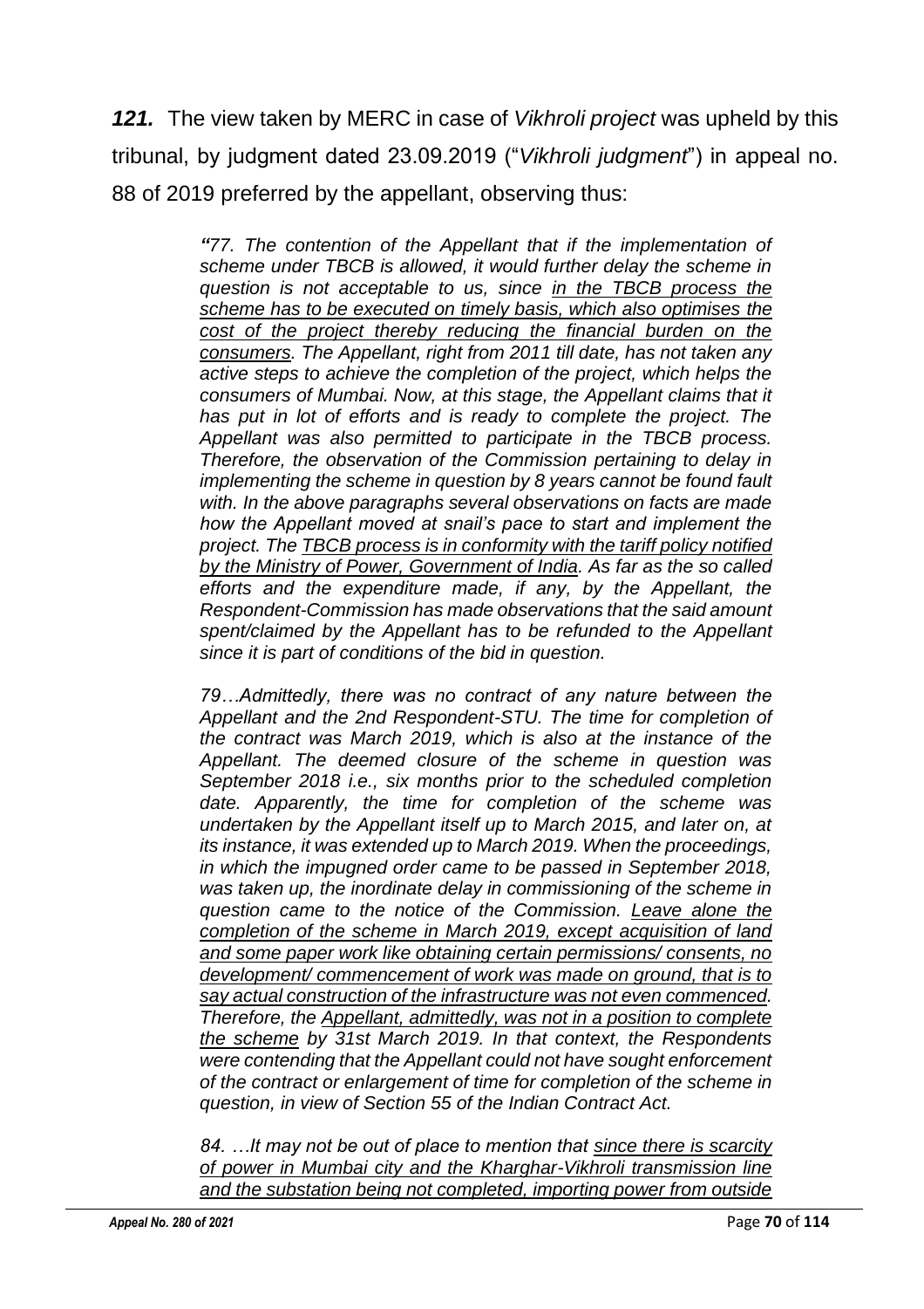***121.*** The view taken by MERC in case of *Vikhroli project* was upheld by this tribunal, by judgment dated 23.09.2019 ("*Vikhroli judgment*") in appeal no. 88 of 2019 preferred by the appellant, observing thus:

> ***"****77. The contention of the Appellant that if the implementation of scheme under TBCB is allowed, it would further delay the scheme in question is not acceptable to us, since <u>in the TBCB process the scheme has to be executed on timely basis, which also optimises the cost of the project thereby reducing the financial burden on the consumers</u>. The Appellant, right from 2011 till date, has not taken any active steps to achieve the completion of the project, which helps the consumers of Mumbai. Now, at this stage, the Appellant claims that it has put in lot of efforts and is ready to complete the project. The Appellant was also permitted to participate in the TBCB process. Therefore, the observation of the Commission pertaining to delay in implementing the scheme in question by 8 years cannot be found fault with. In the above paragraphs several observations on facts are made how the Appellant moved at snail's pace to start and implement the project. The <u>TBCB process is in conformity with the tariff policy notified by the Ministry of Power, Government of India</u>. As far as the so called efforts and the expenditure made, if any, by the Appellant, the Respondent-Commission has made observations that the said amount spent/claimed by the Appellant has to be refunded to the Appellant since it is part of conditions of the bid in question.*
>
> *79…Admittedly, there was no contract of any nature between the Appellant and the 2nd Respondent-STU. The time for completion of the contract was March 2019, which is also at the instance of the Appellant. The deemed closure of the scheme in question was September 2018 i.e., six months prior to the scheduled completion date. Apparently, the time for completion of the scheme was undertaken by the Appellant itself up to March 2015, and later on, at its instance, it was extended up to March 2019. When the proceedings, in which the impugned order came to be passed in September 2018, was taken up, the inordinate delay in commissioning of the scheme in question came to the notice of the Commission. <u>Leave alone the completion of the scheme in March 2019, except acquisition of land and some paper work like obtaining certain permissions/ consents, no development/ commencement of work was made on ground, that is to say actual construction of the infrastructure was not even commenced.</u> Therefore, the <u>Appellant, admittedly, was not in a position to complete the scheme</u> by 31st March 2019. In that context, the Respondents were contending that the Appellant could not have sought enforcement of the contract or enlargement of time for completion of the scheme in question, in view of Section 55 of the Indian Contract Act.*
>
> *84. …It may not be out of place to mention that <u>since there is scarcity of power in Mumbai city and the Kharghar-Vikhroli transmission line and the substation being not completed, importing power from outside</u>*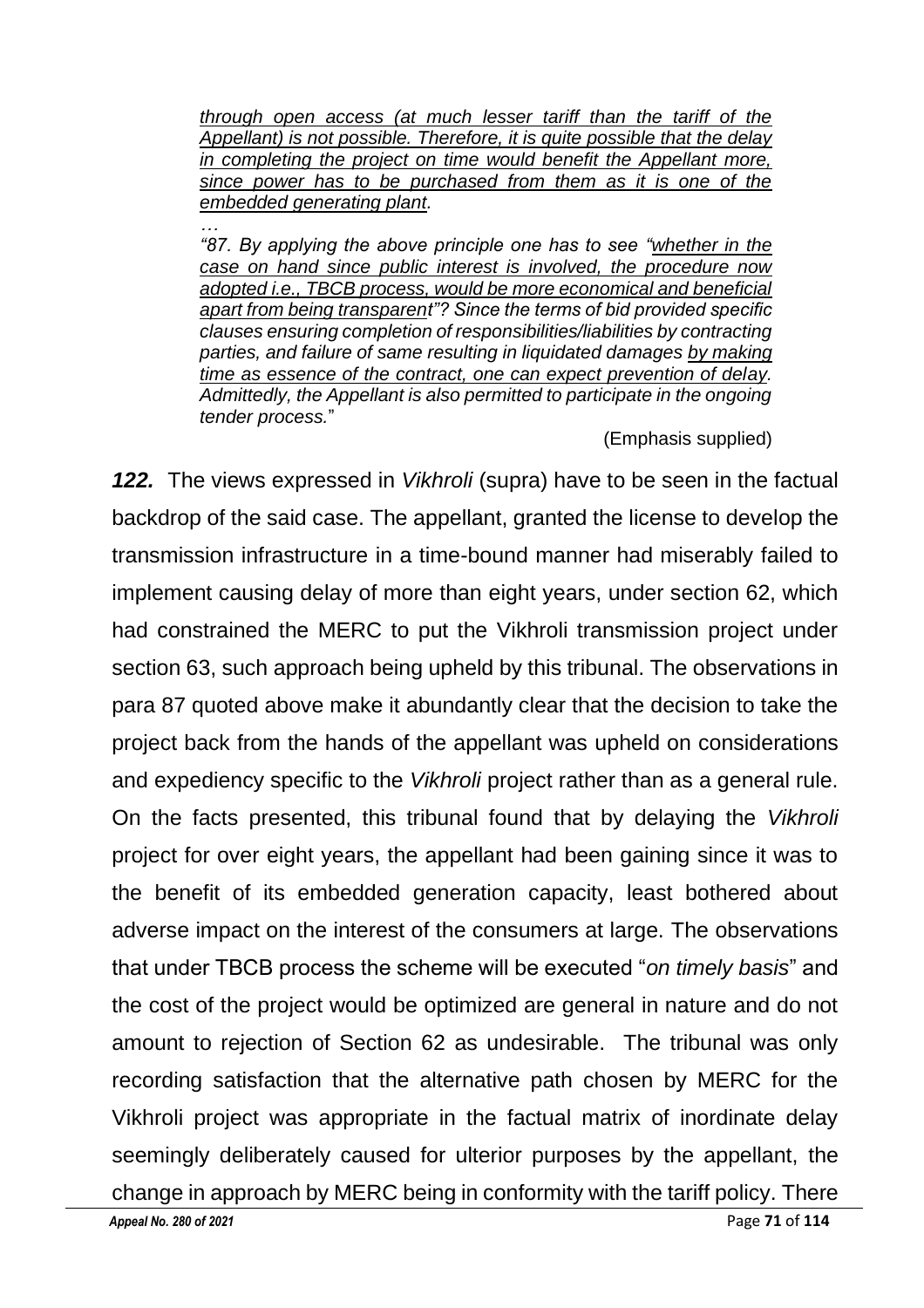*through open access (at much lesser tariff than the tariff of the Appellant) is not possible. Therefore, it is quite possible that the delay in completing the project on time would benefit the Appellant more, since power has to be purchased from them as it is one of the embedded generating plant.*

*…*

*"87. By applying the above principle one has to see "whether in the case on hand since public interest is involved, the procedure now adopted i.e., TBCB process, would be more economical and beneficial apart from being transparent"? Since the terms of bid provided specific clauses ensuring completion of responsibilities/liabilities by contracting parties, and failure of same resulting in liquidated damages by making time as essence of the contract, one can expect prevention of delay. Admittedly, the Appellant is also permitted to participate in the ongoing tender process."*

(Emphasis supplied)

***122.*** The views expressed in *Vikhroli* (supra) have to be seen in the factual backdrop of the said case. The appellant, granted the license to develop the transmission infrastructure in a time-bound manner had miserably failed to implement causing delay of more than eight years, under section 62, which had constrained the MERC to put the Vikhroli transmission project under section 63, such approach being upheld by this tribunal. The observations in para 87 quoted above make it abundantly clear that the decision to take the project back from the hands of the appellant was upheld on considerations and expediency specific to the *Vikhroli* project rather than as a general rule. On the facts presented, this tribunal found that by delaying the *Vikhroli* project for over eight years, the appellant had been gaining since it was to the benefit of its embedded generation capacity, least bothered about adverse impact on the interest of the consumers at large. The observations that under TBCB process the scheme will be executed "*on timely basis*" and the cost of the project would be optimized are general in nature and do not amount to rejection of Section 62 as undesirable. The tribunal was only recording satisfaction that the alternative path chosen by MERC for the Vikhroli project was appropriate in the factual matrix of inordinate delay seemingly deliberately caused for ulterior purposes by the appellant, the change in approach by MERC being in conformity with the tariff policy. There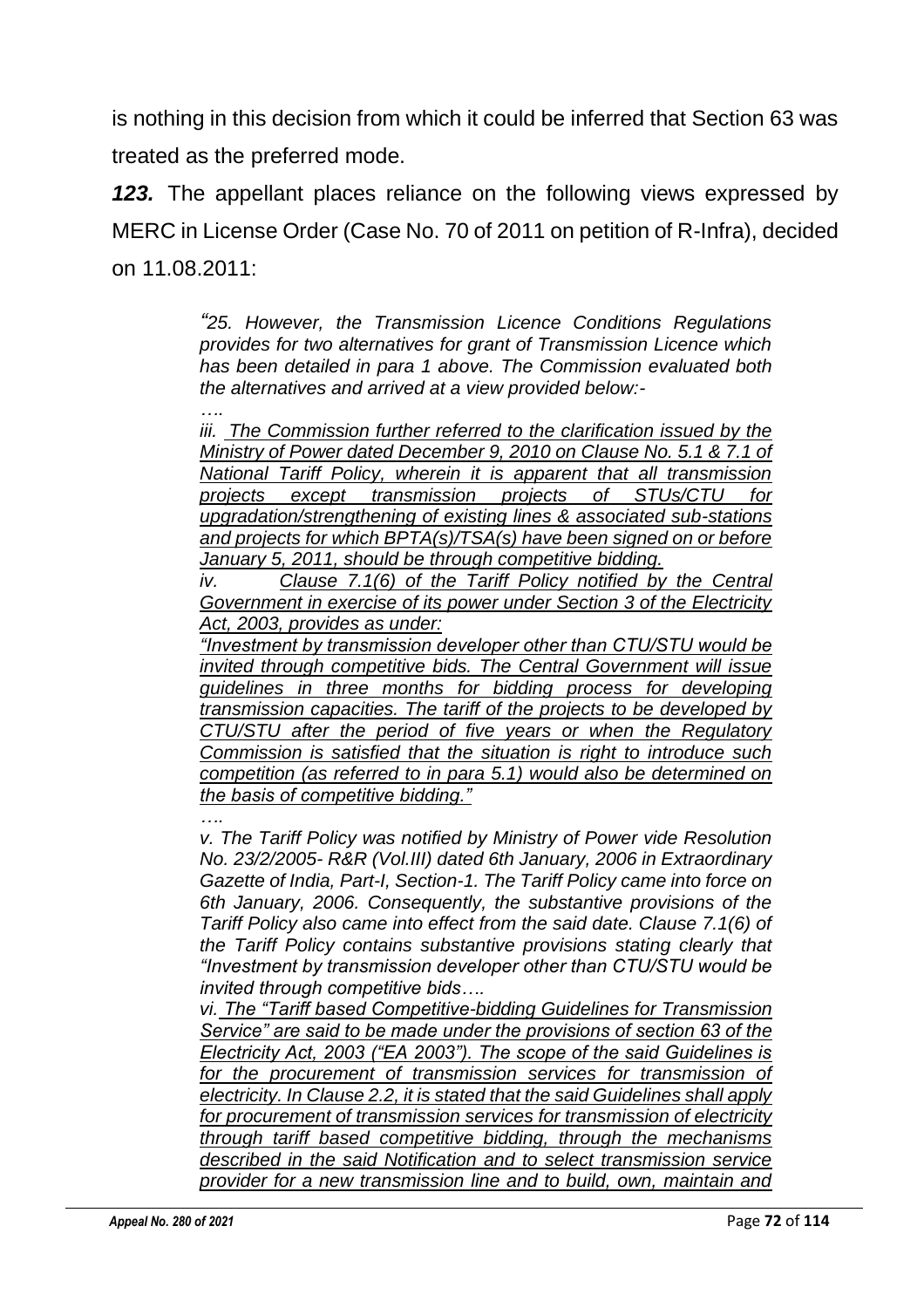is nothing in this decision from which it could be inferred that Section 63 was treated as the preferred mode.

***123.*** The appellant places reliance on the following views expressed by MERC in License Order (Case No. 70 of 2011 on petition of R-Infra), decided on 11.08.2011:

> *"25. However, the Transmission Licence Conditions Regulations provides for two alternatives for grant of Transmission Licence which has been detailed in para 1 above. The Commission evaluated both the alternatives and arrived at a view provided below:-*
>
> *….*
>
> *iii. <u>The Commission further referred to the clarification issued by the Ministry of Power dated December 9, 2010 on Clause No. 5.1 & 7.1 of National Tariff Policy, wherein it is apparent that all transmission projects except transmission projects of STUs/CTU for upgradation/strengthening of existing lines & associated sub-stations and projects for which BPTA(s)/TSA(s) have been signed on or before January 5, 2011, should be through competitive bidding.</u>*
>
> *iv. <u>Clause 7.1(6) of the Tariff Policy notified by the Central Government in exercise of its power under Section 3 of the Electricity Act, 2003, provides as under:</u>*
>
> *<u>"Investment by transmission developer other than CTU/STU would be invited through competitive bids. The Central Government will issue guidelines in three months for bidding process for developing transmission capacities. The tariff of the projects to be developed by CTU/STU after the period of five years or when the Regulatory Commission is satisfied that the situation is right to introduce such competition (as referred to in para 5.1) would also be determined on the basis of competitive bidding."</u>*
>
> *….*
>
> *v. The Tariff Policy was notified by Ministry of Power vide Resolution No. 23/2/2005- R&R (Vol.III) dated 6th January, 2006 in Extraordinary Gazette of India, Part-I, Section-1. The Tariff Policy came into force on 6th January, 2006. Consequently, the substantive provisions of the Tariff Policy also came into effect from the said date. Clause 7.1(6) of the Tariff Policy contains substantive provisions stating clearly that "Investment by transmission developer other than CTU/STU would be invited through competitive bids….*
>
> *vi. <u>The "Tariff based Competitive-bidding Guidelines for Transmission Service" are said to be made under the provisions of section 63 of the Electricity Act, 2003 ("EA 2003"). The scope of the said Guidelines is for the procurement of transmission services for transmission of electricity. In Clause 2.2, it is stated that the said Guidelines shall apply for procurement of transmission services for transmission of electricity through tariff based competitive bidding, through the mechanisms described in the said Notification and to select transmission service provider for a new transmission line and to build, own, maintain and</u>*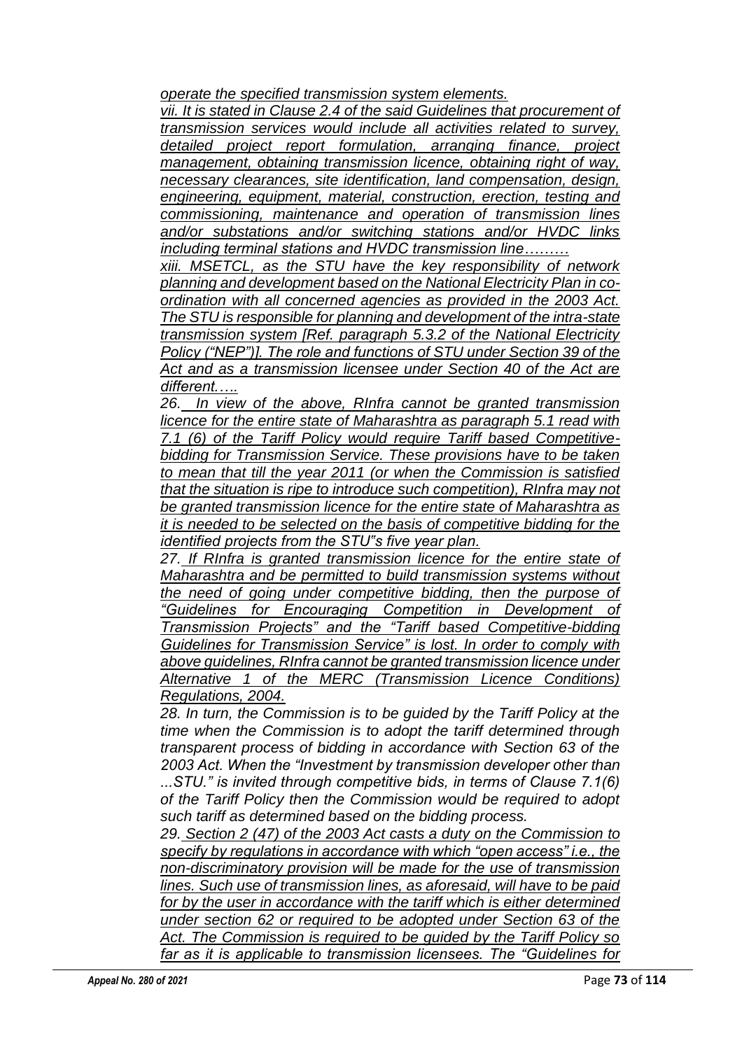*operate the specified transmission system elements.*

*vii. It is stated in Clause 2.4 of the said Guidelines that procurement of transmission services would include all activities related to survey, detailed project report formulation, arranging finance, project management, obtaining transmission licence, obtaining right of way, necessary clearances, site identification, land compensation, design, engineering, equipment, material, construction, erection, testing and commissioning, maintenance and operation of transmission lines and/or substations and/or switching stations and/or HVDC links including terminal stations and HVDC transmission line………*

*xiii. MSETCL, as the STU have the key responsibility of network planning and development based on the National Electricity Plan in co-ordination with all concerned agencies as provided in the 2003 Act. The STU is responsible for planning and development of the intra-state transmission system [Ref. paragraph 5.3.2 of the National Electricity Policy ("NEP")]. The role and functions of STU under Section 39 of the Act and as a transmission licensee under Section 40 of the Act are different…..*

*26. In view of the above, RInfra cannot be granted transmission licence for the entire state of Maharashtra as paragraph 5.1 read with 7.1 (6) of the Tariff Policy would require Tariff based Competitive-bidding for Transmission Service. These provisions have to be taken to mean that till the year 2011 (or when the Commission is satisfied that the situation is ripe to introduce such competition), RInfra may not be granted transmission licence for the entire state of Maharashtra as it is needed to be selected on the basis of competitive bidding for the identified projects from the STU"s five year plan.*

*27. If RInfra is granted transmission licence for the entire state of Maharashtra and be permitted to build transmission systems without the need of going under competitive bidding, then the purpose of "Guidelines for Encouraging Competition in Development of Transmission Projects" and the "Tariff based Competitive-bidding Guidelines for Transmission Service" is lost. In order to comply with above guidelines, RInfra cannot be granted transmission licence under Alternative 1 of the MERC (Transmission Licence Conditions) Regulations, 2004.*

*28. In turn, the Commission is to be guided by the Tariff Policy at the time when the Commission is to adopt the tariff determined through transparent process of bidding in accordance with Section 63 of the 2003 Act. When the "Investment by transmission developer other than ...STU." is invited through competitive bids, in terms of Clause 7.1(6) of the Tariff Policy then the Commission would be required to adopt such tariff as determined based on the bidding process.*

*29. Section 2 (47) of the 2003 Act casts a duty on the Commission to specify by regulations in accordance with which "open access" i.e., the non-discriminatory provision will be made for the use of transmission lines. Such use of transmission lines, as aforesaid, will have to be paid for by the user in accordance with the tariff which is either determined under section 62 or required to be adopted under Section 63 of the Act. The Commission is required to be guided by the Tariff Policy so far as it is applicable to transmission licensees. The "Guidelines for*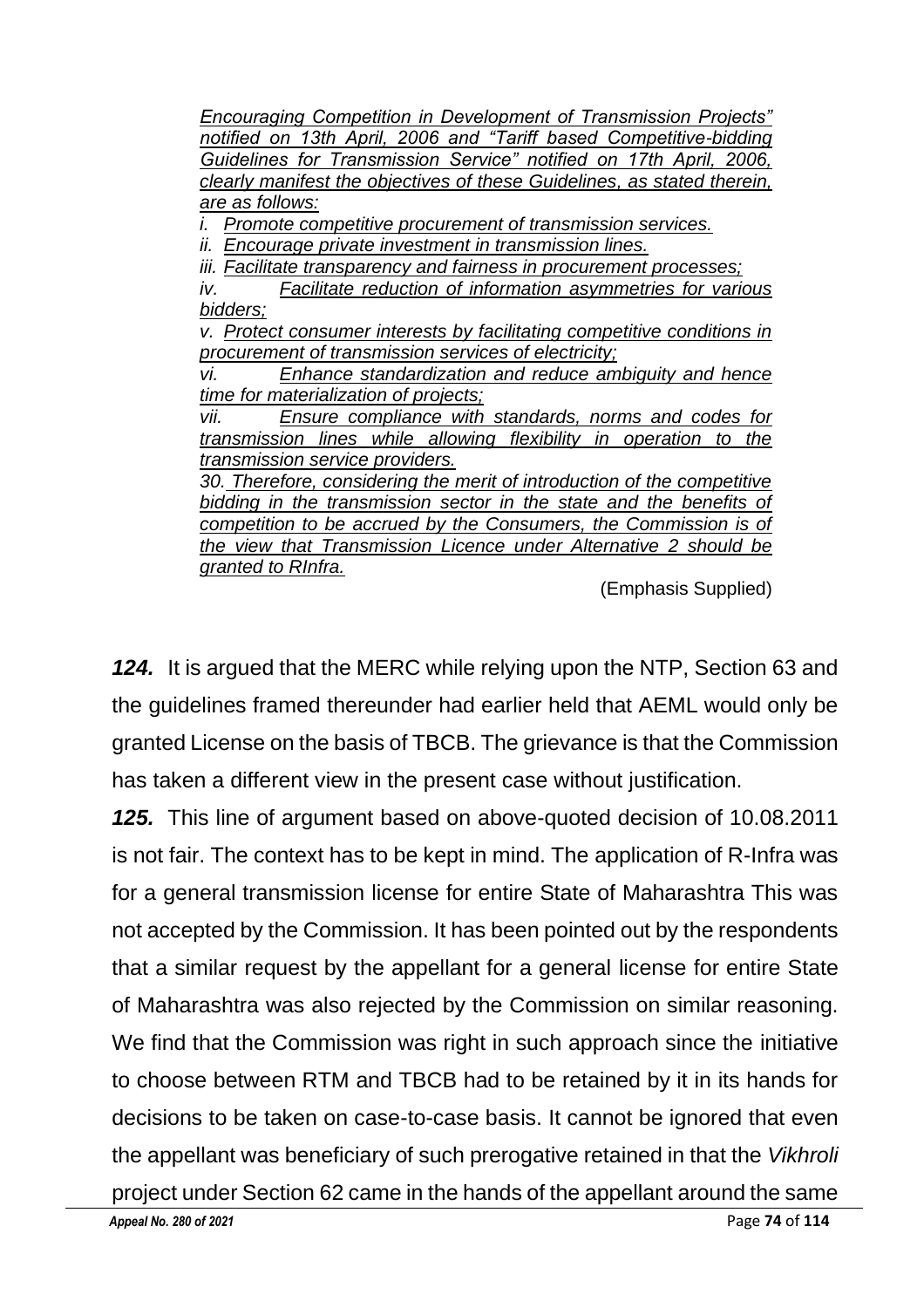*Encouraging Competition in Development of Transmission Projects" notified on 13th April, 2006 and "Tariff based Competitive-bidding Guidelines for Transmission Service" notified on 17th April, 2006, clearly manifest the objectives of these Guidelines, as stated therein, are as follows:*

*i. Promote competitive procurement of transmission services.*

*ii. Encourage private investment in transmission lines.*

*iii. Facilitate transparency and fairness in procurement processes;*

*iv. Facilitate reduction of information asymmetries for various bidders;*

*v. Protect consumer interests by facilitating competitive conditions in procurement of transmission services of electricity;*

*vi. Enhance standardization and reduce ambiguity and hence time for materialization of projects;*

*vii. Ensure compliance with standards, norms and codes for transmission lines while allowing flexibility in operation to the transmission service providers.*

*30. Therefore, considering the merit of introduction of the competitive bidding in the transmission sector in the state and the benefits of competition to be accrued by the Consumers, the Commission is of the view that Transmission Licence under Alternative 2 should be granted to RInfra.*

(Emphasis Supplied)

***124.*** It is argued that the MERC while relying upon the NTP, Section 63 and the guidelines framed thereunder had earlier held that AEML would only be granted License on the basis of TBCB. The grievance is that the Commission has taken a different view in the present case without justification.

***125.*** This line of argument based on above-quoted decision of 10.08.2011 is not fair. The context has to be kept in mind. The application of R-Infra was for a general transmission license for entire State of Maharashtra This was not accepted by the Commission. It has been pointed out by the respondents that a similar request by the appellant for a general license for entire State of Maharashtra was also rejected by the Commission on similar reasoning. We find that the Commission was right in such approach since the initiative to choose between RTM and TBCB had to be retained by it in its hands for decisions to be taken on case-to-case basis. It cannot be ignored that even the appellant was beneficiary of such prerogative retained in that the *Vikhroli* project under Section 62 came in the hands of the appellant around the same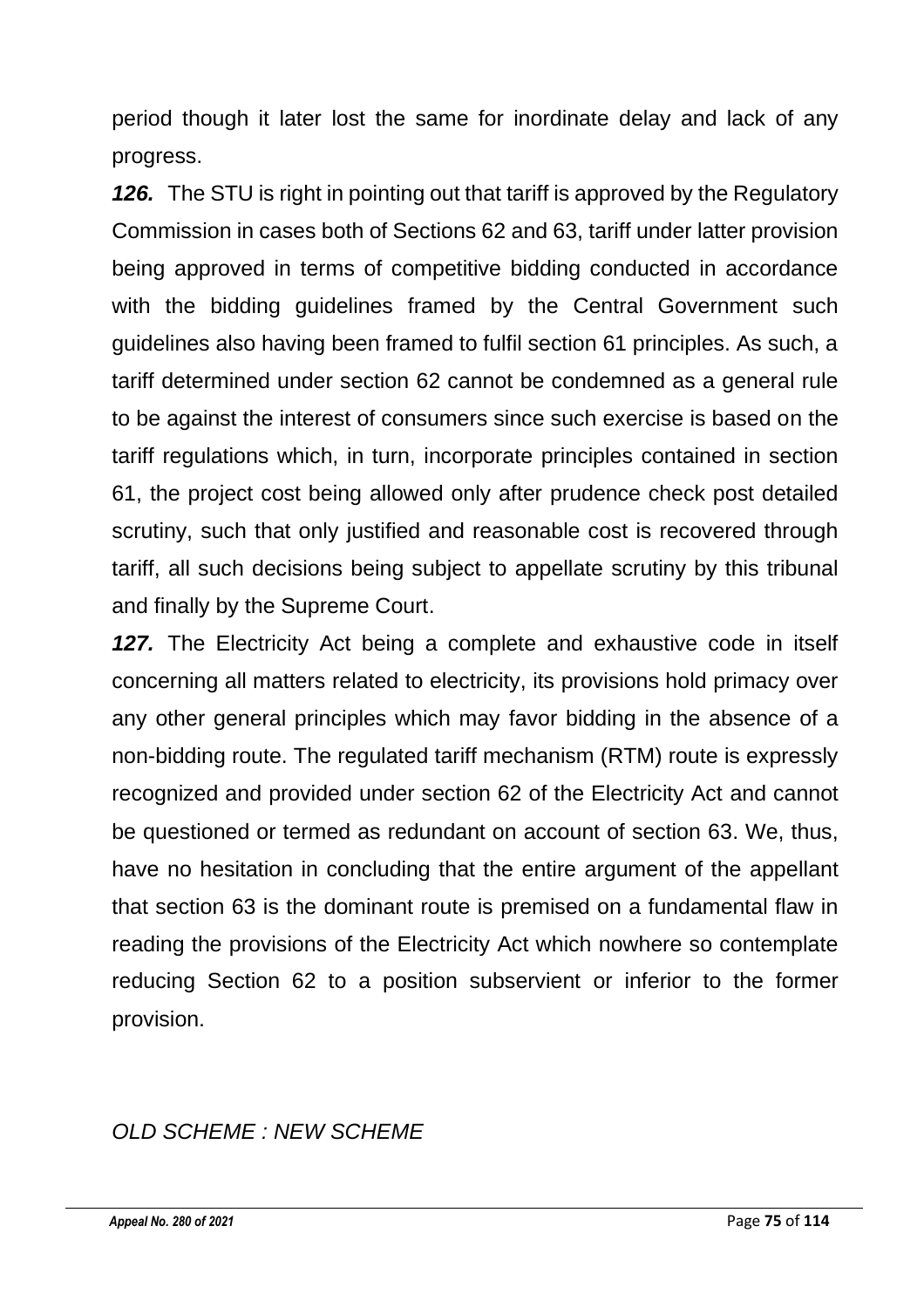period though it later lost the same for inordinate delay and lack of any progress.

***126.*** The STU is right in pointing out that tariff is approved by the Regulatory Commission in cases both of Sections 62 and 63, tariff under latter provision being approved in terms of competitive bidding conducted in accordance with the bidding guidelines framed by the Central Government such guidelines also having been framed to fulfil section 61 principles. As such, a tariff determined under section 62 cannot be condemned as a general rule to be against the interest of consumers since such exercise is based on the tariff regulations which, in turn, incorporate principles contained in section 61, the project cost being allowed only after prudence check post detailed scrutiny, such that only justified and reasonable cost is recovered through tariff, all such decisions being subject to appellate scrutiny by this tribunal and finally by the Supreme Court.

***127.*** The Electricity Act being a complete and exhaustive code in itself concerning all matters related to electricity, its provisions hold primacy over any other general principles which may favor bidding in the absence of a non-bidding route. The regulated tariff mechanism (RTM) route is expressly recognized and provided under section 62 of the Electricity Act and cannot be questioned or termed as redundant on account of section 63. We, thus, have no hesitation in concluding that the entire argument of the appellant that section 63 is the dominant route is premised on a fundamental flaw in reading the provisions of the Electricity Act which nowhere so contemplate reducing Section 62 to a position subservient or inferior to the former provision.

*OLD SCHEME : NEW SCHEME*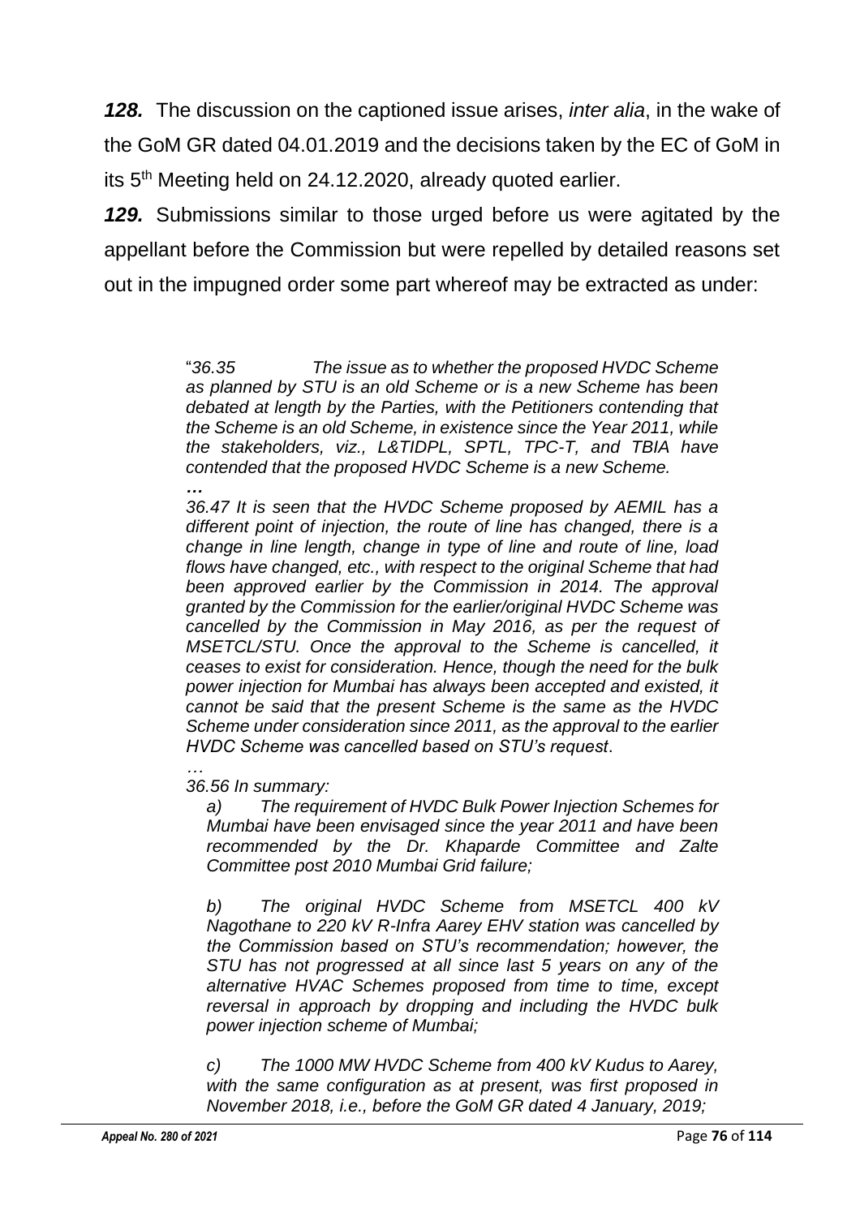***128.*** The discussion on the captioned issue arises, *inter alia*, in the wake of the GoM GR dated 04.01.2019 and the decisions taken by the EC of GoM in its 5th Meeting held on 24.12.2020, already quoted earlier.

***129.*** Submissions similar to those urged before us were agitated by the appellant before the Commission but were repelled by detailed reasons set out in the impugned order some part whereof may be extracted as under:

> "*36.35 The issue as to whether the proposed HVDC Scheme as planned by STU is an old Scheme or is a new Scheme has been debated at length by the Parties, with the Petitioners contending that the Scheme is an old Scheme, in existence since the Year 2011, while the stakeholders, viz., L&TIDPL, SPTL, TPC-T, and TBIA have contended that the proposed HVDC Scheme is a new Scheme.*
>
> ***…***
>
> *36.47 It is seen that the HVDC Scheme proposed by AEMIL has a different point of injection, the route of line has changed, there is a change in line length, change in type of line and route of line, load flows have changed, etc., with respect to the original Scheme that had been approved earlier by the Commission in 2014. The approval granted by the Commission for the earlier/original HVDC Scheme was cancelled by the Commission in May 2016, as per the request of MSETCL/STU. Once the approval to the Scheme is cancelled, it ceases to exist for consideration. Hence, though the need for the bulk power injection for Mumbai has always been accepted and existed, it cannot be said that the present Scheme is the same as the HVDC Scheme under consideration since 2011, as the approval to the earlier HVDC Scheme was cancelled based on STU's request*.
>
> *…*
>
> *36.56 In summary:*
>
> *a) The requirement of HVDC Bulk Power Injection Schemes for Mumbai have been envisaged since the year 2011 and have been recommended by the Dr. Khaparde Committee and Zalte Committee post 2010 Mumbai Grid failure;*
>
> *b) The original HVDC Scheme from MSETCL 400 kV Nagothane to 220 kV R-Infra Aarey EHV station was cancelled by the Commission based on STU's recommendation; however, the STU has not progressed at all since last 5 years on any of the alternative HVAC Schemes proposed from time to time, except reversal in approach by dropping and including the HVDC bulk power injection scheme of Mumbai;*
>
> *c) The 1000 MW HVDC Scheme from 400 kV Kudus to Aarey, with the same configuration as at present, was first proposed in November 2018, i.e., before the GoM GR dated 4 January, 2019;*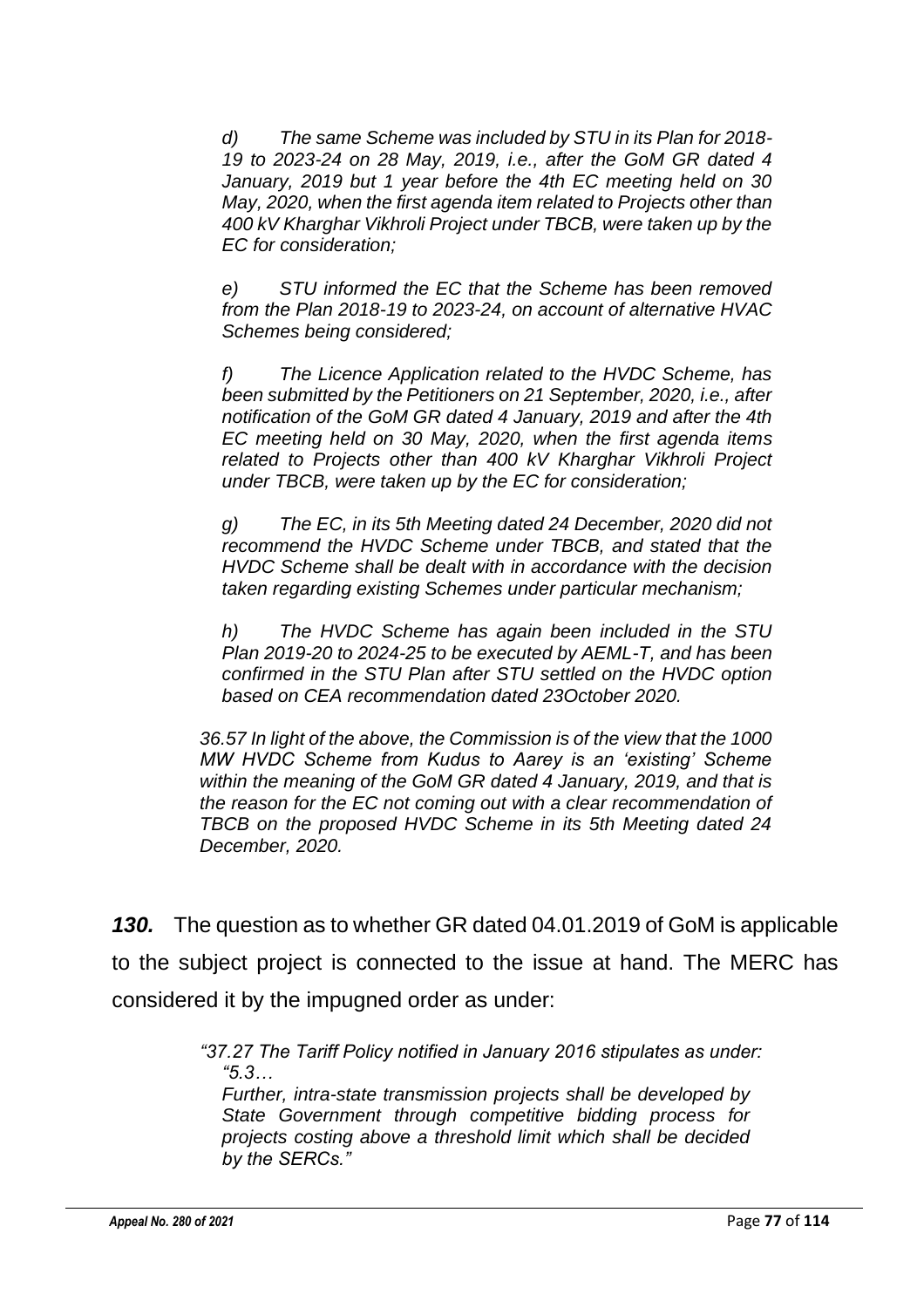*d) The same Scheme was included by STU in its Plan for 2018-19 to 2023-24 on 28 May, 2019, i.e., after the GoM GR dated 4 January, 2019 but 1 year before the 4th EC meeting held on 30 May, 2020, when the first agenda item related to Projects other than 400 kV Kharghar Vikhroli Project under TBCB, were taken up by the EC for consideration;*

*e) STU informed the EC that the Scheme has been removed from the Plan 2018-19 to 2023-24, on account of alternative HVAC Schemes being considered;*

*f) The Licence Application related to the HVDC Scheme, has been submitted by the Petitioners on 21 September, 2020, i.e., after notification of the GoM GR dated 4 January, 2019 and after the 4th EC meeting held on 30 May, 2020, when the first agenda items related to Projects other than 400 kV Kharghar Vikhroli Project under TBCB, were taken up by the EC for consideration;*

*g) The EC, in its 5th Meeting dated 24 December, 2020 did not recommend the HVDC Scheme under TBCB, and stated that the HVDC Scheme shall be dealt with in accordance with the decision taken regarding existing Schemes under particular mechanism;*

*h) The HVDC Scheme has again been included in the STU Plan 2019-20 to 2024-25 to be executed by AEML-T, and has been confirmed in the STU Plan after STU settled on the HVDC option based on CEA recommendation dated 23October 2020.*

*36.57 In light of the above, the Commission is of the view that the 1000 MW HVDC Scheme from Kudus to Aarey is an 'existing' Scheme within the meaning of the GoM GR dated 4 January, 2019, and that is the reason for the EC not coming out with a clear recommendation of TBCB on the proposed HVDC Scheme in its 5th Meeting dated 24 December, 2020.*

***130.*** The question as to whether GR dated 04.01.2019 of GoM is applicable to the subject project is connected to the issue at hand. The MERC has considered it by the impugned order as under:

> *"37.27 The Tariff Policy notified in January 2016 stipulates as under:*
> *"5.3…*
> *Further, intra-state transmission projects shall be developed by State Government through competitive bidding process for projects costing above a threshold limit which shall be decided by the SERCs."*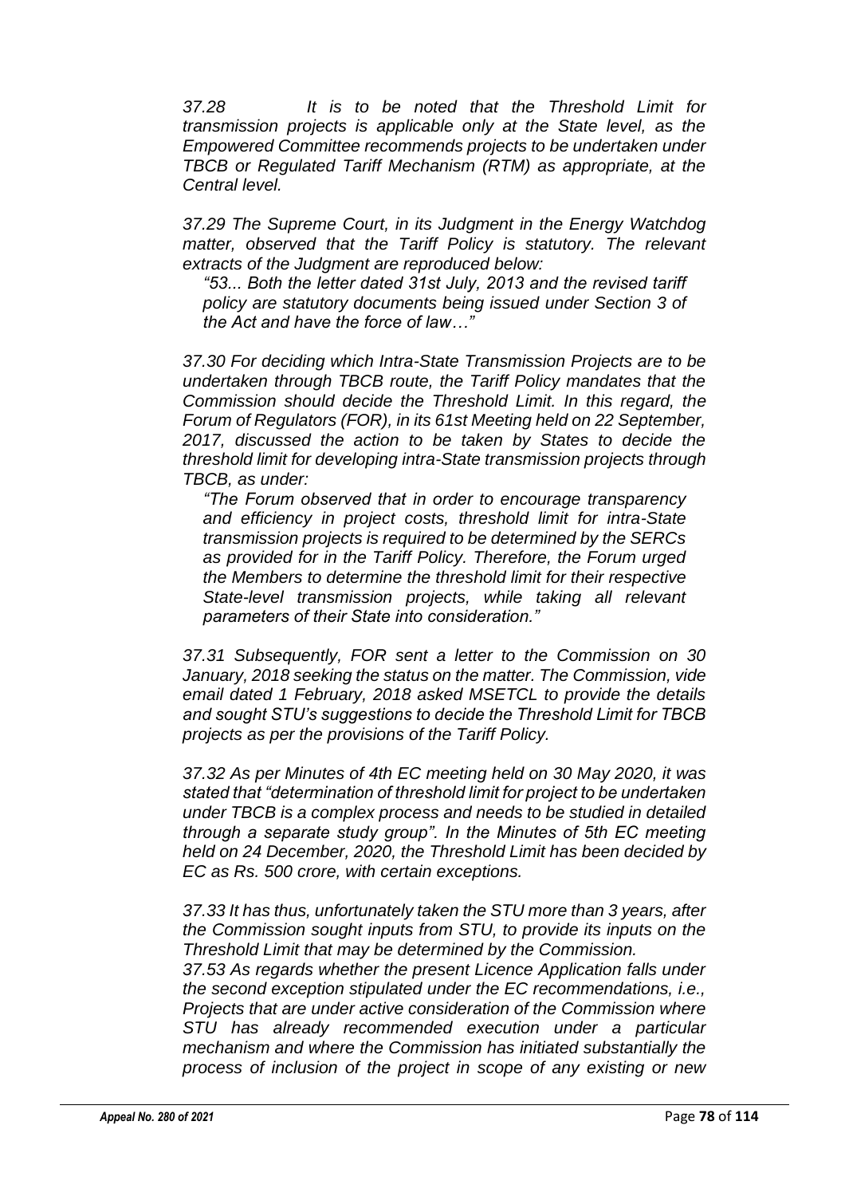*37.28 It is to be noted that the Threshold Limit for transmission projects is applicable only at the State level, as the Empowered Committee recommends projects to be undertaken under TBCB or Regulated Tariff Mechanism (RTM) as appropriate, at the Central level.*

*37.29 The Supreme Court, in its Judgment in the Energy Watchdog matter, observed that the Tariff Policy is statutory. The relevant extracts of the Judgment are reproduced below:*

> *"53... Both the letter dated 31st July, 2013 and the revised tariff policy are statutory documents being issued under Section 3 of the Act and have the force of law…"*

*37.30 For deciding which Intra-State Transmission Projects are to be undertaken through TBCB route, the Tariff Policy mandates that the Commission should decide the Threshold Limit. In this regard, the Forum of Regulators (FOR), in its 61st Meeting held on 22 September, 2017, discussed the action to be taken by States to decide the threshold limit for developing intra-State transmission projects through TBCB, as under:*

> *"The Forum observed that in order to encourage transparency and efficiency in project costs, threshold limit for intra-State transmission projects is required to be determined by the SERCs as provided for in the Tariff Policy. Therefore, the Forum urged the Members to determine the threshold limit for their respective State-level transmission projects, while taking all relevant parameters of their State into consideration."*

*37.31 Subsequently, FOR sent a letter to the Commission on 30 January, 2018 seeking the status on the matter. The Commission, vide email dated 1 February, 2018 asked MSETCL to provide the details and sought STU's suggestions to decide the Threshold Limit for TBCB projects as per the provisions of the Tariff Policy.*

*37.32 As per Minutes of 4th EC meeting held on 30 May 2020, it was stated that "determination of threshold limit for project to be undertaken under TBCB is a complex process and needs to be studied in detailed through a separate study group". In the Minutes of 5th EC meeting held on 24 December, 2020, the Threshold Limit has been decided by EC as Rs. 500 crore, with certain exceptions.*

*37.33 It has thus, unfortunately taken the STU more than 3 years, after the Commission sought inputs from STU, to provide its inputs on the Threshold Limit that may be determined by the Commission.*

*37.53 As regards whether the present Licence Application falls under the second exception stipulated under the EC recommendations, i.e., Projects that are under active consideration of the Commission where STU has already recommended execution under a particular mechanism and where the Commission has initiated substantially the process of inclusion of the project in scope of any existing or new*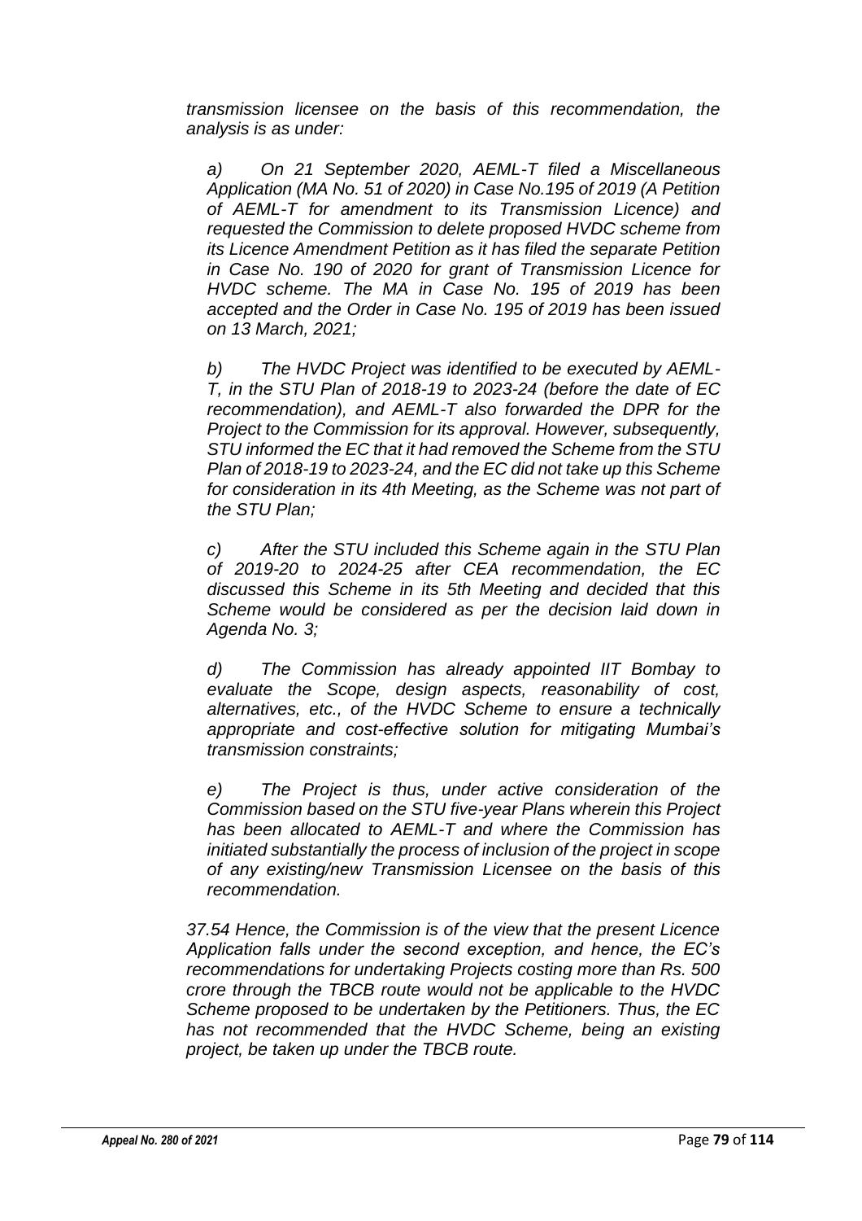*transmission licensee on the basis of this recommendation, the analysis is as under:*

*a) On 21 September 2020, AEML-T filed a Miscellaneous Application (MA No. 51 of 2020) in Case No.195 of 2019 (A Petition of AEML-T for amendment to its Transmission Licence) and requested the Commission to delete proposed HVDC scheme from its Licence Amendment Petition as it has filed the separate Petition in Case No. 190 of 2020 for grant of Transmission Licence for HVDC scheme. The MA in Case No. 195 of 2019 has been accepted and the Order in Case No. 195 of 2019 has been issued on 13 March, 2021;*

*b) The HVDC Project was identified to be executed by AEML-T, in the STU Plan of 2018-19 to 2023-24 (before the date of EC recommendation), and AEML-T also forwarded the DPR for the Project to the Commission for its approval. However, subsequently, STU informed the EC that it had removed the Scheme from the STU Plan of 2018-19 to 2023-24, and the EC did not take up this Scheme for consideration in its 4th Meeting, as the Scheme was not part of the STU Plan;*

*c) After the STU included this Scheme again in the STU Plan of 2019-20 to 2024-25 after CEA recommendation, the EC discussed this Scheme in its 5th Meeting and decided that this Scheme would be considered as per the decision laid down in Agenda No. 3;*

*d) The Commission has already appointed IIT Bombay to evaluate the Scope, design aspects, reasonability of cost, alternatives, etc., of the HVDC Scheme to ensure a technically appropriate and cost-effective solution for mitigating Mumbai's transmission constraints;*

*e) The Project is thus, under active consideration of the Commission based on the STU five-year Plans wherein this Project has been allocated to AEML-T and where the Commission has initiated substantially the process of inclusion of the project in scope of any existing/new Transmission Licensee on the basis of this recommendation.*

*37.54 Hence, the Commission is of the view that the present Licence Application falls under the second exception, and hence, the EC's recommendations for undertaking Projects costing more than Rs. 500 crore through the TBCB route would not be applicable to the HVDC Scheme proposed to be undertaken by the Petitioners. Thus, the EC has not recommended that the HVDC Scheme, being an existing project, be taken up under the TBCB route.*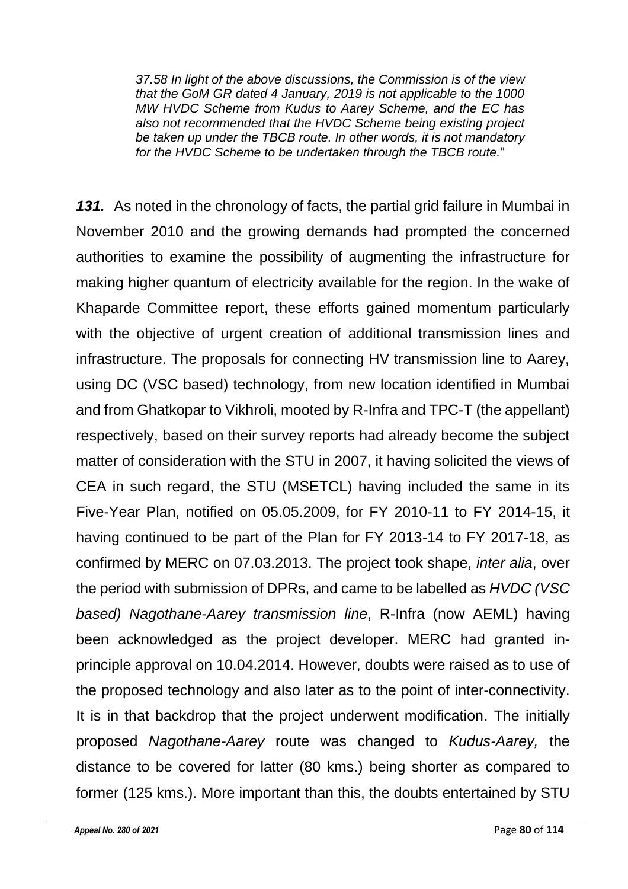*37.58 In light of the above discussions, the Commission is of the view that the GoM GR dated 4 January, 2019 is not applicable to the 1000 MW HVDC Scheme from Kudus to Aarey Scheme, and the EC has also not recommended that the HVDC Scheme being existing project be taken up under the TBCB route. In other words, it is not mandatory for the HVDC Scheme to be undertaken through the TBCB route.*"

***131.*** As noted in the chronology of facts, the partial grid failure in Mumbai in November 2010 and the growing demands had prompted the concerned authorities to examine the possibility of augmenting the infrastructure for making higher quantum of electricity available for the region. In the wake of Khaparde Committee report, these efforts gained momentum particularly with the objective of urgent creation of additional transmission lines and infrastructure. The proposals for connecting HV transmission line to Aarey, using DC (VSC based) technology, from new location identified in Mumbai and from Ghatkopar to Vikhroli, mooted by R-Infra and TPC-T (the appellant) respectively, based on their survey reports had already become the subject matter of consideration with the STU in 2007, it having solicited the views of CEA in such regard, the STU (MSETCL) having included the same in its Five-Year Plan, notified on 05.05.2009, for FY 2010-11 to FY 2014-15, it having continued to be part of the Plan for FY 2013-14 to FY 2017-18, as confirmed by MERC on 07.03.2013. The project took shape, *inter alia*, over the period with submission of DPRs, and came to be labelled as *HVDC (VSC based) Nagothane-Aarey transmission line*, R-Infra (now AEML) having been acknowledged as the project developer. MERC had granted in-principle approval on 10.04.2014. However, doubts were raised as to use of the proposed technology and also later as to the point of inter-connectivity. It is in that backdrop that the project underwent modification. The initially proposed *Nagothane-Aarey* route was changed to *Kudus-Aarey,* the distance to be covered for latter (80 kms.) being shorter as compared to former (125 kms.). More important than this, the doubts entertained by STU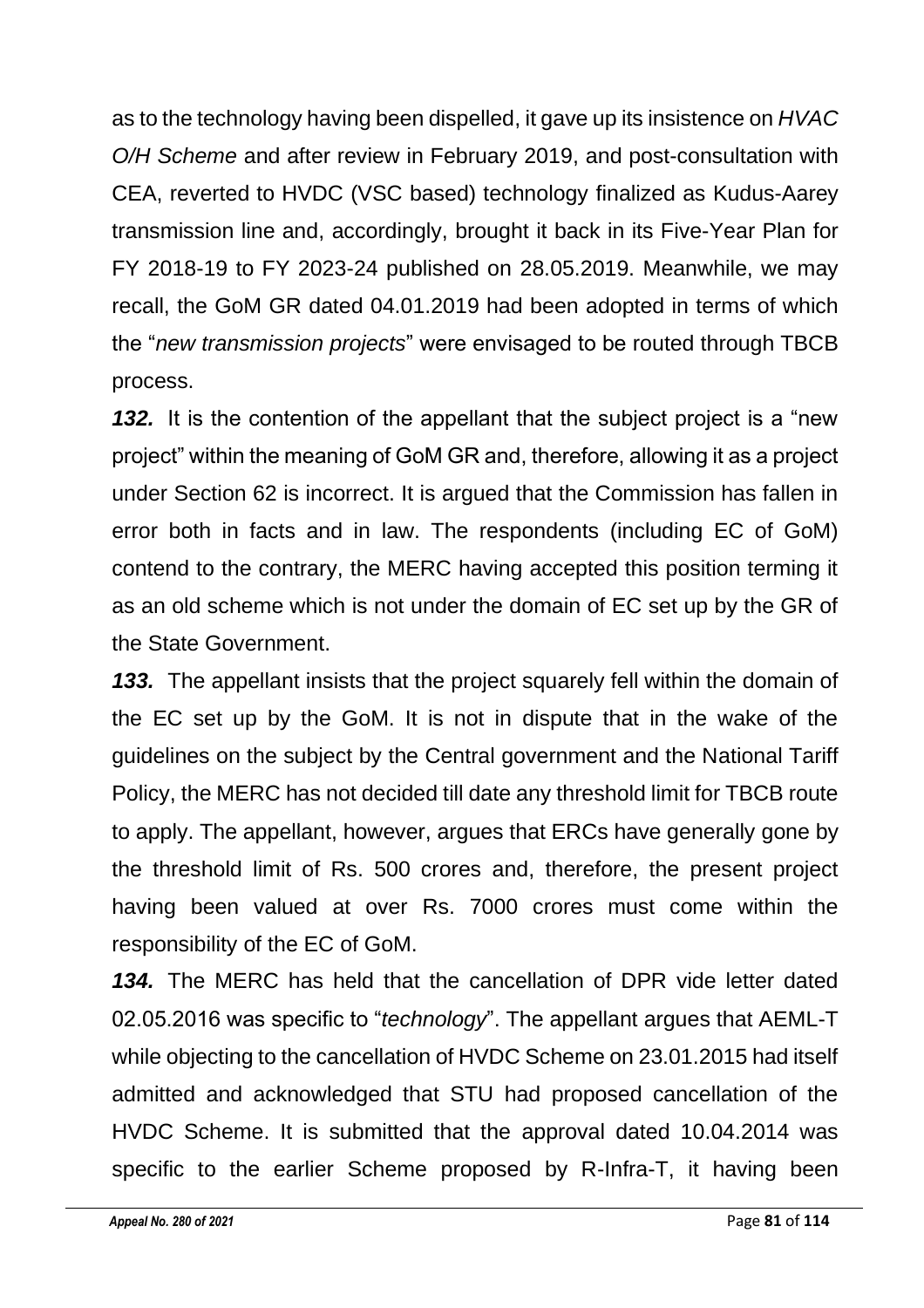as to the technology having been dispelled, it gave up its insistence on *HVAC O/H Scheme* and after review in February 2019, and post-consultation with CEA, reverted to HVDC (VSC based) technology finalized as Kudus-Aarey transmission line and, accordingly, brought it back in its Five-Year Plan for FY 2018-19 to FY 2023-24 published on 28.05.2019. Meanwhile, we may recall, the GoM GR dated 04.01.2019 had been adopted in terms of which the "*new transmission projects*" were envisaged to be routed through TBCB process.

***132.*** It is the contention of the appellant that the subject project is a "new project" within the meaning of GoM GR and, therefore, allowing it as a project under Section 62 is incorrect. It is argued that the Commission has fallen in error both in facts and in law. The respondents (including EC of GoM) contend to the contrary, the MERC having accepted this position terming it as an old scheme which is not under the domain of EC set up by the GR of the State Government.

***133.*** The appellant insists that the project squarely fell within the domain of the EC set up by the GoM. It is not in dispute that in the wake of the guidelines on the subject by the Central government and the National Tariff Policy, the MERC has not decided till date any threshold limit for TBCB route to apply. The appellant, however, argues that ERCs have generally gone by the threshold limit of Rs. 500 crores and, therefore, the present project having been valued at over Rs. 7000 crores must come within the responsibility of the EC of GoM.

***134.*** The MERC has held that the cancellation of DPR vide letter dated 02.05.2016 was specific to "*technology*". The appellant argues that AEML-T while objecting to the cancellation of HVDC Scheme on 23.01.2015 had itself admitted and acknowledged that STU had proposed cancellation of the HVDC Scheme. It is submitted that the approval dated 10.04.2014 was specific to the earlier Scheme proposed by R-Infra-T, it having been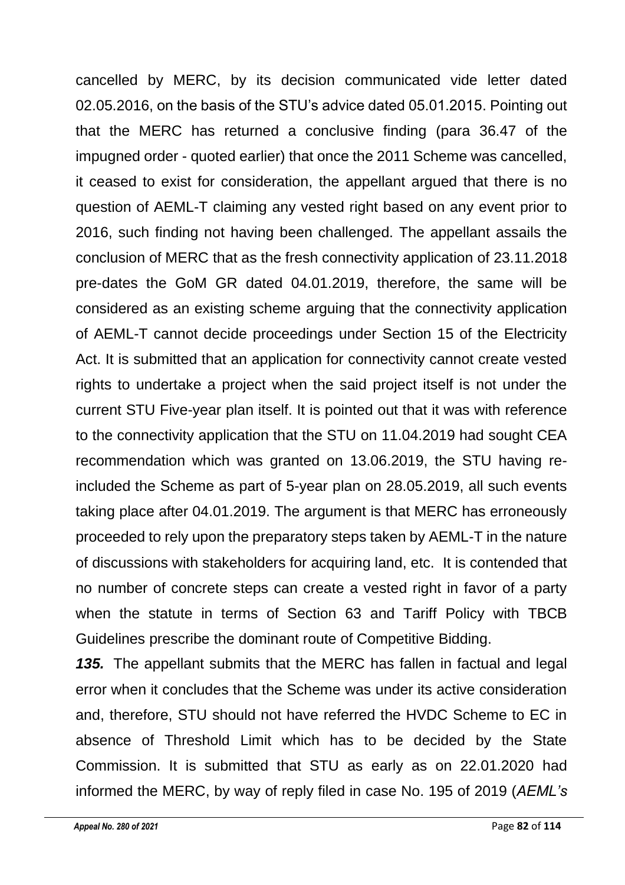cancelled by MERC, by its decision communicated vide letter dated 02.05.2016, on the basis of the STU's advice dated 05.01.2015. Pointing out that the MERC has returned a conclusive finding (para 36.47 of the impugned order - quoted earlier) that once the 2011 Scheme was cancelled, it ceased to exist for consideration, the appellant argued that there is no question of AEML-T claiming any vested right based on any event prior to 2016, such finding not having been challenged. The appellant assails the conclusion of MERC that as the fresh connectivity application of 23.11.2018 pre-dates the GoM GR dated 04.01.2019, therefore, the same will be considered as an existing scheme arguing that the connectivity application of AEML-T cannot decide proceedings under Section 15 of the Electricity Act. It is submitted that an application for connectivity cannot create vested rights to undertake a project when the said project itself is not under the current STU Five-year plan itself. It is pointed out that it was with reference to the connectivity application that the STU on 11.04.2019 had sought CEA recommendation which was granted on 13.06.2019, the STU having re-included the Scheme as part of 5-year plan on 28.05.2019, all such events taking place after 04.01.2019. The argument is that MERC has erroneously proceeded to rely upon the preparatory steps taken by AEML-T in the nature of discussions with stakeholders for acquiring land, etc. It is contended that no number of concrete steps can create a vested right in favor of a party when the statute in terms of Section 63 and Tariff Policy with TBCB Guidelines prescribe the dominant route of Competitive Bidding.

***135.*** The appellant submits that the MERC has fallen in factual and legal error when it concludes that the Scheme was under its active consideration and, therefore, STU should not have referred the HVDC Scheme to EC in absence of Threshold Limit which has to be decided by the State Commission. It is submitted that STU as early as on 22.01.2020 had informed the MERC, by way of reply filed in case No. 195 of 2019 (*AEML's*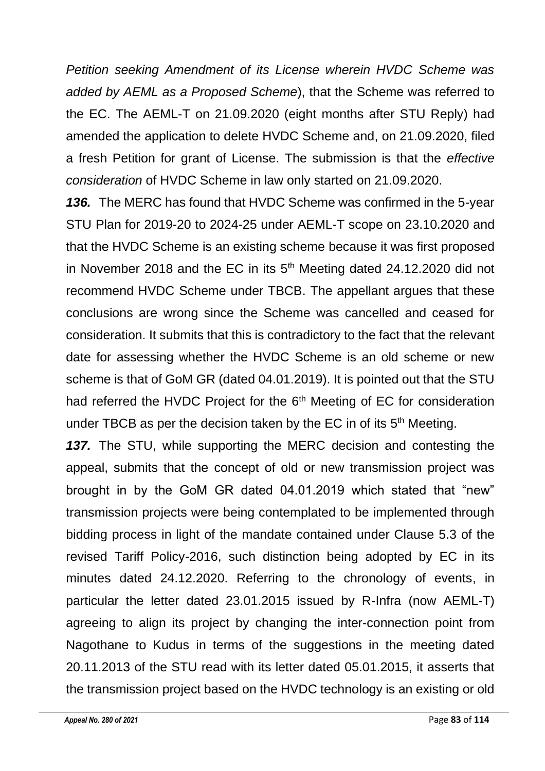*Petition seeking Amendment of its License wherein HVDC Scheme was added by AEML as a Proposed Scheme*), that the Scheme was referred to the EC. The AEML-T on 21.09.2020 (eight months after STU Reply) had amended the application to delete HVDC Scheme and, on 21.09.2020, filed a fresh Petition for grant of License. The submission is that the *effective consideration* of HVDC Scheme in law only started on 21.09.2020.

***136.*** The MERC has found that HVDC Scheme was confirmed in the 5-year STU Plan for 2019-20 to 2024-25 under AEML-T scope on 23.10.2020 and that the HVDC Scheme is an existing scheme because it was first proposed in November 2018 and the EC in its 5th Meeting dated 24.12.2020 did not recommend HVDC Scheme under TBCB. The appellant argues that these conclusions are wrong since the Scheme was cancelled and ceased for consideration. It submits that this is contradictory to the fact that the relevant date for assessing whether the HVDC Scheme is an old scheme or new scheme is that of GoM GR (dated 04.01.2019). It is pointed out that the STU had referred the HVDC Project for the 6th Meeting of EC for consideration under TBCB as per the decision taken by the EC in of its 5th Meeting.

***137.*** The STU, while supporting the MERC decision and contesting the appeal, submits that the concept of old or new transmission project was brought in by the GoM GR dated 04.01.2019 which stated that "new" transmission projects were being contemplated to be implemented through bidding process in light of the mandate contained under Clause 5.3 of the revised Tariff Policy-2016, such distinction being adopted by EC in its minutes dated 24.12.2020. Referring to the chronology of events, in particular the letter dated 23.01.2015 issued by R-Infra (now AEML-T) agreeing to align its project by changing the inter-connection point from Nagothane to Kudus in terms of the suggestions in the meeting dated 20.11.2013 of the STU read with its letter dated 05.01.2015, it asserts that the transmission project based on the HVDC technology is an existing or old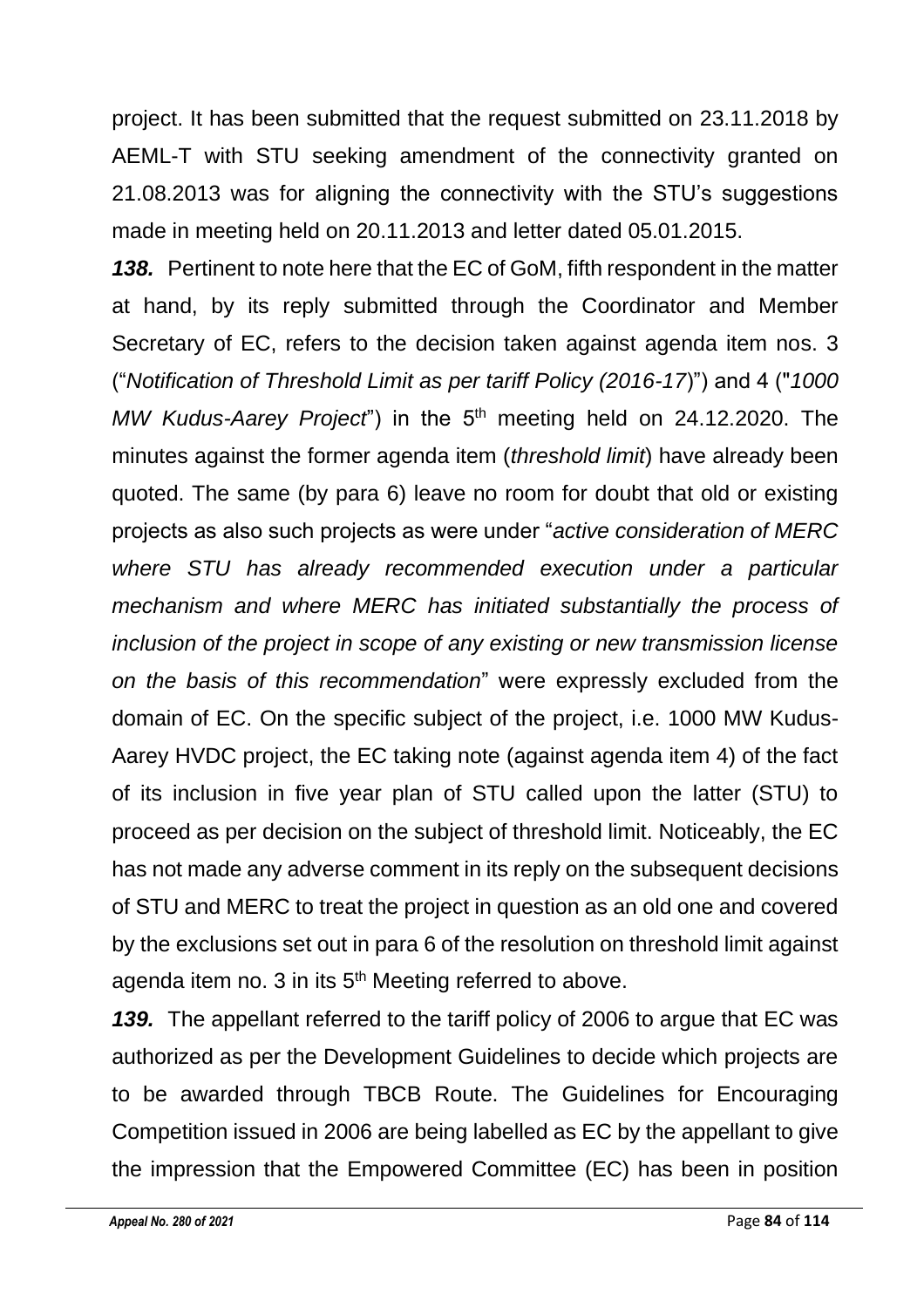project. It has been submitted that the request submitted on 23.11.2018 by AEML-T with STU seeking amendment of the connectivity granted on 21.08.2013 was for aligning the connectivity with the STU's suggestions made in meeting held on 20.11.2013 and letter dated 05.01.2015.

***138.*** Pertinent to note here that the EC of GoM, fifth respondent in the matter at hand, by its reply submitted through the Coordinator and Member Secretary of EC, refers to the decision taken against agenda item nos. 3 ("*Notification of Threshold Limit as per tariff Policy (2016-17)*") and 4 ("*1000 MW Kudus-Aarey Project*") in the 5th meeting held on 24.12.2020. The minutes against the former agenda item (*threshold limit*) have already been quoted. The same (by para 6) leave no room for doubt that old or existing projects as also such projects as were under "*active consideration of MERC where STU has already recommended execution under a particular mechanism and where MERC has initiated substantially the process of inclusion of the project in scope of any existing or new transmission license on the basis of this recommendation*" were expressly excluded from the domain of EC. On the specific subject of the project, i.e. 1000 MW Kudus-Aarey HVDC project, the EC taking note (against agenda item 4) of the fact of its inclusion in five year plan of STU called upon the latter (STU) to proceed as per decision on the subject of threshold limit. Noticeably, the EC has not made any adverse comment in its reply on the subsequent decisions of STU and MERC to treat the project in question as an old one and covered by the exclusions set out in para 6 of the resolution on threshold limit against agenda item no. 3 in its 5th Meeting referred to above.

***139.*** The appellant referred to the tariff policy of 2006 to argue that EC was authorized as per the Development Guidelines to decide which projects are to be awarded through TBCB Route. The Guidelines for Encouraging Competition issued in 2006 are being labelled as EC by the appellant to give the impression that the Empowered Committee (EC) has been in position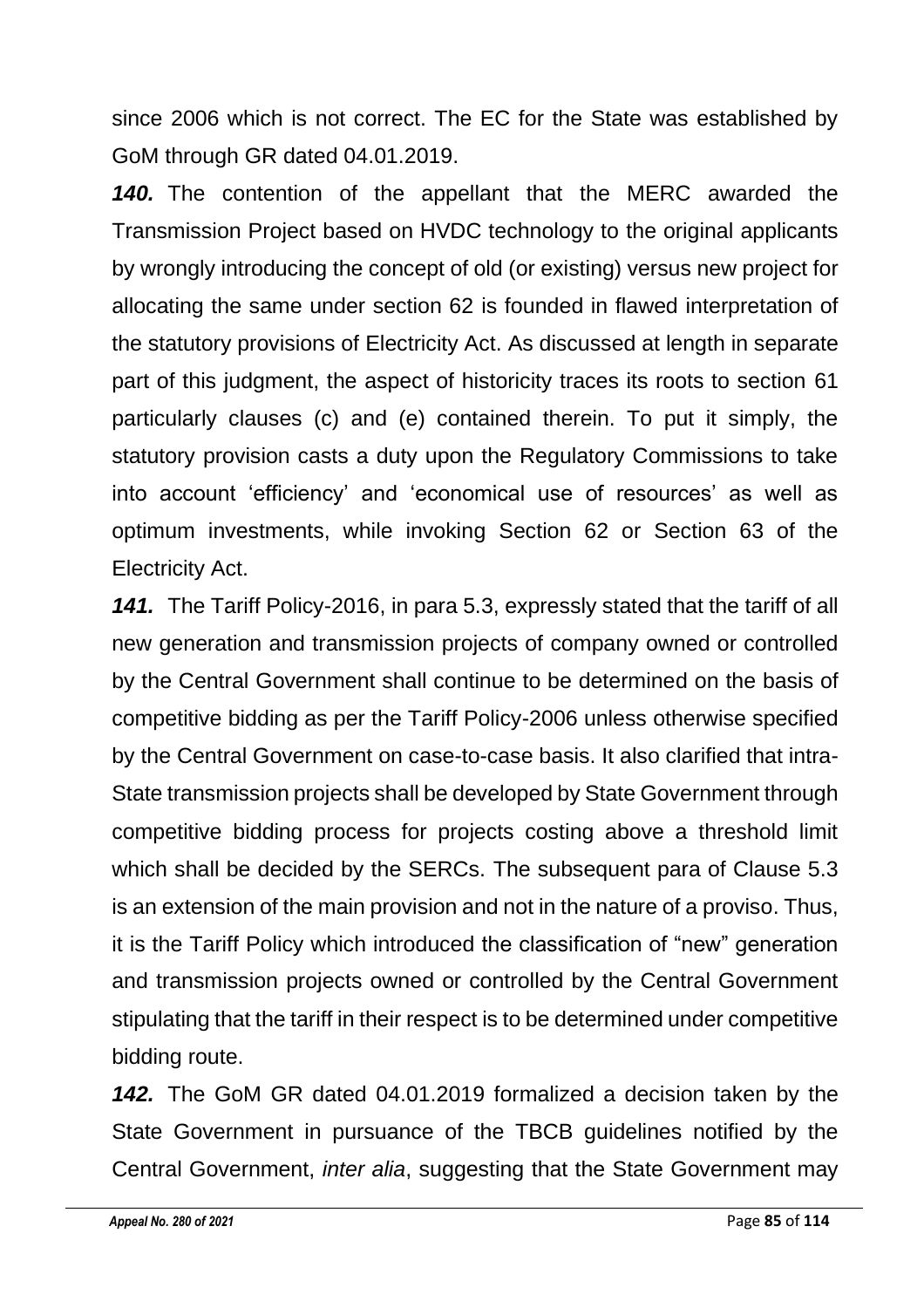since 2006 which is not correct. The EC for the State was established by GoM through GR dated 04.01.2019.

***140.*** The contention of the appellant that the MERC awarded the Transmission Project based on HVDC technology to the original applicants by wrongly introducing the concept of old (or existing) versus new project for allocating the same under section 62 is founded in flawed interpretation of the statutory provisions of Electricity Act. As discussed at length in separate part of this judgment, the aspect of historicity traces its roots to section 61 particularly clauses (c) and (e) contained therein. To put it simply, the statutory provision casts a duty upon the Regulatory Commissions to take into account 'efficiency' and 'economical use of resources' as well as optimum investments, while invoking Section 62 or Section 63 of the Electricity Act.

***141.*** The Tariff Policy-2016, in para 5.3, expressly stated that the tariff of all new generation and transmission projects of company owned or controlled by the Central Government shall continue to be determined on the basis of competitive bidding as per the Tariff Policy-2006 unless otherwise specified by the Central Government on case-to-case basis. It also clarified that intra-State transmission projects shall be developed by State Government through competitive bidding process for projects costing above a threshold limit which shall be decided by the SERCs. The subsequent para of Clause 5.3 is an extension of the main provision and not in the nature of a proviso. Thus, it is the Tariff Policy which introduced the classification of "new" generation and transmission projects owned or controlled by the Central Government stipulating that the tariff in their respect is to be determined under competitive bidding route.

***142.*** The GoM GR dated 04.01.2019 formalized a decision taken by the State Government in pursuance of the TBCB guidelines notified by the Central Government, *inter alia*, suggesting that the State Government may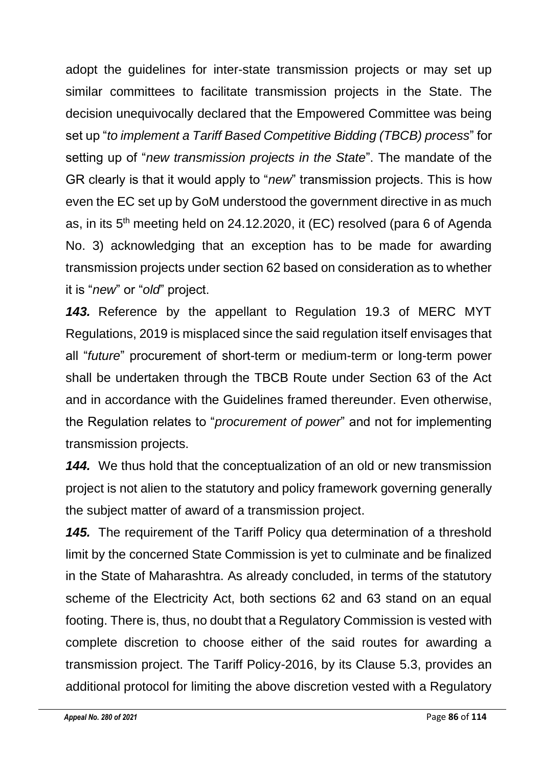adopt the guidelines for inter-state transmission projects or may set up similar committees to facilitate transmission projects in the State. The decision unequivocally declared that the Empowered Committee was being set up "*to implement a Tariff Based Competitive Bidding (TBCB) process*" for setting up of "*new transmission projects in the State*". The mandate of the GR clearly is that it would apply to "*new*" transmission projects. This is how even the EC set up by GoM understood the government directive in as much as, in its 5[th] meeting held on 24.12.2020, it (EC) resolved (para 6 of Agenda No. 3) acknowledging that an exception has to be made for awarding transmission projects under section 62 based on consideration as to whether it is "*new*" or "*old*" project.

***143.*** Reference by the appellant to Regulation 19.3 of MERC MYT Regulations, 2019 is misplaced since the said regulation itself envisages that all "*future*" procurement of short-term or medium-term or long-term power shall be undertaken through the TBCB Route under Section 63 of the Act and in accordance with the Guidelines framed thereunder. Even otherwise, the Regulation relates to "*procurement of power*" and not for implementing transmission projects.

***144.*** We thus hold that the conceptualization of an old or new transmission project is not alien to the statutory and policy framework governing generally the subject matter of award of a transmission project.

***145.*** The requirement of the Tariff Policy qua determination of a threshold limit by the concerned State Commission is yet to culminate and be finalized in the State of Maharashtra. As already concluded, in terms of the statutory scheme of the Electricity Act, both sections 62 and 63 stand on an equal footing. There is, thus, no doubt that a Regulatory Commission is vested with complete discretion to choose either of the said routes for awarding a transmission project. The Tariff Policy-2016, by its Clause 5.3, provides an additional protocol for limiting the above discretion vested with a Regulatory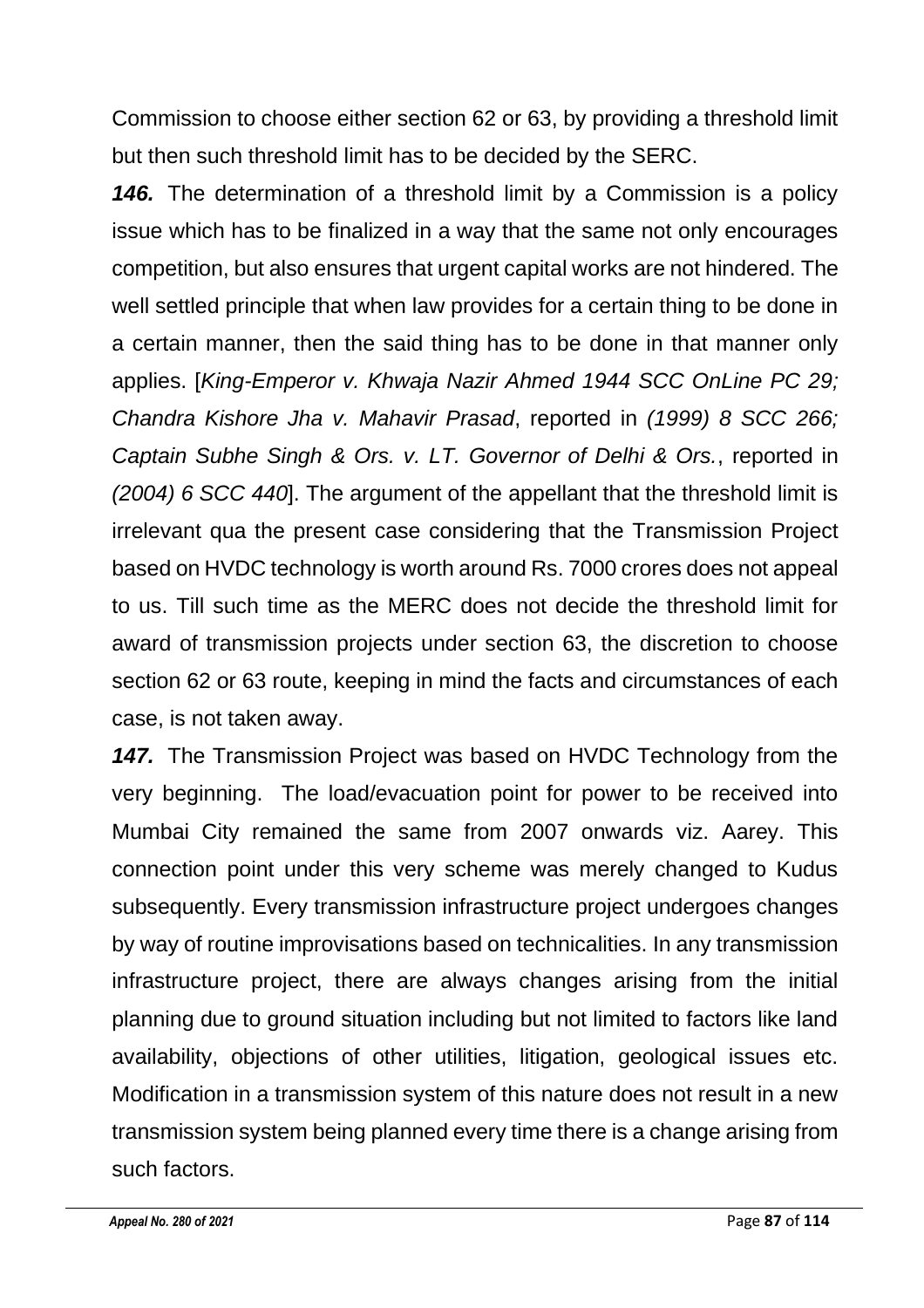Commission to choose either section 62 or 63, by providing a threshold limit but then such threshold limit has to be decided by the SERC.

***146.*** The determination of a threshold limit by a Commission is a policy issue which has to be finalized in a way that the same not only encourages competition, but also ensures that urgent capital works are not hindered. The well settled principle that when law provides for a certain thing to be done in a certain manner, then the said thing has to be done in that manner only applies. [*King-Emperor v. Khwaja Nazir Ahmed 1944 SCC OnLine PC 29; Chandra Kishore Jha v. Mahavir Prasad*, reported in *(1999) 8 SCC 266; Captain Subhe Singh & Ors. v. LT. Governor of Delhi & Ors.*, reported in *(2004) 6 SCC 440*]. The argument of the appellant that the threshold limit is irrelevant qua the present case considering that the Transmission Project based on HVDC technology is worth around Rs. 7000 crores does not appeal to us. Till such time as the MERC does not decide the threshold limit for award of transmission projects under section 63, the discretion to choose section 62 or 63 route, keeping in mind the facts and circumstances of each case, is not taken away.

***147.*** The Transmission Project was based on HVDC Technology from the very beginning. The load/evacuation point for power to be received into Mumbai City remained the same from 2007 onwards viz. Aarey. This connection point under this very scheme was merely changed to Kudus subsequently. Every transmission infrastructure project undergoes changes by way of routine improvisations based on technicalities. In any transmission infrastructure project, there are always changes arising from the initial planning due to ground situation including but not limited to factors like land availability, objections of other utilities, litigation, geological issues etc. Modification in a transmission system of this nature does not result in a new transmission system being planned every time there is a change arising from such factors.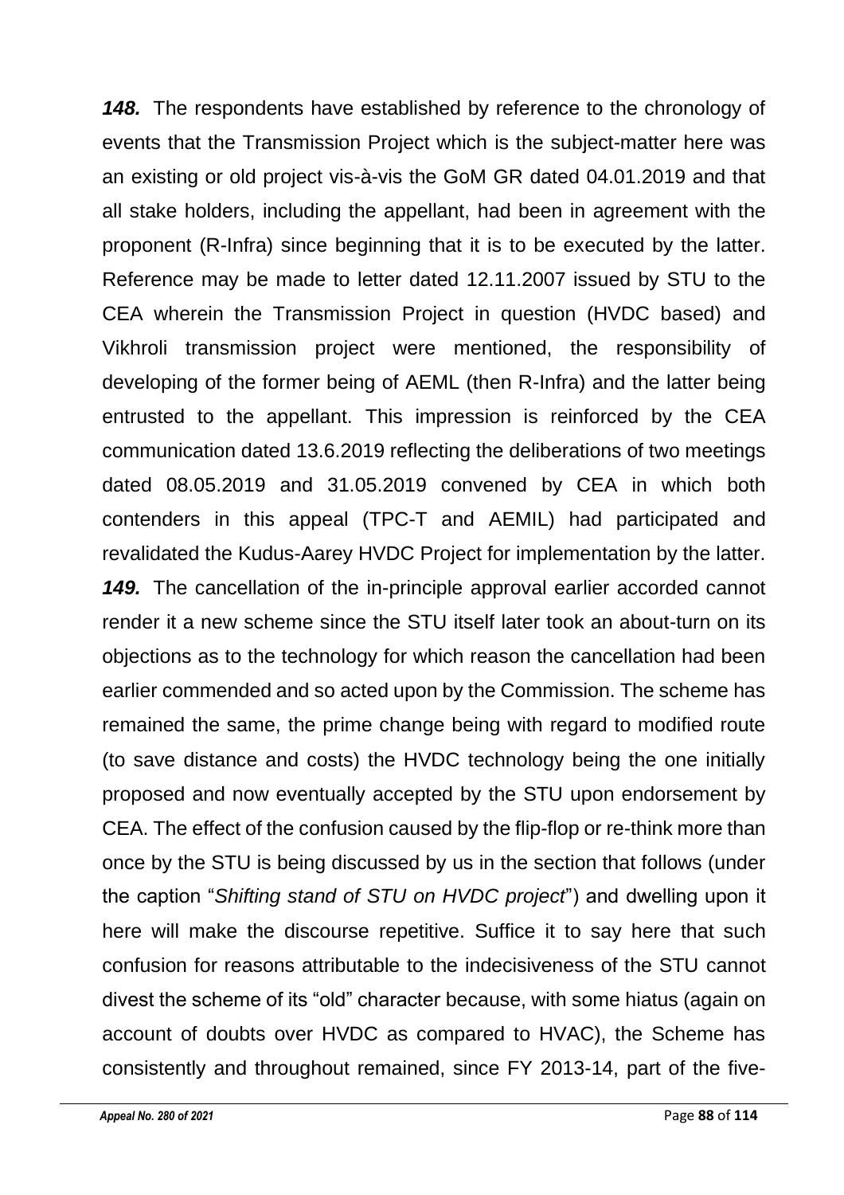***148.*** The respondents have established by reference to the chronology of events that the Transmission Project which is the subject-matter here was an existing or old project vis-à-vis the GoM GR dated 04.01.2019 and that all stake holders, including the appellant, had been in agreement with the proponent (R-Infra) since beginning that it is to be executed by the latter. Reference may be made to letter dated 12.11.2007 issued by STU to the CEA wherein the Transmission Project in question (HVDC based) and Vikhroli transmission project were mentioned, the responsibility of developing of the former being of AEML (then R-Infra) and the latter being entrusted to the appellant. This impression is reinforced by the CEA communication dated 13.6.2019 reflecting the deliberations of two meetings dated 08.05.2019 and 31.05.2019 convened by CEA in which both contenders in this appeal (TPC-T and AEMIL) had participated and revalidated the Kudus-Aarey HVDC Project for implementation by the latter.

***149.*** The cancellation of the in-principle approval earlier accorded cannot render it a new scheme since the STU itself later took an about-turn on its objections as to the technology for which reason the cancellation had been earlier commended and so acted upon by the Commission. The scheme has remained the same, the prime change being with regard to modified route (to save distance and costs) the HVDC technology being the one initially proposed and now eventually accepted by the STU upon endorsement by CEA. The effect of the confusion caused by the flip-flop or re-think more than once by the STU is being discussed by us in the section that follows (under the caption "*Shifting stand of STU on HVDC project*") and dwelling upon it here will make the discourse repetitive. Suffice it to say here that such confusion for reasons attributable to the indecisiveness of the STU cannot divest the scheme of its "old" character because, with some hiatus (again on account of doubts over HVDC as compared to HVAC), the Scheme has consistently and throughout remained, since FY 2013-14, part of the five-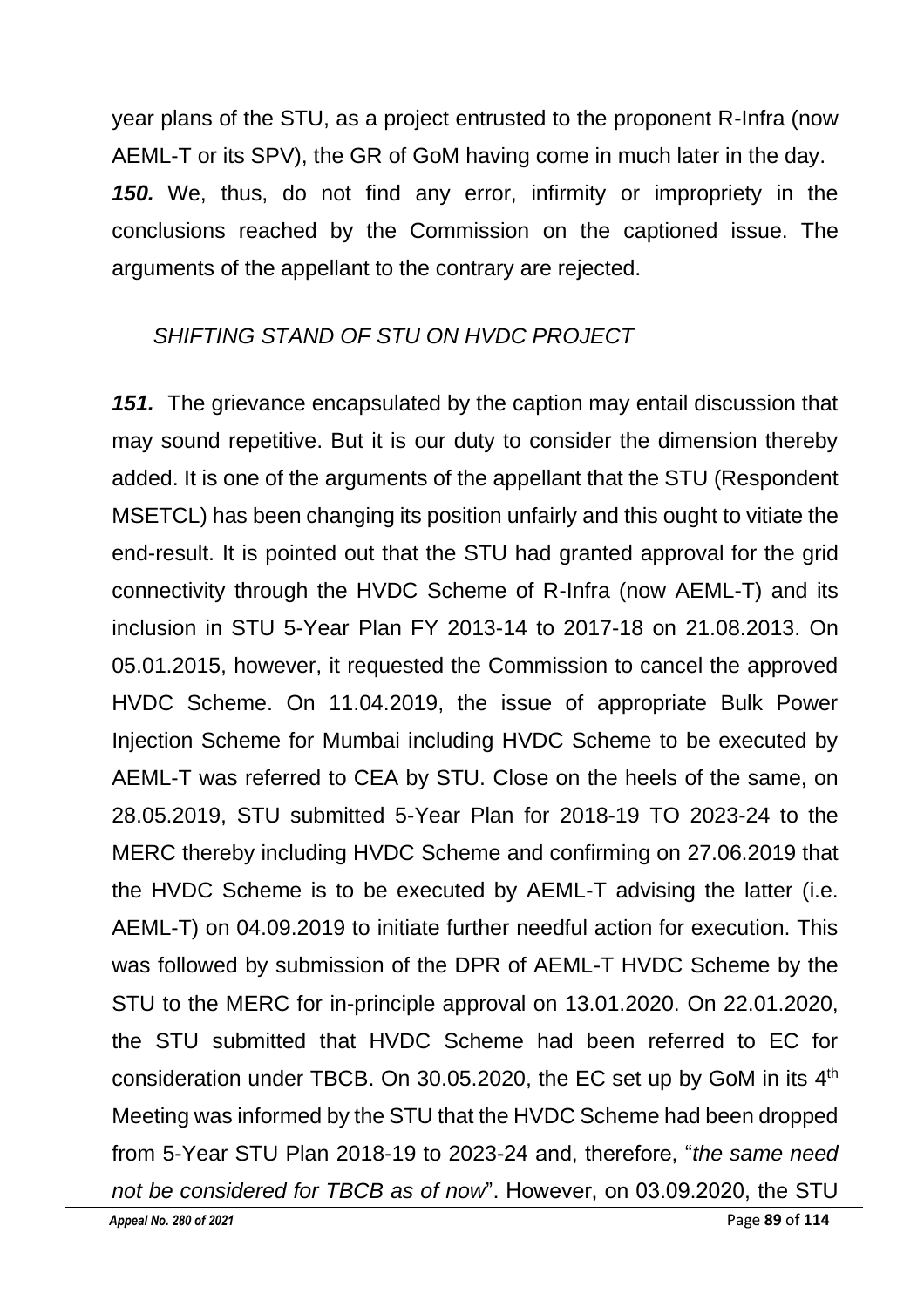year plans of the STU, as a project entrusted to the proponent R-Infra (now AEML-T or its SPV), the GR of GoM having come in much later in the day.

***150.*** We, thus, do not find any error, infirmity or impropriety in the conclusions reached by the Commission on the captioned issue. The arguments of the appellant to the contrary are rejected.

*SHIFTING STAND OF STU ON HVDC PROJECT*

***151.*** The grievance encapsulated by the caption may entail discussion that may sound repetitive. But it is our duty to consider the dimension thereby added. It is one of the arguments of the appellant that the STU (Respondent MSETCL) has been changing its position unfairly and this ought to vitiate the end-result. It is pointed out that the STU had granted approval for the grid connectivity through the HVDC Scheme of R-Infra (now AEML-T) and its inclusion in STU 5-Year Plan FY 2013-14 to 2017-18 on 21.08.2013. On 05.01.2015, however, it requested the Commission to cancel the approved HVDC Scheme. On 11.04.2019, the issue of appropriate Bulk Power Injection Scheme for Mumbai including HVDC Scheme to be executed by AEML-T was referred to CEA by STU. Close on the heels of the same, on 28.05.2019, STU submitted 5-Year Plan for 2018-19 TO 2023-24 to the MERC thereby including HVDC Scheme and confirming on 27.06.2019 that the HVDC Scheme is to be executed by AEML-T advising the latter (i.e. AEML-T) on 04.09.2019 to initiate further needful action for execution. This was followed by submission of the DPR of AEML-T HVDC Scheme by the STU to the MERC for in-principle approval on 13.01.2020. On 22.01.2020, the STU submitted that HVDC Scheme had been referred to EC for consideration under TBCB. On 30.05.2020, the EC set up by GoM in its 4th Meeting was informed by the STU that the HVDC Scheme had been dropped from 5-Year STU Plan 2018-19 to 2023-24 and, therefore, "*the same need not be considered for TBCB as of now*". However, on 03.09.2020, the STU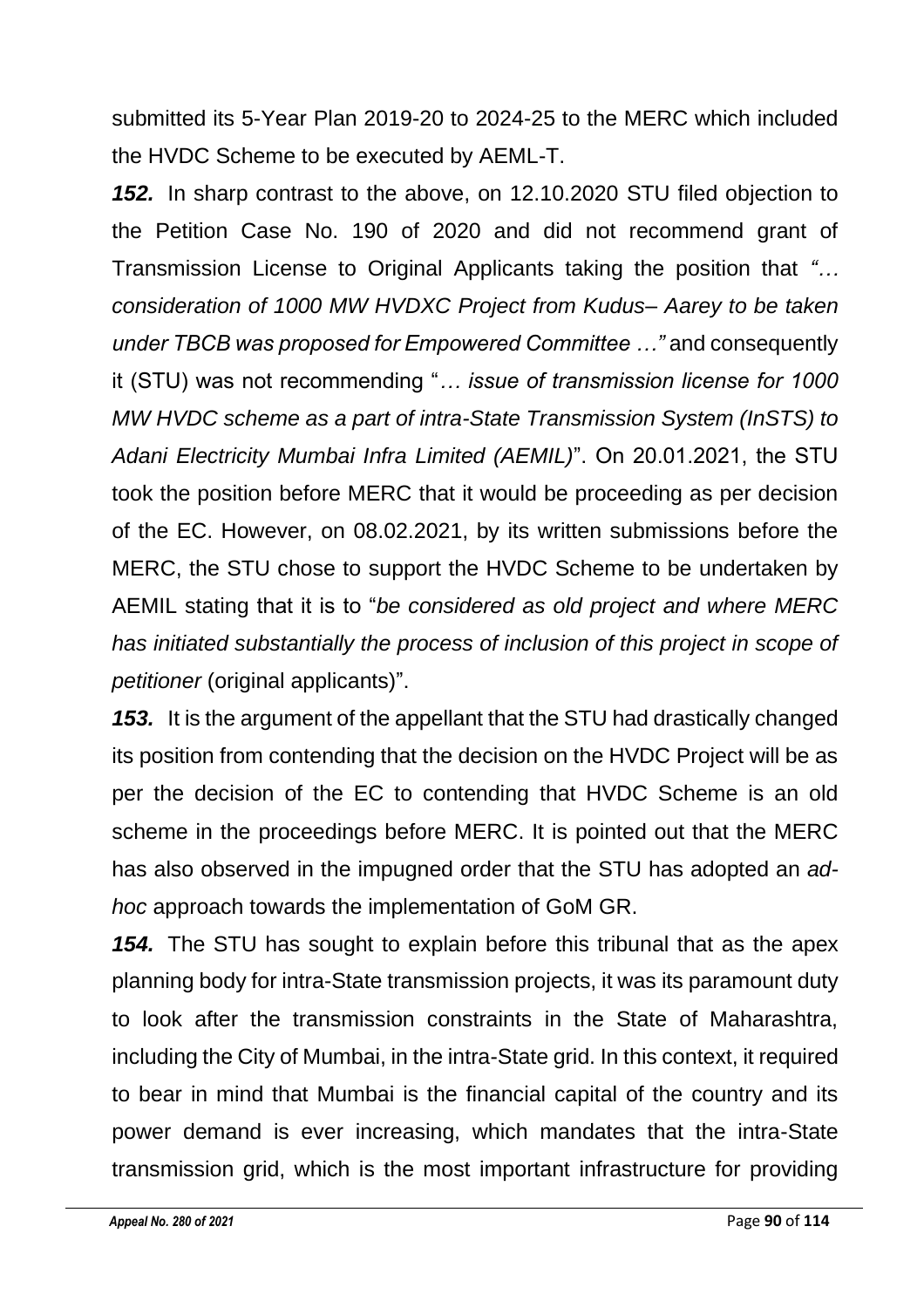submitted its 5-Year Plan 2019-20 to 2024-25 to the MERC which included the HVDC Scheme to be executed by AEML-T.

***152.*** In sharp contrast to the above, on 12.10.2020 STU filed objection to the Petition Case No. 190 of 2020 and did not recommend grant of Transmission License to Original Applicants taking the position that *"… consideration of 1000 MW HVDXC Project from Kudus– Aarey to be taken under TBCB was proposed for Empowered Committee …"* and consequently it (STU) was not recommending "*… issue of transmission license for 1000 MW HVDC scheme as a part of intra-State Transmission System (InSTS) to Adani Electricity Mumbai Infra Limited (AEMIL)*". On 20.01.2021, the STU took the position before MERC that it would be proceeding as per decision of the EC. However, on 08.02.2021, by its written submissions before the MERC, the STU chose to support the HVDC Scheme to be undertaken by AEMIL stating that it is to "*be considered as old project and where MERC has initiated substantially the process of inclusion of this project in scope of petitioner* (original applicants)".

***153.*** It is the argument of the appellant that the STU had drastically changed its position from contending that the decision on the HVDC Project will be as per the decision of the EC to contending that HVDC Scheme is an old scheme in the proceedings before MERC. It is pointed out that the MERC has also observed in the impugned order that the STU has adopted an *ad-hoc* approach towards the implementation of GoM GR.

***154.*** The STU has sought to explain before this tribunal that as the apex planning body for intra-State transmission projects, it was its paramount duty to look after the transmission constraints in the State of Maharashtra, including the City of Mumbai, in the intra-State grid. In this context, it required to bear in mind that Mumbai is the financial capital of the country and its power demand is ever increasing, which mandates that the intra-State transmission grid, which is the most important infrastructure for providing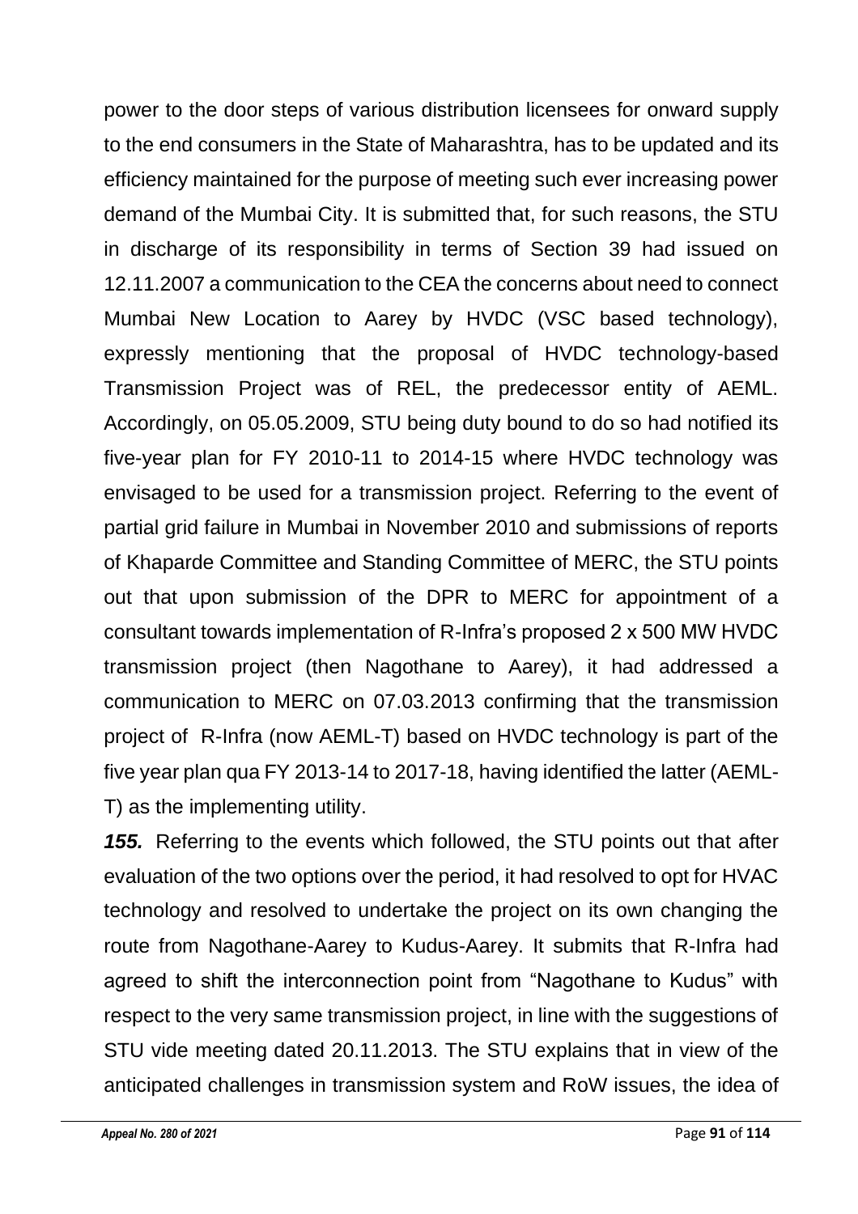power to the door steps of various distribution licensees for onward supply to the end consumers in the State of Maharashtra, has to be updated and its efficiency maintained for the purpose of meeting such ever increasing power demand of the Mumbai City. It is submitted that, for such reasons, the STU in discharge of its responsibility in terms of Section 39 had issued on 12.11.2007 a communication to the CEA the concerns about need to connect Mumbai New Location to Aarey by HVDC (VSC based technology), expressly mentioning that the proposal of HVDC technology-based Transmission Project was of REL, the predecessor entity of AEML. Accordingly, on 05.05.2009, STU being duty bound to do so had notified its five-year plan for FY 2010-11 to 2014-15 where HVDC technology was envisaged to be used for a transmission project. Referring to the event of partial grid failure in Mumbai in November 2010 and submissions of reports of Khaparde Committee and Standing Committee of MERC, the STU points out that upon submission of the DPR to MERC for appointment of a consultant towards implementation of R-Infra's proposed 2 x 500 MW HVDC transmission project (then Nagothane to Aarey), it had addressed a communication to MERC on 07.03.2013 confirming that the transmission project of R-Infra (now AEML-T) based on HVDC technology is part of the five year plan qua FY 2013-14 to 2017-18, having identified the latter (AEML-T) as the implementing utility.

***155.*** Referring to the events which followed, the STU points out that after evaluation of the two options over the period, it had resolved to opt for HVAC technology and resolved to undertake the project on its own changing the route from Nagothane-Aarey to Kudus-Aarey. It submits that R-Infra had agreed to shift the interconnection point from "Nagothane to Kudus" with respect to the very same transmission project, in line with the suggestions of STU vide meeting dated 20.11.2013. The STU explains that in view of the anticipated challenges in transmission system and RoW issues, the idea of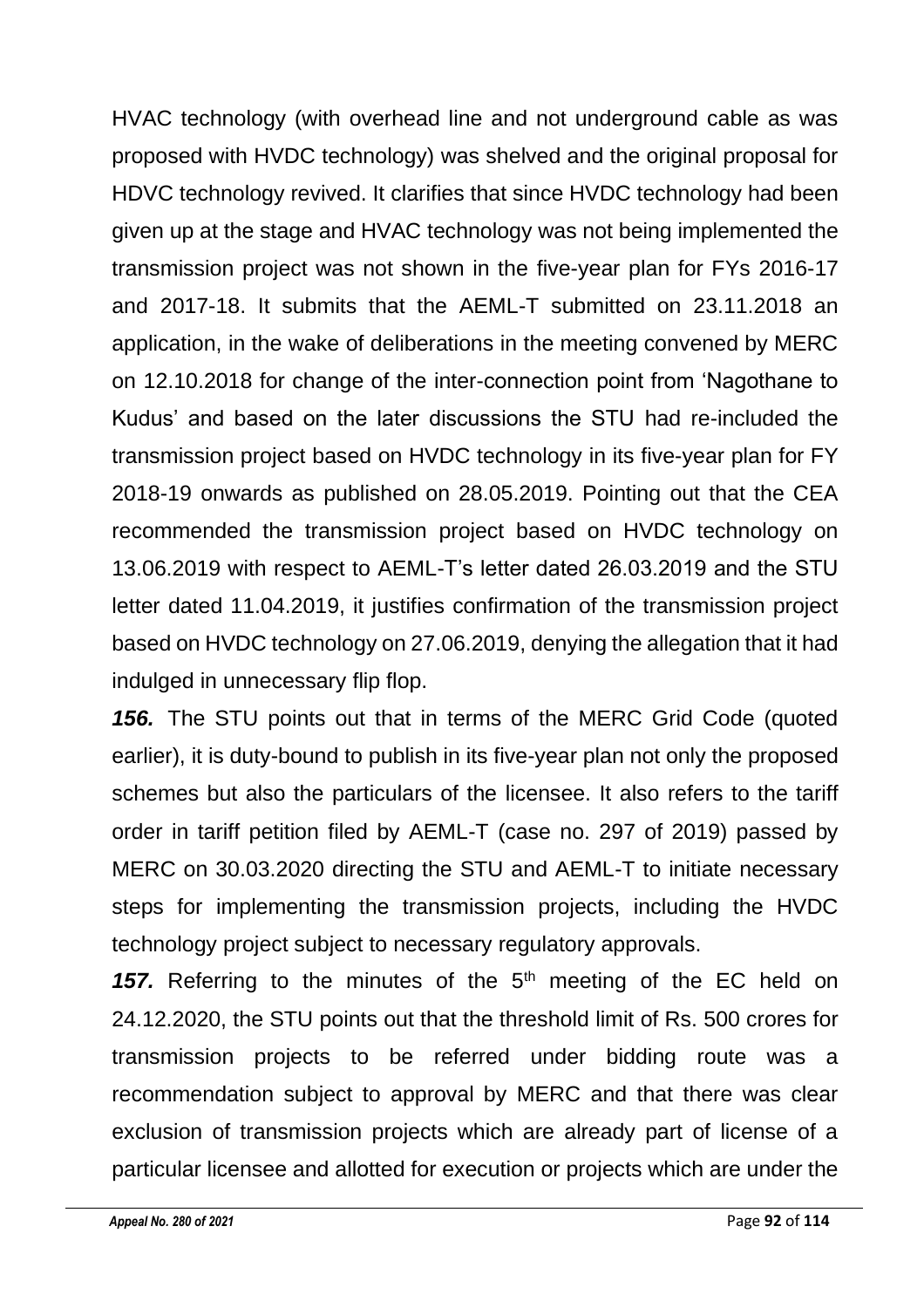HVAC technology (with overhead line and not underground cable as was proposed with HVDC technology) was shelved and the original proposal for HDVC technology revived. It clarifies that since HVDC technology had been given up at the stage and HVAC technology was not being implemented the transmission project was not shown in the five-year plan for FYs 2016-17 and 2017-18. It submits that the AEML-T submitted on 23.11.2018 an application, in the wake of deliberations in the meeting convened by MERC on 12.10.2018 for change of the inter-connection point from 'Nagothane to Kudus' and based on the later discussions the STU had re-included the transmission project based on HVDC technology in its five-year plan for FY 2018-19 onwards as published on 28.05.2019. Pointing out that the CEA recommended the transmission project based on HVDC technology on 13.06.2019 with respect to AEML-T's letter dated 26.03.2019 and the STU letter dated 11.04.2019, it justifies confirmation of the transmission project based on HVDC technology on 27.06.2019, denying the allegation that it had indulged in unnecessary flip flop.

***156.*** The STU points out that in terms of the MERC Grid Code (quoted earlier), it is duty-bound to publish in its five-year plan not only the proposed schemes but also the particulars of the licensee. It also refers to the tariff order in tariff petition filed by AEML-T (case no. 297 of 2019) passed by MERC on 30.03.2020 directing the STU and AEML-T to initiate necessary steps for implementing the transmission projects, including the HVDC technology project subject to necessary regulatory approvals.

***157.*** Referring to the minutes of the 5th meeting of the EC held on 24.12.2020, the STU points out that the threshold limit of Rs. 500 crores for transmission projects to be referred under bidding route was a recommendation subject to approval by MERC and that there was clear exclusion of transmission projects which are already part of license of a particular licensee and allotted for execution or projects which are under the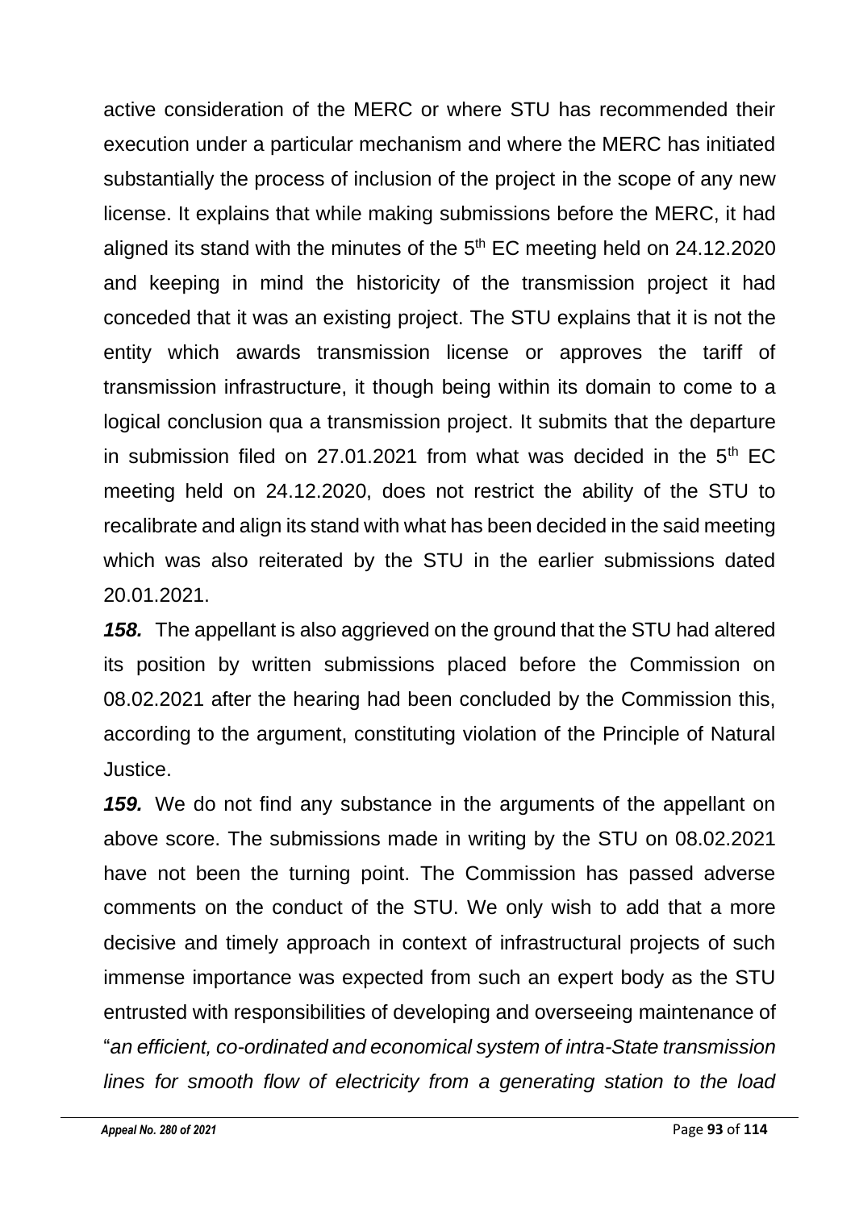active consideration of the MERC or where STU has recommended their execution under a particular mechanism and where the MERC has initiated substantially the process of inclusion of the project in the scope of any new license. It explains that while making submissions before the MERC, it had aligned its stand with the minutes of the 5th EC meeting held on 24.12.2020 and keeping in mind the historicity of the transmission project it had conceded that it was an existing project. The STU explains that it is not the entity which awards transmission license or approves the tariff of transmission infrastructure, it though being within its domain to come to a logical conclusion qua a transmission project. It submits that the departure in submission filed on 27.01.2021 from what was decided in the 5th EC meeting held on 24.12.2020, does not restrict the ability of the STU to recalibrate and align its stand with what has been decided in the said meeting which was also reiterated by the STU in the earlier submissions dated 20.01.2021.

***158.*** The appellant is also aggrieved on the ground that the STU had altered its position by written submissions placed before the Commission on 08.02.2021 after the hearing had been concluded by the Commission this, according to the argument, constituting violation of the Principle of Natural Justice.

***159.*** We do not find any substance in the arguments of the appellant on above score. The submissions made in writing by the STU on 08.02.2021 have not been the turning point. The Commission has passed adverse comments on the conduct of the STU. We only wish to add that a more decisive and timely approach in context of infrastructural projects of such immense importance was expected from such an expert body as the STU entrusted with responsibilities of developing and overseeing maintenance of "*an efficient, co-ordinated and economical system of intra-State transmission lines for smooth flow of electricity from a generating station to the load*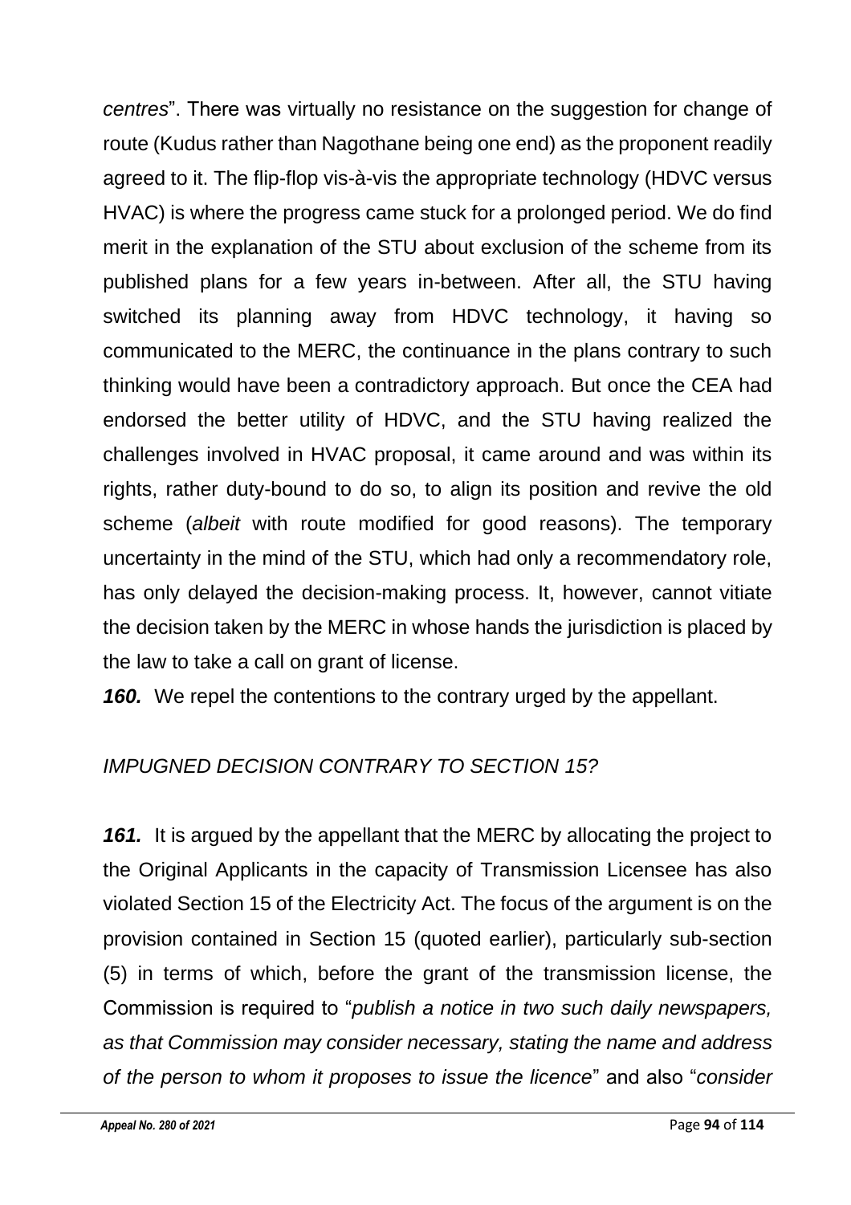*centres*". There was virtually no resistance on the suggestion for change of route (Kudus rather than Nagothane being one end) as the proponent readily agreed to it. The flip-flop vis-à-vis the appropriate technology (HDVC versus HVAC) is where the progress came stuck for a prolonged period. We do find merit in the explanation of the STU about exclusion of the scheme from its published plans for a few years in-between. After all, the STU having switched its planning away from HDVC technology, it having so communicated to the MERC, the continuance in the plans contrary to such thinking would have been a contradictory approach. But once the CEA had endorsed the better utility of HDVC, and the STU having realized the challenges involved in HVAC proposal, it came around and was within its rights, rather duty-bound to do so, to align its position and revive the old scheme (*albeit* with route modified for good reasons). The temporary uncertainty in the mind of the STU, which had only a recommendatory role, has only delayed the decision-making process. It, however, cannot vitiate the decision taken by the MERC in whose hands the jurisdiction is placed by the law to take a call on grant of license.

***160.*** We repel the contentions to the contrary urged by the appellant.

*IMPUGNED DECISION CONTRARY TO SECTION 15?*

***161.*** It is argued by the appellant that the MERC by allocating the project to the Original Applicants in the capacity of Transmission Licensee has also violated Section 15 of the Electricity Act. The focus of the argument is on the provision contained in Section 15 (quoted earlier), particularly sub-section (5) in terms of which, before the grant of the transmission license, the Commission is required to "*publish a notice in two such daily newspapers, as that Commission may consider necessary, stating the name and address of the person to whom it proposes to issue the licence*" and also "*consider*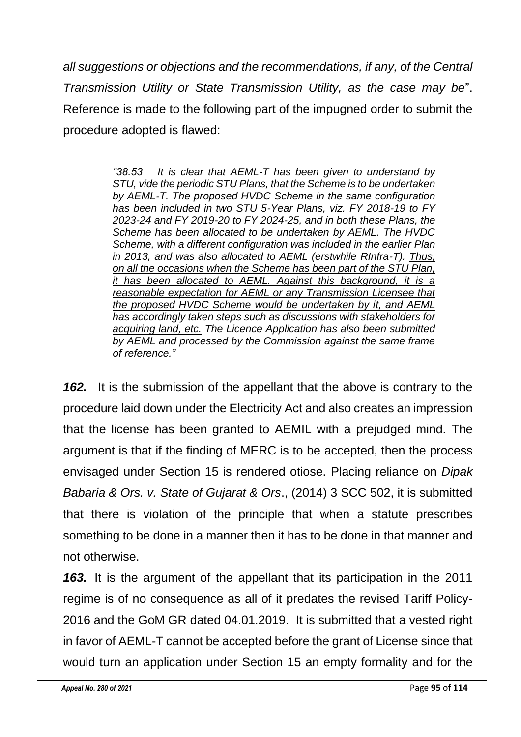*all suggestions or objections and the recommendations, if any, of the Central Transmission Utility or State Transmission Utility, as the case may be*". Reference is made to the following part of the impugned order to submit the procedure adopted is flawed:

> *"38.53 It is clear that AEML-T has been given to understand by STU, vide the periodic STU Plans, that the Scheme is to be undertaken by AEML-T. The proposed HVDC Scheme in the same configuration has been included in two STU 5-Year Plans, viz. FY 2018-19 to FY 2023-24 and FY 2019-20 to FY 2024-25, and in both these Plans, the Scheme has been allocated to be undertaken by AEML. The HVDC Scheme, with a different configuration was included in the earlier Plan in 2013, and was also allocated to AEML (erstwhile RInfra-T). <u>Thus, on all the occasions when the Scheme has been part of the STU Plan, it has been allocated to AEML. Against this background, it is a reasonable expectation for AEML or any Transmission Licensee that the proposed HVDC Scheme would be undertaken by it, and AEML has accordingly taken steps such as discussions with stakeholders for acquiring land, etc.</u> The Licence Application has also been submitted by AEML and processed by the Commission against the same frame of reference."*

***162.*** It is the submission of the appellant that the above is contrary to the procedure laid down under the Electricity Act and also creates an impression that the license has been granted to AEMIL with a prejudged mind. The argument is that if the finding of MERC is to be accepted, then the process envisaged under Section 15 is rendered otiose. Placing reliance on *Dipak Babaria & Ors. v. State of Gujarat & Ors*., (2014) 3 SCC 502, it is submitted that there is violation of the principle that when a statute prescribes something to be done in a manner then it has to be done in that manner and not otherwise.

***163.*** It is the argument of the appellant that its participation in the 2011 regime is of no consequence as all of it predates the revised Tariff Policy-2016 and the GoM GR dated 04.01.2019. It is submitted that a vested right in favor of AEML-T cannot be accepted before the grant of License since that would turn an application under Section 15 an empty formality and for the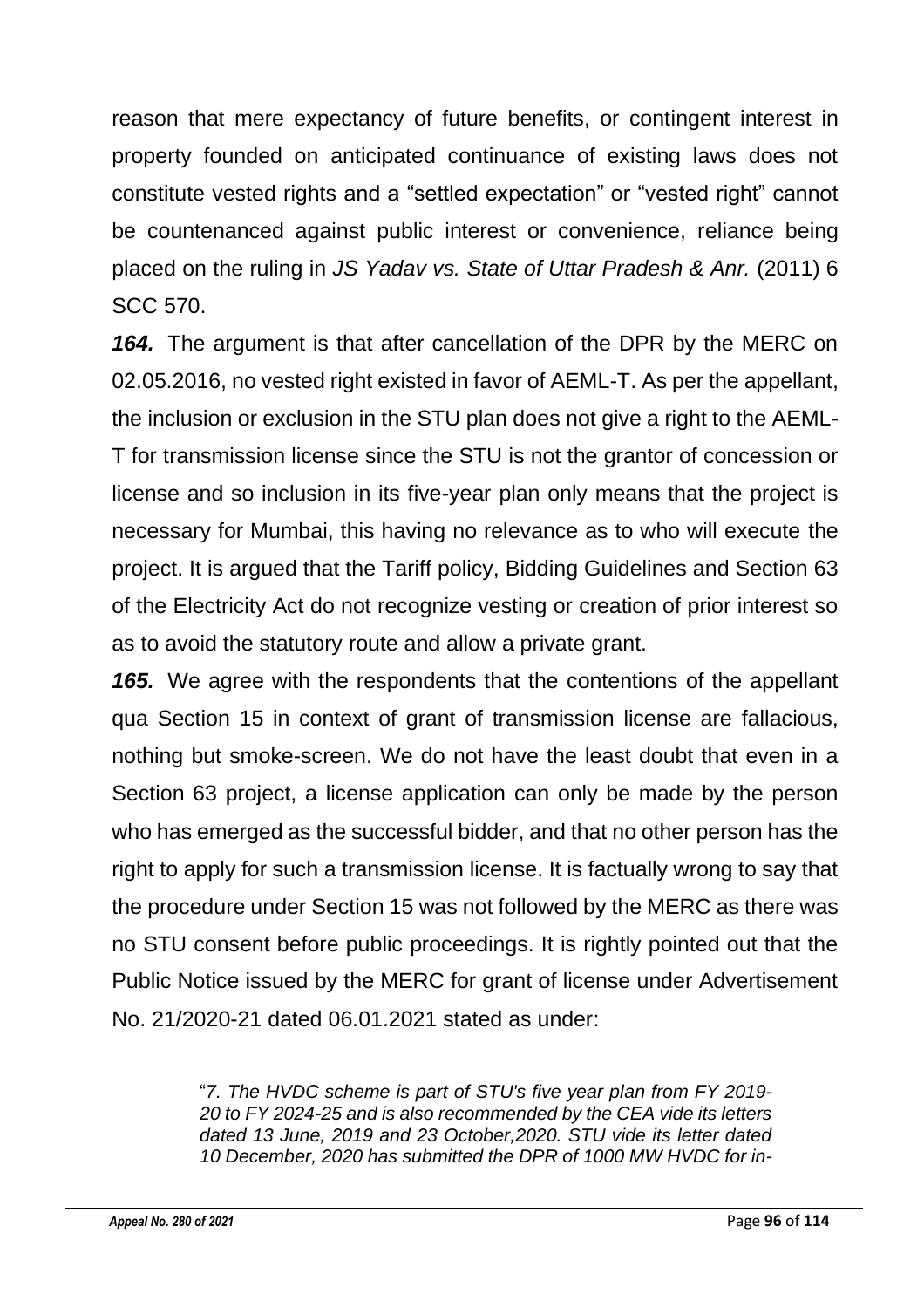reason that mere expectancy of future benefits, or contingent interest in property founded on anticipated continuance of existing laws does not constitute vested rights and a "settled expectation" or "vested right" cannot be countenanced against public interest or convenience, reliance being placed on the ruling in *JS Yadav vs. State of Uttar Pradesh & Anr.* (2011) 6 SCC 570.

***164.*** The argument is that after cancellation of the DPR by the MERC on 02.05.2016, no vested right existed in favor of AEML-T. As per the appellant, the inclusion or exclusion in the STU plan does not give a right to the AEML-T for transmission license since the STU is not the grantor of concession or license and so inclusion in its five-year plan only means that the project is necessary for Mumbai, this having no relevance as to who will execute the project. It is argued that the Tariff policy, Bidding Guidelines and Section 63 of the Electricity Act do not recognize vesting or creation of prior interest so as to avoid the statutory route and allow a private grant.

***165.*** We agree with the respondents that the contentions of the appellant qua Section 15 in context of grant of transmission license are fallacious, nothing but smoke-screen. We do not have the least doubt that even in a Section 63 project, a license application can only be made by the person who has emerged as the successful bidder, and that no other person has the right to apply for such a transmission license. It is factually wrong to say that the procedure under Section 15 was not followed by the MERC as there was no STU consent before public proceedings. It is rightly pointed out that the Public Notice issued by the MERC for grant of license under Advertisement No. 21/2020-21 dated 06.01.2021 stated as under:

> "*7. The HVDC scheme is part of STU's five year plan from FY 2019-20 to FY 2024-25 and is also recommended by the CEA vide its letters dated 13 June, 2019 and 23 October,2020. STU vide its letter dated 10 December, 2020 has submitted the DPR of 1000 MW HVDC for in-*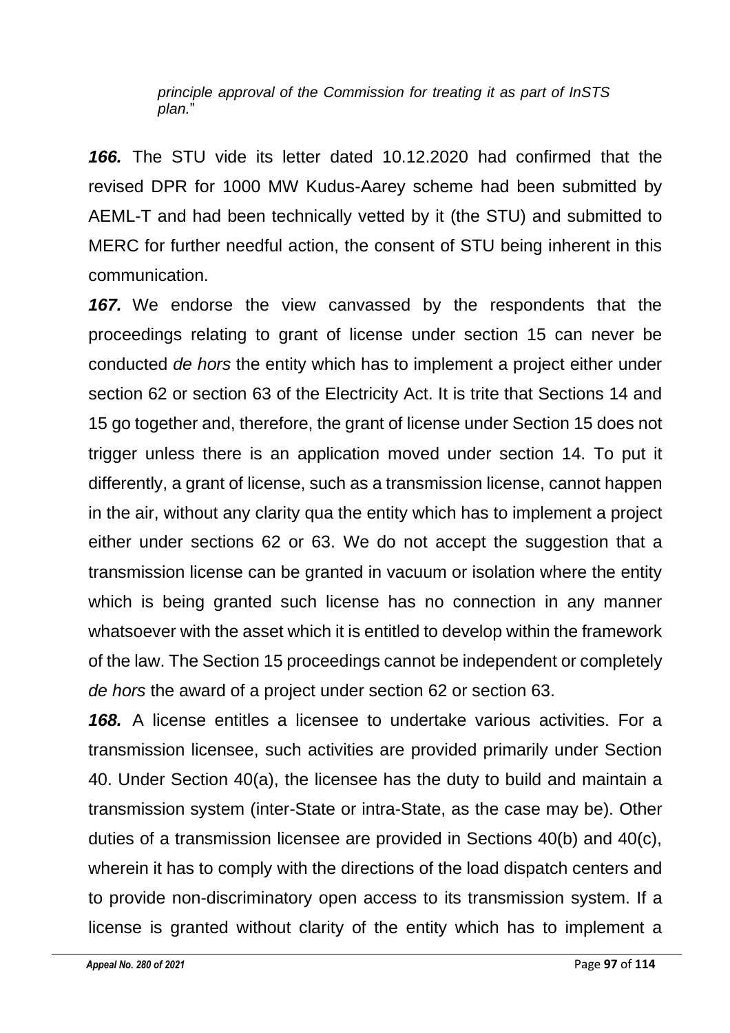*principle approval of the Commission for treating it as part of InSTS plan.*"

***166.*** The STU vide its letter dated 10.12.2020 had confirmed that the revised DPR for 1000 MW Kudus-Aarey scheme had been submitted by AEML-T and had been technically vetted by it (the STU) and submitted to MERC for further needful action, the consent of STU being inherent in this communication.

***167.*** We endorse the view canvassed by the respondents that the proceedings relating to grant of license under section 15 can never be conducted *de hors* the entity which has to implement a project either under section 62 or section 63 of the Electricity Act. It is trite that Sections 14 and 15 go together and, therefore, the grant of license under Section 15 does not trigger unless there is an application moved under section 14. To put it differently, a grant of license, such as a transmission license, cannot happen in the air, without any clarity qua the entity which has to implement a project either under sections 62 or 63. We do not accept the suggestion that a transmission license can be granted in vacuum or isolation where the entity which is being granted such license has no connection in any manner whatsoever with the asset which it is entitled to develop within the framework of the law. The Section 15 proceedings cannot be independent or completely *de hors* the award of a project under section 62 or section 63.

***168.*** A license entitles a licensee to undertake various activities. For a transmission licensee, such activities are provided primarily under Section 40. Under Section 40(a), the licensee has the duty to build and maintain a transmission system (inter-State or intra-State, as the case may be). Other duties of a transmission licensee are provided in Sections 40(b) and 40(c), wherein it has to comply with the directions of the load dispatch centers and to provide non-discriminatory open access to its transmission system. If a license is granted without clarity of the entity which has to implement a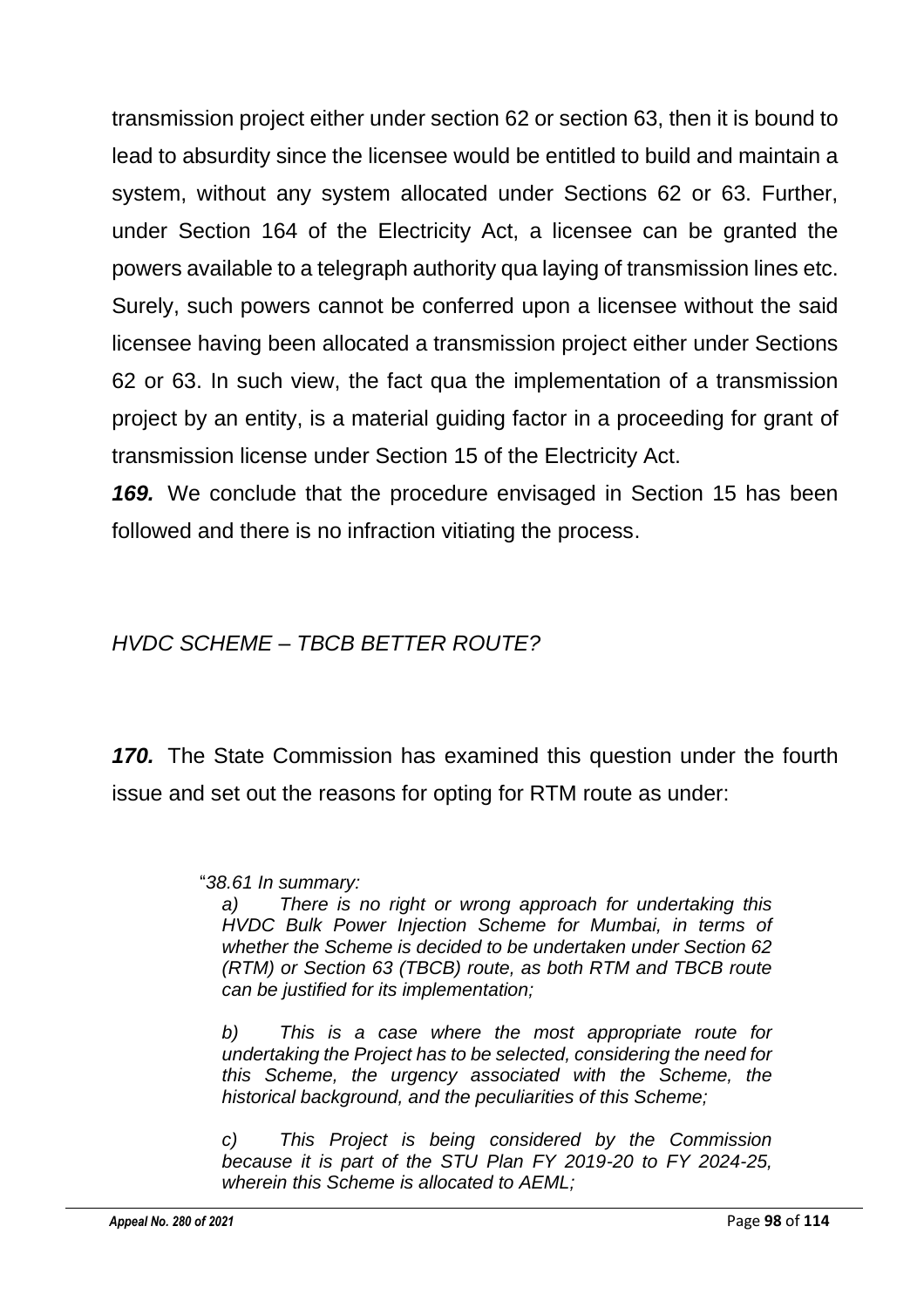transmission project either under section 62 or section 63, then it is bound to lead to absurdity since the licensee would be entitled to build and maintain a system, without any system allocated under Sections 62 or 63. Further, under Section 164 of the Electricity Act, a licensee can be granted the powers available to a telegraph authority qua laying of transmission lines etc. Surely, such powers cannot be conferred upon a licensee without the said licensee having been allocated a transmission project either under Sections 62 or 63. In such view, the fact qua the implementation of a transmission project by an entity, is a material guiding factor in a proceeding for grant of transmission license under Section 15 of the Electricity Act.

***169.*** We conclude that the procedure envisaged in Section 15 has been followed and there is no infraction vitiating the process.

*HVDC SCHEME – TBCB BETTER ROUTE?*

***170.*** The State Commission has examined this question under the fourth issue and set out the reasons for opting for RTM route as under:

> "*38.61 In summary:*
>
> *a) There is no right or wrong approach for undertaking this HVDC Bulk Power Injection Scheme for Mumbai, in terms of whether the Scheme is decided to be undertaken under Section 62 (RTM) or Section 63 (TBCB) route, as both RTM and TBCB route can be justified for its implementation;*
>
> *b) This is a case where the most appropriate route for undertaking the Project has to be selected, considering the need for this Scheme, the urgency associated with the Scheme, the historical background, and the peculiarities of this Scheme;*
>
> *c) This Project is being considered by the Commission because it is part of the STU Plan FY 2019-20 to FY 2024-25, wherein this Scheme is allocated to AEML;*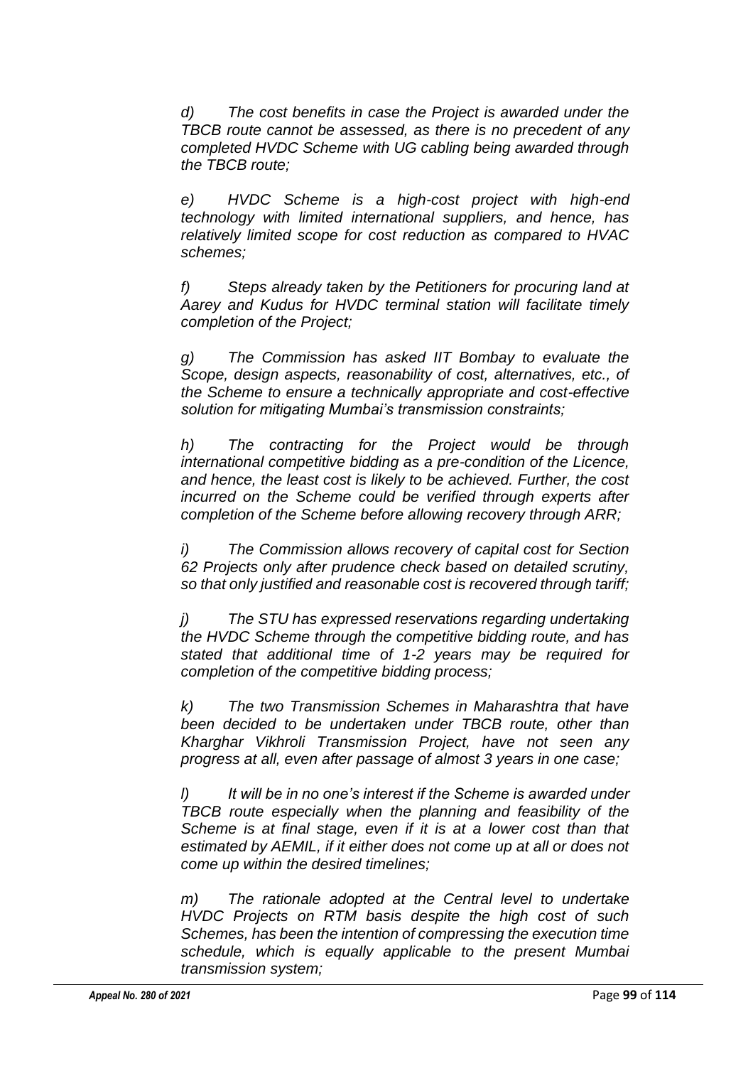*d) The cost benefits in case the Project is awarded under the TBCB route cannot be assessed, as there is no precedent of any completed HVDC Scheme with UG cabling being awarded through the TBCB route;*

*e) HVDC Scheme is a high-cost project with high-end technology with limited international suppliers, and hence, has relatively limited scope for cost reduction as compared to HVAC schemes;*

*f) Steps already taken by the Petitioners for procuring land at Aarey and Kudus for HVDC terminal station will facilitate timely completion of the Project;*

*g) The Commission has asked IIT Bombay to evaluate the Scope, design aspects, reasonability of cost, alternatives, etc., of the Scheme to ensure a technically appropriate and cost-effective solution for mitigating Mumbai's transmission constraints;*

*h) The contracting for the Project would be through international competitive bidding as a pre-condition of the Licence, and hence, the least cost is likely to be achieved. Further, the cost incurred on the Scheme could be verified through experts after completion of the Scheme before allowing recovery through ARR;*

*i) The Commission allows recovery of capital cost for Section 62 Projects only after prudence check based on detailed scrutiny, so that only justified and reasonable cost is recovered through tariff;*

*j) The STU has expressed reservations regarding undertaking the HVDC Scheme through the competitive bidding route, and has stated that additional time of 1-2 years may be required for completion of the competitive bidding process;*

*k) The two Transmission Schemes in Maharashtra that have been decided to be undertaken under TBCB route, other than Kharghar Vikhroli Transmission Project, have not seen any progress at all, even after passage of almost 3 years in one case;*

*l) It will be in no one's interest if the Scheme is awarded under TBCB route especially when the planning and feasibility of the Scheme is at final stage, even if it is at a lower cost than that estimated by AEMIL, if it either does not come up at all or does not come up within the desired timelines;*

*m) The rationale adopted at the Central level to undertake HVDC Projects on RTM basis despite the high cost of such Schemes, has been the intention of compressing the execution time schedule, which is equally applicable to the present Mumbai transmission system;*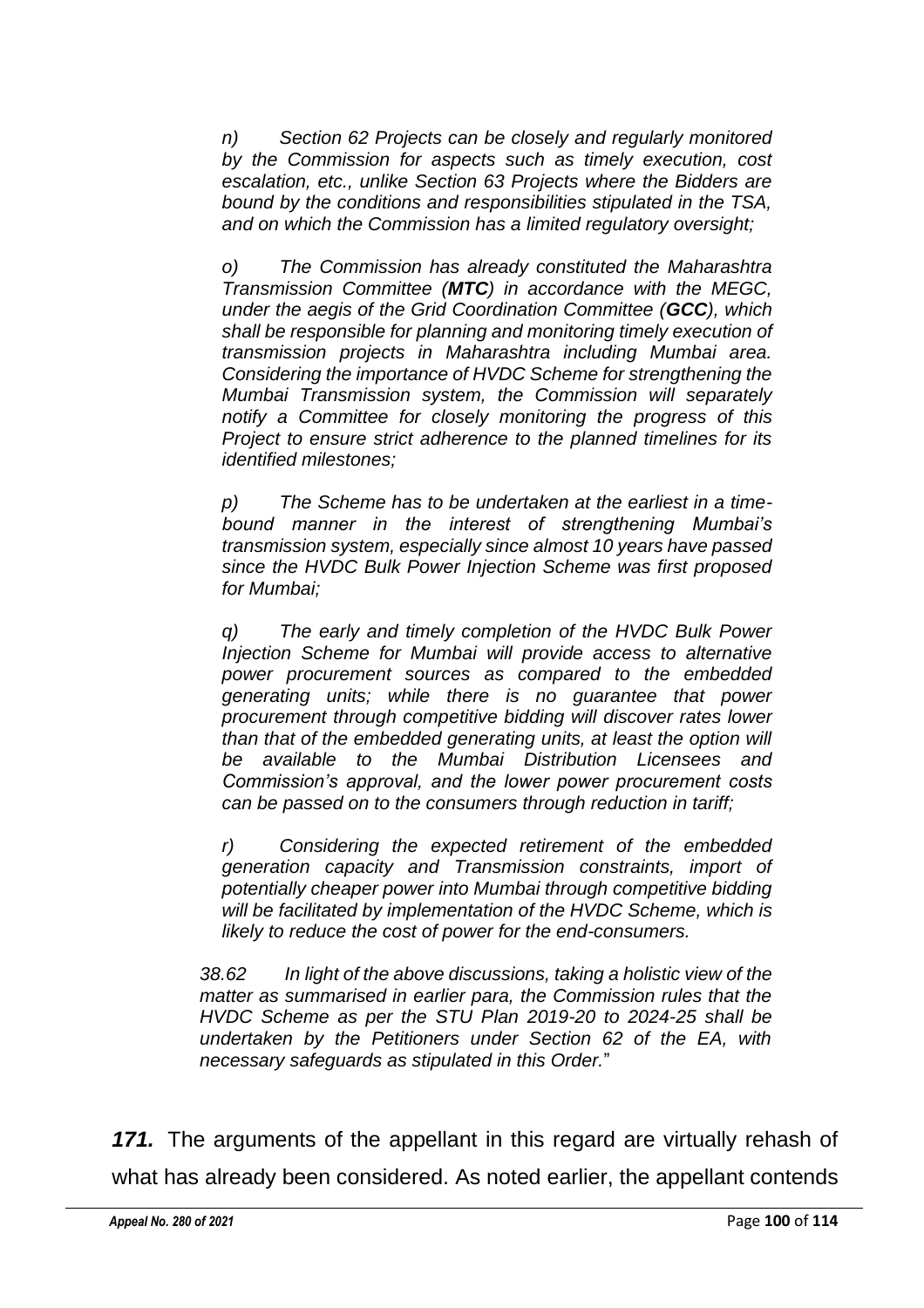*n) Section 62 Projects can be closely and regularly monitored by the Commission for aspects such as timely execution, cost escalation, etc., unlike Section 63 Projects where the Bidders are bound by the conditions and responsibilities stipulated in the TSA, and on which the Commission has a limited regulatory oversight;*

*o) The Commission has already constituted the Maharashtra Transmission Committee (**MTC**) in accordance with the MEGC, under the aegis of the Grid Coordination Committee (**GCC**), which shall be responsible for planning and monitoring timely execution of transmission projects in Maharashtra including Mumbai area. Considering the importance of HVDC Scheme for strengthening the Mumbai Transmission system, the Commission will separately notify a Committee for closely monitoring the progress of this Project to ensure strict adherence to the planned timelines for its identified milestones;*

*p) The Scheme has to be undertaken at the earliest in a time-bound manner in the interest of strengthening Mumbai's transmission system, especially since almost 10 years have passed since the HVDC Bulk Power Injection Scheme was first proposed for Mumbai;*

*q) The early and timely completion of the HVDC Bulk Power Injection Scheme for Mumbai will provide access to alternative power procurement sources as compared to the embedded generating units; while there is no guarantee that power procurement through competitive bidding will discover rates lower than that of the embedded generating units, at least the option will be available to the Mumbai Distribution Licensees and Commission's approval, and the lower power procurement costs can be passed on to the consumers through reduction in tariff;*

*r) Considering the expected retirement of the embedded generation capacity and Transmission constraints, import of potentially cheaper power into Mumbai through competitive bidding will be facilitated by implementation of the HVDC Scheme, which is likely to reduce the cost of power for the end-consumers.*

*38.62 In light of the above discussions, taking a holistic view of the matter as summarised in earlier para, the Commission rules that the HVDC Scheme as per the STU Plan 2019-20 to 2024-25 shall be undertaken by the Petitioners under Section 62 of the EA, with necessary safeguards as stipulated in this Order.*"

***171.*** The arguments of the appellant in this regard are virtually rehash of what has already been considered. As noted earlier, the appellant contends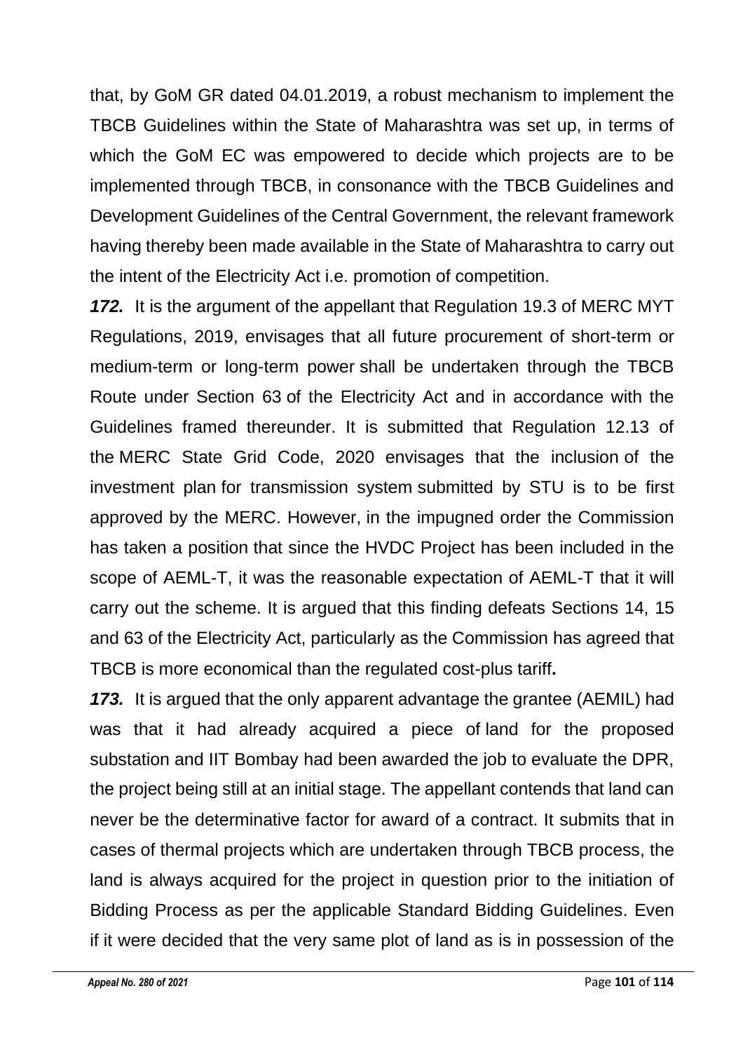that, by GoM GR dated 04.01.2019, a robust mechanism to implement the TBCB Guidelines within the State of Maharashtra was set up, in terms of which the GoM EC was empowered to decide which projects are to be implemented through TBCB, in consonance with the TBCB Guidelines and Development Guidelines of the Central Government, the relevant framework having thereby been made available in the State of Maharashtra to carry out the intent of the Electricity Act i.e. promotion of competition.

***172.*** It is the argument of the appellant that Regulation 19.3 of MERC MYT Regulations, 2019, envisages that all future procurement of short-term or medium-term or long-term power shall be undertaken through the TBCB Route under Section 63 of the Electricity Act and in accordance with the Guidelines framed thereunder. It is submitted that Regulation 12.13 of the MERC State Grid Code, 2020 envisages that the inclusion of the investment plan for transmission system submitted by STU is to be first approved by the MERC. However, in the impugned order the Commission has taken a position that since the HVDC Project has been included in the scope of AEML-T, it was the reasonable expectation of AEML-T that it will carry out the scheme. It is argued that this finding defeats Sections 14, 15 and 63 of the Electricity Act, particularly as the Commission has agreed that TBCB is more economical than the regulated cost-plus tariff**.**

***173.*** It is argued that the only apparent advantage the grantee (AEMIL) had was that it had already acquired a piece of land for the proposed substation and IIT Bombay had been awarded the job to evaluate the DPR, the project being still at an initial stage. The appellant contends that land can never be the determinative factor for award of a contract. It submits that in cases of thermal projects which are undertaken through TBCB process, the land is always acquired for the project in question prior to the initiation of Bidding Process as per the applicable Standard Bidding Guidelines. Even if it were decided that the very same plot of land as is in possession of the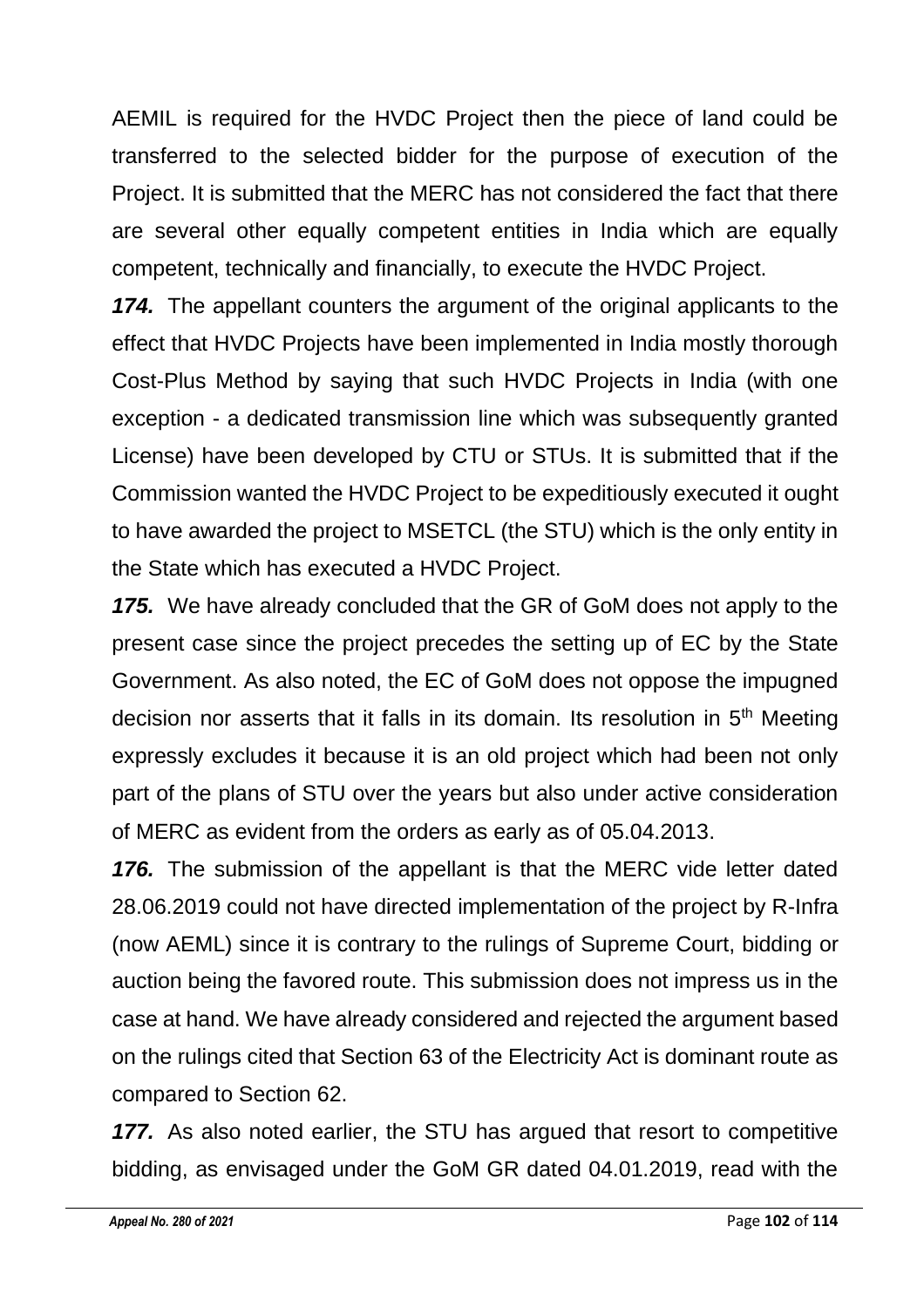AEMIL is required for the HVDC Project then the piece of land could be transferred to the selected bidder for the purpose of execution of the Project. It is submitted that the MERC has not considered the fact that there are several other equally competent entities in India which are equally competent, technically and financially, to execute the HVDC Project.

***174.*** The appellant counters the argument of the original applicants to the effect that HVDC Projects have been implemented in India mostly thorough Cost-Plus Method by saying that such HVDC Projects in India (with one exception - a dedicated transmission line which was subsequently granted License) have been developed by CTU or STUs. It is submitted that if the Commission wanted the HVDC Project to be expeditiously executed it ought to have awarded the project to MSETCL (the STU) which is the only entity in the State which has executed a HVDC Project.

***175.*** We have already concluded that the GR of GoM does not apply to the present case since the project precedes the setting up of EC by the State Government. As also noted, the EC of GoM does not oppose the impugned decision nor asserts that it falls in its domain. Its resolution in 5th Meeting expressly excludes it because it is an old project which had been not only part of the plans of STU over the years but also under active consideration of MERC as evident from the orders as early as of 05.04.2013.

***176.*** The submission of the appellant is that the MERC vide letter dated 28.06.2019 could not have directed implementation of the project by R-Infra (now AEML) since it is contrary to the rulings of Supreme Court, bidding or auction being the favored route. This submission does not impress us in the case at hand. We have already considered and rejected the argument based on the rulings cited that Section 63 of the Electricity Act is dominant route as compared to Section 62.

***177.*** As also noted earlier, the STU has argued that resort to competitive bidding, as envisaged under the GoM GR dated 04.01.2019, read with the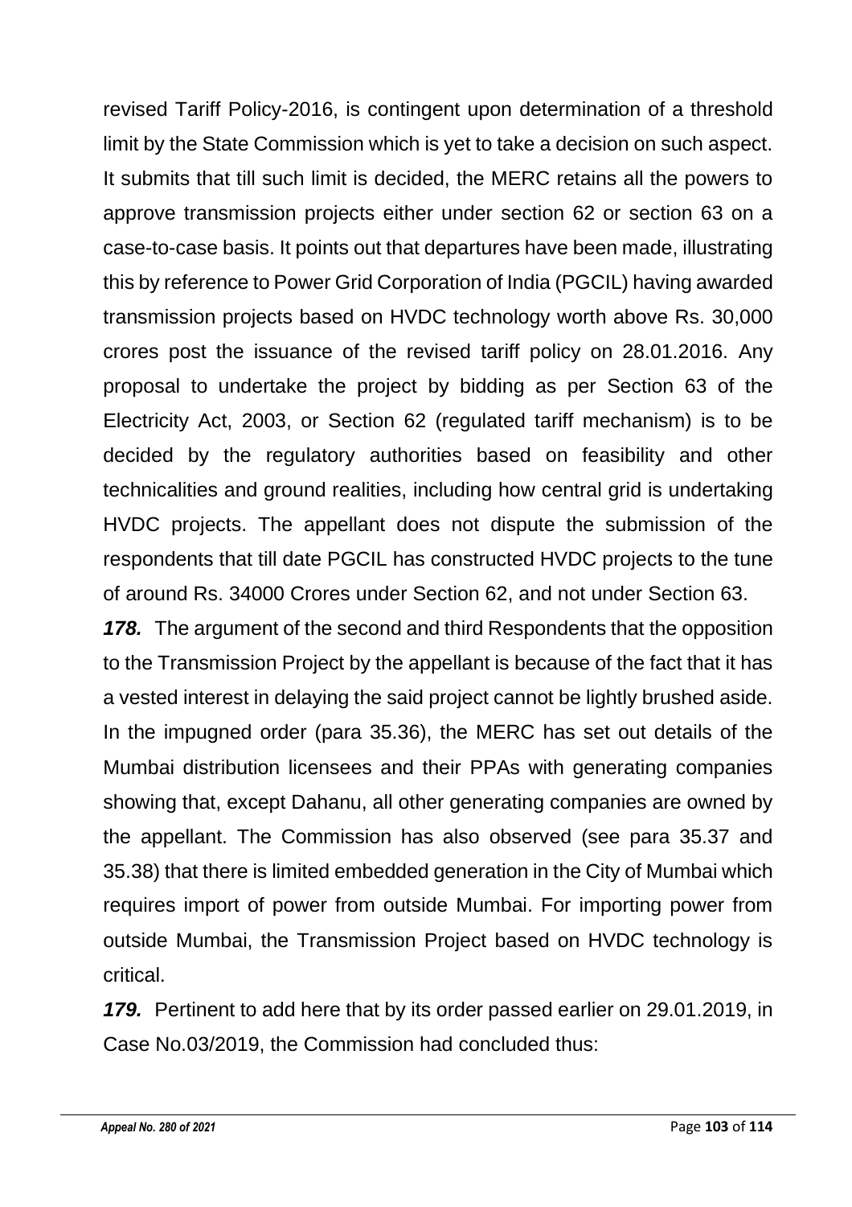revised Tariff Policy-2016, is contingent upon determination of a threshold limit by the State Commission which is yet to take a decision on such aspect. It submits that till such limit is decided, the MERC retains all the powers to approve transmission projects either under section 62 or section 63 on a case-to-case basis. It points out that departures have been made, illustrating this by reference to Power Grid Corporation of India (PGCIL) having awarded transmission projects based on HVDC technology worth above Rs. 30,000 crores post the issuance of the revised tariff policy on 28.01.2016. Any proposal to undertake the project by bidding as per Section 63 of the Electricity Act, 2003, or Section 62 (regulated tariff mechanism) is to be decided by the regulatory authorities based on feasibility and other technicalities and ground realities, including how central grid is undertaking HVDC projects. The appellant does not dispute the submission of the respondents that till date PGCIL has constructed HVDC projects to the tune of around Rs. 34000 Crores under Section 62, and not under Section 63.

***178.*** The argument of the second and third Respondents that the opposition to the Transmission Project by the appellant is because of the fact that it has a vested interest in delaying the said project cannot be lightly brushed aside. In the impugned order (para 35.36), the MERC has set out details of the Mumbai distribution licensees and their PPAs with generating companies showing that, except Dahanu, all other generating companies are owned by the appellant. The Commission has also observed (see para 35.37 and 35.38) that there is limited embedded generation in the City of Mumbai which requires import of power from outside Mumbai. For importing power from outside Mumbai, the Transmission Project based on HVDC technology is critical.

***179.*** Pertinent to add here that by its order passed earlier on 29.01.2019, in Case No.03/2019, the Commission had concluded thus: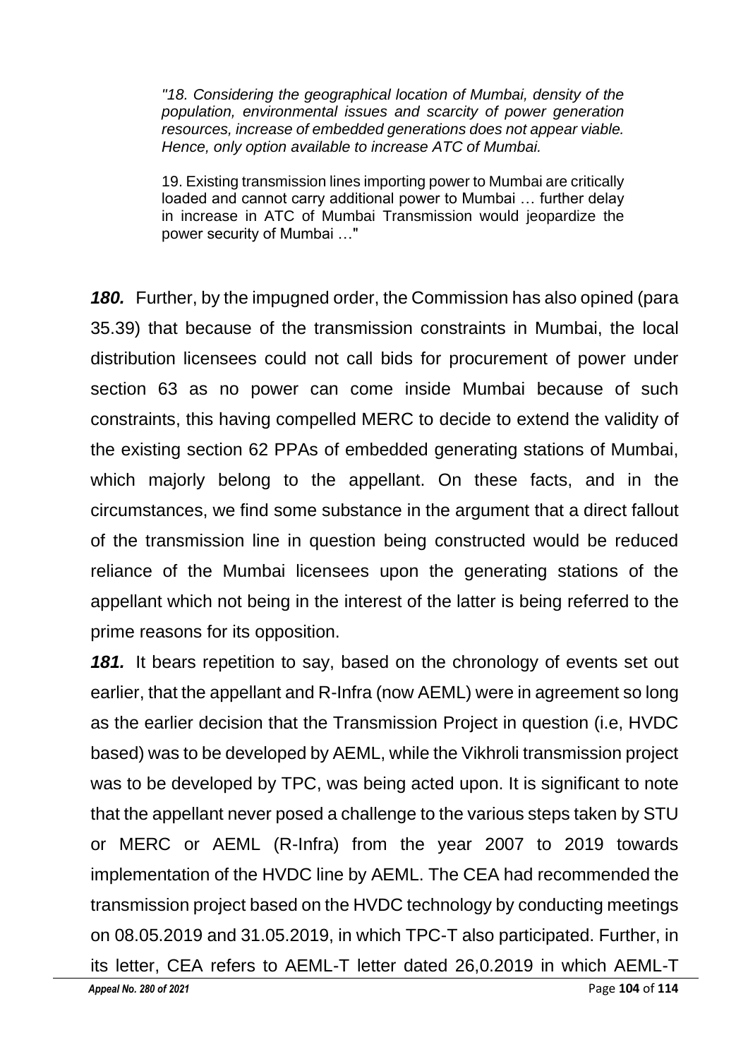> *"18. Considering the geographical location of Mumbai, density of the population, environmental issues and scarcity of power generation resources, increase of embedded generations does not appear viable. Hence, only option available to increase ATC of Mumbai.*
>
> 19. Existing transmission lines importing power to Mumbai are critically loaded and cannot carry additional power to Mumbai … further delay in increase in ATC of Mumbai Transmission would jeopardize the power security of Mumbai …"

***180.*** Further, by the impugned order, the Commission has also opined (para 35.39) that because of the transmission constraints in Mumbai, the local distribution licensees could not call bids for procurement of power under section 63 as no power can come inside Mumbai because of such constraints, this having compelled MERC to decide to extend the validity of the existing section 62 PPAs of embedded generating stations of Mumbai, which majorly belong to the appellant. On these facts, and in the circumstances, we find some substance in the argument that a direct fallout of the transmission line in question being constructed would be reduced reliance of the Mumbai licensees upon the generating stations of the appellant which not being in the interest of the latter is being referred to the prime reasons for its opposition.

***181.*** It bears repetition to say, based on the chronology of events set out earlier, that the appellant and R-Infra (now AEML) were in agreement so long as the earlier decision that the Transmission Project in question (i.e, HVDC based) was to be developed by AEML, while the Vikhroli transmission project was to be developed by TPC, was being acted upon. It is significant to note that the appellant never posed a challenge to the various steps taken by STU or MERC or AEML (R-Infra) from the year 2007 to 2019 towards implementation of the HVDC line by AEML. The CEA had recommended the transmission project based on the HVDC technology by conducting meetings on 08.05.2019 and 31.05.2019, in which TPC-T also participated. Further, in its letter, CEA refers to AEML-T letter dated 26,0.2019 in which AEML-T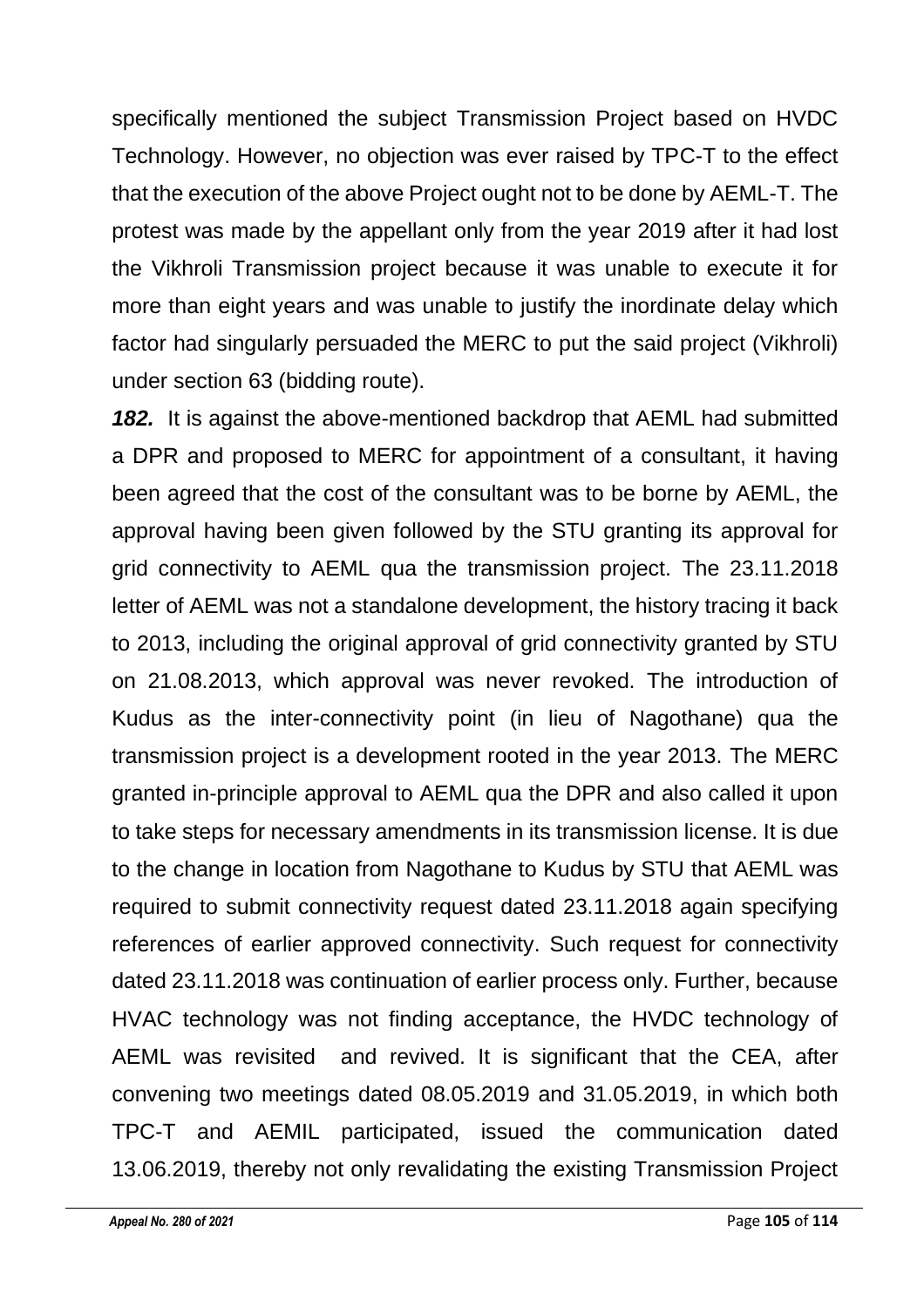specifically mentioned the subject Transmission Project based on HVDC Technology. However, no objection was ever raised by TPC-T to the effect that the execution of the above Project ought not to be done by AEML-T. The protest was made by the appellant only from the year 2019 after it had lost the Vikhroli Transmission project because it was unable to execute it for more than eight years and was unable to justify the inordinate delay which factor had singularly persuaded the MERC to put the said project (Vikhroli) under section 63 (bidding route).

***182.*** It is against the above-mentioned backdrop that AEML had submitted a DPR and proposed to MERC for appointment of a consultant, it having been agreed that the cost of the consultant was to be borne by AEML, the approval having been given followed by the STU granting its approval for grid connectivity to AEML qua the transmission project. The 23.11.2018 letter of AEML was not a standalone development, the history tracing it back to 2013, including the original approval of grid connectivity granted by STU on 21.08.2013, which approval was never revoked. The introduction of Kudus as the inter-connectivity point (in lieu of Nagothane) qua the transmission project is a development rooted in the year 2013. The MERC granted in-principle approval to AEML qua the DPR and also called it upon to take steps for necessary amendments in its transmission license. It is due to the change in location from Nagothane to Kudus by STU that AEML was required to submit connectivity request dated 23.11.2018 again specifying references of earlier approved connectivity. Such request for connectivity dated 23.11.2018 was continuation of earlier process only. Further, because HVAC technology was not finding acceptance, the HVDC technology of AEML was revisited and revived. It is significant that the CEA, after convening two meetings dated 08.05.2019 and 31.05.2019, in which both TPC-T and AEMIL participated, issued the communication dated 13.06.2019, thereby not only revalidating the existing Transmission Project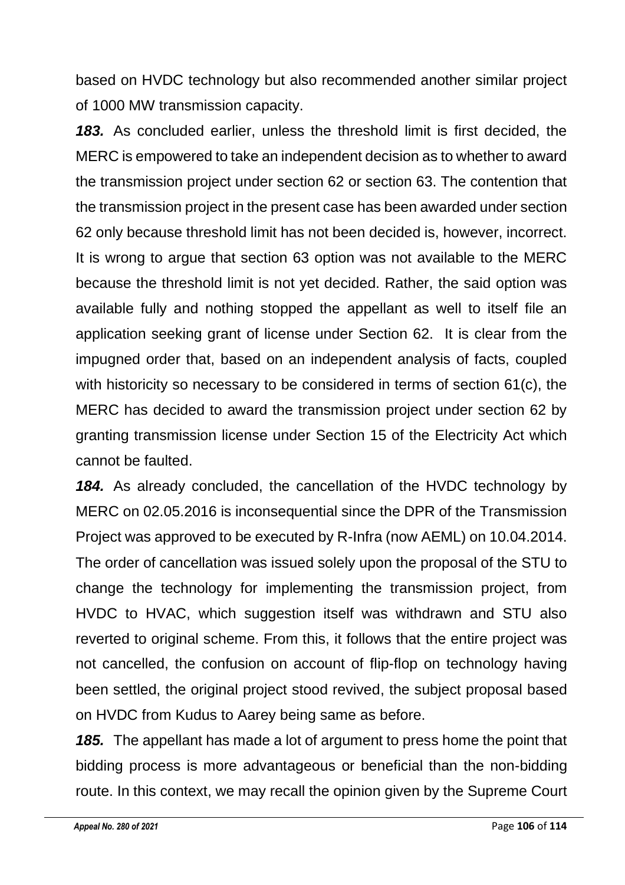based on HVDC technology but also recommended another similar project of 1000 MW transmission capacity.

***183.*** As concluded earlier, unless the threshold limit is first decided, the MERC is empowered to take an independent decision as to whether to award the transmission project under section 62 or section 63. The contention that the transmission project in the present case has been awarded under section 62 only because threshold limit has not been decided is, however, incorrect. It is wrong to argue that section 63 option was not available to the MERC because the threshold limit is not yet decided. Rather, the said option was available fully and nothing stopped the appellant as well to itself file an application seeking grant of license under Section 62. It is clear from the impugned order that, based on an independent analysis of facts, coupled with historicity so necessary to be considered in terms of section 61(c), the MERC has decided to award the transmission project under section 62 by granting transmission license under Section 15 of the Electricity Act which cannot be faulted.

***184.*** As already concluded, the cancellation of the HVDC technology by MERC on 02.05.2016 is inconsequential since the DPR of the Transmission Project was approved to be executed by R-Infra (now AEML) on 10.04.2014. The order of cancellation was issued solely upon the proposal of the STU to change the technology for implementing the transmission project, from HVDC to HVAC, which suggestion itself was withdrawn and STU also reverted to original scheme. From this, it follows that the entire project was not cancelled, the confusion on account of flip-flop on technology having been settled, the original project stood revived, the subject proposal based on HVDC from Kudus to Aarey being same as before.

***185.*** The appellant has made a lot of argument to press home the point that bidding process is more advantageous or beneficial than the non-bidding route. In this context, we may recall the opinion given by the Supreme Court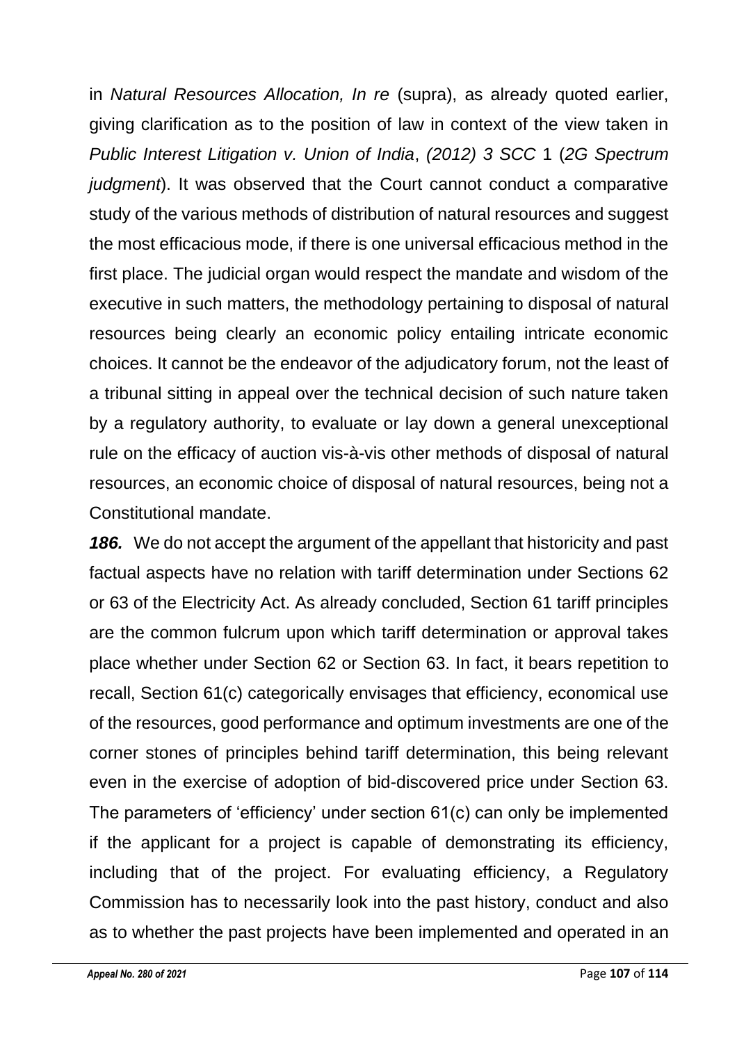in *Natural Resources Allocation, In re* (supra), as already quoted earlier, giving clarification as to the position of law in context of the view taken in *Public Interest Litigation v. Union of India*, *(2012) 3 SCC* 1 (*2G Spectrum judgment*). It was observed that the Court cannot conduct a comparative study of the various methods of distribution of natural resources and suggest the most efficacious mode, if there is one universal efficacious method in the first place. The judicial organ would respect the mandate and wisdom of the executive in such matters, the methodology pertaining to disposal of natural resources being clearly an economic policy entailing intricate economic choices. It cannot be the endeavor of the adjudicatory forum, not the least of a tribunal sitting in appeal over the technical decision of such nature taken by a regulatory authority, to evaluate or lay down a general unexceptional rule on the efficacy of auction vis-à-vis other methods of disposal of natural resources, an economic choice of disposal of natural resources, being not a Constitutional mandate.

***186.*** We do not accept the argument of the appellant that historicity and past factual aspects have no relation with tariff determination under Sections 62 or 63 of the Electricity Act. As already concluded, Section 61 tariff principles are the common fulcrum upon which tariff determination or approval takes place whether under Section 62 or Section 63. In fact, it bears repetition to recall, Section 61(c) categorically envisages that efficiency, economical use of the resources, good performance and optimum investments are one of the corner stones of principles behind tariff determination, this being relevant even in the exercise of adoption of bid-discovered price under Section 63. The parameters of 'efficiency' under section 61(c) can only be implemented if the applicant for a project is capable of demonstrating its efficiency, including that of the project. For evaluating efficiency, a Regulatory Commission has to necessarily look into the past history, conduct and also as to whether the past projects have been implemented and operated in an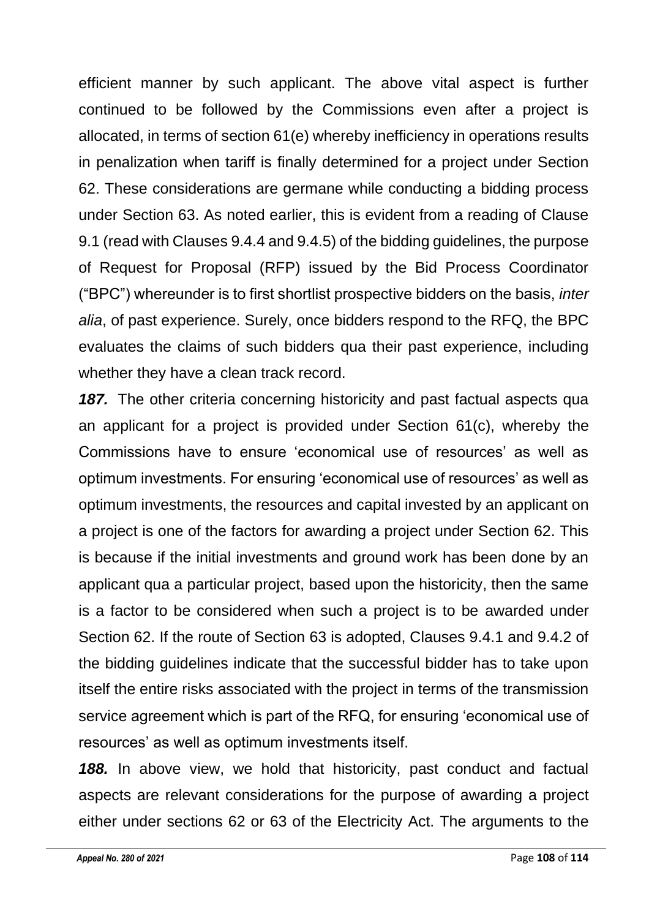efficient manner by such applicant. The above vital aspect is further continued to be followed by the Commissions even after a project is allocated, in terms of section 61(e) whereby inefficiency in operations results in penalization when tariff is finally determined for a project under Section 62. These considerations are germane while conducting a bidding process under Section 63. As noted earlier, this is evident from a reading of Clause 9.1 (read with Clauses 9.4.4 and 9.4.5) of the bidding guidelines, the purpose of Request for Proposal (RFP) issued by the Bid Process Coordinator ("BPC") whereunder is to first shortlist prospective bidders on the basis, *inter alia*, of past experience. Surely, once bidders respond to the RFQ, the BPC evaluates the claims of such bidders qua their past experience, including whether they have a clean track record.

***187.*** The other criteria concerning historicity and past factual aspects qua an applicant for a project is provided under Section 61(c), whereby the Commissions have to ensure 'economical use of resources' as well as optimum investments. For ensuring 'economical use of resources' as well as optimum investments, the resources and capital invested by an applicant on a project is one of the factors for awarding a project under Section 62. This is because if the initial investments and ground work has been done by an applicant qua a particular project, based upon the historicity, then the same is a factor to be considered when such a project is to be awarded under Section 62. If the route of Section 63 is adopted, Clauses 9.4.1 and 9.4.2 of the bidding guidelines indicate that the successful bidder has to take upon itself the entire risks associated with the project in terms of the transmission service agreement which is part of the RFQ, for ensuring 'economical use of resources' as well as optimum investments itself.

***188.*** In above view, we hold that historicity, past conduct and factual aspects are relevant considerations for the purpose of awarding a project either under sections 62 or 63 of the Electricity Act. The arguments to the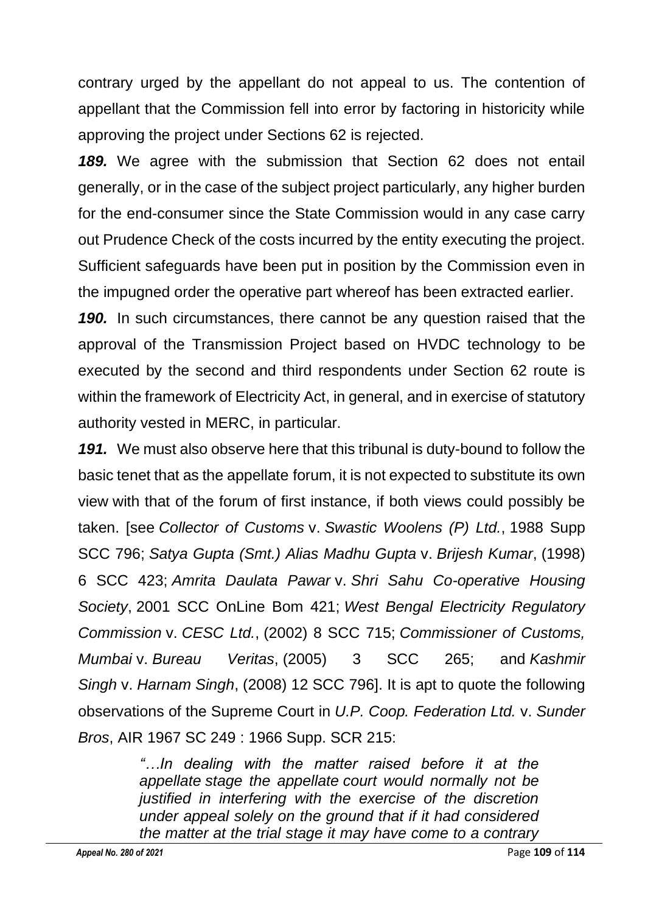contrary urged by the appellant do not appeal to us. The contention of appellant that the Commission fell into error by factoring in historicity while approving the project under Sections 62 is rejected.

***189.*** We agree with the submission that Section 62 does not entail generally, or in the case of the subject project particularly, any higher burden for the end-consumer since the State Commission would in any case carry out Prudence Check of the costs incurred by the entity executing the project. Sufficient safeguards have been put in position by the Commission even in the impugned order the operative part whereof has been extracted earlier.

***190.*** In such circumstances, there cannot be any question raised that the approval of the Transmission Project based on HVDC technology to be executed by the second and third respondents under Section 62 route is within the framework of Electricity Act, in general, and in exercise of statutory authority vested in MERC, in particular.

***191.*** We must also observe here that this tribunal is duty-bound to follow the basic tenet that as the appellate forum, it is not expected to substitute its own view with that of the forum of first instance, if both views could possibly be taken. [see *Collector of Customs* v. *Swastic Woolens (P) Ltd.*, 1988 Supp SCC 796; *Satya Gupta (Smt.) Alias Madhu Gupta* v. *Brijesh Kumar*, (1998) 6 SCC 423; *Amrita Daulata Pawar* v. *Shri Sahu Co-operative Housing Society*, 2001 SCC OnLine Bom 421; *West Bengal Electricity Regulatory Commission* v. *CESC Ltd.*, (2002) 8 SCC 715; *Commissioner of Customs, Mumbai* v. *Bureau Veritas*, (2005) 3 SCC 265; and *Kashmir Singh* v. *Harnam Singh*, (2008) 12 SCC 796]. It is apt to quote the following observations of the Supreme Court in *U.P. Coop. Federation Ltd.* v. *Sunder Bros*, AIR 1967 SC 249 : 1966 Supp. SCR 215:

> *"…In dealing with the matter raised before it at the appellate stage the appellate court would normally not be justified in interfering with the exercise of the discretion under appeal solely on the ground that if it had considered the matter at the trial stage it may have come to a contrary*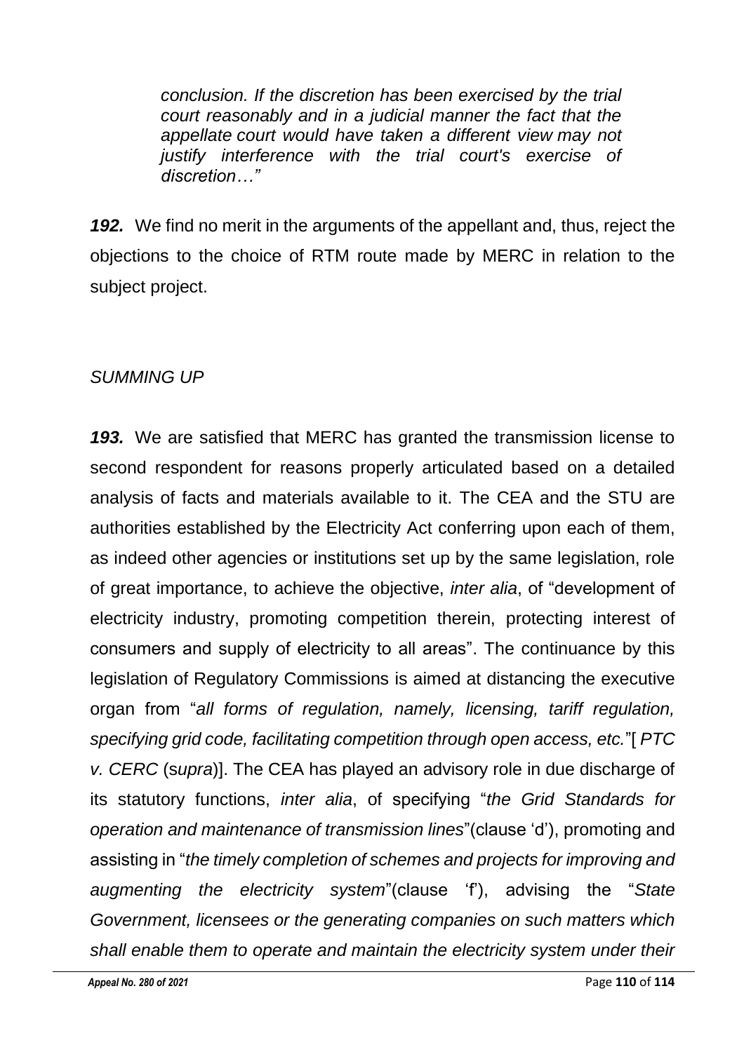> *conclusion. If the discretion has been exercised by the trial court reasonably and in a judicial manner the fact that the appellate court would have taken a different view may not justify interference with the trial court's exercise of discretion…"*

***192.*** We find no merit in the arguments of the appellant and, thus, reject the objections to the choice of RTM route made by MERC in relation to the subject project.

*SUMMING UP*

***193.*** We are satisfied that MERC has granted the transmission license to second respondent for reasons properly articulated based on a detailed analysis of facts and materials available to it. The CEA and the STU are authorities established by the Electricity Act conferring upon each of them, as indeed other agencies or institutions set up by the same legislation, role of great importance, to achieve the objective, *inter alia*, of "development of electricity industry, promoting competition therein, protecting interest of consumers and supply of electricity to all areas". The continuance by this legislation of Regulatory Commissions is aimed at distancing the executive organ from "*all forms of regulation, namely, licensing, tariff regulation, specifying grid code, facilitating competition through open access, etc.*"[ *PTC v. CERC* (*supra*)]. The CEA has played an advisory role in due discharge of its statutory functions, *inter alia*, of specifying "*the Grid Standards for operation and maintenance of transmission lines*"(clause 'd'), promoting and assisting in "*the timely completion of schemes and projects for improving and augmenting the electricity system*"(clause 'f'), advising the "*State Government, licensees or the generating companies on such matters which shall enable them to operate and maintain the electricity system under their*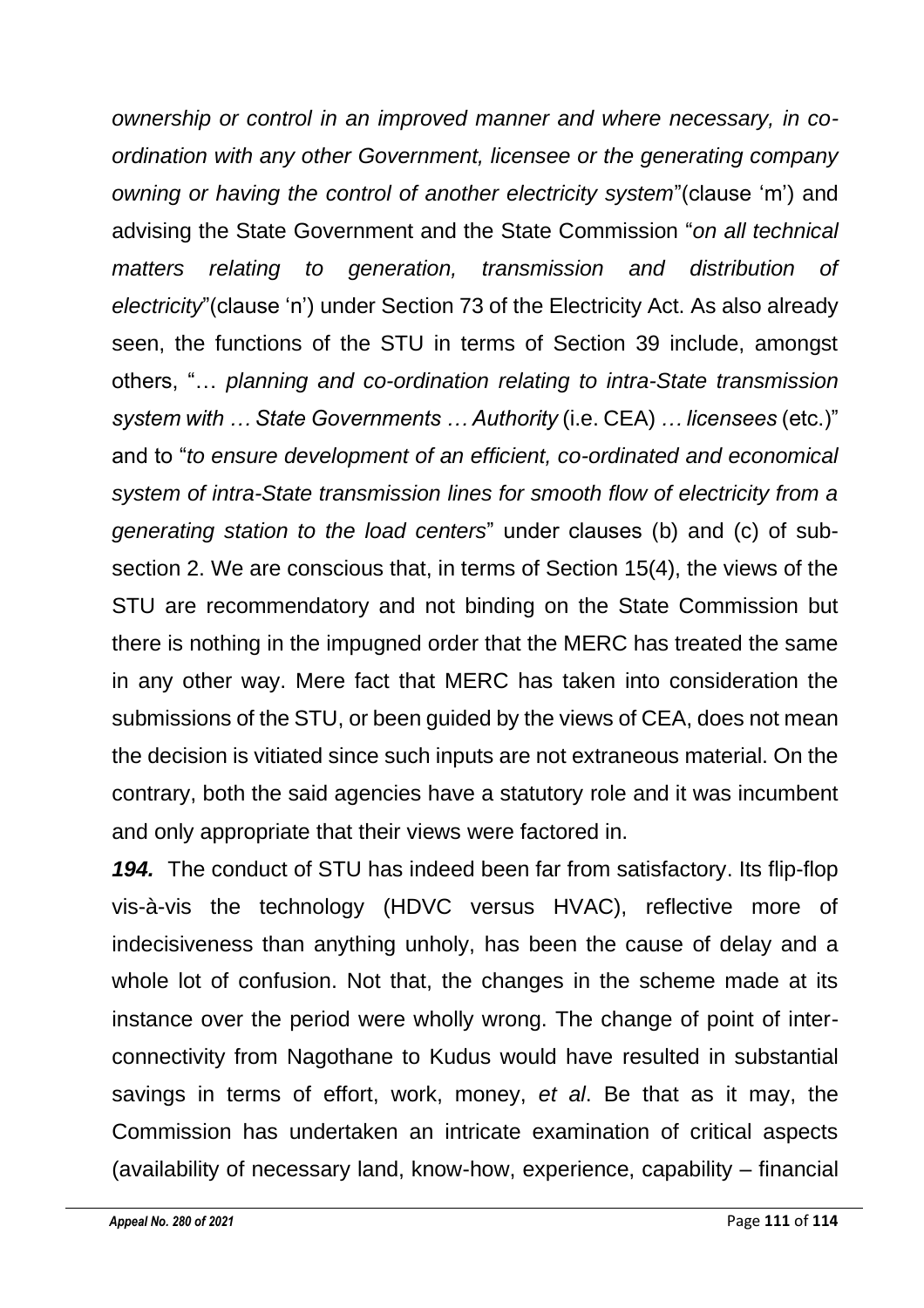*ownership or control in an improved manner and where necessary, in co-ordination with any other Government, licensee or the generating company owning or having the control of another electricity system*"(clause 'm') and advising the State Government and the State Commission "*on all technical matters relating to generation, transmission and distribution of electricity*"(clause 'n') under Section 73 of the Electricity Act. As also already seen, the functions of the STU in terms of Section 39 include, amongst others, "… *planning and co-ordination relating to intra-State transmission system with … State Governments … Authority* (i.e. CEA) *… licensees* (etc.)" and to "*to ensure development of an efficient, co-ordinated and economical system of intra-State transmission lines for smooth flow of electricity from a generating station to the load centers*" under clauses (b) and (c) of sub-section 2. We are conscious that, in terms of Section 15(4), the views of the STU are recommendatory and not binding on the State Commission but there is nothing in the impugned order that the MERC has treated the same in any other way. Mere fact that MERC has taken into consideration the submissions of the STU, or been guided by the views of CEA, does not mean the decision is vitiated since such inputs are not extraneous material. On the contrary, both the said agencies have a statutory role and it was incumbent and only appropriate that their views were factored in.

***194.*** The conduct of STU has indeed been far from satisfactory. Its flip-flop vis-à-vis the technology (HDVC versus HVAC), reflective more of indecisiveness than anything unholy, has been the cause of delay and a whole lot of confusion. Not that, the changes in the scheme made at its instance over the period were wholly wrong. The change of point of inter-connectivity from Nagothane to Kudus would have resulted in substantial savings in terms of effort, work, money, *et al*. Be that as it may, the Commission has undertaken an intricate examination of critical aspects (availability of necessary land, know-how, experience, capability – financial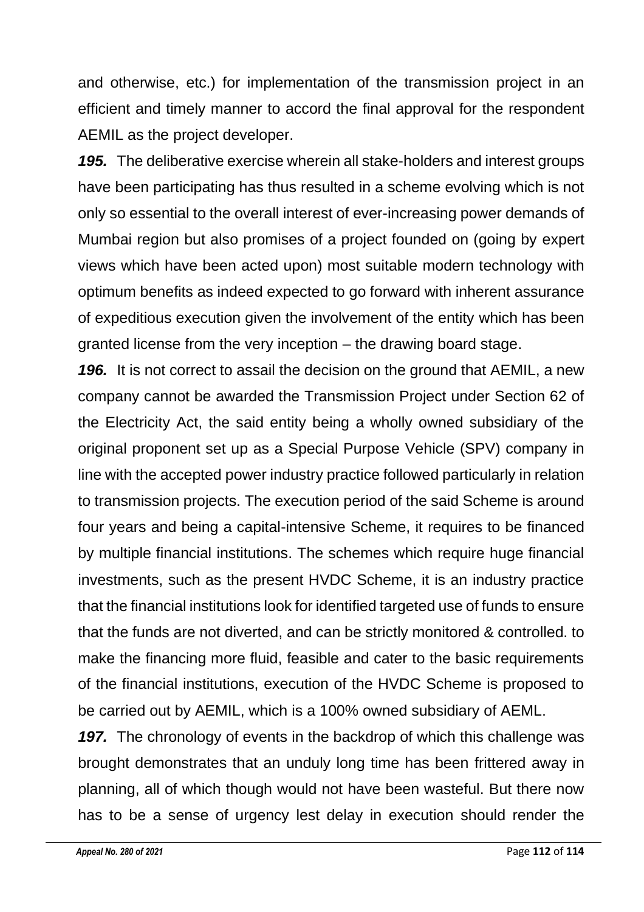and otherwise, etc.) for implementation of the transmission project in an efficient and timely manner to accord the final approval for the respondent AEMIL as the project developer.

***195.*** The deliberative exercise wherein all stake-holders and interest groups have been participating has thus resulted in a scheme evolving which is not only so essential to the overall interest of ever-increasing power demands of Mumbai region but also promises of a project founded on (going by expert views which have been acted upon) most suitable modern technology with optimum benefits as indeed expected to go forward with inherent assurance of expeditious execution given the involvement of the entity which has been granted license from the very inception – the drawing board stage.

***196.*** It is not correct to assail the decision on the ground that AEMIL, a new company cannot be awarded the Transmission Project under Section 62 of the Electricity Act, the said entity being a wholly owned subsidiary of the original proponent set up as a Special Purpose Vehicle (SPV) company in line with the accepted power industry practice followed particularly in relation to transmission projects. The execution period of the said Scheme is around four years and being a capital-intensive Scheme, it requires to be financed by multiple financial institutions. The schemes which require huge financial investments, such as the present HVDC Scheme, it is an industry practice that the financial institutions look for identified targeted use of funds to ensure that the funds are not diverted, and can be strictly monitored & controlled. to make the financing more fluid, feasible and cater to the basic requirements of the financial institutions, execution of the HVDC Scheme is proposed to be carried out by AEMIL, which is a 100% owned subsidiary of AEML.

***197.*** The chronology of events in the backdrop of which this challenge was brought demonstrates that an unduly long time has been frittered away in planning, all of which though would not have been wasteful. But there now has to be a sense of urgency lest delay in execution should render the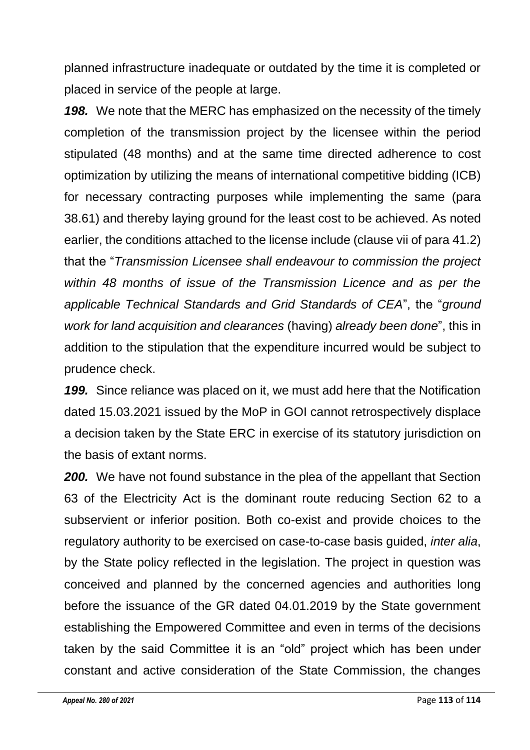planned infrastructure inadequate or outdated by the time it is completed or placed in service of the people at large.

***198.*** We note that the MERC has emphasized on the necessity of the timely completion of the transmission project by the licensee within the period stipulated (48 months) and at the same time directed adherence to cost optimization by utilizing the means of international competitive bidding (ICB) for necessary contracting purposes while implementing the same (para 38.61) and thereby laying ground for the least cost to be achieved. As noted earlier, the conditions attached to the license include (clause vii of para 41.2) that the "*Transmission Licensee shall endeavour to commission the project within 48 months of issue of the Transmission Licence and as per the applicable Technical Standards and Grid Standards of CEA*", the "*ground work for land acquisition and clearances* (having) *already been done*", this in addition to the stipulation that the expenditure incurred would be subject to prudence check.

***199.*** Since reliance was placed on it, we must add here that the Notification dated 15.03.2021 issued by the MoP in GOI cannot retrospectively displace a decision taken by the State ERC in exercise of its statutory jurisdiction on the basis of extant norms.

***200.*** We have not found substance in the plea of the appellant that Section 63 of the Electricity Act is the dominant route reducing Section 62 to a subservient or inferior position. Both co-exist and provide choices to the regulatory authority to be exercised on case-to-case basis guided, *inter alia*, by the State policy reflected in the legislation. The project in question was conceived and planned by the concerned agencies and authorities long before the issuance of the GR dated 04.01.2019 by the State government establishing the Empowered Committee and even in terms of the decisions taken by the said Committee it is an "old" project which has been under constant and active consideration of the State Commission, the changes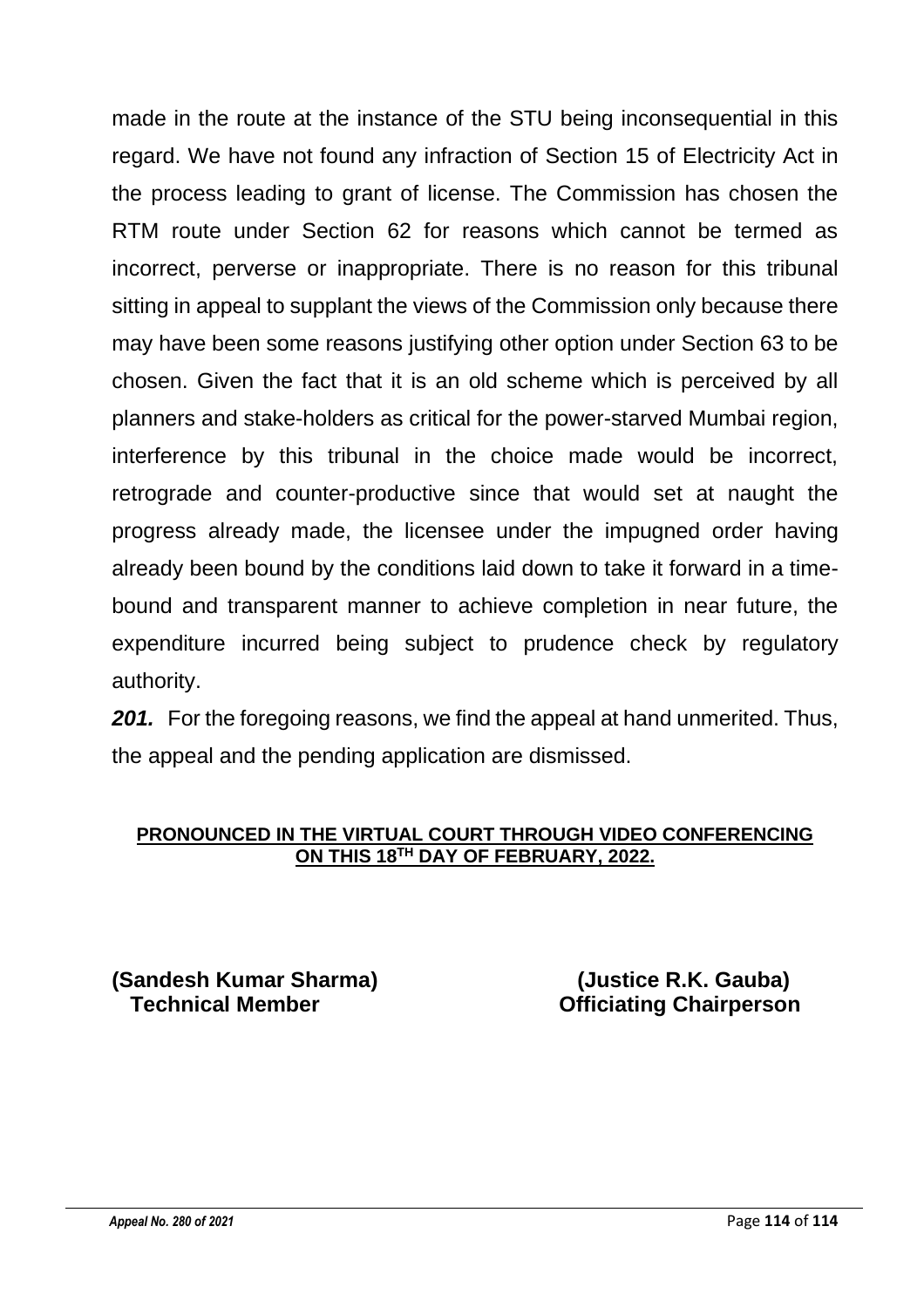made in the route at the instance of the STU being inconsequential in this regard. We have not found any infraction of Section 15 of Electricity Act in the process leading to grant of license. The Commission has chosen the RTM route under Section 62 for reasons which cannot be termed as incorrect, perverse or inappropriate. There is no reason for this tribunal sitting in appeal to supplant the views of the Commission only because there may have been some reasons justifying other option under Section 63 to be chosen. Given the fact that it is an old scheme which is perceived by all planners and stake-holders as critical for the power-starved Mumbai region, interference by this tribunal in the choice made would be incorrect, retrograde and counter-productive since that would set at naught the progress already made, the licensee under the impugned order having already been bound by the conditions laid down to take it forward in a time-bound and transparent manner to achieve completion in near future, the expenditure incurred being subject to prudence check by regulatory authority.

***201.*** For the foregoing reasons, we find the appeal at hand unmerited. Thus, the appeal and the pending application are dismissed.

**PRONOUNCED IN THE VIRTUAL COURT THROUGH VIDEO CONFERENCING ON THIS 18TH DAY OF FEBRUARY, 2022.**

**(Sandesh Kumar Sharma)**
**Technical Member**

**(Justice R.K. Gauba)**
**Officiating Chairperson**